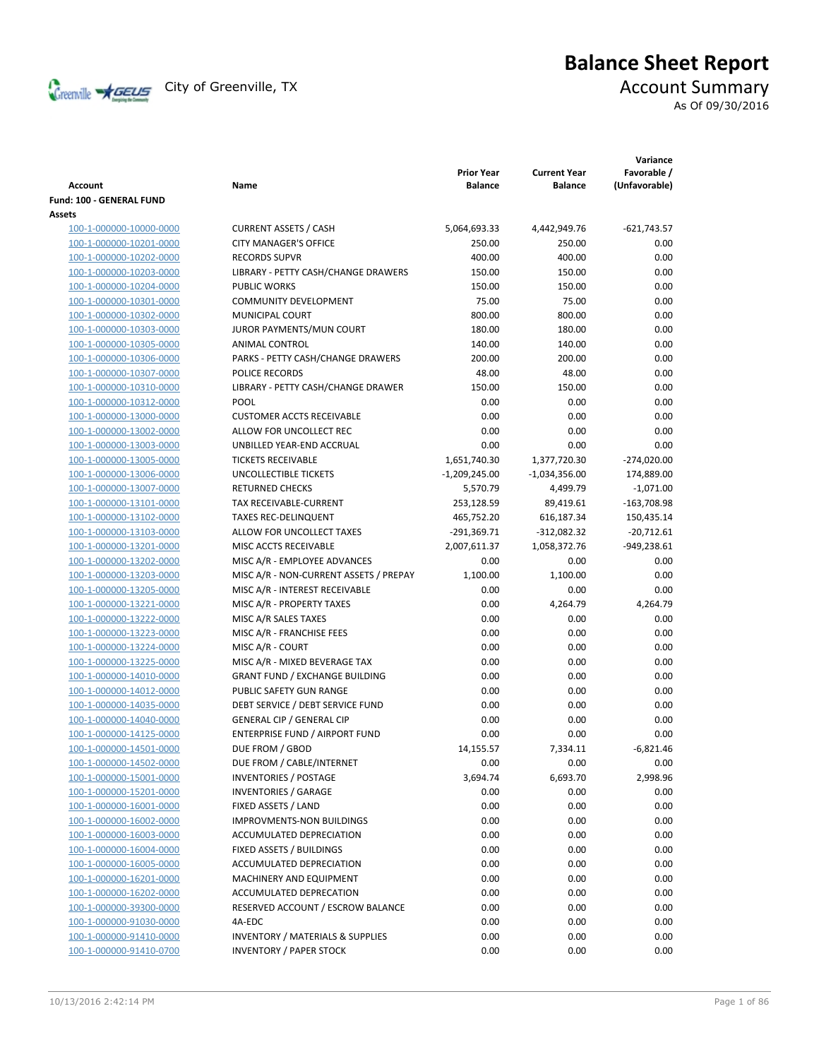# Balance Sheet Report

City of Greenville, TX

## Account Summary

As Of 09/30/2016

| Account | Name | Prior Year Balance | Current Year Balance | Variance Favorable / (Unfavorable) |
|---|---|---|---|---|
| **Fund: 100 - GENERAL FUND** | | | | |
| **Assets** | | | | |
| 100-1-000000-10000-0000 | CURRENT ASSETS / CASH | 5,064,693.33 | 4,442,949.76 | -621,743.57 |
| 100-1-000000-10201-0000 | CITY MANAGER'S OFFICE | 250.00 | 250.00 | 0.00 |
| 100-1-000000-10202-0000 | RECORDS SUPVR | 400.00 | 400.00 | 0.00 |
| 100-1-000000-10203-0000 | LIBRARY - PETTY CASH/CHANGE DRAWERS | 150.00 | 150.00 | 0.00 |
| 100-1-000000-10204-0000 | PUBLIC WORKS | 150.00 | 150.00 | 0.00 |
| 100-1-000000-10301-0000 | COMMUNITY DEVELOPMENT | 75.00 | 75.00 | 0.00 |
| 100-1-000000-10302-0000 | MUNICIPAL COURT | 800.00 | 800.00 | 0.00 |
| 100-1-000000-10303-0000 | JUROR PAYMENTS/MUN COURT | 180.00 | 180.00 | 0.00 |
| 100-1-000000-10305-0000 | ANIMAL CONTROL | 140.00 | 140.00 | 0.00 |
| 100-1-000000-10306-0000 | PARKS - PETTY CASH/CHANGE DRAWERS | 200.00 | 200.00 | 0.00 |
| 100-1-000000-10307-0000 | POLICE RECORDS | 48.00 | 48.00 | 0.00 |
| 100-1-000000-10310-0000 | LIBRARY - PETTY CASH/CHANGE DRAWER | 150.00 | 150.00 | 0.00 |
| 100-1-000000-10312-0000 | POOL | 0.00 | 0.00 | 0.00 |
| 100-1-000000-13000-0000 | CUSTOMER ACCTS RECEIVABLE | 0.00 | 0.00 | 0.00 |
| 100-1-000000-13002-0000 | ALLOW FOR UNCOLLECT REC | 0.00 | 0.00 | 0.00 |
| 100-1-000000-13003-0000 | UNBILLED YEAR-END ACCRUAL | 0.00 | 0.00 | 0.00 |
| 100-1-000000-13005-0000 | TICKETS RECEIVABLE | 1,651,740.30 | 1,377,720.30 | -274,020.00 |
| 100-1-000000-13006-0000 | UNCOLLECTIBLE TICKETS | -1,209,245.00 | -1,034,356.00 | 174,889.00 |
| 100-1-000000-13007-0000 | RETURNED CHECKS | 5,570.79 | 4,499.79 | -1,071.00 |
| 100-1-000000-13101-0000 | TAX RECEIVABLE-CURRENT | 253,128.59 | 89,419.61 | -163,708.98 |
| 100-1-000000-13102-0000 | TAXES REC-DELINQUENT | 465,752.20 | 616,187.34 | 150,435.14 |
| 100-1-000000-13103-0000 | ALLOW FOR UNCOLLECT TAXES | -291,369.71 | -312,082.32 | -20,712.61 |
| 100-1-000000-13201-0000 | MISC ACCTS RECEIVABLE | 2,007,611.37 | 1,058,372.76 | -949,238.61 |
| 100-1-000000-13202-0000 | MISC A/R - EMPLOYEE ADVANCES | 0.00 | 0.00 | 0.00 |
| 100-1-000000-13203-0000 | MISC A/R - NON-CURRENT ASSETS / PREPAY | 1,100.00 | 1,100.00 | 0.00 |
| 100-1-000000-13205-0000 | MISC A/R - INTEREST RECEIVABLE | 0.00 | 0.00 | 0.00 |
| 100-1-000000-13221-0000 | MISC A/R - PROPERTY TAXES | 0.00 | 4,264.79 | 4,264.79 |
| 100-1-000000-13222-0000 | MISC A/R SALES TAXES | 0.00 | 0.00 | 0.00 |
| 100-1-000000-13223-0000 | MISC A/R - FRANCHISE FEES | 0.00 | 0.00 | 0.00 |
| 100-1-000000-13224-0000 | MISC A/R - COURT | 0.00 | 0.00 | 0.00 |
| 100-1-000000-13225-0000 | MISC A/R - MIXED BEVERAGE TAX | 0.00 | 0.00 | 0.00 |
| 100-1-000000-14010-0000 | GRANT FUND / EXCHANGE BUILDING | 0.00 | 0.00 | 0.00 |
| 100-1-000000-14012-0000 | PUBLIC SAFETY GUN RANGE | 0.00 | 0.00 | 0.00 |
| 100-1-000000-14035-0000 | DEBT SERVICE / DEBT SERVICE FUND | 0.00 | 0.00 | 0.00 |
| 100-1-000000-14040-0000 | GENERAL CIP / GENERAL CIP | 0.00 | 0.00 | 0.00 |
| 100-1-000000-14125-0000 | ENTERPRISE FUND / AIRPORT FUND | 0.00 | 0.00 | 0.00 |
| 100-1-000000-14501-0000 | DUE FROM / GBOD | 14,155.57 | 7,334.11 | -6,821.46 |
| 100-1-000000-14502-0000 | DUE FROM / CABLE/INTERNET | 0.00 | 0.00 | 0.00 |
| 100-1-000000-15001-0000 | INVENTORIES / POSTAGE | 3,694.74 | 6,693.70 | 2,998.96 |
| 100-1-000000-15201-0000 | INVENTORIES / GARAGE | 0.00 | 0.00 | 0.00 |
| 100-1-000000-16001-0000 | FIXED ASSETS / LAND | 0.00 | 0.00 | 0.00 |
| 100-1-000000-16002-0000 | IMPROVMENTS-NON BUILDINGS | 0.00 | 0.00 | 0.00 |
| 100-1-000000-16003-0000 | ACCUMULATED DEPRECIATION | 0.00 | 0.00 | 0.00 |
| 100-1-000000-16004-0000 | FIXED ASSETS / BUILDINGS | 0.00 | 0.00 | 0.00 |
| 100-1-000000-16005-0000 | ACCUMULATED DEPRECIATION | 0.00 | 0.00 | 0.00 |
| 100-1-000000-16201-0000 | MACHINERY AND EQUIPMENT | 0.00 | 0.00 | 0.00 |
| 100-1-000000-16202-0000 | ACCUMULATED DEPRECATION | 0.00 | 0.00 | 0.00 |
| 100-1-000000-39300-0000 | RESERVED ACCOUNT / ESCROW BALANCE | 0.00 | 0.00 | 0.00 |
| 100-1-000000-91030-0000 | 4A-EDC | 0.00 | 0.00 | 0.00 |
| 100-1-000000-91410-0000 | INVENTORY / MATERIALS & SUPPLIES | 0.00 | 0.00 | 0.00 |
| 100-1-000000-91410-0700 | INVENTORY / PAPER STOCK | 0.00 | 0.00 | 0.00 |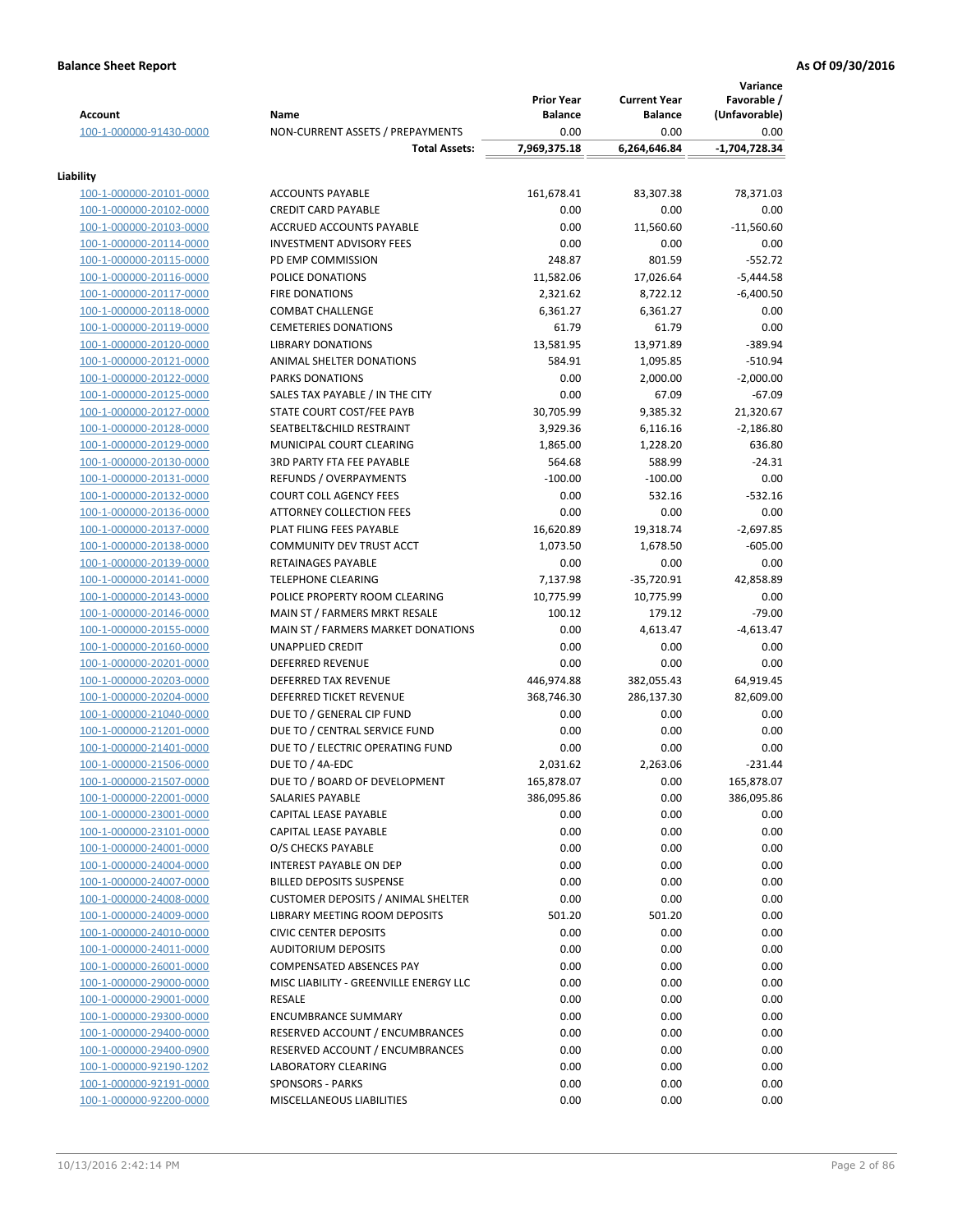**Balance Sheet Report** | **As Of 09/30/2016**

| Account | Name | Prior Year Balance | Current Year Balance | Variance Favorable / (Unfavorable) |
|---|---|---|---|---|
| 100-1-000000-91430-0000 | NON-CURRENT ASSETS / PREPAYMENTS | 0.00 | 0.00 | 0.00 |
| | **Total Assets:** | **7,969,375.18** | **6,264,646.84** | **-1,704,728.34** |
| **Liability** | | | | |
| 100-1-000000-20101-0000 | ACCOUNTS PAYABLE | 161,678.41 | 83,307.38 | 78,371.03 |
| 100-1-000000-20102-0000 | CREDIT CARD PAYABLE | 0.00 | 0.00 | 0.00 |
| 100-1-000000-20103-0000 | ACCRUED ACCOUNTS PAYABLE | 0.00 | 11,560.60 | -11,560.60 |
| 100-1-000000-20114-0000 | INVESTMENT ADVISORY FEES | 0.00 | 0.00 | 0.00 |
| 100-1-000000-20115-0000 | PD EMP COMMISSION | 248.87 | 801.59 | -552.72 |
| 100-1-000000-20116-0000 | POLICE DONATIONS | 11,582.06 | 17,026.64 | -5,444.58 |
| 100-1-000000-20117-0000 | FIRE DONATIONS | 2,321.62 | 8,722.12 | -6,400.50 |
| 100-1-000000-20118-0000 | COMBAT CHALLENGE | 6,361.27 | 6,361.27 | 0.00 |
| 100-1-000000-20119-0000 | CEMETERIES DONATIONS | 61.79 | 61.79 | 0.00 |
| 100-1-000000-20120-0000 | LIBRARY DONATIONS | 13,581.95 | 13,971.89 | -389.94 |
| 100-1-000000-20121-0000 | ANIMAL SHELTER DONATIONS | 584.91 | 1,095.85 | -510.94 |
| 100-1-000000-20122-0000 | PARKS DONATIONS | 0.00 | 2,000.00 | -2,000.00 |
| 100-1-000000-20125-0000 | SALES TAX PAYABLE / IN THE CITY | 0.00 | 67.09 | -67.09 |
| 100-1-000000-20127-0000 | STATE COURT COST/FEE PAYB | 30,705.99 | 9,385.32 | 21,320.67 |
| 100-1-000000-20128-0000 | SEATBELT&CHILD RESTRAINT | 3,929.36 | 6,116.16 | -2,186.80 |
| 100-1-000000-20129-0000 | MUNICIPAL COURT CLEARING | 1,865.00 | 1,228.20 | 636.80 |
| 100-1-000000-20130-0000 | 3RD PARTY FTA FEE PAYABLE | 564.68 | 588.99 | -24.31 |
| 100-1-000000-20131-0000 | REFUNDS / OVERPAYMENTS | -100.00 | -100.00 | 0.00 |
| 100-1-000000-20132-0000 | COURT COLL AGENCY FEES | 0.00 | 532.16 | -532.16 |
| 100-1-000000-20136-0000 | ATTORNEY COLLECTION FEES | 0.00 | 0.00 | 0.00 |
| 100-1-000000-20137-0000 | PLAT FILING FEES PAYABLE | 16,620.89 | 19,318.74 | -2,697.85 |
| 100-1-000000-20138-0000 | COMMUNITY DEV TRUST ACCT | 1,073.50 | 1,678.50 | -605.00 |
| 100-1-000000-20139-0000 | RETAINAGES PAYABLE | 0.00 | 0.00 | 0.00 |
| 100-1-000000-20141-0000 | TELEPHONE CLEARING | 7,137.98 | -35,720.91 | 42,858.89 |
| 100-1-000000-20143-0000 | POLICE PROPERTY ROOM CLEARING | 10,775.99 | 10,775.99 | 0.00 |
| 100-1-000000-20146-0000 | MAIN ST / FARMERS MRKT RESALE | 100.12 | 179.12 | -79.00 |
| 100-1-000000-20155-0000 | MAIN ST / FARMERS MARKET DONATIONS | 0.00 | 4,613.47 | -4,613.47 |
| 100-1-000000-20160-0000 | UNAPPLIED CREDIT | 0.00 | 0.00 | 0.00 |
| 100-1-000000-20201-0000 | DEFERRED REVENUE | 0.00 | 0.00 | 0.00 |
| 100-1-000000-20203-0000 | DEFERRED TAX REVENUE | 446,974.88 | 382,055.43 | 64,919.45 |
| 100-1-000000-20204-0000 | DEFERRED TICKET REVENUE | 368,746.30 | 286,137.30 | 82,609.00 |
| 100-1-000000-21040-0000 | DUE TO / GENERAL CIP FUND | 0.00 | 0.00 | 0.00 |
| 100-1-000000-21201-0000 | DUE TO / CENTRAL SERVICE FUND | 0.00 | 0.00 | 0.00 |
| 100-1-000000-21401-0000 | DUE TO / ELECTRIC OPERATING FUND | 0.00 | 0.00 | 0.00 |
| 100-1-000000-21506-0000 | DUE TO / 4A-EDC | 2,031.62 | 2,263.06 | -231.44 |
| 100-1-000000-21507-0000 | DUE TO / BOARD OF DEVELOPMENT | 165,878.07 | 0.00 | 165,878.07 |
| 100-1-000000-22001-0000 | SALARIES PAYABLE | 386,095.86 | 0.00 | 386,095.86 |
| 100-1-000000-23001-0000 | CAPITAL LEASE PAYABLE | 0.00 | 0.00 | 0.00 |
| 100-1-000000-23101-0000 | CAPITAL LEASE PAYABLE | 0.00 | 0.00 | 0.00 |
| 100-1-000000-24001-0000 | O/S CHECKS PAYABLE | 0.00 | 0.00 | 0.00 |
| 100-1-000000-24004-0000 | INTEREST PAYABLE ON DEP | 0.00 | 0.00 | 0.00 |
| 100-1-000000-24007-0000 | BILLED DEPOSITS SUSPENSE | 0.00 | 0.00 | 0.00 |
| 100-1-000000-24008-0000 | CUSTOMER DEPOSITS / ANIMAL SHELTER | 0.00 | 0.00 | 0.00 |
| 100-1-000000-24009-0000 | LIBRARY MEETING ROOM DEPOSITS | 501.20 | 501.20 | 0.00 |
| 100-1-000000-24010-0000 | CIVIC CENTER DEPOSITS | 0.00 | 0.00 | 0.00 |
| 100-1-000000-24011-0000 | AUDITORIUM DEPOSITS | 0.00 | 0.00 | 0.00 |
| 100-1-000000-26001-0000 | COMPENSATED ABSENCES PAY | 0.00 | 0.00 | 0.00 |
| 100-1-000000-29000-0000 | MISC LIABILITY - GREENVILLE ENERGY LLC | 0.00 | 0.00 | 0.00 |
| 100-1-000000-29001-0000 | RESALE | 0.00 | 0.00 | 0.00 |
| 100-1-000000-29300-0000 | ENCUMBRANCE SUMMARY | 0.00 | 0.00 | 0.00 |
| 100-1-000000-29400-0000 | RESERVED ACCOUNT / ENCUMBRANCES | 0.00 | 0.00 | 0.00 |
| 100-1-000000-29400-0900 | RESERVED ACCOUNT / ENCUMBRANCES | 0.00 | 0.00 | 0.00 |
| 100-1-000000-92190-1202 | LABORATORY CLEARING | 0.00 | 0.00 | 0.00 |
| 100-1-000000-92191-0000 | SPONSORS - PARKS | 0.00 | 0.00 | 0.00 |
| 100-1-000000-92200-0000 | MISCELLANEOUS LIABILITIES | 0.00 | 0.00 | 0.00 |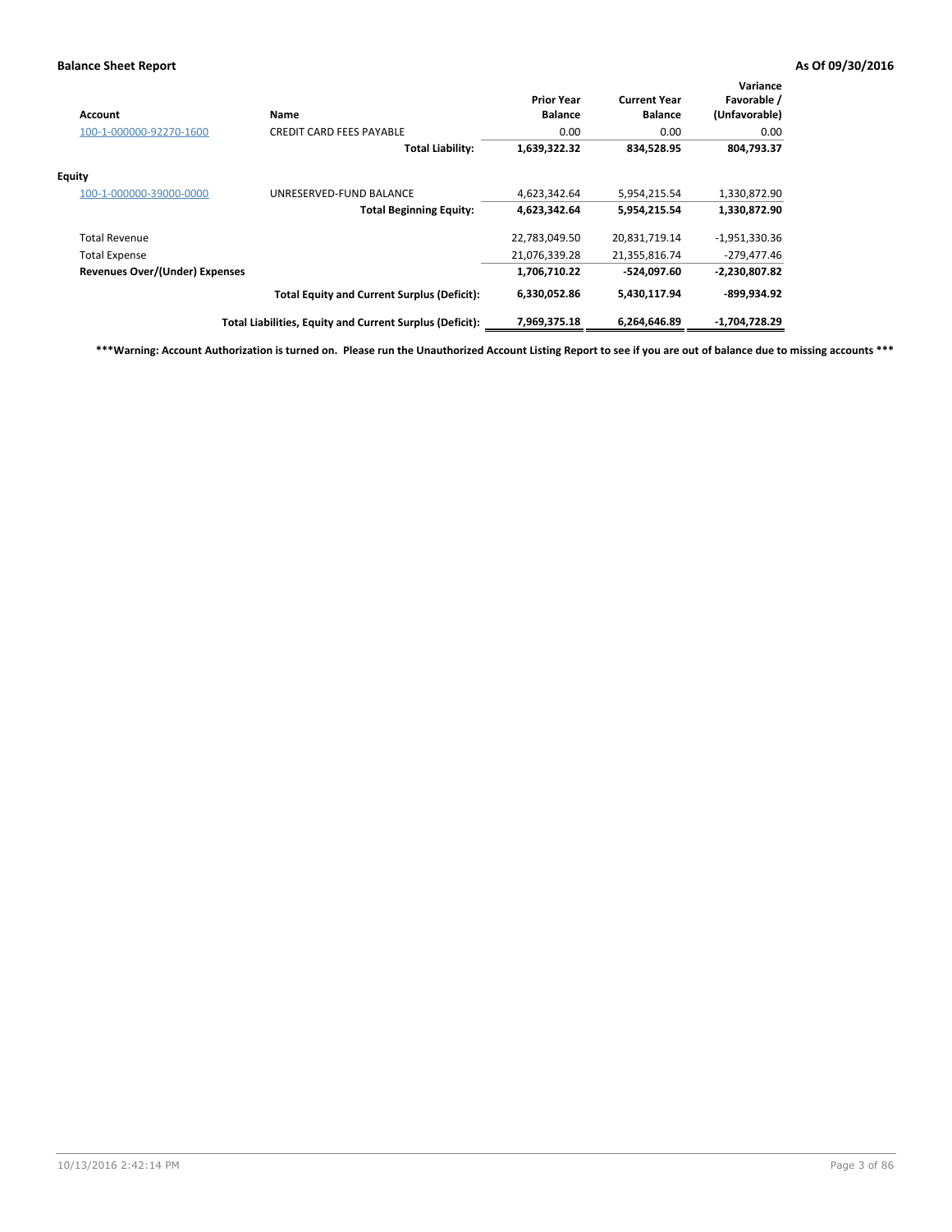## Balance Sheet Report

**As Of 09/30/2016**

| Account | Name | Prior Year Balance | Current Year Balance | Variance Favorable / (Unfavorable) |
|---|---|---|---|---|
| 100-1-000000-92270-1600 | CREDIT CARD FEES PAYABLE | 0.00 | 0.00 | 0.00 |
| | **Total Liability:** | **1,639,322.32** | **834,528.95** | **804,793.37** |
| **Equity** | | | | |
| 100-1-000000-39000-0000 | UNRESERVED-FUND BALANCE | 4,623,342.64 | 5,954,215.54 | 1,330,872.90 |
| | **Total Beginning Equity:** | **4,623,342.64** | **5,954,215.54** | **1,330,872.90** |
| Total Revenue | | 22,783,049.50 | 20,831,719.14 | -1,951,330.36 |
| Total Expense | | 21,076,339.28 | 21,355,816.74 | -279,477.46 |
| **Revenues Over/(Under) Expenses** | | **1,706,710.22** | **-524,097.60** | **-2,230,807.82** |
| | **Total Equity and Current Surplus (Deficit):** | **6,330,052.86** | **5,430,117.94** | **-899,934.92** |
| | **Total Liabilities, Equity and Current Surplus (Deficit):** | **7,969,375.18** | **6,264,646.89** | **-1,704,728.29** |

**\*\*\*Warning: Account Authorization is turned on. Please run the Unauthorized Account Listing Report to see if you are out of balance due to missing accounts \*\*\***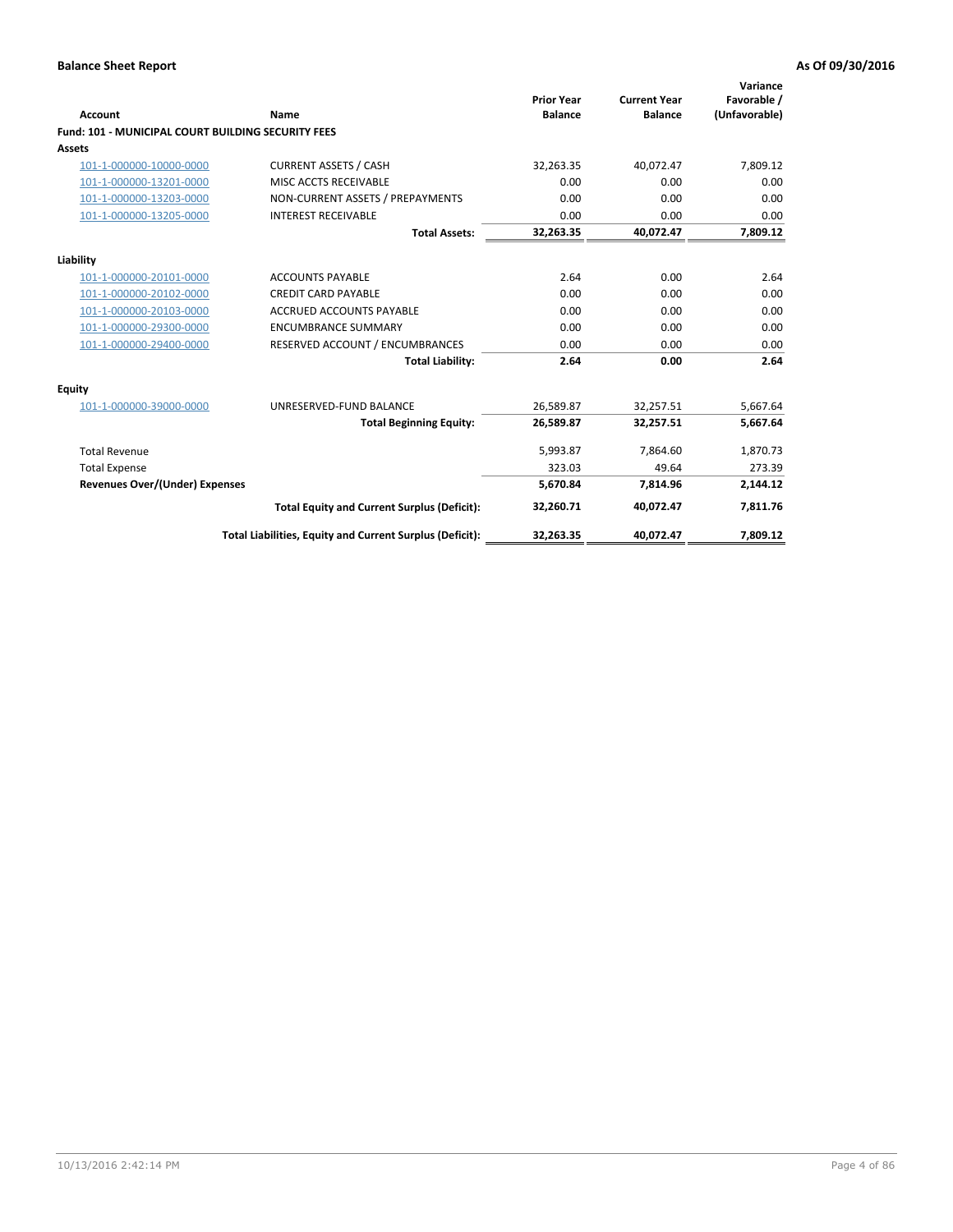**Balance Sheet Report** | **As Of 09/30/2016**

| Account | Name | Prior Year Balance | Current Year Balance | Variance Favorable / (Unfavorable) |
|---|---|---|---|---|
| **Fund: 101 - MUNICIPAL COURT BUILDING SECURITY FEES** | | | | |
| **Assets** | | | | |
| 101-1-000000-10000-0000 | CURRENT ASSETS / CASH | 32,263.35 | 40,072.47 | 7,809.12 |
| 101-1-000000-13201-0000 | MISC ACCTS RECEIVABLE | 0.00 | 0.00 | 0.00 |
| 101-1-000000-13203-0000 | NON-CURRENT ASSETS / PREPAYMENTS | 0.00 | 0.00 | 0.00 |
| 101-1-000000-13205-0000 | INTEREST RECEIVABLE | 0.00 | 0.00 | 0.00 |
| | **Total Assets:** | **32,263.35** | **40,072.47** | **7,809.12** |
| **Liability** | | | | |
| 101-1-000000-20101-0000 | ACCOUNTS PAYABLE | 2.64 | 0.00 | 2.64 |
| 101-1-000000-20102-0000 | CREDIT CARD PAYABLE | 0.00 | 0.00 | 0.00 |
| 101-1-000000-20103-0000 | ACCRUED ACCOUNTS PAYABLE | 0.00 | 0.00 | 0.00 |
| 101-1-000000-29300-0000 | ENCUMBRANCE SUMMARY | 0.00 | 0.00 | 0.00 |
| 101-1-000000-29400-0000 | RESERVED ACCOUNT / ENCUMBRANCES | 0.00 | 0.00 | 0.00 |
| | **Total Liability:** | **2.64** | **0.00** | **2.64** |
| **Equity** | | | | |
| 101-1-000000-39000-0000 | UNRESERVED-FUND BALANCE | 26,589.87 | 32,257.51 | 5,667.64 |
| | **Total Beginning Equity:** | **26,589.87** | **32,257.51** | **5,667.64** |
| Total Revenue | | 5,993.87 | 7,864.60 | 1,870.73 |
| Total Expense | | 323.03 | 49.64 | 273.39 |
| **Revenues Over/(Under) Expenses** | | **5,670.84** | **7,814.96** | **2,144.12** |
| | **Total Equity and Current Surplus (Deficit):** | **32,260.71** | **40,072.47** | **7,811.76** |
| | **Total Liabilities, Equity and Current Surplus (Deficit):** | **32,263.35** | **40,072.47** | **7,809.12** |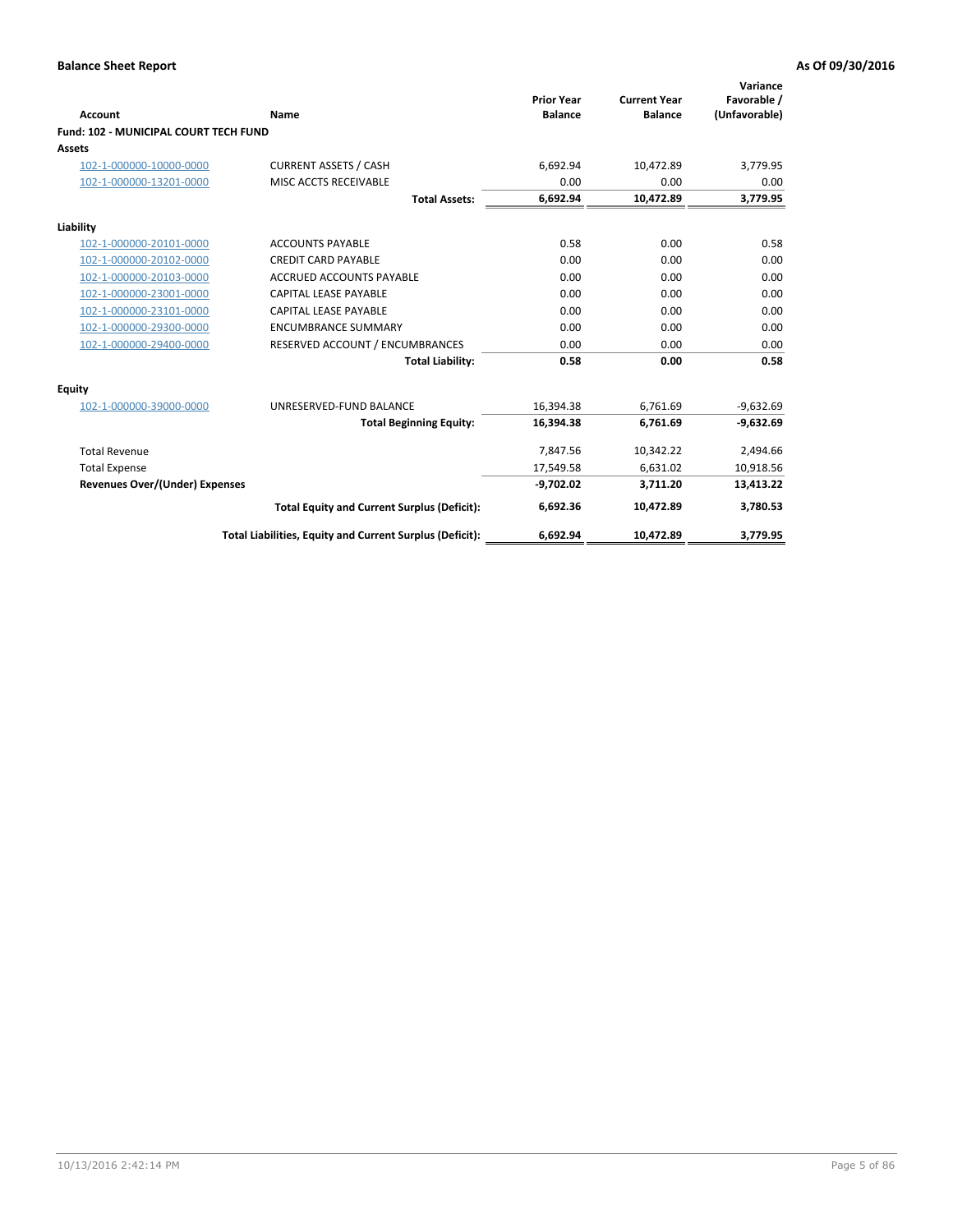**Balance Sheet Report** | **As Of 09/30/2016**

| Account | Name | Prior Year Balance | Current Year Balance | Variance Favorable / (Unfavorable) |
|---|---|---|---|---|
| **Fund: 102 - MUNICIPAL COURT TECH FUND** | | | | |
| **Assets** | | | | |
| 102-1-000000-10000-0000 | CURRENT ASSETS / CASH | 6,692.94 | 10,472.89 | 3,779.95 |
| 102-1-000000-13201-0000 | MISC ACCTS RECEIVABLE | 0.00 | 0.00 | 0.00 |
| | **Total Assets:** | **6,692.94** | **10,472.89** | **3,779.95** |
| **Liability** | | | | |
| 102-1-000000-20101-0000 | ACCOUNTS PAYABLE | 0.58 | 0.00 | 0.58 |
| 102-1-000000-20102-0000 | CREDIT CARD PAYABLE | 0.00 | 0.00 | 0.00 |
| 102-1-000000-20103-0000 | ACCRUED ACCOUNTS PAYABLE | 0.00 | 0.00 | 0.00 |
| 102-1-000000-23001-0000 | CAPITAL LEASE PAYABLE | 0.00 | 0.00 | 0.00 |
| 102-1-000000-23101-0000 | CAPITAL LEASE PAYABLE | 0.00 | 0.00 | 0.00 |
| 102-1-000000-29300-0000 | ENCUMBRANCE SUMMARY | 0.00 | 0.00 | 0.00 |
| 102-1-000000-29400-0000 | RESERVED ACCOUNT / ENCUMBRANCES | 0.00 | 0.00 | 0.00 |
| | **Total Liability:** | **0.58** | **0.00** | **0.58** |
| **Equity** | | | | |
| 102-1-000000-39000-0000 | UNRESERVED-FUND BALANCE | 16,394.38 | 6,761.69 | -9,632.69 |
| | **Total Beginning Equity:** | **16,394.38** | **6,761.69** | **-9,632.69** |
| Total Revenue | | 7,847.56 | 10,342.22 | 2,494.66 |
| Total Expense | | 17,549.58 | 6,631.02 | 10,918.56 |
| **Revenues Over/(Under) Expenses** | | **-9,702.02** | **3,711.20** | **13,413.22** |
| | **Total Equity and Current Surplus (Deficit):** | **6,692.36** | **10,472.89** | **3,780.53** |
| | **Total Liabilities, Equity and Current Surplus (Deficit):** | **6,692.94** | **10,472.89** | **3,779.95** |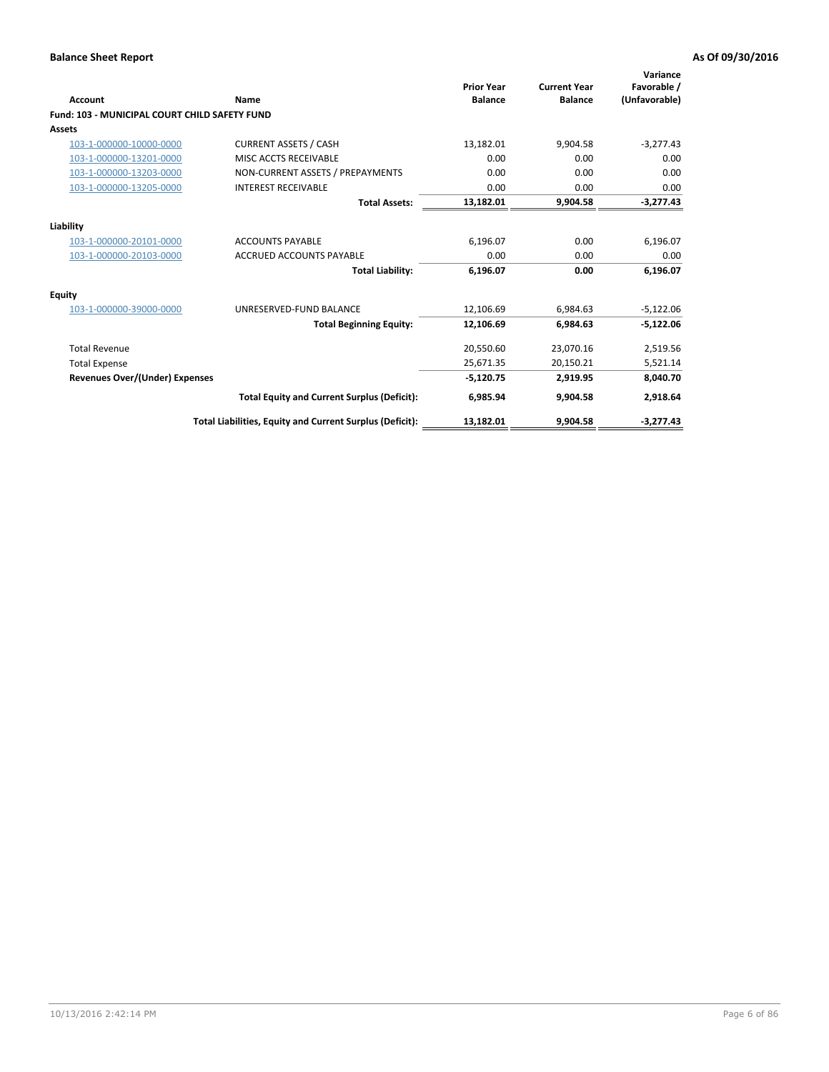**Balance Sheet Report** — As Of 09/30/2016

| Account | Name | Prior Year Balance | Current Year Balance | Variance Favorable / (Unfavorable) |
|---|---|---|---|---|
| **Fund: 103 - MUNICIPAL COURT CHILD SAFETY FUND** | | | | |
| **Assets** | | | | |
| 103-1-000000-10000-0000 | CURRENT ASSETS / CASH | 13,182.01 | 9,904.58 | -3,277.43 |
| 103-1-000000-13201-0000 | MISC ACCTS RECEIVABLE | 0.00 | 0.00 | 0.00 |
| 103-1-000000-13203-0000 | NON-CURRENT ASSETS / PREPAYMENTS | 0.00 | 0.00 | 0.00 |
| 103-1-000000-13205-0000 | INTEREST RECEIVABLE | 0.00 | 0.00 | 0.00 |
| | **Total Assets:** | **13,182.01** | **9,904.58** | **-3,277.43** |
| **Liability** | | | | |
| 103-1-000000-20101-0000 | ACCOUNTS PAYABLE | 6,196.07 | 0.00 | 6,196.07 |
| 103-1-000000-20103-0000 | ACCRUED ACCOUNTS PAYABLE | 0.00 | 0.00 | 0.00 |
| | **Total Liability:** | **6,196.07** | **0.00** | **6,196.07** |
| **Equity** | | | | |
| 103-1-000000-39000-0000 | UNRESERVED-FUND BALANCE | 12,106.69 | 6,984.63 | -5,122.06 |
| | **Total Beginning Equity:** | **12,106.69** | **6,984.63** | **-5,122.06** |
| Total Revenue | | 20,550.60 | 23,070.16 | 2,519.56 |
| Total Expense | | 25,671.35 | 20,150.21 | 5,521.14 |
| **Revenues Over/(Under) Expenses** | | **-5,120.75** | **2,919.95** | **8,040.70** |
| | **Total Equity and Current Surplus (Deficit):** | **6,985.94** | **9,904.58** | **2,918.64** |
| | **Total Liabilities, Equity and Current Surplus (Deficit):** | **13,182.01** | **9,904.58** | **-3,277.43** |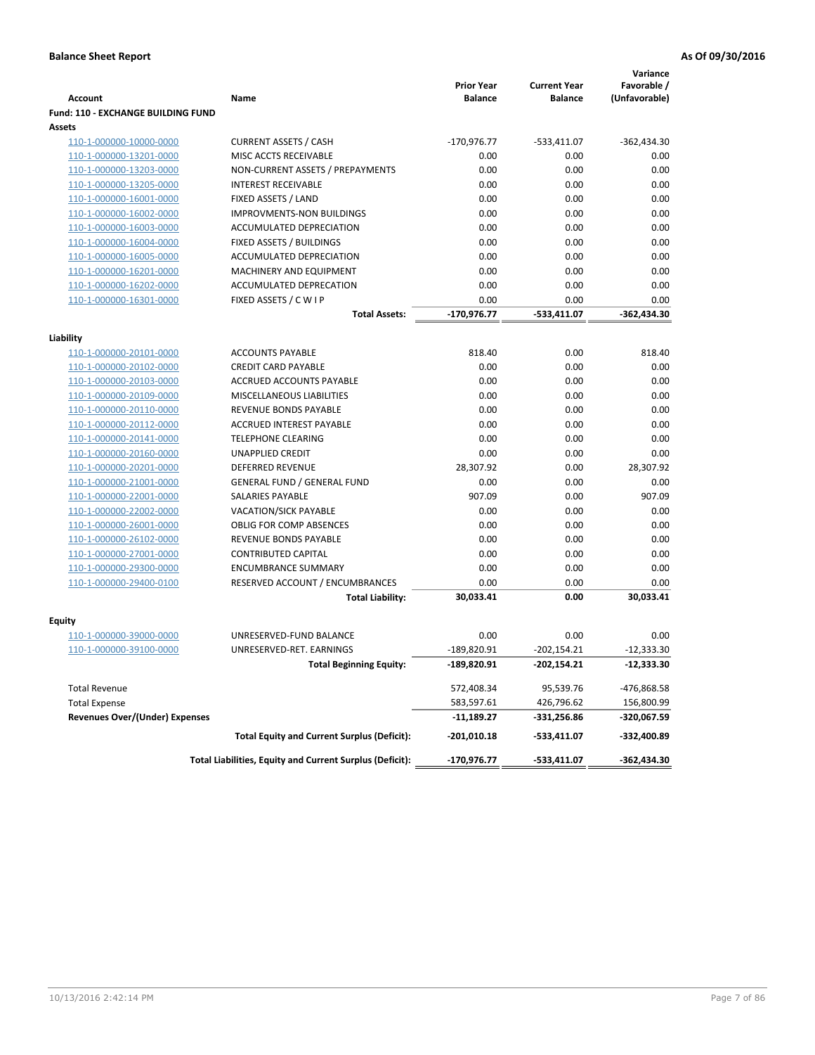**Balance Sheet Report** **As Of 09/30/2016**

| Account | Name | Prior Year Balance | Current Year Balance | Variance Favorable / (Unfavorable) |
|---|---|---|---|---|
| **Fund: 110 - EXCHANGE BUILDING FUND** | | | | |
| **Assets** | | | | |
| 110-1-000000-10000-0000 | CURRENT ASSETS / CASH | -170,976.77 | -533,411.07 | -362,434.30 |
| 110-1-000000-13201-0000 | MISC ACCTS RECEIVABLE | 0.00 | 0.00 | 0.00 |
| 110-1-000000-13203-0000 | NON-CURRENT ASSETS / PREPAYMENTS | 0.00 | 0.00 | 0.00 |
| 110-1-000000-13205-0000 | INTEREST RECEIVABLE | 0.00 | 0.00 | 0.00 |
| 110-1-000000-16001-0000 | FIXED ASSETS / LAND | 0.00 | 0.00 | 0.00 |
| 110-1-000000-16002-0000 | IMPROVMENTS-NON BUILDINGS | 0.00 | 0.00 | 0.00 |
| 110-1-000000-16003-0000 | ACCUMULATED DEPRECIATION | 0.00 | 0.00 | 0.00 |
| 110-1-000000-16004-0000 | FIXED ASSETS / BUILDINGS | 0.00 | 0.00 | 0.00 |
| 110-1-000000-16005-0000 | ACCUMULATED DEPRECIATION | 0.00 | 0.00 | 0.00 |
| 110-1-000000-16201-0000 | MACHINERY AND EQUIPMENT | 0.00 | 0.00 | 0.00 |
| 110-1-000000-16202-0000 | ACCUMULATED DEPRECATION | 0.00 | 0.00 | 0.00 |
| 110-1-000000-16301-0000 | FIXED ASSETS / C W I P | 0.00 | 0.00 | 0.00 |
| | **Total Assets:** | **-170,976.77** | **-533,411.07** | **-362,434.30** |
| **Liability** | | | | |
| 110-1-000000-20101-0000 | ACCOUNTS PAYABLE | 818.40 | 0.00 | 818.40 |
| 110-1-000000-20102-0000 | CREDIT CARD PAYABLE | 0.00 | 0.00 | 0.00 |
| 110-1-000000-20103-0000 | ACCRUED ACCOUNTS PAYABLE | 0.00 | 0.00 | 0.00 |
| 110-1-000000-20109-0000 | MISCELLANEOUS LIABILITIES | 0.00 | 0.00 | 0.00 |
| 110-1-000000-20110-0000 | REVENUE BONDS PAYABLE | 0.00 | 0.00 | 0.00 |
| 110-1-000000-20112-0000 | ACCRUED INTEREST PAYABLE | 0.00 | 0.00 | 0.00 |
| 110-1-000000-20141-0000 | TELEPHONE CLEARING | 0.00 | 0.00 | 0.00 |
| 110-1-000000-20160-0000 | UNAPPLIED CREDIT | 0.00 | 0.00 | 0.00 |
| 110-1-000000-20201-0000 | DEFERRED REVENUE | 28,307.92 | 0.00 | 28,307.92 |
| 110-1-000000-21001-0000 | GENERAL FUND / GENERAL FUND | 0.00 | 0.00 | 0.00 |
| 110-1-000000-22001-0000 | SALARIES PAYABLE | 907.09 | 0.00 | 907.09 |
| 110-1-000000-22002-0000 | VACATION/SICK PAYABLE | 0.00 | 0.00 | 0.00 |
| 110-1-000000-26001-0000 | OBLIG FOR COMP ABSENCES | 0.00 | 0.00 | 0.00 |
| 110-1-000000-26102-0000 | REVENUE BONDS PAYABLE | 0.00 | 0.00 | 0.00 |
| 110-1-000000-27001-0000 | CONTRIBUTED CAPITAL | 0.00 | 0.00 | 0.00 |
| 110-1-000000-29300-0000 | ENCUMBRANCE SUMMARY | 0.00 | 0.00 | 0.00 |
| 110-1-000000-29400-0100 | RESERVED ACCOUNT / ENCUMBRANCES | 0.00 | 0.00 | 0.00 |
| | **Total Liability:** | **30,033.41** | **0.00** | **30,033.41** |
| **Equity** | | | | |
| 110-1-000000-39000-0000 | UNRESERVED-FUND BALANCE | 0.00 | 0.00 | 0.00 |
| 110-1-000000-39100-0000 | UNRESERVED-RET. EARNINGS | -189,820.91 | -202,154.21 | -12,333.30 |
| | **Total Beginning Equity:** | **-189,820.91** | **-202,154.21** | **-12,333.30** |
| Total Revenue | | 572,408.34 | 95,539.76 | -476,868.58 |
| Total Expense | | 583,597.61 | 426,796.62 | 156,800.99 |
| **Revenues Over/(Under) Expenses** | | **-11,189.27** | **-331,256.86** | **-320,067.59** |
| | **Total Equity and Current Surplus (Deficit):** | **-201,010.18** | **-533,411.07** | **-332,400.89** |
| | **Total Liabilities, Equity and Current Surplus (Deficit):** | **-170,976.77** | **-533,411.07** | **-362,434.30** |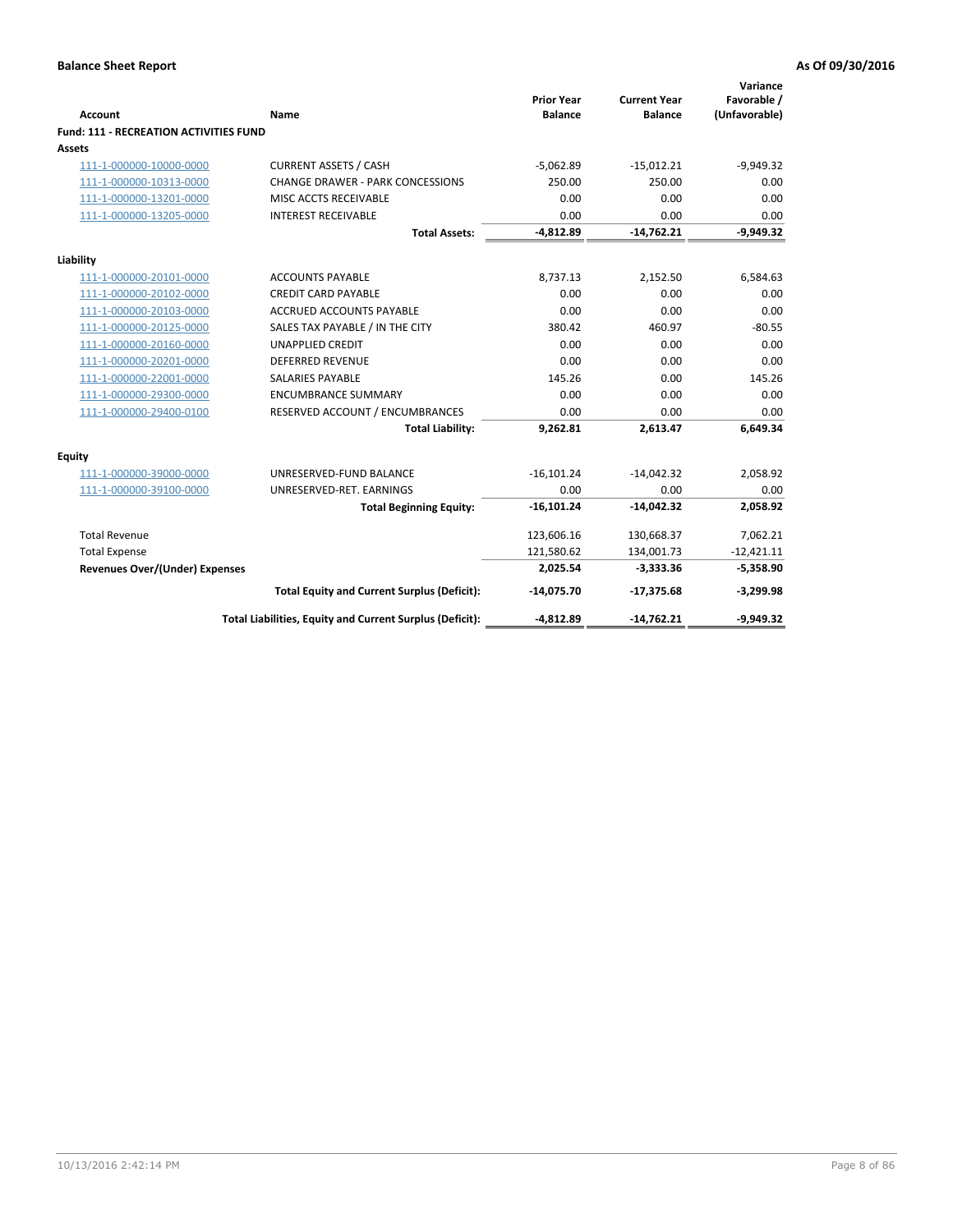**Balance Sheet Report** **As Of 09/30/2016**

| Account | Name | Prior Year Balance | Current Year Balance | Variance Favorable / (Unfavorable) |
|---|---|---|---|---|
| **Fund: 111 - RECREATION ACTIVITIES FUND** | | | | |
| **Assets** | | | | |
| 111-1-000000-10000-0000 | CURRENT ASSETS / CASH | -5,062.89 | -15,012.21 | -9,949.32 |
| 111-1-000000-10313-0000 | CHANGE DRAWER - PARK CONCESSIONS | 250.00 | 250.00 | 0.00 |
| 111-1-000000-13201-0000 | MISC ACCTS RECEIVABLE | 0.00 | 0.00 | 0.00 |
| 111-1-000000-13205-0000 | INTEREST RECEIVABLE | 0.00 | 0.00 | 0.00 |
| | **Total Assets:** | **-4,812.89** | **-14,762.21** | **-9,949.32** |
| **Liability** | | | | |
| 111-1-000000-20101-0000 | ACCOUNTS PAYABLE | 8,737.13 | 2,152.50 | 6,584.63 |
| 111-1-000000-20102-0000 | CREDIT CARD PAYABLE | 0.00 | 0.00 | 0.00 |
| 111-1-000000-20103-0000 | ACCRUED ACCOUNTS PAYABLE | 0.00 | 0.00 | 0.00 |
| 111-1-000000-20125-0000 | SALES TAX PAYABLE / IN THE CITY | 380.42 | 460.97 | -80.55 |
| 111-1-000000-20160-0000 | UNAPPLIED CREDIT | 0.00 | 0.00 | 0.00 |
| 111-1-000000-20201-0000 | DEFERRED REVENUE | 0.00 | 0.00 | 0.00 |
| 111-1-000000-22001-0000 | SALARIES PAYABLE | 145.26 | 0.00 | 145.26 |
| 111-1-000000-29300-0000 | ENCUMBRANCE SUMMARY | 0.00 | 0.00 | 0.00 |
| 111-1-000000-29400-0100 | RESERVED ACCOUNT / ENCUMBRANCES | 0.00 | 0.00 | 0.00 |
| | **Total Liability:** | **9,262.81** | **2,613.47** | **6,649.34** |
| **Equity** | | | | |
| 111-1-000000-39000-0000 | UNRESERVED-FUND BALANCE | -16,101.24 | -14,042.32 | 2,058.92 |
| 111-1-000000-39100-0000 | UNRESERVED-RET. EARNINGS | 0.00 | 0.00 | 0.00 |
| | **Total Beginning Equity:** | **-16,101.24** | **-14,042.32** | **2,058.92** |
| Total Revenue | | 123,606.16 | 130,668.37 | 7,062.21 |
| Total Expense | | 121,580.62 | 134,001.73 | -12,421.11 |
| **Revenues Over/(Under) Expenses** | | **2,025.54** | **-3,333.36** | **-5,358.90** |
| | **Total Equity and Current Surplus (Deficit):** | **-14,075.70** | **-17,375.68** | **-3,299.98** |
| | **Total Liabilities, Equity and Current Surplus (Deficit):** | **-4,812.89** | **-14,762.21** | **-9,949.32** |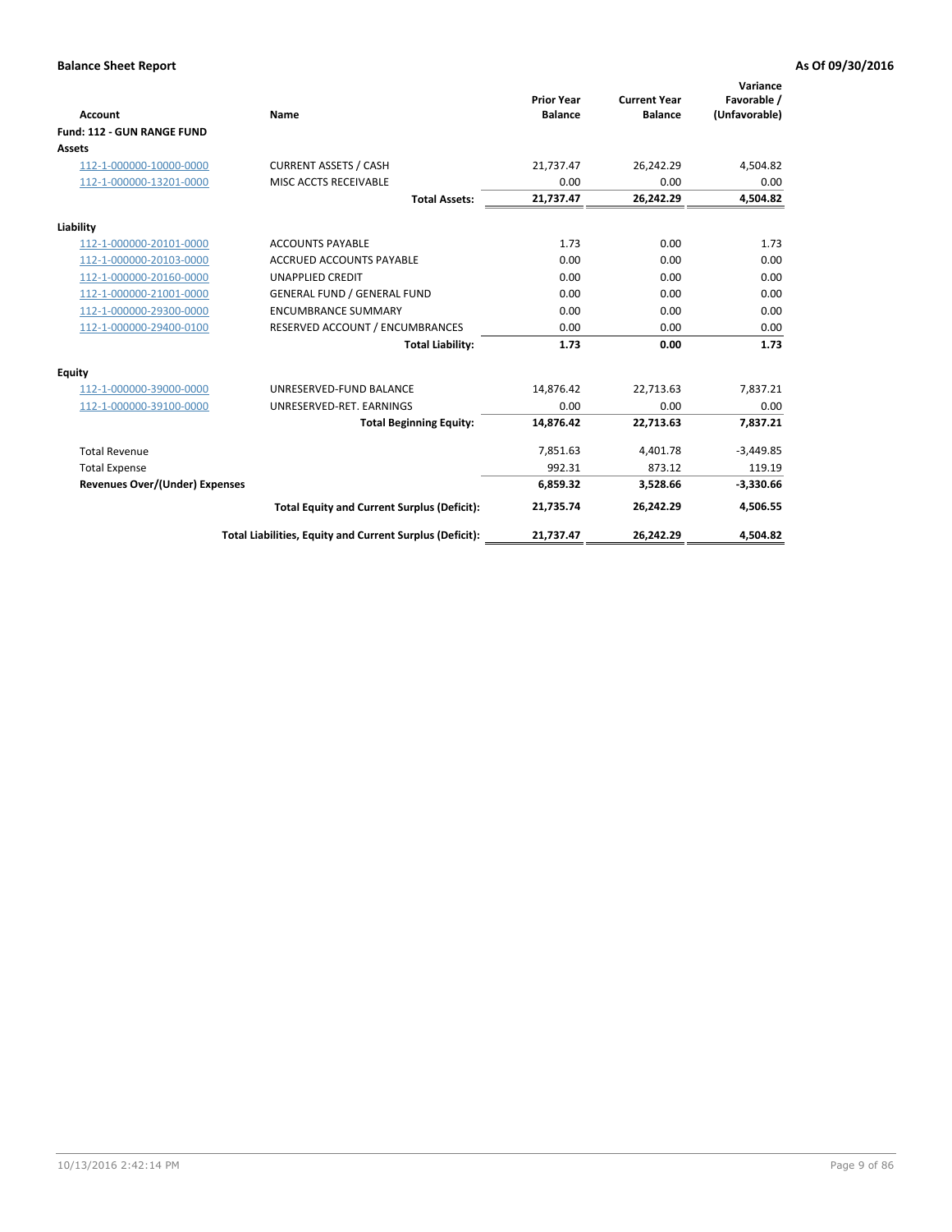**Balance Sheet Report** — As Of 09/30/2016

| Account | Name | Prior Year Balance | Current Year Balance | Variance Favorable / (Unfavorable) |
|---|---|---|---|---|
| **Fund: 112 - GUN RANGE FUND** | | | | |
| **Assets** | | | | |
| 112-1-000000-10000-0000 | CURRENT ASSETS / CASH | 21,737.47 | 26,242.29 | 4,504.82 |
| 112-1-000000-13201-0000 | MISC ACCTS RECEIVABLE | 0.00 | 0.00 | 0.00 |
| | **Total Assets:** | **21,737.47** | **26,242.29** | **4,504.82** |
| **Liability** | | | | |
| 112-1-000000-20101-0000 | ACCOUNTS PAYABLE | 1.73 | 0.00 | 1.73 |
| 112-1-000000-20103-0000 | ACCRUED ACCOUNTS PAYABLE | 0.00 | 0.00 | 0.00 |
| 112-1-000000-20160-0000 | UNAPPLIED CREDIT | 0.00 | 0.00 | 0.00 |
| 112-1-000000-21001-0000 | GENERAL FUND / GENERAL FUND | 0.00 | 0.00 | 0.00 |
| 112-1-000000-29300-0000 | ENCUMBRANCE SUMMARY | 0.00 | 0.00 | 0.00 |
| 112-1-000000-29400-0100 | RESERVED ACCOUNT / ENCUMBRANCES | 0.00 | 0.00 | 0.00 |
| | **Total Liability:** | **1.73** | **0.00** | **1.73** |
| **Equity** | | | | |
| 112-1-000000-39000-0000 | UNRESERVED-FUND BALANCE | 14,876.42 | 22,713.63 | 7,837.21 |
| 112-1-000000-39100-0000 | UNRESERVED-RET. EARNINGS | 0.00 | 0.00 | 0.00 |
| | **Total Beginning Equity:** | **14,876.42** | **22,713.63** | **7,837.21** |
| Total Revenue | | 7,851.63 | 4,401.78 | -3,449.85 |
| Total Expense | | 992.31 | 873.12 | 119.19 |
| **Revenues Over/(Under) Expenses** | | **6,859.32** | **3,528.66** | **-3,330.66** |
| | **Total Equity and Current Surplus (Deficit):** | **21,735.74** | **26,242.29** | **4,506.55** |
| | **Total Liabilities, Equity and Current Surplus (Deficit):** | **21,737.47** | **26,242.29** | **4,504.82** |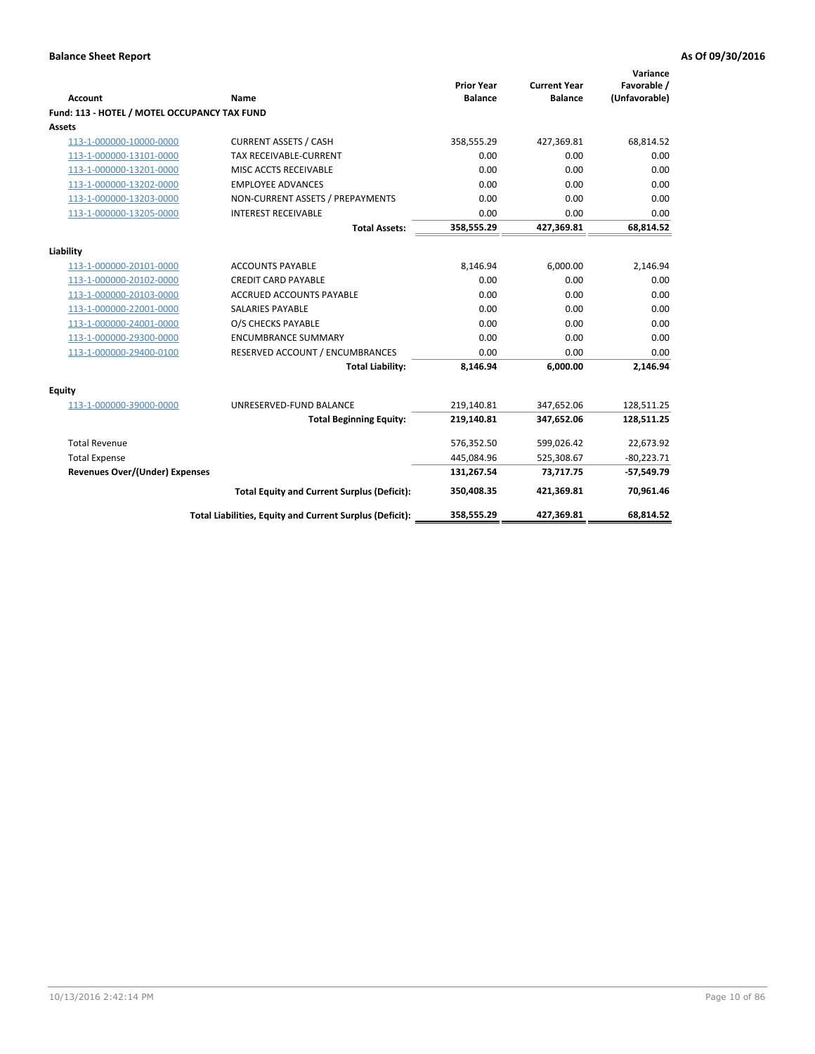**Balance Sheet Report** — As Of 09/30/2016

| Account | Name | Prior Year Balance | Current Year Balance | Variance Favorable / (Unfavorable) |
|---|---|---|---|---|
| **Fund: 113 - HOTEL / MOTEL OCCUPANCY TAX FUND** | | | | |
| **Assets** | | | | |
| 113-1-000000-10000-0000 | CURRENT ASSETS / CASH | 358,555.29 | 427,369.81 | 68,814.52 |
| 113-1-000000-13101-0000 | TAX RECEIVABLE-CURRENT | 0.00 | 0.00 | 0.00 |
| 113-1-000000-13201-0000 | MISC ACCTS RECEIVABLE | 0.00 | 0.00 | 0.00 |
| 113-1-000000-13202-0000 | EMPLOYEE ADVANCES | 0.00 | 0.00 | 0.00 |
| 113-1-000000-13203-0000 | NON-CURRENT ASSETS / PREPAYMENTS | 0.00 | 0.00 | 0.00 |
| 113-1-000000-13205-0000 | INTEREST RECEIVABLE | 0.00 | 0.00 | 0.00 |
| | **Total Assets:** | **358,555.29** | **427,369.81** | **68,814.52** |
| **Liability** | | | | |
| 113-1-000000-20101-0000 | ACCOUNTS PAYABLE | 8,146.94 | 6,000.00 | 2,146.94 |
| 113-1-000000-20102-0000 | CREDIT CARD PAYABLE | 0.00 | 0.00 | 0.00 |
| 113-1-000000-20103-0000 | ACCRUED ACCOUNTS PAYABLE | 0.00 | 0.00 | 0.00 |
| 113-1-000000-22001-0000 | SALARIES PAYABLE | 0.00 | 0.00 | 0.00 |
| 113-1-000000-24001-0000 | O/S CHECKS PAYABLE | 0.00 | 0.00 | 0.00 |
| 113-1-000000-29300-0000 | ENCUMBRANCE SUMMARY | 0.00 | 0.00 | 0.00 |
| 113-1-000000-29400-0100 | RESERVED ACCOUNT / ENCUMBRANCES | 0.00 | 0.00 | 0.00 |
| | **Total Liability:** | **8,146.94** | **6,000.00** | **2,146.94** |
| **Equity** | | | | |
| 113-1-000000-39000-0000 | UNRESERVED-FUND BALANCE | 219,140.81 | 347,652.06 | 128,511.25 |
| | **Total Beginning Equity:** | **219,140.81** | **347,652.06** | **128,511.25** |
| Total Revenue | | 576,352.50 | 599,026.42 | 22,673.92 |
| Total Expense | | 445,084.96 | 525,308.67 | -80,223.71 |
| **Revenues Over/(Under) Expenses** | | **131,267.54** | **73,717.75** | **-57,549.79** |
| | **Total Equity and Current Surplus (Deficit):** | **350,408.35** | **421,369.81** | **70,961.46** |
| | **Total Liabilities, Equity and Current Surplus (Deficit):** | **358,555.29** | **427,369.81** | **68,814.52** |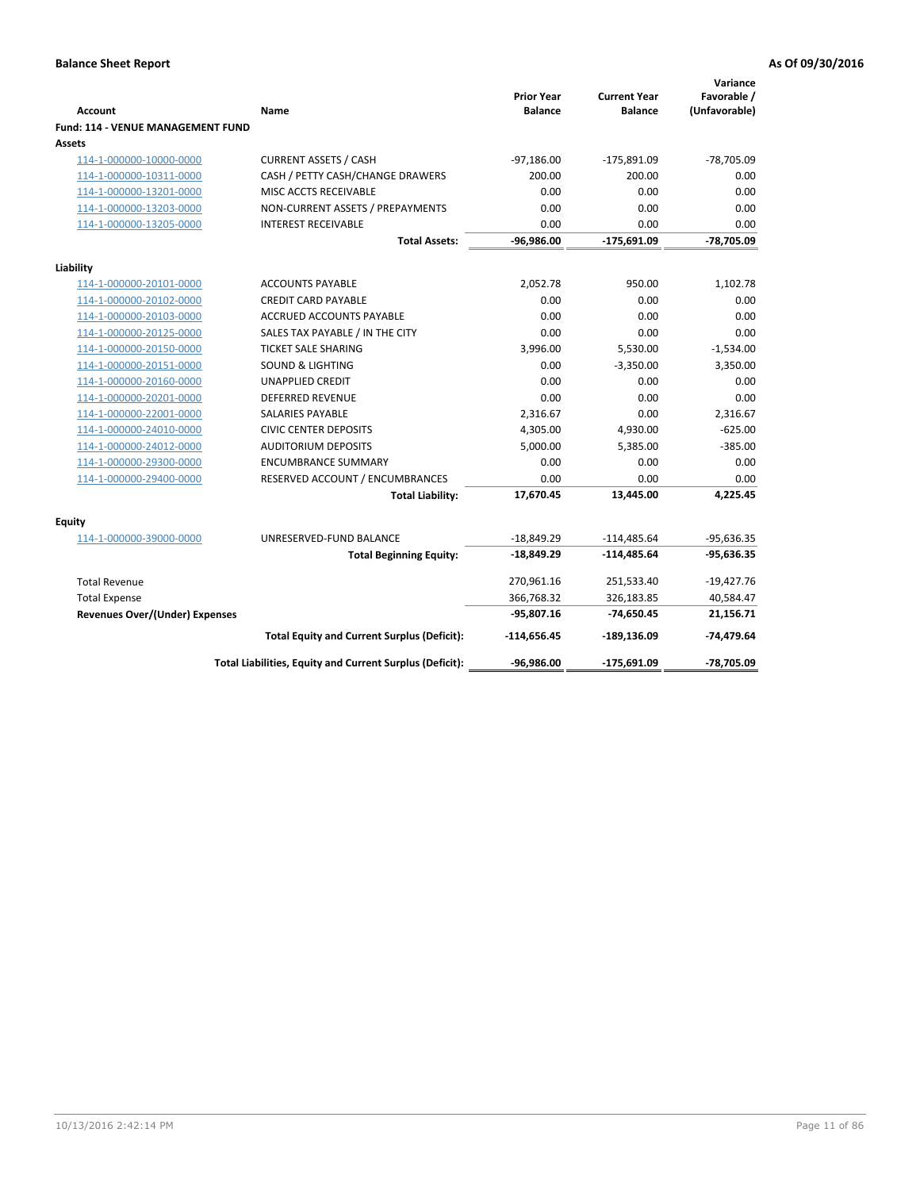**Balance Sheet Report** **As Of 09/30/2016**

| Account | Name | Prior Year Balance | Current Year Balance | Variance Favorable / (Unfavorable) |
|---|---|---|---|---|
| **Fund: 114 - VENUE MANAGEMENT FUND** | | | | |
| **Assets** | | | | |
| 114-1-000000-10000-0000 | CURRENT ASSETS / CASH | -97,186.00 | -175,891.09 | -78,705.09 |
| 114-1-000000-10311-0000 | CASH / PETTY CASH/CHANGE DRAWERS | 200.00 | 200.00 | 0.00 |
| 114-1-000000-13201-0000 | MISC ACCTS RECEIVABLE | 0.00 | 0.00 | 0.00 |
| 114-1-000000-13203-0000 | NON-CURRENT ASSETS / PREPAYMENTS | 0.00 | 0.00 | 0.00 |
| 114-1-000000-13205-0000 | INTEREST RECEIVABLE | 0.00 | 0.00 | 0.00 |
| | **Total Assets:** | **-96,986.00** | **-175,691.09** | **-78,705.09** |
| **Liability** | | | | |
| 114-1-000000-20101-0000 | ACCOUNTS PAYABLE | 2,052.78 | 950.00 | 1,102.78 |
| 114-1-000000-20102-0000 | CREDIT CARD PAYABLE | 0.00 | 0.00 | 0.00 |
| 114-1-000000-20103-0000 | ACCRUED ACCOUNTS PAYABLE | 0.00 | 0.00 | 0.00 |
| 114-1-000000-20125-0000 | SALES TAX PAYABLE / IN THE CITY | 0.00 | 0.00 | 0.00 |
| 114-1-000000-20150-0000 | TICKET SALE SHARING | 3,996.00 | 5,530.00 | -1,534.00 |
| 114-1-000000-20151-0000 | SOUND & LIGHTING | 0.00 | -3,350.00 | 3,350.00 |
| 114-1-000000-20160-0000 | UNAPPLIED CREDIT | 0.00 | 0.00 | 0.00 |
| 114-1-000000-20201-0000 | DEFERRED REVENUE | 0.00 | 0.00 | 0.00 |
| 114-1-000000-22001-0000 | SALARIES PAYABLE | 2,316.67 | 0.00 | 2,316.67 |
| 114-1-000000-24010-0000 | CIVIC CENTER DEPOSITS | 4,305.00 | 4,930.00 | -625.00 |
| 114-1-000000-24012-0000 | AUDITORIUM DEPOSITS | 5,000.00 | 5,385.00 | -385.00 |
| 114-1-000000-29300-0000 | ENCUMBRANCE SUMMARY | 0.00 | 0.00 | 0.00 |
| 114-1-000000-29400-0000 | RESERVED ACCOUNT / ENCUMBRANCES | 0.00 | 0.00 | 0.00 |
| | **Total Liability:** | **17,670.45** | **13,445.00** | **4,225.45** |
| **Equity** | | | | |
| 114-1-000000-39000-0000 | UNRESERVED-FUND BALANCE | -18,849.29 | -114,485.64 | -95,636.35 |
| | **Total Beginning Equity:** | **-18,849.29** | **-114,485.64** | **-95,636.35** |
| Total Revenue | | 270,961.16 | 251,533.40 | -19,427.76 |
| Total Expense | | 366,768.32 | 326,183.85 | 40,584.47 |
| **Revenues Over/(Under) Expenses** | | **-95,807.16** | **-74,650.45** | **21,156.71** |
| | **Total Equity and Current Surplus (Deficit):** | **-114,656.45** | **-189,136.09** | **-74,479.64** |
| | **Total Liabilities, Equity and Current Surplus (Deficit):** | **-96,986.00** | **-175,691.09** | **-78,705.09** |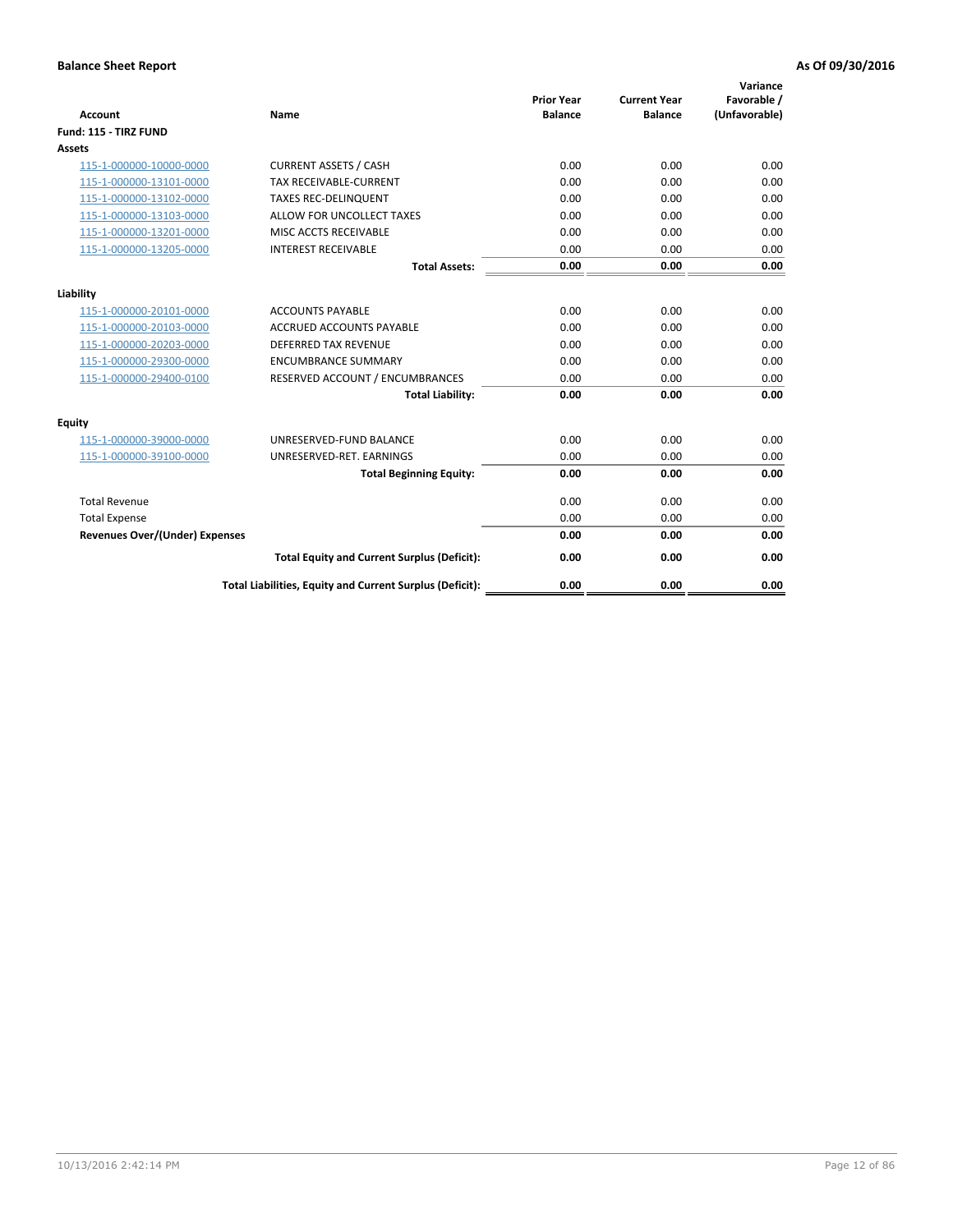**Balance Sheet Report** | **As Of 09/30/2016**

| Account | Name | Prior Year Balance | Current Year Balance | Variance Favorable / (Unfavorable) |
|---|---|---|---|---|
| **Fund: 115 - TIRZ FUND** | | | | |
| **Assets** | | | | |
| 115-1-000000-10000-0000 | CURRENT ASSETS / CASH | 0.00 | 0.00 | 0.00 |
| 115-1-000000-13101-0000 | TAX RECEIVABLE-CURRENT | 0.00 | 0.00 | 0.00 |
| 115-1-000000-13102-0000 | TAXES REC-DELINQUENT | 0.00 | 0.00 | 0.00 |
| 115-1-000000-13103-0000 | ALLOW FOR UNCOLLECT TAXES | 0.00 | 0.00 | 0.00 |
| 115-1-000000-13201-0000 | MISC ACCTS RECEIVABLE | 0.00 | 0.00 | 0.00 |
| 115-1-000000-13205-0000 | INTEREST RECEIVABLE | 0.00 | 0.00 | 0.00 |
| | **Total Assets:** | **0.00** | **0.00** | **0.00** |
| **Liability** | | | | |
| 115-1-000000-20101-0000 | ACCOUNTS PAYABLE | 0.00 | 0.00 | 0.00 |
| 115-1-000000-20103-0000 | ACCRUED ACCOUNTS PAYABLE | 0.00 | 0.00 | 0.00 |
| 115-1-000000-20203-0000 | DEFERRED TAX REVENUE | 0.00 | 0.00 | 0.00 |
| 115-1-000000-29300-0000 | ENCUMBRANCE SUMMARY | 0.00 | 0.00 | 0.00 |
| 115-1-000000-29400-0100 | RESERVED ACCOUNT / ENCUMBRANCES | 0.00 | 0.00 | 0.00 |
| | **Total Liability:** | **0.00** | **0.00** | **0.00** |
| **Equity** | | | | |
| 115-1-000000-39000-0000 | UNRESERVED-FUND BALANCE | 0.00 | 0.00 | 0.00 |
| 115-1-000000-39100-0000 | UNRESERVED-RET. EARNINGS | 0.00 | 0.00 | 0.00 |
| | **Total Beginning Equity:** | **0.00** | **0.00** | **0.00** |
| Total Revenue | | 0.00 | 0.00 | 0.00 |
| Total Expense | | 0.00 | 0.00 | 0.00 |
| **Revenues Over/(Under) Expenses** | | **0.00** | **0.00** | **0.00** |
| | **Total Equity and Current Surplus (Deficit):** | **0.00** | **0.00** | **0.00** |
| | **Total Liabilities, Equity and Current Surplus (Deficit):** | **0.00** | **0.00** | **0.00** |

10/13/2016 2:42:14 PM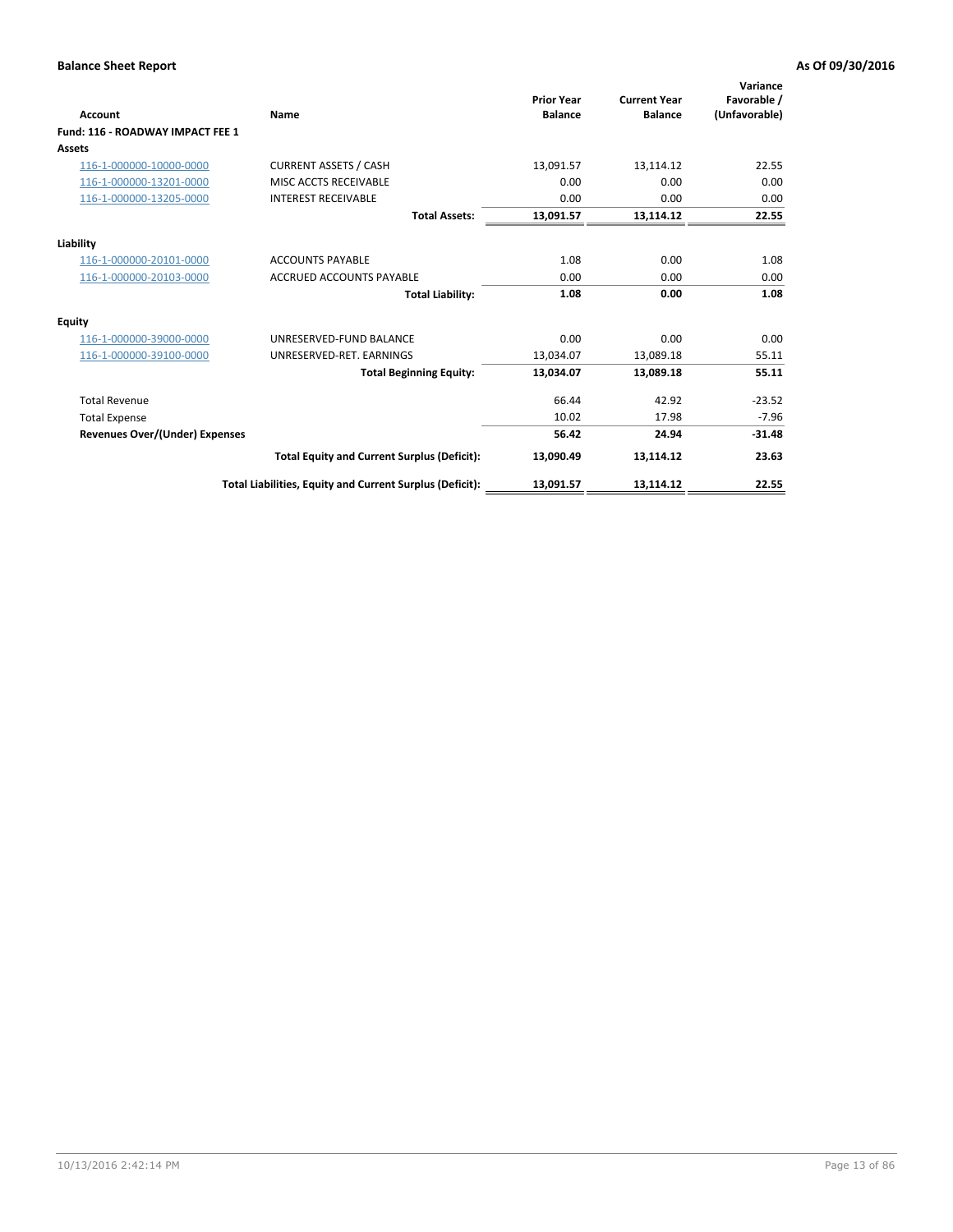**Balance Sheet Report** | **As Of 09/30/2016**

| Account | Name | Prior Year Balance | Current Year Balance | Variance Favorable / (Unfavorable) |
|---|---|---|---|---|
| **Fund: 116 - ROADWAY IMPACT FEE 1** | | | | |
| **Assets** | | | | |
| 116-1-000000-10000-0000 | CURRENT ASSETS / CASH | 13,091.57 | 13,114.12 | 22.55 |
| 116-1-000000-13201-0000 | MISC ACCTS RECEIVABLE | 0.00 | 0.00 | 0.00 |
| 116-1-000000-13205-0000 | INTEREST RECEIVABLE | 0.00 | 0.00 | 0.00 |
| | **Total Assets:** | **13,091.57** | **13,114.12** | **22.55** |
| **Liability** | | | | |
| 116-1-000000-20101-0000 | ACCOUNTS PAYABLE | 1.08 | 0.00 | 1.08 |
| 116-1-000000-20103-0000 | ACCRUED ACCOUNTS PAYABLE | 0.00 | 0.00 | 0.00 |
| | **Total Liability:** | **1.08** | **0.00** | **1.08** |
| **Equity** | | | | |
| 116-1-000000-39000-0000 | UNRESERVED-FUND BALANCE | 0.00 | 0.00 | 0.00 |
| 116-1-000000-39100-0000 | UNRESERVED-RET. EARNINGS | 13,034.07 | 13,089.18 | 55.11 |
| | **Total Beginning Equity:** | **13,034.07** | **13,089.18** | **55.11** |
| Total Revenue | | 66.44 | 42.92 | -23.52 |
| Total Expense | | 10.02 | 17.98 | -7.96 |
| **Revenues Over/(Under) Expenses** | | **56.42** | **24.94** | **-31.48** |
| | **Total Equity and Current Surplus (Deficit):** | **13,090.49** | **13,114.12** | **23.63** |
| | **Total Liabilities, Equity and Current Surplus (Deficit):** | **13,091.57** | **13,114.12** | **22.55** |

10/13/2016 2:42:14 PM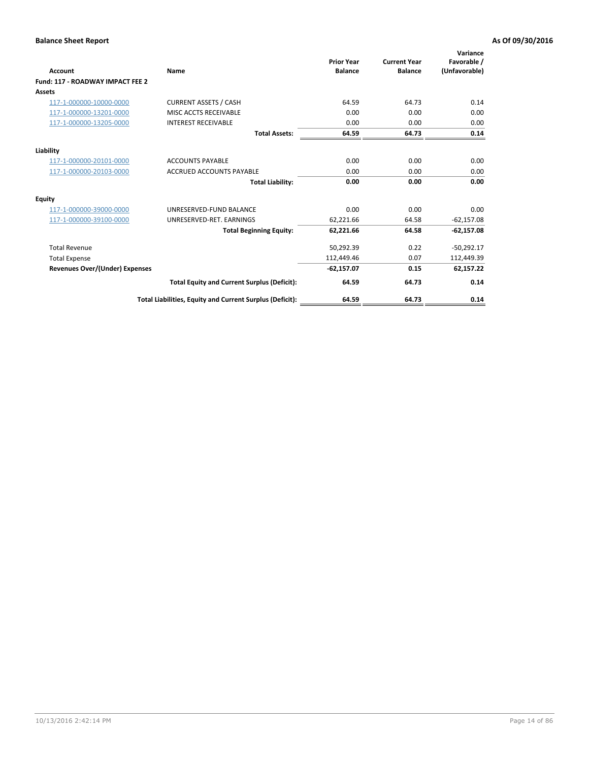**Balance Sheet Report** **As Of 09/30/2016**

| Account | Name | Prior Year Balance | Current Year Balance | Variance Favorable / (Unfavorable) |
|---|---|---|---|---|
| **Fund: 117 - ROADWAY IMPACT FEE 2** | | | | |
| **Assets** | | | | |
| 117-1-000000-10000-0000 | CURRENT ASSETS / CASH | 64.59 | 64.73 | 0.14 |
| 117-1-000000-13201-0000 | MISC ACCTS RECEIVABLE | 0.00 | 0.00 | 0.00 |
| 117-1-000000-13205-0000 | INTEREST RECEIVABLE | 0.00 | 0.00 | 0.00 |
| | **Total Assets:** | **64.59** | **64.73** | **0.14** |
| **Liability** | | | | |
| 117-1-000000-20101-0000 | ACCOUNTS PAYABLE | 0.00 | 0.00 | 0.00 |
| 117-1-000000-20103-0000 | ACCRUED ACCOUNTS PAYABLE | 0.00 | 0.00 | 0.00 |
| | **Total Liability:** | **0.00** | **0.00** | **0.00** |
| **Equity** | | | | |
| 117-1-000000-39000-0000 | UNRESERVED-FUND BALANCE | 0.00 | 0.00 | 0.00 |
| 117-1-000000-39100-0000 | UNRESERVED-RET. EARNINGS | 62,221.66 | 64.58 | -62,157.08 |
| | **Total Beginning Equity:** | **62,221.66** | **64.58** | **-62,157.08** |
| Total Revenue | | 50,292.39 | 0.22 | -50,292.17 |
| Total Expense | | 112,449.46 | 0.07 | 112,449.39 |
| **Revenues Over/(Under) Expenses** | | **-62,157.07** | **0.15** | **62,157.22** |
| | **Total Equity and Current Surplus (Deficit):** | **64.59** | **64.73** | **0.14** |
| | **Total Liabilities, Equity and Current Surplus (Deficit):** | **64.59** | **64.73** | **0.14** |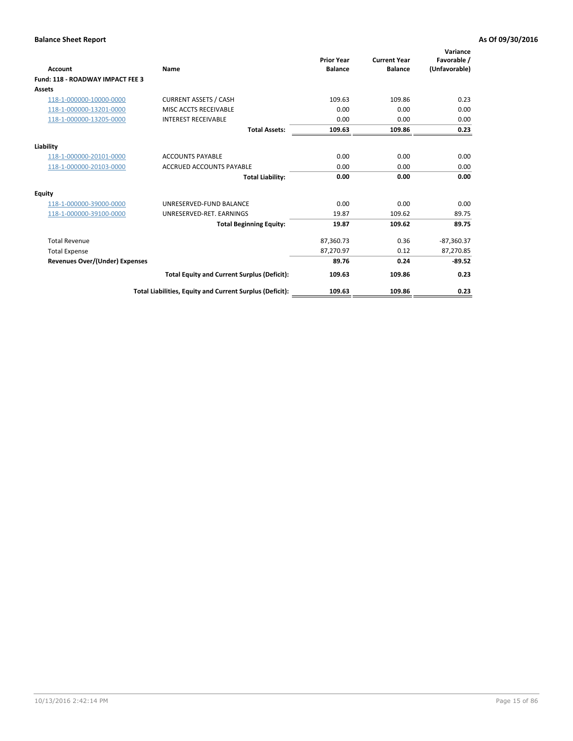**Balance Sheet Report** **As Of 09/30/2016**

| Account | Name | Prior Year Balance | Current Year Balance | Variance Favorable / (Unfavorable) |
|---|---|---|---|---|
| **Fund: 118 - ROADWAY IMPACT FEE 3** | | | | |
| **Assets** | | | | |
| 118-1-000000-10000-0000 | CURRENT ASSETS / CASH | 109.63 | 109.86 | 0.23 |
| 118-1-000000-13201-0000 | MISC ACCTS RECEIVABLE | 0.00 | 0.00 | 0.00 |
| 118-1-000000-13205-0000 | INTEREST RECEIVABLE | 0.00 | 0.00 | 0.00 |
| | **Total Assets:** | **109.63** | **109.86** | **0.23** |
| **Liability** | | | | |
| 118-1-000000-20101-0000 | ACCOUNTS PAYABLE | 0.00 | 0.00 | 0.00 |
| 118-1-000000-20103-0000 | ACCRUED ACCOUNTS PAYABLE | 0.00 | 0.00 | 0.00 |
| | **Total Liability:** | **0.00** | **0.00** | **0.00** |
| **Equity** | | | | |
| 118-1-000000-39000-0000 | UNRESERVED-FUND BALANCE | 0.00 | 0.00 | 0.00 |
| 118-1-000000-39100-0000 | UNRESERVED-RET. EARNINGS | 19.87 | 109.62 | 89.75 |
| | **Total Beginning Equity:** | **19.87** | **109.62** | **89.75** |
| Total Revenue | | 87,360.73 | 0.36 | -87,360.37 |
| Total Expense | | 87,270.97 | 0.12 | 87,270.85 |
| **Revenues Over/(Under) Expenses** | | **89.76** | **0.24** | **-89.52** |
| | **Total Equity and Current Surplus (Deficit):** | **109.63** | **109.86** | **0.23** |
| | **Total Liabilities, Equity and Current Surplus (Deficit):** | **109.63** | **109.86** | **0.23** |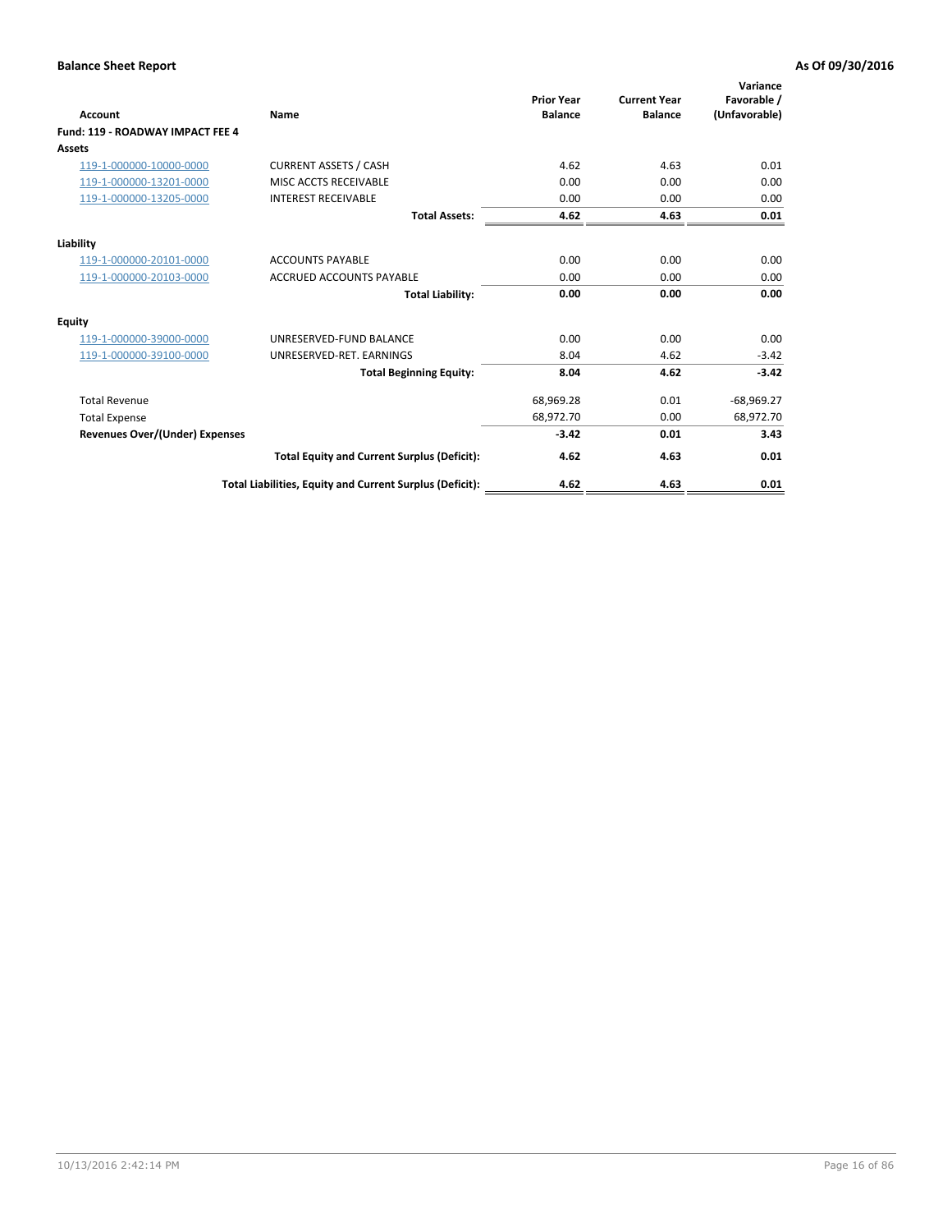**Balance Sheet Report** **As Of 09/30/2016**

| Account | Name | Prior Year Balance | Current Year Balance | Variance Favorable / (Unfavorable) |
|---|---|---|---|---|
| **Fund: 119 - ROADWAY IMPACT FEE 4** | | | | |
| **Assets** | | | | |
| 119-1-000000-10000-0000 | CURRENT ASSETS / CASH | 4.62 | 4.63 | 0.01 |
| 119-1-000000-13201-0000 | MISC ACCTS RECEIVABLE | 0.00 | 0.00 | 0.00 |
| 119-1-000000-13205-0000 | INTEREST RECEIVABLE | 0.00 | 0.00 | 0.00 |
| | **Total Assets:** | **4.62** | **4.63** | **0.01** |
| **Liability** | | | | |
| 119-1-000000-20101-0000 | ACCOUNTS PAYABLE | 0.00 | 0.00 | 0.00 |
| 119-1-000000-20103-0000 | ACCRUED ACCOUNTS PAYABLE | 0.00 | 0.00 | 0.00 |
| | **Total Liability:** | **0.00** | **0.00** | **0.00** |
| **Equity** | | | | |
| 119-1-000000-39000-0000 | UNRESERVED-FUND BALANCE | 0.00 | 0.00 | 0.00 |
| 119-1-000000-39100-0000 | UNRESERVED-RET. EARNINGS | 8.04 | 4.62 | -3.42 |
| | **Total Beginning Equity:** | **8.04** | **4.62** | **-3.42** |
| Total Revenue | | 68,969.28 | 0.01 | -68,969.27 |
| Total Expense | | 68,972.70 | 0.00 | 68,972.70 |
| **Revenues Over/(Under) Expenses** | | **-3.42** | **0.01** | **3.43** |
| | **Total Equity and Current Surplus (Deficit):** | **4.62** | **4.63** | **0.01** |
| | **Total Liabilities, Equity and Current Surplus (Deficit):** | **4.62** | **4.63** | **0.01** |

10/13/2016 2:42:14 PM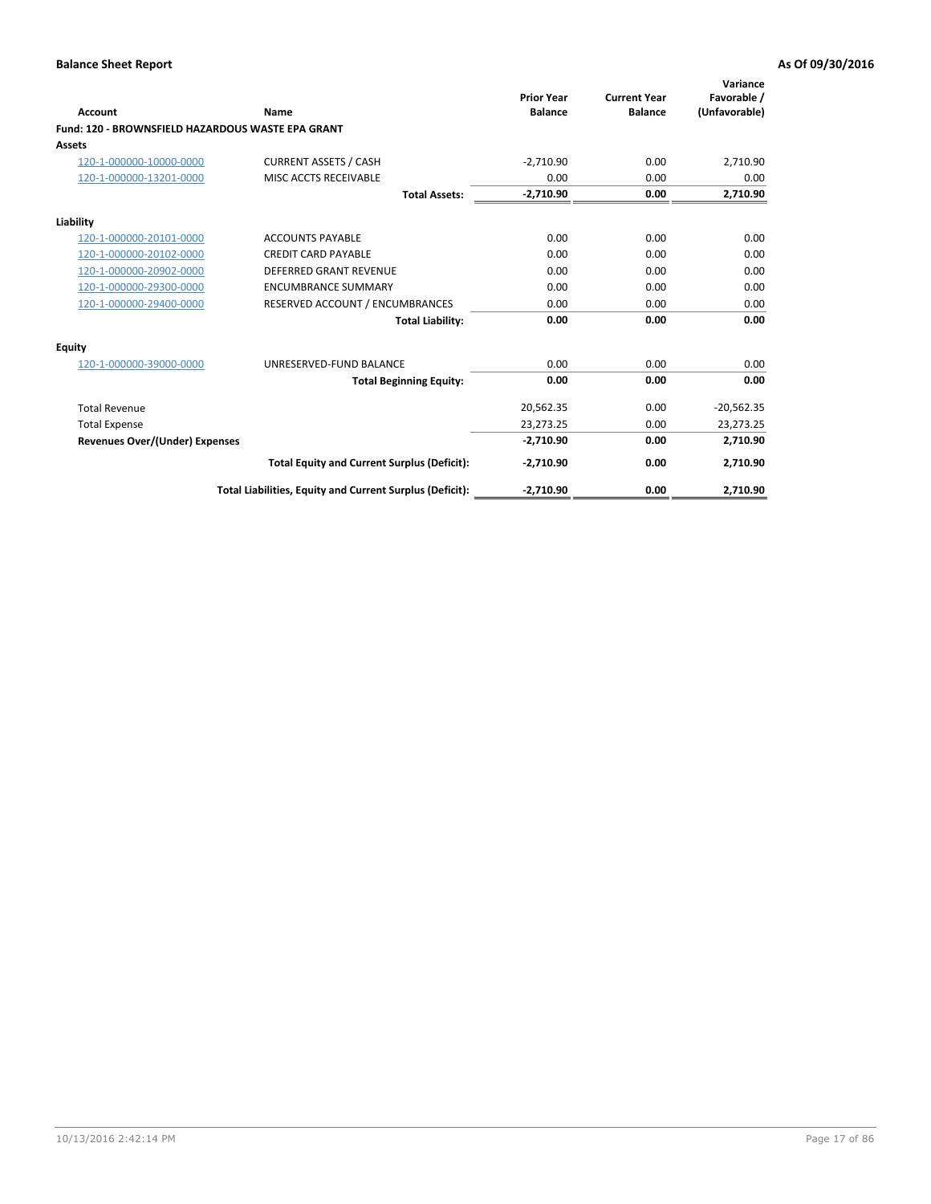**Balance Sheet Report** **As Of 09/30/2016**

| Account | Name | Prior Year Balance | Current Year Balance | Variance Favorable / (Unfavorable) |
|---|---|---|---|---|
| **Fund: 120 - BROWNSFIELD HAZARDOUS WASTE EPA GRANT** | | | | |
| **Assets** | | | | |
| 120-1-000000-10000-0000 | CURRENT ASSETS / CASH | -2,710.90 | 0.00 | 2,710.90 |
| 120-1-000000-13201-0000 | MISC ACCTS RECEIVABLE | 0.00 | 0.00 | 0.00 |
| | **Total Assets:** | **-2,710.90** | **0.00** | **2,710.90** |
| **Liability** | | | | |
| 120-1-000000-20101-0000 | ACCOUNTS PAYABLE | 0.00 | 0.00 | 0.00 |
| 120-1-000000-20102-0000 | CREDIT CARD PAYABLE | 0.00 | 0.00 | 0.00 |
| 120-1-000000-20902-0000 | DEFERRED GRANT REVENUE | 0.00 | 0.00 | 0.00 |
| 120-1-000000-29300-0000 | ENCUMBRANCE SUMMARY | 0.00 | 0.00 | 0.00 |
| 120-1-000000-29400-0000 | RESERVED ACCOUNT / ENCUMBRANCES | 0.00 | 0.00 | 0.00 |
| | **Total Liability:** | **0.00** | **0.00** | **0.00** |
| **Equity** | | | | |
| 120-1-000000-39000-0000 | UNRESERVED-FUND BALANCE | 0.00 | 0.00 | 0.00 |
| | **Total Beginning Equity:** | **0.00** | **0.00** | **0.00** |
| Total Revenue | | 20,562.35 | 0.00 | -20,562.35 |
| Total Expense | | 23,273.25 | 0.00 | 23,273.25 |
| **Revenues Over/(Under) Expenses** | | **-2,710.90** | **0.00** | **2,710.90** |
| | **Total Equity and Current Surplus (Deficit):** | **-2,710.90** | **0.00** | **2,710.90** |
| | **Total Liabilities, Equity and Current Surplus (Deficit):** | **-2,710.90** | **0.00** | **2,710.90** |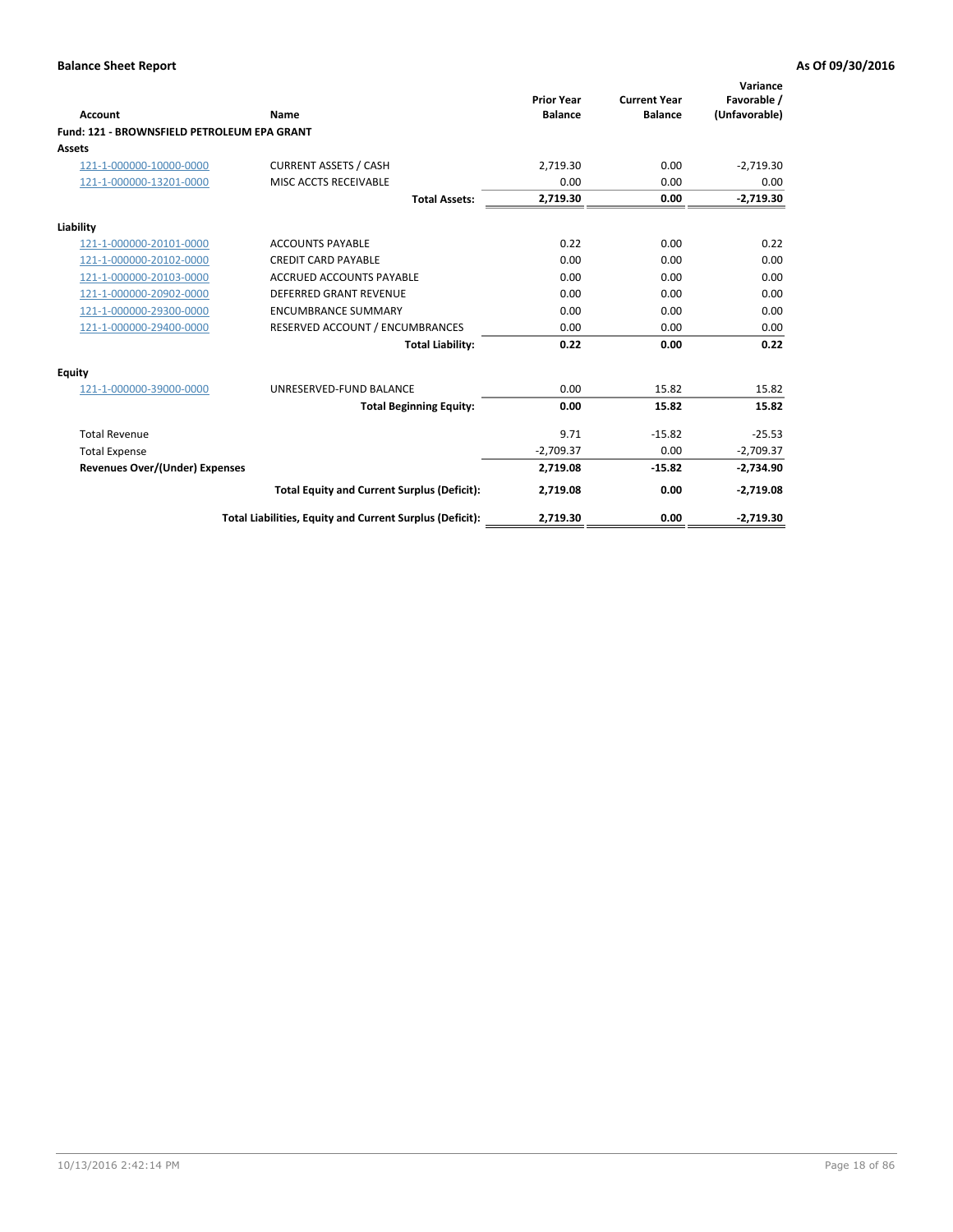**Balance Sheet Report** — As Of 09/30/2016

| Account | Name | Prior Year Balance | Current Year Balance | Variance Favorable / (Unfavorable) |
|---|---|---|---|---|
| **Fund: 121 - BROWNSFIELD PETROLEUM EPA GRANT** | | | | |
| **Assets** | | | | |
| 121-1-000000-10000-0000 | CURRENT ASSETS / CASH | 2,719.30 | 0.00 | -2,719.30 |
| 121-1-000000-13201-0000 | MISC ACCTS RECEIVABLE | 0.00 | 0.00 | 0.00 |
| | **Total Assets:** | **2,719.30** | **0.00** | **-2,719.30** |
| **Liability** | | | | |
| 121-1-000000-20101-0000 | ACCOUNTS PAYABLE | 0.22 | 0.00 | 0.22 |
| 121-1-000000-20102-0000 | CREDIT CARD PAYABLE | 0.00 | 0.00 | 0.00 |
| 121-1-000000-20103-0000 | ACCRUED ACCOUNTS PAYABLE | 0.00 | 0.00 | 0.00 |
| 121-1-000000-20902-0000 | DEFERRED GRANT REVENUE | 0.00 | 0.00 | 0.00 |
| 121-1-000000-29300-0000 | ENCUMBRANCE SUMMARY | 0.00 | 0.00 | 0.00 |
| 121-1-000000-29400-0000 | RESERVED ACCOUNT / ENCUMBRANCES | 0.00 | 0.00 | 0.00 |
| | **Total Liability:** | **0.22** | **0.00** | **0.22** |
| **Equity** | | | | |
| 121-1-000000-39000-0000 | UNRESERVED-FUND BALANCE | 0.00 | 15.82 | 15.82 |
| | **Total Beginning Equity:** | **0.00** | **15.82** | **15.82** |
| Total Revenue | | 9.71 | -15.82 | -25.53 |
| Total Expense | | -2,709.37 | 0.00 | -2,709.37 |
| **Revenues Over/(Under) Expenses** | | **2,719.08** | **-15.82** | **-2,734.90** |
| | **Total Equity and Current Surplus (Deficit):** | **2,719.08** | **0.00** | **-2,719.08** |
| | **Total Liabilities, Equity and Current Surplus (Deficit):** | **2,719.30** | **0.00** | **-2,719.30** |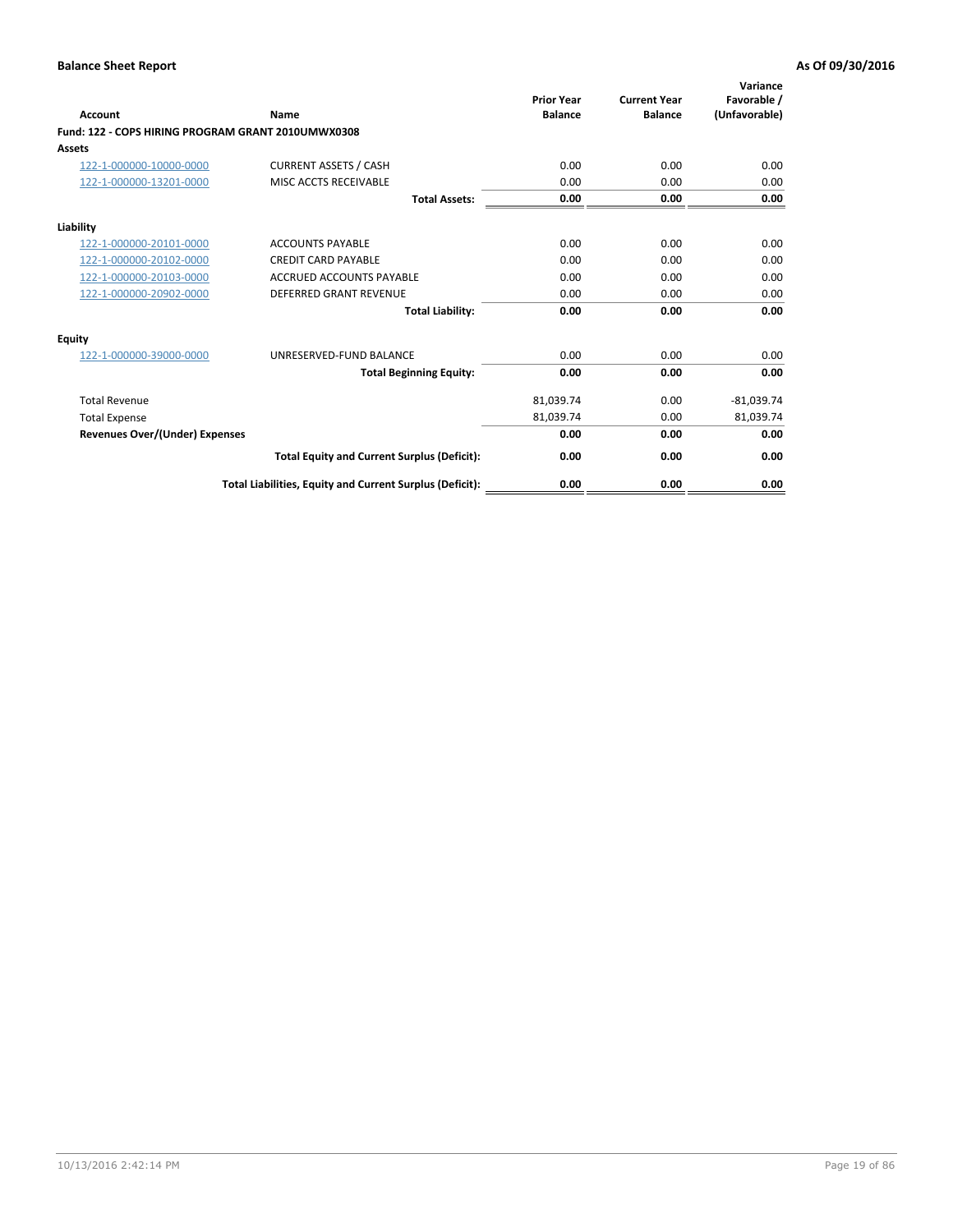**Balance Sheet Report** | **As Of 09/30/2016**

| Account | Name | Prior Year Balance | Current Year Balance | Variance Favorable / (Unfavorable) |
|---|---|---|---|---|
| **Fund: 122 - COPS HIRING PROGRAM GRANT 2010UMWX0308** | | | | |
| **Assets** | | | | |
| 122-1-000000-10000-0000 | CURRENT ASSETS / CASH | 0.00 | 0.00 | 0.00 |
| 122-1-000000-13201-0000 | MISC ACCTS RECEIVABLE | 0.00 | 0.00 | 0.00 |
| | **Total Assets:** | **0.00** | **0.00** | **0.00** |
| **Liability** | | | | |
| 122-1-000000-20101-0000 | ACCOUNTS PAYABLE | 0.00 | 0.00 | 0.00 |
| 122-1-000000-20102-0000 | CREDIT CARD PAYABLE | 0.00 | 0.00 | 0.00 |
| 122-1-000000-20103-0000 | ACCRUED ACCOUNTS PAYABLE | 0.00 | 0.00 | 0.00 |
| 122-1-000000-20902-0000 | DEFERRED GRANT REVENUE | 0.00 | 0.00 | 0.00 |
| | **Total Liability:** | **0.00** | **0.00** | **0.00** |
| **Equity** | | | | |
| 122-1-000000-39000-0000 | UNRESERVED-FUND BALANCE | 0.00 | 0.00 | 0.00 |
| | **Total Beginning Equity:** | **0.00** | **0.00** | **0.00** |
| Total Revenue | | 81,039.74 | 0.00 | -81,039.74 |
| Total Expense | | 81,039.74 | 0.00 | 81,039.74 |
| **Revenues Over/(Under) Expenses** | | **0.00** | **0.00** | **0.00** |
| | **Total Equity and Current Surplus (Deficit):** | **0.00** | **0.00** | **0.00** |
| | **Total Liabilities, Equity and Current Surplus (Deficit):** | **0.00** | **0.00** | **0.00** |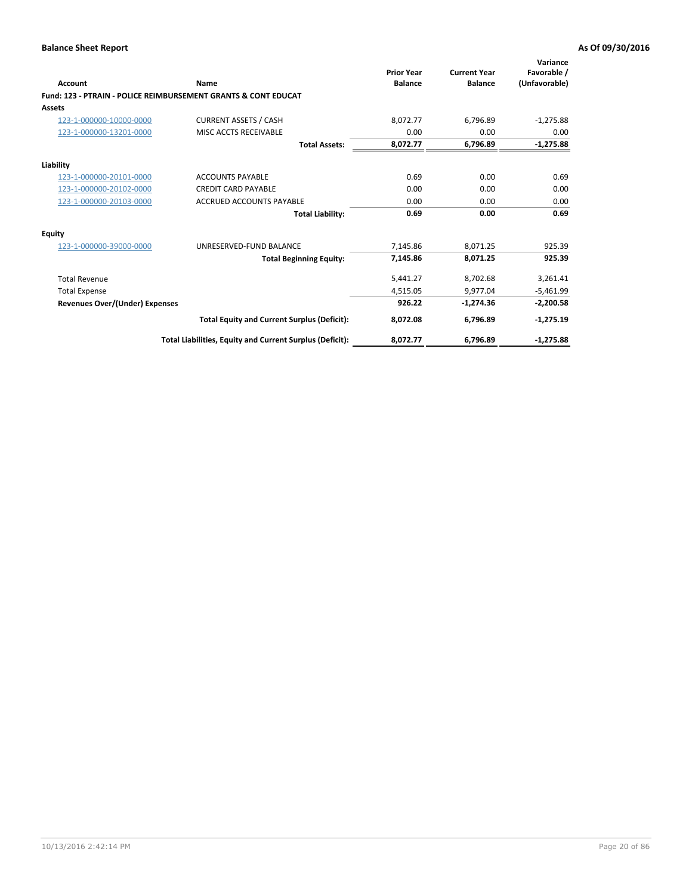**Balance Sheet Report** **As Of 09/30/2016**

| Account | Name | Prior Year Balance | Current Year Balance | Variance Favorable / (Unfavorable) |
|---|---|---|---|---|
| **Fund: 123 - PTRAIN - POLICE REIMBURSEMENT GRANTS & CONT EDUCAT** | | | | |
| **Assets** | | | | |
| 123-1-000000-10000-0000 | CURRENT ASSETS / CASH | 8,072.77 | 6,796.89 | -1,275.88 |
| 123-1-000000-13201-0000 | MISC ACCTS RECEIVABLE | 0.00 | 0.00 | 0.00 |
| | **Total Assets:** | **8,072.77** | **6,796.89** | **-1,275.88** |
| **Liability** | | | | |
| 123-1-000000-20101-0000 | ACCOUNTS PAYABLE | 0.69 | 0.00 | 0.69 |
| 123-1-000000-20102-0000 | CREDIT CARD PAYABLE | 0.00 | 0.00 | 0.00 |
| 123-1-000000-20103-0000 | ACCRUED ACCOUNTS PAYABLE | 0.00 | 0.00 | 0.00 |
| | **Total Liability:** | **0.69** | **0.00** | **0.69** |
| **Equity** | | | | |
| 123-1-000000-39000-0000 | UNRESERVED-FUND BALANCE | 7,145.86 | 8,071.25 | 925.39 |
| | **Total Beginning Equity:** | **7,145.86** | **8,071.25** | **925.39** |
| Total Revenue | | 5,441.27 | 8,702.68 | 3,261.41 |
| Total Expense | | 4,515.05 | 9,977.04 | -5,461.99 |
| **Revenues Over/(Under) Expenses** | | **926.22** | **-1,274.36** | **-2,200.58** |
| | **Total Equity and Current Surplus (Deficit):** | **8,072.08** | **6,796.89** | **-1,275.19** |
| | **Total Liabilities, Equity and Current Surplus (Deficit):** | **8,072.77** | **6,796.89** | **-1,275.88** |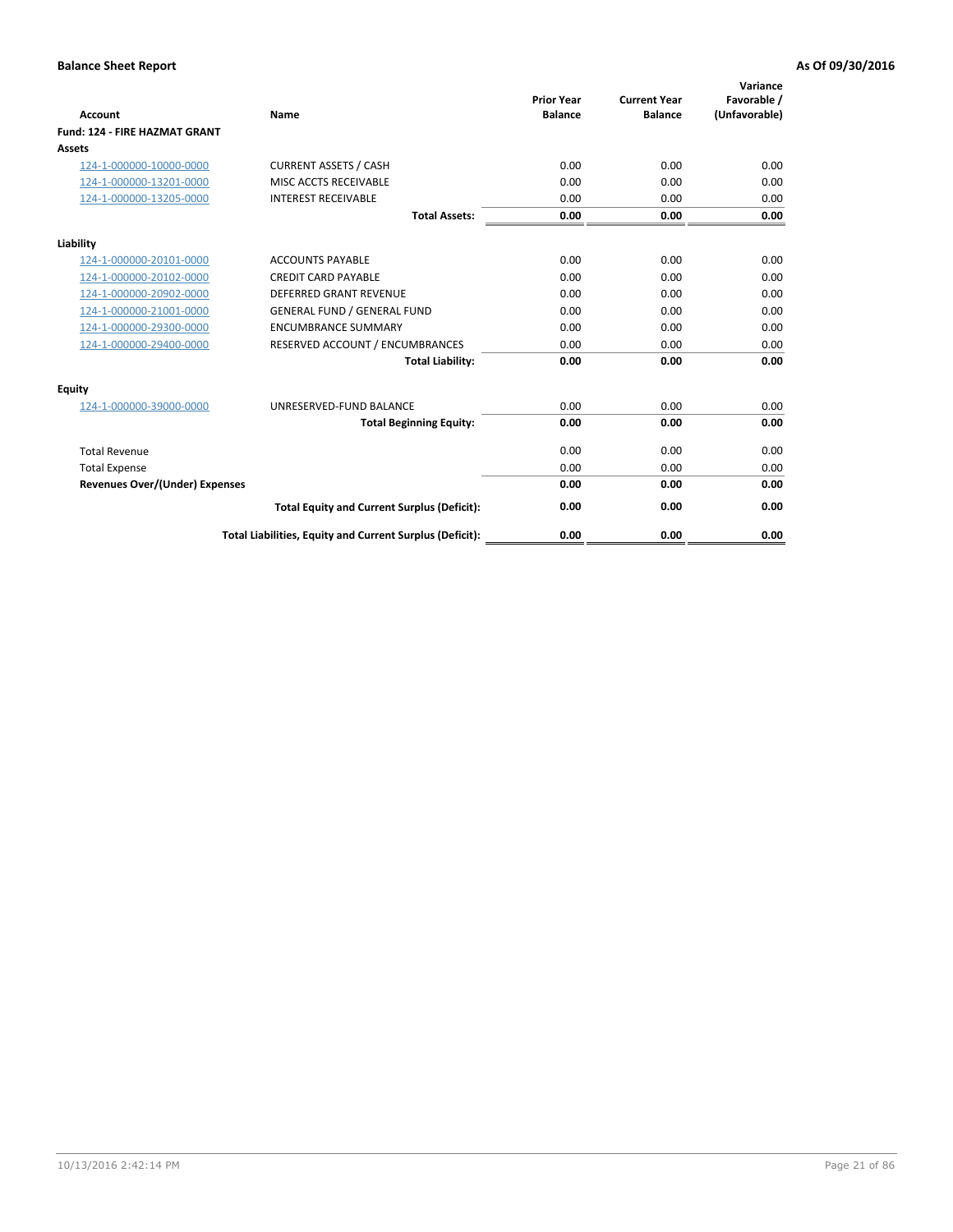**Balance Sheet Report** — As Of 09/30/2016

| Account | Name | Prior Year Balance | Current Year Balance | Variance Favorable / (Unfavorable) |
|---|---|---|---|---|
| **Fund: 124 - FIRE HAZMAT GRANT** | | | | |
| **Assets** | | | | |
| 124-1-000000-10000-0000 | CURRENT ASSETS / CASH | 0.00 | 0.00 | 0.00 |
| 124-1-000000-13201-0000 | MISC ACCTS RECEIVABLE | 0.00 | 0.00 | 0.00 |
| 124-1-000000-13205-0000 | INTEREST RECEIVABLE | 0.00 | 0.00 | 0.00 |
| | **Total Assets:** | **0.00** | **0.00** | **0.00** |
| **Liability** | | | | |
| 124-1-000000-20101-0000 | ACCOUNTS PAYABLE | 0.00 | 0.00 | 0.00 |
| 124-1-000000-20102-0000 | CREDIT CARD PAYABLE | 0.00 | 0.00 | 0.00 |
| 124-1-000000-20902-0000 | DEFERRED GRANT REVENUE | 0.00 | 0.00 | 0.00 |
| 124-1-000000-21001-0000 | GENERAL FUND / GENERAL FUND | 0.00 | 0.00 | 0.00 |
| 124-1-000000-29300-0000 | ENCUMBRANCE SUMMARY | 0.00 | 0.00 | 0.00 |
| 124-1-000000-29400-0000 | RESERVED ACCOUNT / ENCUMBRANCES | 0.00 | 0.00 | 0.00 |
| | **Total Liability:** | **0.00** | **0.00** | **0.00** |
| **Equity** | | | | |
| 124-1-000000-39000-0000 | UNRESERVED-FUND BALANCE | 0.00 | 0.00 | 0.00 |
| | **Total Beginning Equity:** | **0.00** | **0.00** | **0.00** |
| Total Revenue | | 0.00 | 0.00 | 0.00 |
| Total Expense | | 0.00 | 0.00 | 0.00 |
| **Revenues Over/(Under) Expenses** | | **0.00** | **0.00** | **0.00** |
| | **Total Equity and Current Surplus (Deficit):** | **0.00** | **0.00** | **0.00** |
| | **Total Liabilities, Equity and Current Surplus (Deficit):** | **0.00** | **0.00** | **0.00** |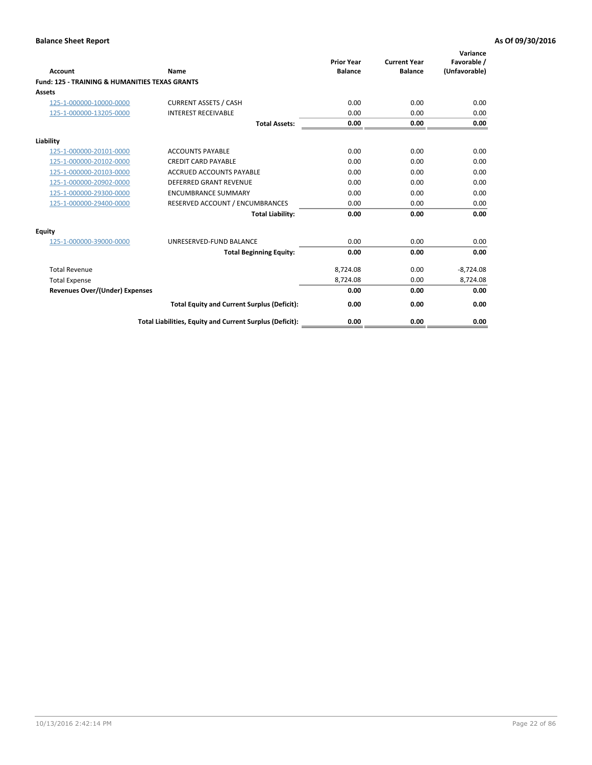**Balance Sheet Report** | **As Of 09/30/2016**

| Account | Name | Prior Year Balance | Current Year Balance | Variance Favorable / (Unfavorable) |
|---|---|---|---|---|
| **Fund: 125 - TRAINING & HUMANITIES TEXAS GRANTS** | | | | |
| **Assets** | | | | |
| 125-1-000000-10000-0000 | CURRENT ASSETS / CASH | 0.00 | 0.00 | 0.00 |
| 125-1-000000-13205-0000 | INTEREST RECEIVABLE | 0.00 | 0.00 | 0.00 |
| | **Total Assets:** | **0.00** | **0.00** | **0.00** |
| **Liability** | | | | |
| 125-1-000000-20101-0000 | ACCOUNTS PAYABLE | 0.00 | 0.00 | 0.00 |
| 125-1-000000-20102-0000 | CREDIT CARD PAYABLE | 0.00 | 0.00 | 0.00 |
| 125-1-000000-20103-0000 | ACCRUED ACCOUNTS PAYABLE | 0.00 | 0.00 | 0.00 |
| 125-1-000000-20902-0000 | DEFERRED GRANT REVENUE | 0.00 | 0.00 | 0.00 |
| 125-1-000000-29300-0000 | ENCUMBRANCE SUMMARY | 0.00 | 0.00 | 0.00 |
| 125-1-000000-29400-0000 | RESERVED ACCOUNT / ENCUMBRANCES | 0.00 | 0.00 | 0.00 |
| | **Total Liability:** | **0.00** | **0.00** | **0.00** |
| **Equity** | | | | |
| 125-1-000000-39000-0000 | UNRESERVED-FUND BALANCE | 0.00 | 0.00 | 0.00 |
| | **Total Beginning Equity:** | **0.00** | **0.00** | **0.00** |
| Total Revenue | | 8,724.08 | 0.00 | -8,724.08 |
| Total Expense | | 8,724.08 | 0.00 | 8,724.08 |
| **Revenues Over/(Under) Expenses** | | **0.00** | **0.00** | **0.00** |
| | **Total Equity and Current Surplus (Deficit):** | **0.00** | **0.00** | **0.00** |
| | **Total Liabilities, Equity and Current Surplus (Deficit):** | **0.00** | **0.00** | **0.00** |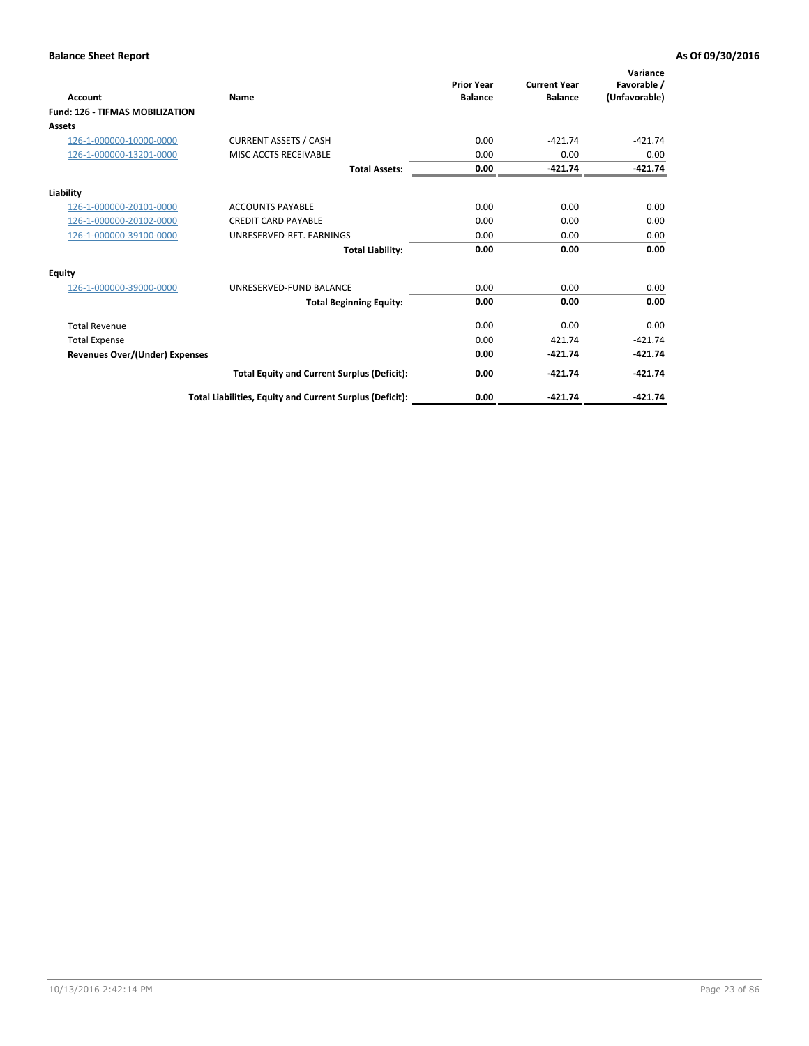**Balance Sheet Report** **As Of 09/30/2016**

| Account | Name | Prior Year Balance | Current Year Balance | Variance Favorable / (Unfavorable) |
|---|---|---|---|---|
| **Fund: 126 - TIFMAS MOBILIZATION** | | | | |
| **Assets** | | | | |
| 126-1-000000-10000-0000 | CURRENT ASSETS / CASH | 0.00 | -421.74 | -421.74 |
| 126-1-000000-13201-0000 | MISC ACCTS RECEIVABLE | 0.00 | 0.00 | 0.00 |
| | **Total Assets:** | **0.00** | **-421.74** | **-421.74** |
| **Liability** | | | | |
| 126-1-000000-20101-0000 | ACCOUNTS PAYABLE | 0.00 | 0.00 | 0.00 |
| 126-1-000000-20102-0000 | CREDIT CARD PAYABLE | 0.00 | 0.00 | 0.00 |
| 126-1-000000-39100-0000 | UNRESERVED-RET. EARNINGS | 0.00 | 0.00 | 0.00 |
| | **Total Liability:** | **0.00** | **0.00** | **0.00** |
| **Equity** | | | | |
| 126-1-000000-39000-0000 | UNRESERVED-FUND BALANCE | 0.00 | 0.00 | 0.00 |
| | **Total Beginning Equity:** | **0.00** | **0.00** | **0.00** |
| Total Revenue | | 0.00 | 0.00 | 0.00 |
| Total Expense | | 0.00 | 421.74 | -421.74 |
| **Revenues Over/(Under) Expenses** | | **0.00** | **-421.74** | **-421.74** |
| | **Total Equity and Current Surplus (Deficit):** | **0.00** | **-421.74** | **-421.74** |
| | **Total Liabilities, Equity and Current Surplus (Deficit):** | **0.00** | **-421.74** | **-421.74** |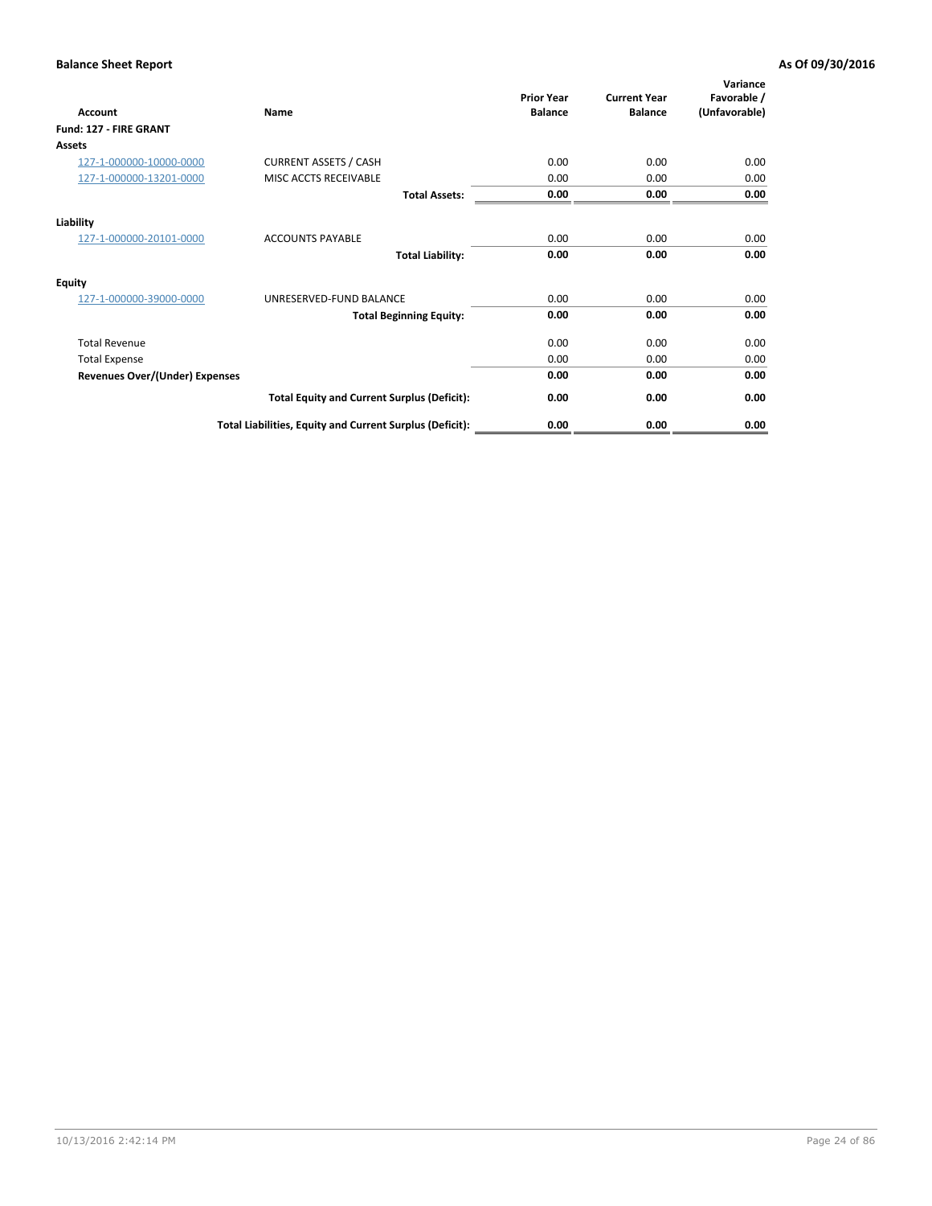**Balance Sheet Report** | **As Of 09/30/2016**

| Account | Name | Prior Year Balance | Current Year Balance | Variance Favorable / (Unfavorable) |
|---|---|---|---|---|
| **Fund: 127 - FIRE GRANT** | | | | |
| **Assets** | | | | |
| 127-1-000000-10000-0000 | CURRENT ASSETS / CASH | 0.00 | 0.00 | 0.00 |
| 127-1-000000-13201-0000 | MISC ACCTS RECEIVABLE | 0.00 | 0.00 | 0.00 |
| | **Total Assets:** | **0.00** | **0.00** | **0.00** |
| **Liability** | | | | |
| 127-1-000000-20101-0000 | ACCOUNTS PAYABLE | 0.00 | 0.00 | 0.00 |
| | **Total Liability:** | **0.00** | **0.00** | **0.00** |
| **Equity** | | | | |
| 127-1-000000-39000-0000 | UNRESERVED-FUND BALANCE | 0.00 | 0.00 | 0.00 |
| | **Total Beginning Equity:** | **0.00** | **0.00** | **0.00** |
| Total Revenue | | 0.00 | 0.00 | 0.00 |
| Total Expense | | 0.00 | 0.00 | 0.00 |
| **Revenues Over/(Under) Expenses** | | **0.00** | **0.00** | **0.00** |
| | **Total Equity and Current Surplus (Deficit):** | **0.00** | **0.00** | **0.00** |
| | **Total Liabilities, Equity and Current Surplus (Deficit):** | **0.00** | **0.00** | **0.00** |

10/13/2016 2:42:14 PM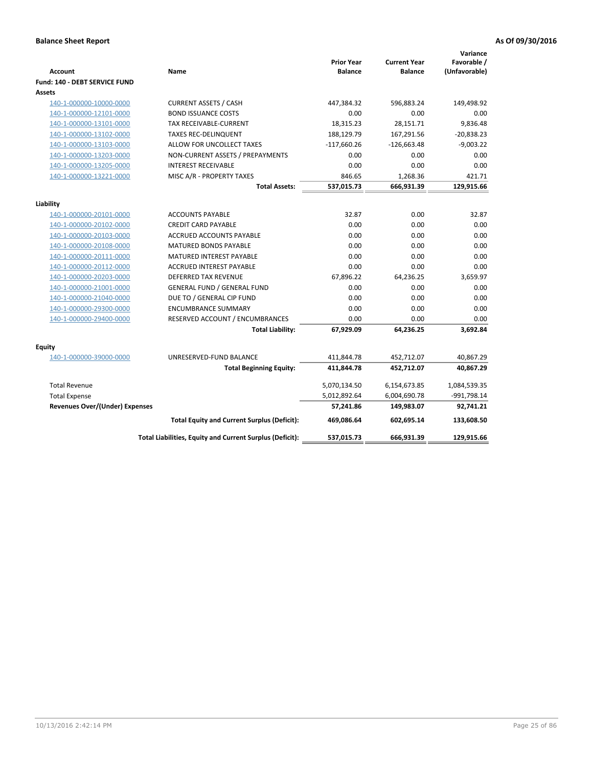**Balance Sheet Report** **As Of 09/30/2016**

| Account | Name | Prior Year Balance | Current Year Balance | Variance Favorable / (Unfavorable) |
|---|---|---|---|---|
| **Fund: 140 - DEBT SERVICE FUND** | | | | |
| **Assets** | | | | |
| 140-1-000000-10000-0000 | CURRENT ASSETS / CASH | 447,384.32 | 596,883.24 | 149,498.92 |
| 140-1-000000-12101-0000 | BOND ISSUANCE COSTS | 0.00 | 0.00 | 0.00 |
| 140-1-000000-13101-0000 | TAX RECEIVABLE-CURRENT | 18,315.23 | 28,151.71 | 9,836.48 |
| 140-1-000000-13102-0000 | TAXES REC-DELINQUENT | 188,129.79 | 167,291.56 | -20,838.23 |
| 140-1-000000-13103-0000 | ALLOW FOR UNCOLLECT TAXES | -117,660.26 | -126,663.48 | -9,003.22 |
| 140-1-000000-13203-0000 | NON-CURRENT ASSETS / PREPAYMENTS | 0.00 | 0.00 | 0.00 |
| 140-1-000000-13205-0000 | INTEREST RECEIVABLE | 0.00 | 0.00 | 0.00 |
| 140-1-000000-13221-0000 | MISC A/R - PROPERTY TAXES | 846.65 | 1,268.36 | 421.71 |
| | **Total Assets:** | **537,015.73** | **666,931.39** | **129,915.66** |
| **Liability** | | | | |
| 140-1-000000-20101-0000 | ACCOUNTS PAYABLE | 32.87 | 0.00 | 32.87 |
| 140-1-000000-20102-0000 | CREDIT CARD PAYABLE | 0.00 | 0.00 | 0.00 |
| 140-1-000000-20103-0000 | ACCRUED ACCOUNTS PAYABLE | 0.00 | 0.00 | 0.00 |
| 140-1-000000-20108-0000 | MATURED BONDS PAYABLE | 0.00 | 0.00 | 0.00 |
| 140-1-000000-20111-0000 | MATURED INTEREST PAYABLE | 0.00 | 0.00 | 0.00 |
| 140-1-000000-20112-0000 | ACCRUED INTEREST PAYABLE | 0.00 | 0.00 | 0.00 |
| 140-1-000000-20203-0000 | DEFERRED TAX REVENUE | 67,896.22 | 64,236.25 | 3,659.97 |
| 140-1-000000-21001-0000 | GENERAL FUND / GENERAL FUND | 0.00 | 0.00 | 0.00 |
| 140-1-000000-21040-0000 | DUE TO / GENERAL CIP FUND | 0.00 | 0.00 | 0.00 |
| 140-1-000000-29300-0000 | ENCUMBRANCE SUMMARY | 0.00 | 0.00 | 0.00 |
| 140-1-000000-29400-0000 | RESERVED ACCOUNT / ENCUMBRANCES | 0.00 | 0.00 | 0.00 |
| | **Total Liability:** | **67,929.09** | **64,236.25** | **3,692.84** |
| **Equity** | | | | |
| 140-1-000000-39000-0000 | UNRESERVED-FUND BALANCE | 411,844.78 | 452,712.07 | 40,867.29 |
| | **Total Beginning Equity:** | **411,844.78** | **452,712.07** | **40,867.29** |
| Total Revenue | | 5,070,134.50 | 6,154,673.85 | 1,084,539.35 |
| Total Expense | | 5,012,892.64 | 6,004,690.78 | -991,798.14 |
| **Revenues Over/(Under) Expenses** | | **57,241.86** | **149,983.07** | **92,741.21** |
| | **Total Equity and Current Surplus (Deficit):** | **469,086.64** | **602,695.14** | **133,608.50** |
| | **Total Liabilities, Equity and Current Surplus (Deficit):** | **537,015.73** | **666,931.39** | **129,915.66** |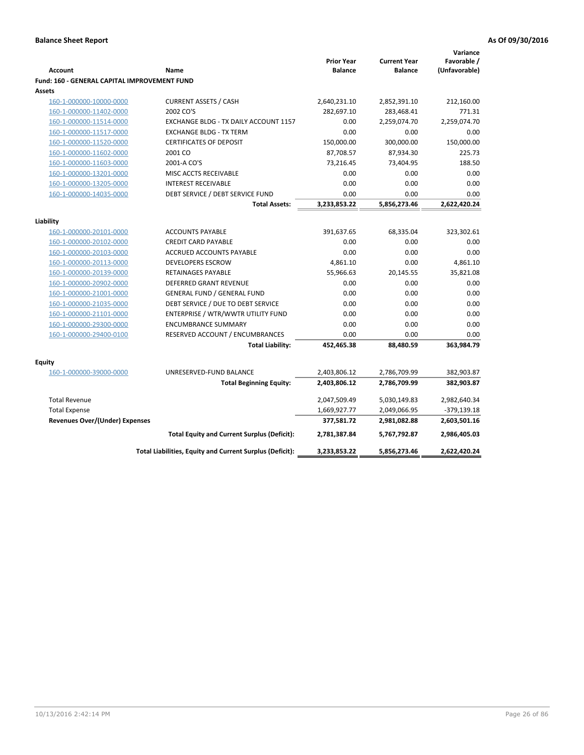**Balance Sheet Report** **As Of 09/30/2016**

| Account | Name | Prior Year Balance | Current Year Balance | Variance Favorable / (Unfavorable) |
|---|---|---|---|---|
| **Fund: 160 - GENERAL CAPITAL IMPROVEMENT FUND** | | | | |
| **Assets** | | | | |
| 160-1-000000-10000-0000 | CURRENT ASSETS / CASH | 2,640,231.10 | 2,852,391.10 | 212,160.00 |
| 160-1-000000-11402-0000 | 2002 CO'S | 282,697.10 | 283,468.41 | 771.31 |
| 160-1-000000-11514-0000 | EXCHANGE BLDG - TX DAILY ACCOUNT 1157 | 0.00 | 2,259,074.70 | 2,259,074.70 |
| 160-1-000000-11517-0000 | EXCHANGE BLDG - TX TERM | 0.00 | 0.00 | 0.00 |
| 160-1-000000-11520-0000 | CERTIFICATES OF DEPOSIT | 150,000.00 | 300,000.00 | 150,000.00 |
| 160-1-000000-11602-0000 | 2001 CO | 87,708.57 | 87,934.30 | 225.73 |
| 160-1-000000-11603-0000 | 2001-A CO'S | 73,216.45 | 73,404.95 | 188.50 |
| 160-1-000000-13201-0000 | MISC ACCTS RECEIVABLE | 0.00 | 0.00 | 0.00 |
| 160-1-000000-13205-0000 | INTEREST RECEIVABLE | 0.00 | 0.00 | 0.00 |
| 160-1-000000-14035-0000 | DEBT SERVICE / DEBT SERVICE FUND | 0.00 | 0.00 | 0.00 |
| | **Total Assets:** | **3,233,853.22** | **5,856,273.46** | **2,622,420.24** |
| **Liability** | | | | |
| 160-1-000000-20101-0000 | ACCOUNTS PAYABLE | 391,637.65 | 68,335.04 | 323,302.61 |
| 160-1-000000-20102-0000 | CREDIT CARD PAYABLE | 0.00 | 0.00 | 0.00 |
| 160-1-000000-20103-0000 | ACCRUED ACCOUNTS PAYABLE | 0.00 | 0.00 | 0.00 |
| 160-1-000000-20113-0000 | DEVELOPERS ESCROW | 4,861.10 | 0.00 | 4,861.10 |
| 160-1-000000-20139-0000 | RETAINAGES PAYABLE | 55,966.63 | 20,145.55 | 35,821.08 |
| 160-1-000000-20902-0000 | DEFERRED GRANT REVENUE | 0.00 | 0.00 | 0.00 |
| 160-1-000000-21001-0000 | GENERAL FUND / GENERAL FUND | 0.00 | 0.00 | 0.00 |
| 160-1-000000-21035-0000 | DEBT SERVICE / DUE TO DEBT SERVICE | 0.00 | 0.00 | 0.00 |
| 160-1-000000-21101-0000 | ENTERPRISE / WTR/WWTR UTILITY FUND | 0.00 | 0.00 | 0.00 |
| 160-1-000000-29300-0000 | ENCUMBRANCE SUMMARY | 0.00 | 0.00 | 0.00 |
| 160-1-000000-29400-0100 | RESERVED ACCOUNT / ENCUMBRANCES | 0.00 | 0.00 | 0.00 |
| | **Total Liability:** | **452,465.38** | **88,480.59** | **363,984.79** |
| **Equity** | | | | |
| 160-1-000000-39000-0000 | UNRESERVED-FUND BALANCE | 2,403,806.12 | 2,786,709.99 | 382,903.87 |
| | **Total Beginning Equity:** | **2,403,806.12** | **2,786,709.99** | **382,903.87** |
| Total Revenue | | 2,047,509.49 | 5,030,149.83 | 2,982,640.34 |
| Total Expense | | 1,669,927.77 | 2,049,066.95 | -379,139.18 |
| **Revenues Over/(Under) Expenses** | | **377,581.72** | **2,981,082.88** | **2,603,501.16** |
| | **Total Equity and Current Surplus (Deficit):** | **2,781,387.84** | **5,767,792.87** | **2,986,405.03** |
| | **Total Liabilities, Equity and Current Surplus (Deficit):** | **3,233,853.22** | **5,856,273.46** | **2,622,420.24** |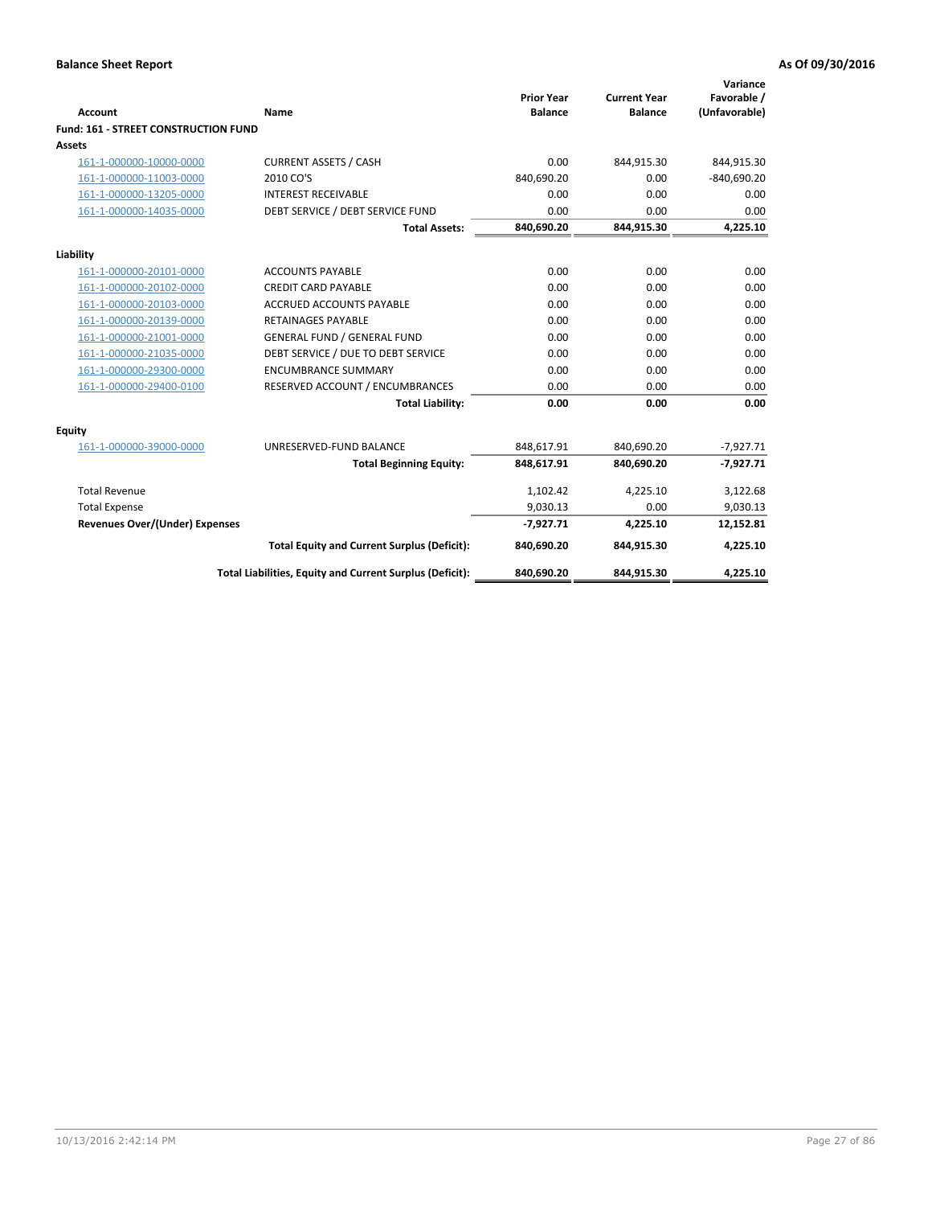**Balance Sheet Report** **As Of 09/30/2016**

| Account | Name | Prior Year Balance | Current Year Balance | Variance Favorable / (Unfavorable) |
|---|---|---|---|---|
| **Fund: 161 - STREET CONSTRUCTION FUND** | | | | |
| **Assets** | | | | |
| 161-1-000000-10000-0000 | CURRENT ASSETS / CASH | 0.00 | 844,915.30 | 844,915.30 |
| 161-1-000000-11003-0000 | 2010 CO'S | 840,690.20 | 0.00 | -840,690.20 |
| 161-1-000000-13205-0000 | INTEREST RECEIVABLE | 0.00 | 0.00 | 0.00 |
| 161-1-000000-14035-0000 | DEBT SERVICE / DEBT SERVICE FUND | 0.00 | 0.00 | 0.00 |
| | **Total Assets:** | **840,690.20** | **844,915.30** | **4,225.10** |
| **Liability** | | | | |
| 161-1-000000-20101-0000 | ACCOUNTS PAYABLE | 0.00 | 0.00 | 0.00 |
| 161-1-000000-20102-0000 | CREDIT CARD PAYABLE | 0.00 | 0.00 | 0.00 |
| 161-1-000000-20103-0000 | ACCRUED ACCOUNTS PAYABLE | 0.00 | 0.00 | 0.00 |
| 161-1-000000-20139-0000 | RETAINAGES PAYABLE | 0.00 | 0.00 | 0.00 |
| 161-1-000000-21001-0000 | GENERAL FUND / GENERAL FUND | 0.00 | 0.00 | 0.00 |
| 161-1-000000-21035-0000 | DEBT SERVICE / DUE TO DEBT SERVICE | 0.00 | 0.00 | 0.00 |
| 161-1-000000-29300-0000 | ENCUMBRANCE SUMMARY | 0.00 | 0.00 | 0.00 |
| 161-1-000000-29400-0100 | RESERVED ACCOUNT / ENCUMBRANCES | 0.00 | 0.00 | 0.00 |
| | **Total Liability:** | **0.00** | **0.00** | **0.00** |
| **Equity** | | | | |
| 161-1-000000-39000-0000 | UNRESERVED-FUND BALANCE | 848,617.91 | 840,690.20 | -7,927.71 |
| | **Total Beginning Equity:** | **848,617.91** | **840,690.20** | **-7,927.71** |
| Total Revenue | | 1,102.42 | 4,225.10 | 3,122.68 |
| Total Expense | | 9,030.13 | 0.00 | 9,030.13 |
| **Revenues Over/(Under) Expenses** | | **-7,927.71** | **4,225.10** | **12,152.81** |
| | **Total Equity and Current Surplus (Deficit):** | **840,690.20** | **844,915.30** | **4,225.10** |
| | **Total Liabilities, Equity and Current Surplus (Deficit):** | **840,690.20** | **844,915.30** | **4,225.10** |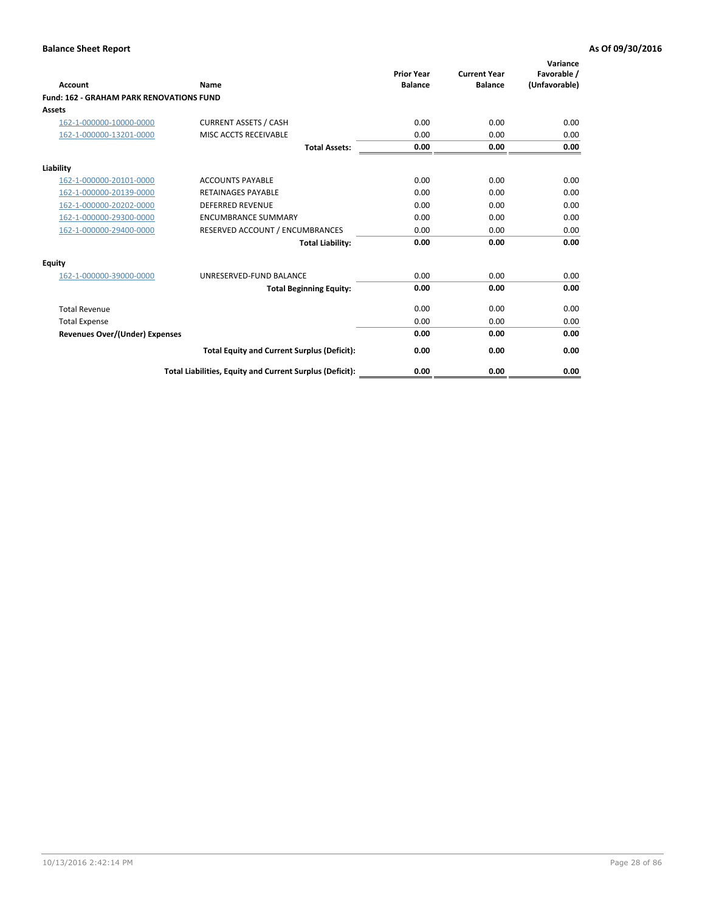**Balance Sheet Report** | **As Of 09/30/2016**

| Account | Name | Prior Year Balance | Current Year Balance | Variance Favorable / (Unfavorable) |
|---|---|---|---|---|
| **Fund: 162 - GRAHAM PARK RENOVATIONS FUND** | | | | |
| **Assets** | | | | |
| 162-1-000000-10000-0000 | CURRENT ASSETS / CASH | 0.00 | 0.00 | 0.00 |
| 162-1-000000-13201-0000 | MISC ACCTS RECEIVABLE | 0.00 | 0.00 | 0.00 |
| | **Total Assets:** | **0.00** | **0.00** | **0.00** |
| **Liability** | | | | |
| 162-1-000000-20101-0000 | ACCOUNTS PAYABLE | 0.00 | 0.00 | 0.00 |
| 162-1-000000-20139-0000 | RETAINAGES PAYABLE | 0.00 | 0.00 | 0.00 |
| 162-1-000000-20202-0000 | DEFERRED REVENUE | 0.00 | 0.00 | 0.00 |
| 162-1-000000-29300-0000 | ENCUMBRANCE SUMMARY | 0.00 | 0.00 | 0.00 |
| 162-1-000000-29400-0000 | RESERVED ACCOUNT / ENCUMBRANCES | 0.00 | 0.00 | 0.00 |
| | **Total Liability:** | **0.00** | **0.00** | **0.00** |
| **Equity** | | | | |
| 162-1-000000-39000-0000 | UNRESERVED-FUND BALANCE | 0.00 | 0.00 | 0.00 |
| | **Total Beginning Equity:** | **0.00** | **0.00** | **0.00** |
| Total Revenue | | 0.00 | 0.00 | 0.00 |
| Total Expense | | 0.00 | 0.00 | 0.00 |
| **Revenues Over/(Under) Expenses** | | **0.00** | **0.00** | **0.00** |
| | **Total Equity and Current Surplus (Deficit):** | **0.00** | **0.00** | **0.00** |
| | **Total Liabilities, Equity and Current Surplus (Deficit):** | **0.00** | **0.00** | **0.00** |

10/13/2016 2:42:14 PM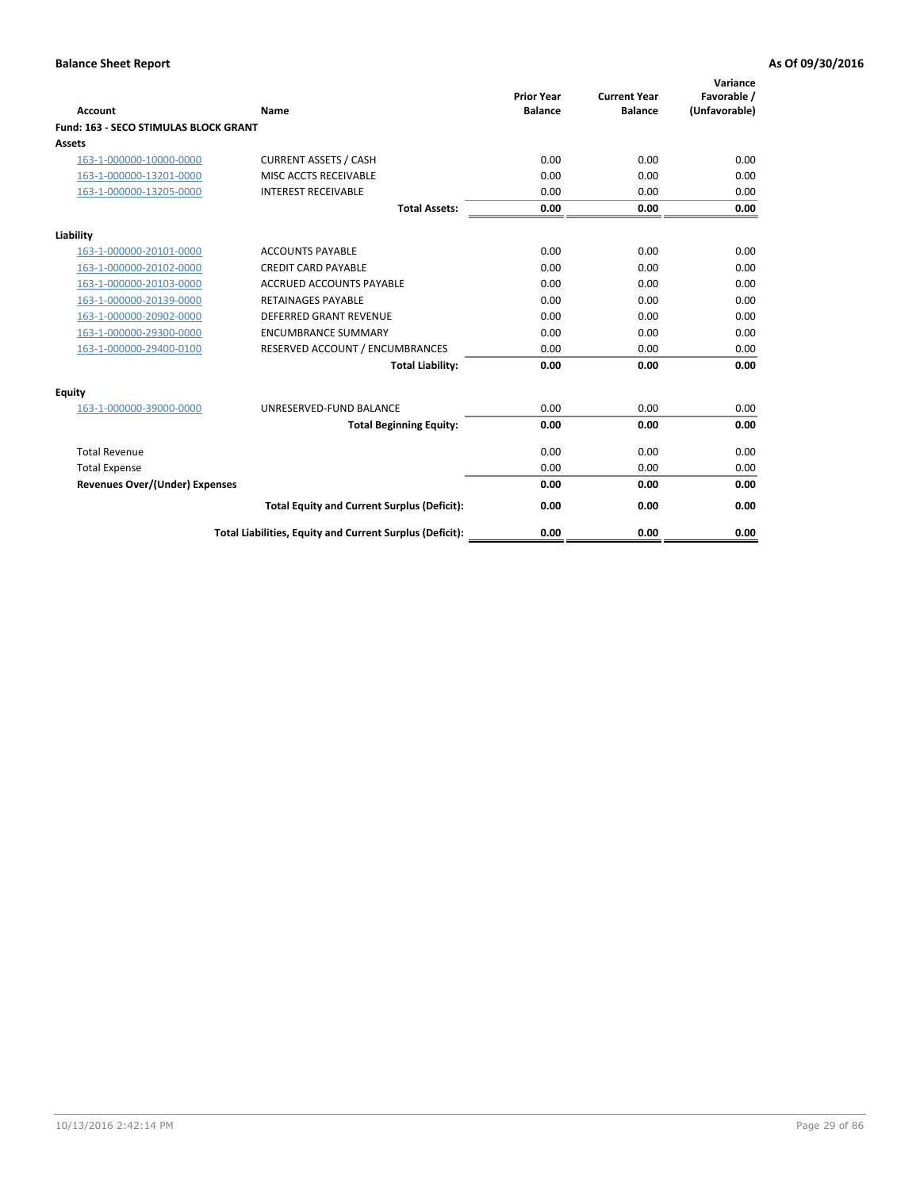**Balance Sheet Report** — **As Of 09/30/2016**

| Account | Name | Prior Year Balance | Current Year Balance | Variance Favorable / (Unfavorable) |
|---|---|---|---|---|
| **Fund: 163 - SECO STIMULAS BLOCK GRANT** | | | | |
| **Assets** | | | | |
| 163-1-000000-10000-0000 | CURRENT ASSETS / CASH | 0.00 | 0.00 | 0.00 |
| 163-1-000000-13201-0000 | MISC ACCTS RECEIVABLE | 0.00 | 0.00 | 0.00 |
| 163-1-000000-13205-0000 | INTEREST RECEIVABLE | 0.00 | 0.00 | 0.00 |
| | **Total Assets:** | **0.00** | **0.00** | **0.00** |
| **Liability** | | | | |
| 163-1-000000-20101-0000 | ACCOUNTS PAYABLE | 0.00 | 0.00 | 0.00 |
| 163-1-000000-20102-0000 | CREDIT CARD PAYABLE | 0.00 | 0.00 | 0.00 |
| 163-1-000000-20103-0000 | ACCRUED ACCOUNTS PAYABLE | 0.00 | 0.00 | 0.00 |
| 163-1-000000-20139-0000 | RETAINAGES PAYABLE | 0.00 | 0.00 | 0.00 |
| 163-1-000000-20902-0000 | DEFERRED GRANT REVENUE | 0.00 | 0.00 | 0.00 |
| 163-1-000000-29300-0000 | ENCUMBRANCE SUMMARY | 0.00 | 0.00 | 0.00 |
| 163-1-000000-29400-0100 | RESERVED ACCOUNT / ENCUMBRANCES | 0.00 | 0.00 | 0.00 |
| | **Total Liability:** | **0.00** | **0.00** | **0.00** |
| **Equity** | | | | |
| 163-1-000000-39000-0000 | UNRESERVED-FUND BALANCE | 0.00 | 0.00 | 0.00 |
| | **Total Beginning Equity:** | **0.00** | **0.00** | **0.00** |
| Total Revenue | | 0.00 | 0.00 | 0.00 |
| Total Expense | | 0.00 | 0.00 | 0.00 |
| **Revenues Over/(Under) Expenses** | | **0.00** | **0.00** | **0.00** |
| | **Total Equity and Current Surplus (Deficit):** | **0.00** | **0.00** | **0.00** |
| | **Total Liabilities, Equity and Current Surplus (Deficit):** | **0.00** | **0.00** | **0.00** |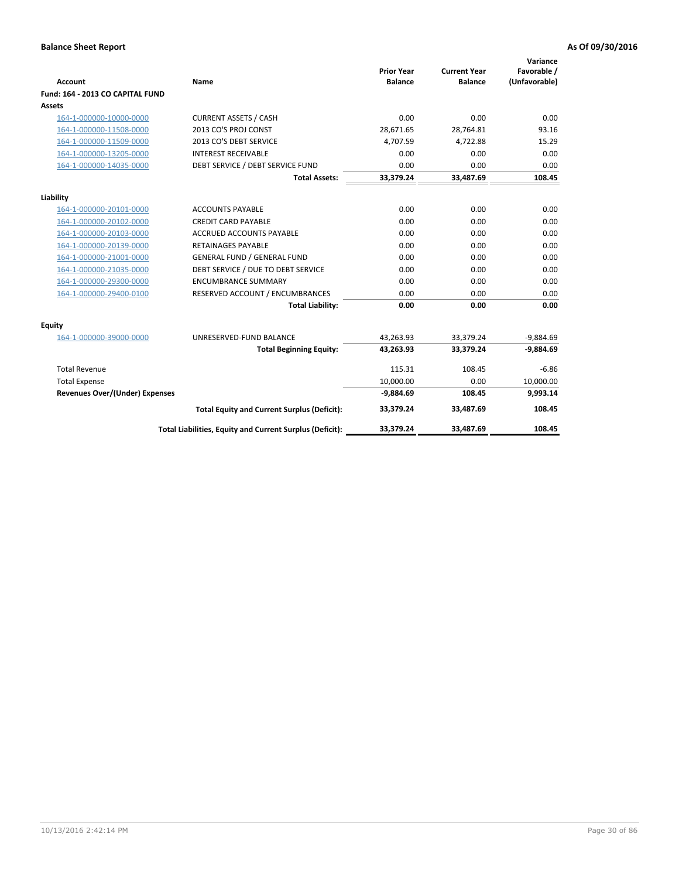**Balance Sheet Report** — **As Of 09/30/2016**

| Account | Name | Prior Year Balance | Current Year Balance | Variance Favorable / (Unfavorable) |
|---|---|---|---|---|
| **Fund: 164 - 2013 CO CAPITAL FUND** | | | | |
| **Assets** | | | | |
| 164-1-000000-10000-0000 | CURRENT ASSETS / CASH | 0.00 | 0.00 | 0.00 |
| 164-1-000000-11508-0000 | 2013 CO'S PROJ CONST | 28,671.65 | 28,764.81 | 93.16 |
| 164-1-000000-11509-0000 | 2013 CO'S DEBT SERVICE | 4,707.59 | 4,722.88 | 15.29 |
| 164-1-000000-13205-0000 | INTEREST RECEIVABLE | 0.00 | 0.00 | 0.00 |
| 164-1-000000-14035-0000 | DEBT SERVICE / DEBT SERVICE FUND | 0.00 | 0.00 | 0.00 |
| | **Total Assets:** | **33,379.24** | **33,487.69** | **108.45** |
| **Liability** | | | | |
| 164-1-000000-20101-0000 | ACCOUNTS PAYABLE | 0.00 | 0.00 | 0.00 |
| 164-1-000000-20102-0000 | CREDIT CARD PAYABLE | 0.00 | 0.00 | 0.00 |
| 164-1-000000-20103-0000 | ACCRUED ACCOUNTS PAYABLE | 0.00 | 0.00 | 0.00 |
| 164-1-000000-20139-0000 | RETAINAGES PAYABLE | 0.00 | 0.00 | 0.00 |
| 164-1-000000-21001-0000 | GENERAL FUND / GENERAL FUND | 0.00 | 0.00 | 0.00 |
| 164-1-000000-21035-0000 | DEBT SERVICE / DUE TO DEBT SERVICE | 0.00 | 0.00 | 0.00 |
| 164-1-000000-29300-0000 | ENCUMBRANCE SUMMARY | 0.00 | 0.00 | 0.00 |
| 164-1-000000-29400-0100 | RESERVED ACCOUNT / ENCUMBRANCES | 0.00 | 0.00 | 0.00 |
| | **Total Liability:** | **0.00** | **0.00** | **0.00** |
| **Equity** | | | | |
| 164-1-000000-39000-0000 | UNRESERVED-FUND BALANCE | 43,263.93 | 33,379.24 | -9,884.69 |
| | **Total Beginning Equity:** | **43,263.93** | **33,379.24** | **-9,884.69** |
| Total Revenue | | 115.31 | 108.45 | -6.86 |
| Total Expense | | 10,000.00 | 0.00 | 10,000.00 |
| **Revenues Over/(Under) Expenses** | | **-9,884.69** | **108.45** | **9,993.14** |
| | **Total Equity and Current Surplus (Deficit):** | **33,379.24** | **33,487.69** | **108.45** |
| | **Total Liabilities, Equity and Current Surplus (Deficit):** | **33,379.24** | **33,487.69** | **108.45** |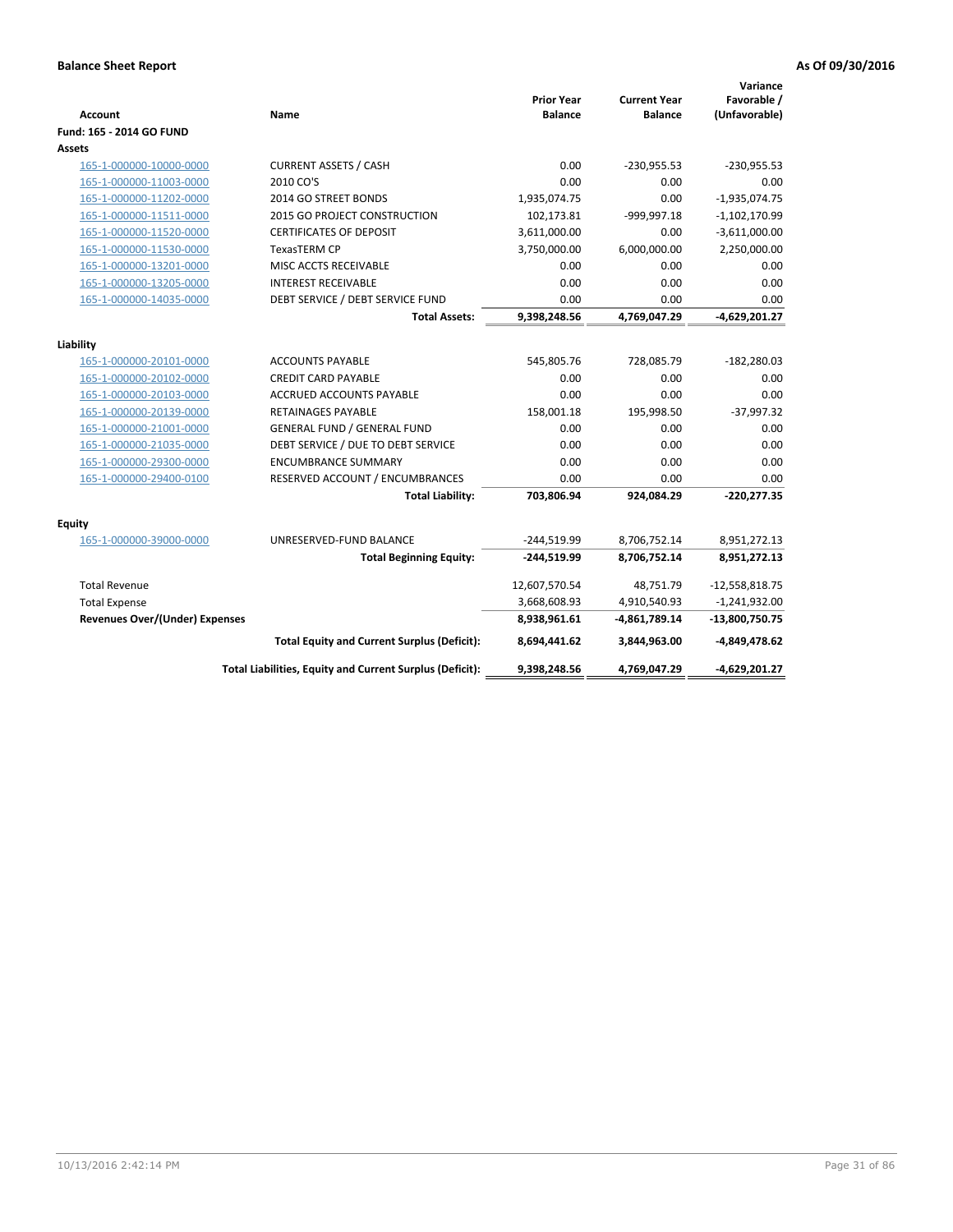**Balance Sheet Report** **As Of 09/30/2016**

| Account | Name | Prior Year Balance | Current Year Balance | Variance Favorable / (Unfavorable) |
|---|---|---|---|---|
| **Fund: 165 - 2014 GO FUND** | | | | |
| **Assets** | | | | |
| 165-1-000000-10000-0000 | CURRENT ASSETS / CASH | 0.00 | -230,955.53 | -230,955.53 |
| 165-1-000000-11003-0000 | 2010 CO'S | 0.00 | 0.00 | 0.00 |
| 165-1-000000-11202-0000 | 2014 GO STREET BONDS | 1,935,074.75 | 0.00 | -1,935,074.75 |
| 165-1-000000-11511-0000 | 2015 GO PROJECT CONSTRUCTION | 102,173.81 | -999,997.18 | -1,102,170.99 |
| 165-1-000000-11520-0000 | CERTIFICATES OF DEPOSIT | 3,611,000.00 | 0.00 | -3,611,000.00 |
| 165-1-000000-11530-0000 | TexasTERM CP | 3,750,000.00 | 6,000,000.00 | 2,250,000.00 |
| 165-1-000000-13201-0000 | MISC ACCTS RECEIVABLE | 0.00 | 0.00 | 0.00 |
| 165-1-000000-13205-0000 | INTEREST RECEIVABLE | 0.00 | 0.00 | 0.00 |
| 165-1-000000-14035-0000 | DEBT SERVICE / DEBT SERVICE FUND | 0.00 | 0.00 | 0.00 |
| | **Total Assets:** | **9,398,248.56** | **4,769,047.29** | **-4,629,201.27** |
| **Liability** | | | | |
| 165-1-000000-20101-0000 | ACCOUNTS PAYABLE | 545,805.76 | 728,085.79 | -182,280.03 |
| 165-1-000000-20102-0000 | CREDIT CARD PAYABLE | 0.00 | 0.00 | 0.00 |
| 165-1-000000-20103-0000 | ACCRUED ACCOUNTS PAYABLE | 0.00 | 0.00 | 0.00 |
| 165-1-000000-20139-0000 | RETAINAGES PAYABLE | 158,001.18 | 195,998.50 | -37,997.32 |
| 165-1-000000-21001-0000 | GENERAL FUND / GENERAL FUND | 0.00 | 0.00 | 0.00 |
| 165-1-000000-21035-0000 | DEBT SERVICE / DUE TO DEBT SERVICE | 0.00 | 0.00 | 0.00 |
| 165-1-000000-29300-0000 | ENCUMBRANCE SUMMARY | 0.00 | 0.00 | 0.00 |
| 165-1-000000-29400-0100 | RESERVED ACCOUNT / ENCUMBRANCES | 0.00 | 0.00 | 0.00 |
| | **Total Liability:** | **703,806.94** | **924,084.29** | **-220,277.35** |
| **Equity** | | | | |
| 165-1-000000-39000-0000 | UNRESERVED-FUND BALANCE | -244,519.99 | 8,706,752.14 | 8,951,272.13 |
| | **Total Beginning Equity:** | **-244,519.99** | **8,706,752.14** | **8,951,272.13** |
| Total Revenue | | 12,607,570.54 | 48,751.79 | -12,558,818.75 |
| Total Expense | | 3,668,608.93 | 4,910,540.93 | -1,241,932.00 |
| **Revenues Over/(Under) Expenses** | | **8,938,961.61** | **-4,861,789.14** | **-13,800,750.75** |
| | **Total Equity and Current Surplus (Deficit):** | **8,694,441.62** | **3,844,963.00** | **-4,849,478.62** |
| | **Total Liabilities, Equity and Current Surplus (Deficit):** | **9,398,248.56** | **4,769,047.29** | **-4,629,201.27** |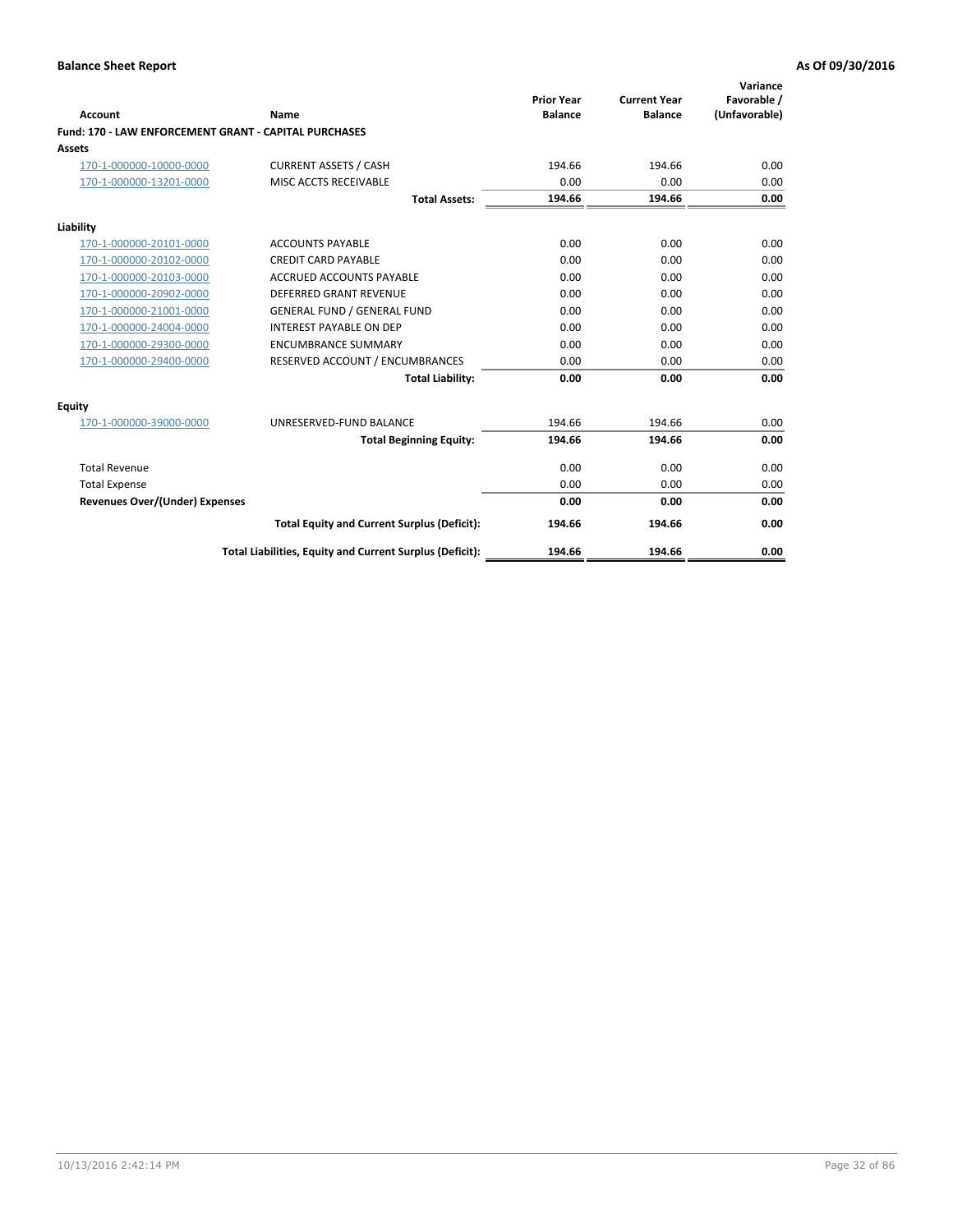**Balance Sheet Report** | **As Of 09/30/2016**

| Account | Name | Prior Year Balance | Current Year Balance | Variance Favorable / (Unfavorable) |
|---|---|---|---|---|
| **Fund: 170 - LAW ENFORCEMENT GRANT - CAPITAL PURCHASES** | | | | |
| **Assets** | | | | |
| 170-1-000000-10000-0000 | CURRENT ASSETS / CASH | 194.66 | 194.66 | 0.00 |
| 170-1-000000-13201-0000 | MISC ACCTS RECEIVABLE | 0.00 | 0.00 | 0.00 |
| | **Total Assets:** | **194.66** | **194.66** | **0.00** |
| **Liability** | | | | |
| 170-1-000000-20101-0000 | ACCOUNTS PAYABLE | 0.00 | 0.00 | 0.00 |
| 170-1-000000-20102-0000 | CREDIT CARD PAYABLE | 0.00 | 0.00 | 0.00 |
| 170-1-000000-20103-0000 | ACCRUED ACCOUNTS PAYABLE | 0.00 | 0.00 | 0.00 |
| 170-1-000000-20902-0000 | DEFERRED GRANT REVENUE | 0.00 | 0.00 | 0.00 |
| 170-1-000000-21001-0000 | GENERAL FUND / GENERAL FUND | 0.00 | 0.00 | 0.00 |
| 170-1-000000-24004-0000 | INTEREST PAYABLE ON DEP | 0.00 | 0.00 | 0.00 |
| 170-1-000000-29300-0000 | ENCUMBRANCE SUMMARY | 0.00 | 0.00 | 0.00 |
| 170-1-000000-29400-0000 | RESERVED ACCOUNT / ENCUMBRANCES | 0.00 | 0.00 | 0.00 |
| | **Total Liability:** | **0.00** | **0.00** | **0.00** |
| **Equity** | | | | |
| 170-1-000000-39000-0000 | UNRESERVED-FUND BALANCE | 194.66 | 194.66 | 0.00 |
| | **Total Beginning Equity:** | **194.66** | **194.66** | **0.00** |
| Total Revenue | | 0.00 | 0.00 | 0.00 |
| Total Expense | | 0.00 | 0.00 | 0.00 |
| **Revenues Over/(Under) Expenses** | | **0.00** | **0.00** | **0.00** |
| | **Total Equity and Current Surplus (Deficit):** | **194.66** | **194.66** | **0.00** |
| | **Total Liabilities, Equity and Current Surplus (Deficit):** | **194.66** | **194.66** | **0.00** |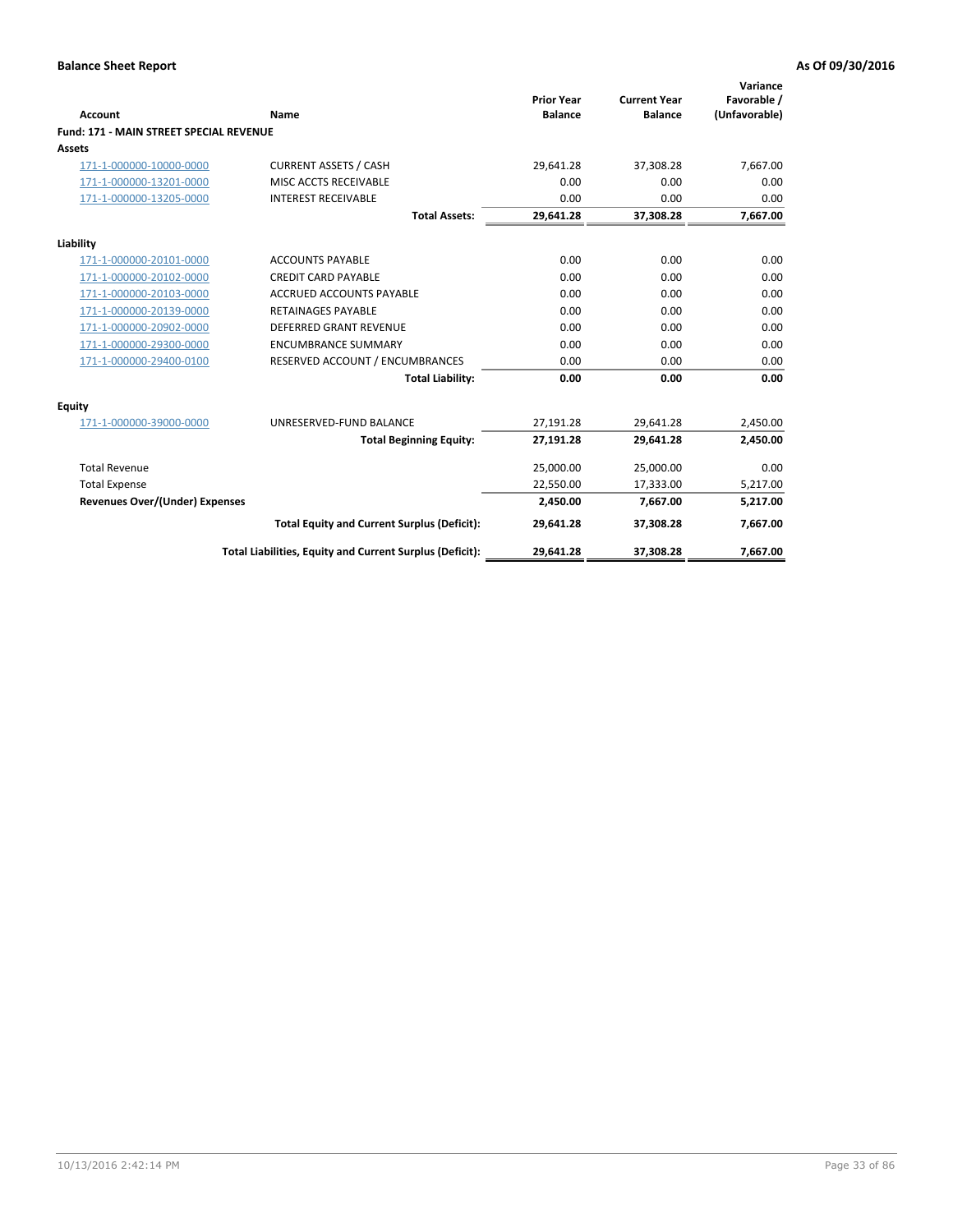**Balance Sheet Report** — As Of 09/30/2016

| Account | Name | Prior Year Balance | Current Year Balance | Variance Favorable / (Unfavorable) |
|---|---|---|---|---|
| **Fund: 171 - MAIN STREET SPECIAL REVENUE** | | | | |
| **Assets** | | | | |
| 171-1-000000-10000-0000 | CURRENT ASSETS / CASH | 29,641.28 | 37,308.28 | 7,667.00 |
| 171-1-000000-13201-0000 | MISC ACCTS RECEIVABLE | 0.00 | 0.00 | 0.00 |
| 171-1-000000-13205-0000 | INTEREST RECEIVABLE | 0.00 | 0.00 | 0.00 |
| | **Total Assets:** | **29,641.28** | **37,308.28** | **7,667.00** |
| **Liability** | | | | |
| 171-1-000000-20101-0000 | ACCOUNTS PAYABLE | 0.00 | 0.00 | 0.00 |
| 171-1-000000-20102-0000 | CREDIT CARD PAYABLE | 0.00 | 0.00 | 0.00 |
| 171-1-000000-20103-0000 | ACCRUED ACCOUNTS PAYABLE | 0.00 | 0.00 | 0.00 |
| 171-1-000000-20139-0000 | RETAINAGES PAYABLE | 0.00 | 0.00 | 0.00 |
| 171-1-000000-20902-0000 | DEFERRED GRANT REVENUE | 0.00 | 0.00 | 0.00 |
| 171-1-000000-29300-0000 | ENCUMBRANCE SUMMARY | 0.00 | 0.00 | 0.00 |
| 171-1-000000-29400-0100 | RESERVED ACCOUNT / ENCUMBRANCES | 0.00 | 0.00 | 0.00 |
| | **Total Liability:** | **0.00** | **0.00** | **0.00** |
| **Equity** | | | | |
| 171-1-000000-39000-0000 | UNRESERVED-FUND BALANCE | 27,191.28 | 29,641.28 | 2,450.00 |
| | **Total Beginning Equity:** | **27,191.28** | **29,641.28** | **2,450.00** |
| Total Revenue | | 25,000.00 | 25,000.00 | 0.00 |
| Total Expense | | 22,550.00 | 17,333.00 | 5,217.00 |
| **Revenues Over/(Under) Expenses** | | **2,450.00** | **7,667.00** | **5,217.00** |
| | **Total Equity and Current Surplus (Deficit):** | **29,641.28** | **37,308.28** | **7,667.00** |
| | **Total Liabilities, Equity and Current Surplus (Deficit):** | **29,641.28** | **37,308.28** | **7,667.00** |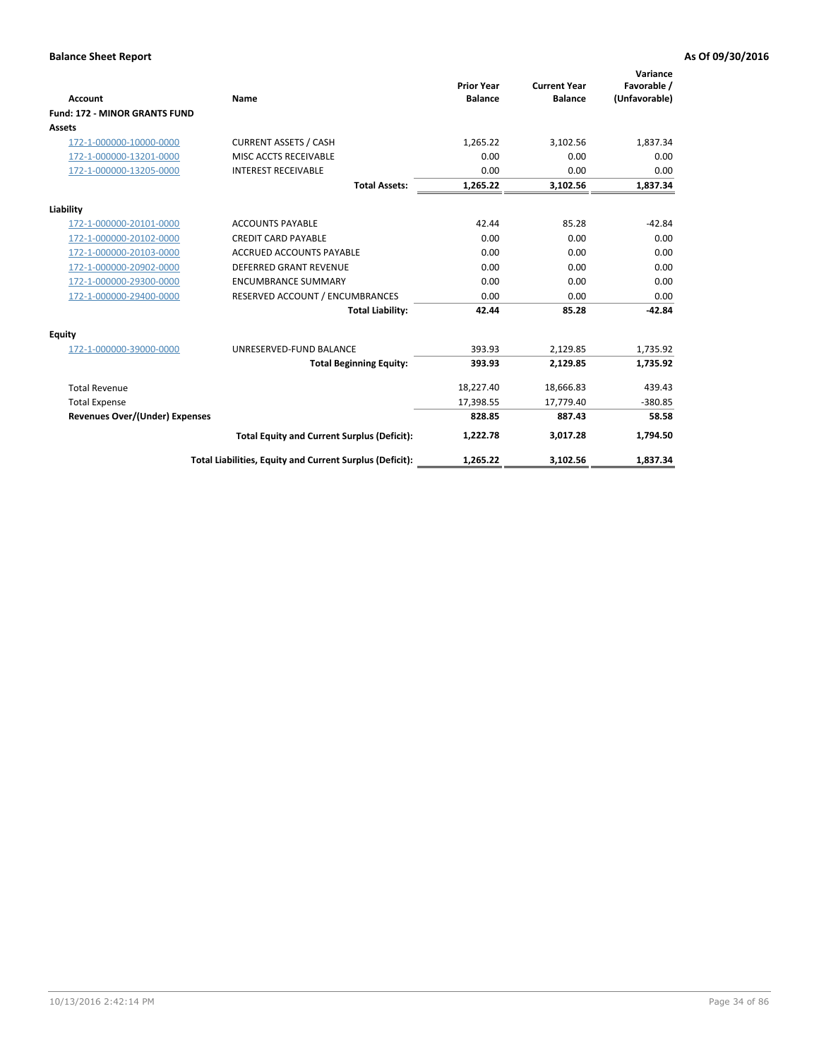**Balance Sheet Report** **As Of 09/30/2016**

| Account | Name | Prior Year Balance | Current Year Balance | Variance Favorable / (Unfavorable) |
|---|---|---|---|---|
| **Fund: 172 - MINOR GRANTS FUND** | | | | |
| **Assets** | | | | |
| 172-1-000000-10000-0000 | CURRENT ASSETS / CASH | 1,265.22 | 3,102.56 | 1,837.34 |
| 172-1-000000-13201-0000 | MISC ACCTS RECEIVABLE | 0.00 | 0.00 | 0.00 |
| 172-1-000000-13205-0000 | INTEREST RECEIVABLE | 0.00 | 0.00 | 0.00 |
| | **Total Assets:** | **1,265.22** | **3,102.56** | **1,837.34** |
| **Liability** | | | | |
| 172-1-000000-20101-0000 | ACCOUNTS PAYABLE | 42.44 | 85.28 | -42.84 |
| 172-1-000000-20102-0000 | CREDIT CARD PAYABLE | 0.00 | 0.00 | 0.00 |
| 172-1-000000-20103-0000 | ACCRUED ACCOUNTS PAYABLE | 0.00 | 0.00 | 0.00 |
| 172-1-000000-20902-0000 | DEFERRED GRANT REVENUE | 0.00 | 0.00 | 0.00 |
| 172-1-000000-29300-0000 | ENCUMBRANCE SUMMARY | 0.00 | 0.00 | 0.00 |
| 172-1-000000-29400-0000 | RESERVED ACCOUNT / ENCUMBRANCES | 0.00 | 0.00 | 0.00 |
| | **Total Liability:** | **42.44** | **85.28** | **-42.84** |
| **Equity** | | | | |
| 172-1-000000-39000-0000 | UNRESERVED-FUND BALANCE | 393.93 | 2,129.85 | 1,735.92 |
| | **Total Beginning Equity:** | **393.93** | **2,129.85** | **1,735.92** |
| Total Revenue | | 18,227.40 | 18,666.83 | 439.43 |
| Total Expense | | 17,398.55 | 17,779.40 | -380.85 |
| **Revenues Over/(Under) Expenses** | | **828.85** | **887.43** | **58.58** |
| | **Total Equity and Current Surplus (Deficit):** | **1,222.78** | **3,017.28** | **1,794.50** |
| | **Total Liabilities, Equity and Current Surplus (Deficit):** | **1,265.22** | **3,102.56** | **1,837.34** |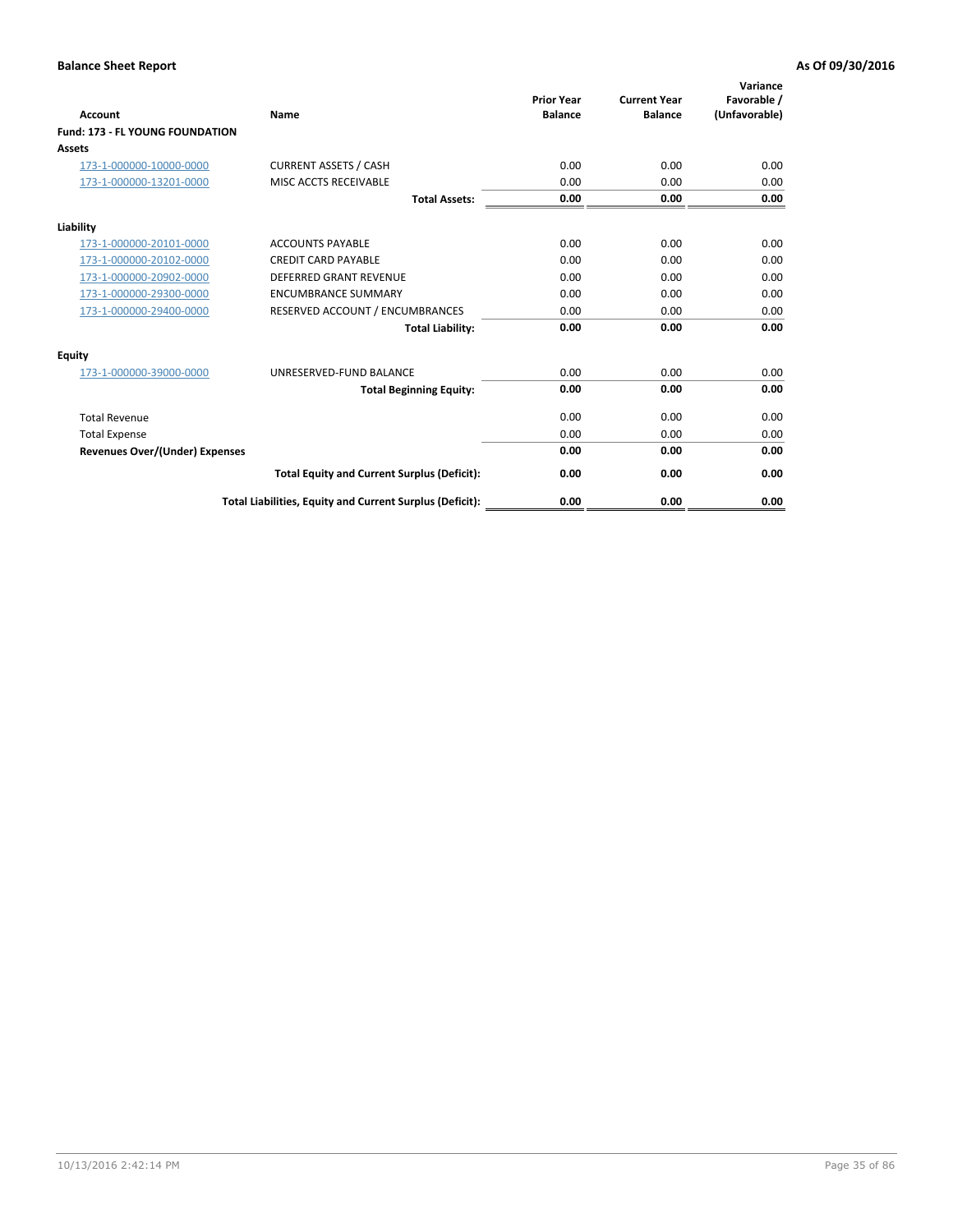**Balance Sheet Report** **As Of 09/30/2016**

| Account | Name | Prior Year Balance | Current Year Balance | Variance Favorable / (Unfavorable) |
|---|---|---|---|---|
| **Fund: 173 - FL YOUNG FOUNDATION** | | | | |
| **Assets** | | | | |
| 173-1-000000-10000-0000 | CURRENT ASSETS / CASH | 0.00 | 0.00 | 0.00 |
| 173-1-000000-13201-0000 | MISC ACCTS RECEIVABLE | 0.00 | 0.00 | 0.00 |
| | **Total Assets:** | **0.00** | **0.00** | **0.00** |
| **Liability** | | | | |
| 173-1-000000-20101-0000 | ACCOUNTS PAYABLE | 0.00 | 0.00 | 0.00 |
| 173-1-000000-20102-0000 | CREDIT CARD PAYABLE | 0.00 | 0.00 | 0.00 |
| 173-1-000000-20902-0000 | DEFERRED GRANT REVENUE | 0.00 | 0.00 | 0.00 |
| 173-1-000000-29300-0000 | ENCUMBRANCE SUMMARY | 0.00 | 0.00 | 0.00 |
| 173-1-000000-29400-0000 | RESERVED ACCOUNT / ENCUMBRANCES | 0.00 | 0.00 | 0.00 |
| | **Total Liability:** | **0.00** | **0.00** | **0.00** |
| **Equity** | | | | |
| 173-1-000000-39000-0000 | UNRESERVED-FUND BALANCE | 0.00 | 0.00 | 0.00 |
| | **Total Beginning Equity:** | **0.00** | **0.00** | **0.00** |
| Total Revenue | | 0.00 | 0.00 | 0.00 |
| Total Expense | | 0.00 | 0.00 | 0.00 |
| **Revenues Over/(Under) Expenses** | | **0.00** | **0.00** | **0.00** |
| | **Total Equity and Current Surplus (Deficit):** | **0.00** | **0.00** | **0.00** |
| | **Total Liabilities, Equity and Current Surplus (Deficit):** | **0.00** | **0.00** | **0.00** |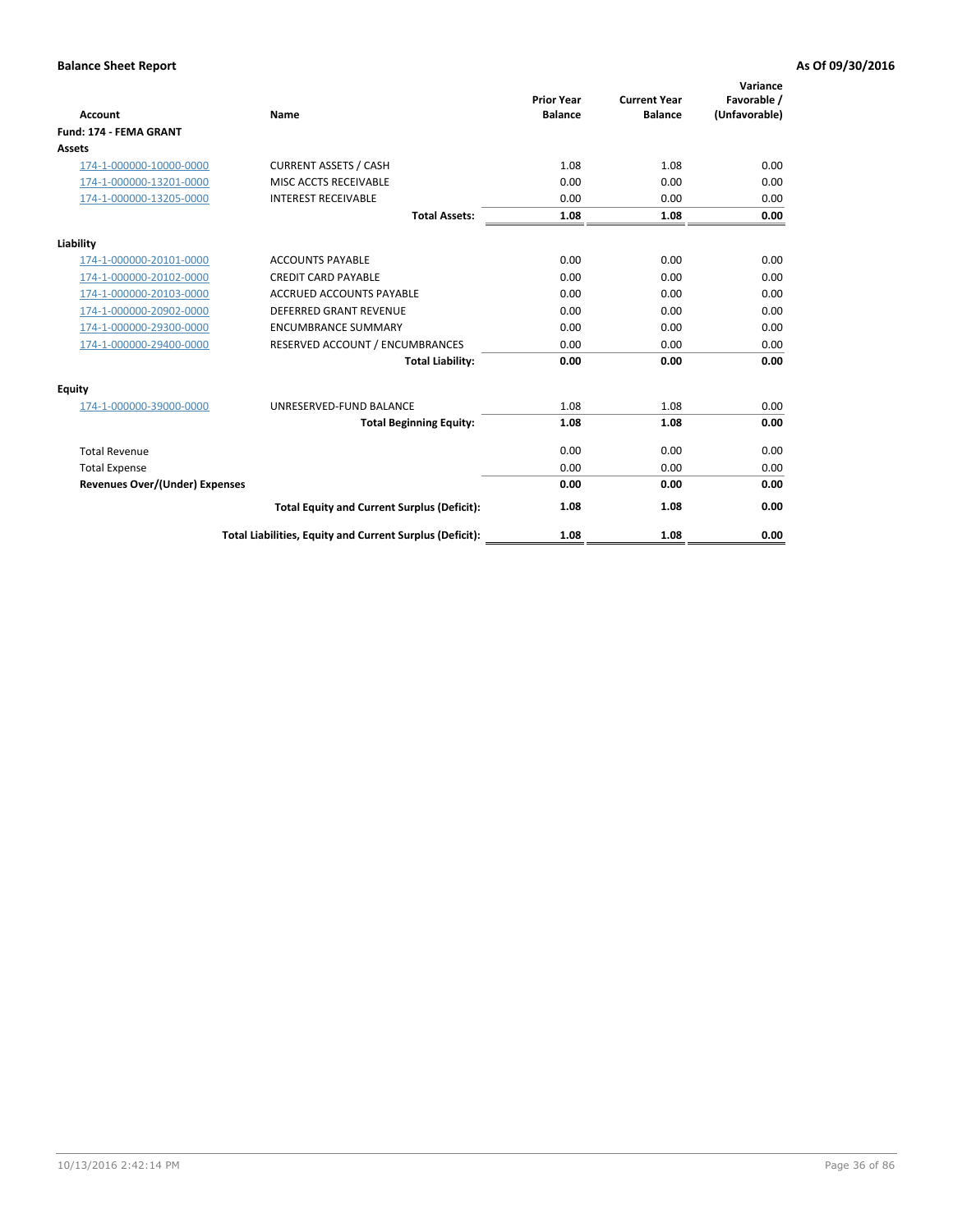**Balance Sheet Report** **As Of 09/30/2016**

| Account | Name | Prior Year Balance | Current Year Balance | Variance Favorable / (Unfavorable) |
|---|---|---|---|---|
| **Fund: 174 - FEMA GRANT** | | | | |
| **Assets** | | | | |
| 174-1-000000-10000-0000 | CURRENT ASSETS / CASH | 1.08 | 1.08 | 0.00 |
| 174-1-000000-13201-0000 | MISC ACCTS RECEIVABLE | 0.00 | 0.00 | 0.00 |
| 174-1-000000-13205-0000 | INTEREST RECEIVABLE | 0.00 | 0.00 | 0.00 |
| | **Total Assets:** | **1.08** | **1.08** | **0.00** |
| **Liability** | | | | |
| 174-1-000000-20101-0000 | ACCOUNTS PAYABLE | 0.00 | 0.00 | 0.00 |
| 174-1-000000-20102-0000 | CREDIT CARD PAYABLE | 0.00 | 0.00 | 0.00 |
| 174-1-000000-20103-0000 | ACCRUED ACCOUNTS PAYABLE | 0.00 | 0.00 | 0.00 |
| 174-1-000000-20902-0000 | DEFERRED GRANT REVENUE | 0.00 | 0.00 | 0.00 |
| 174-1-000000-29300-0000 | ENCUMBRANCE SUMMARY | 0.00 | 0.00 | 0.00 |
| 174-1-000000-29400-0000 | RESERVED ACCOUNT / ENCUMBRANCES | 0.00 | 0.00 | 0.00 |
| | **Total Liability:** | **0.00** | **0.00** | **0.00** |
| **Equity** | | | | |
| 174-1-000000-39000-0000 | UNRESERVED-FUND BALANCE | 1.08 | 1.08 | 0.00 |
| | **Total Beginning Equity:** | **1.08** | **1.08** | **0.00** |
| Total Revenue | | 0.00 | 0.00 | 0.00 |
| Total Expense | | 0.00 | 0.00 | 0.00 |
| **Revenues Over/(Under) Expenses** | | **0.00** | **0.00** | **0.00** |
| | **Total Equity and Current Surplus (Deficit):** | **1.08** | **1.08** | **0.00** |
| | **Total Liabilities, Equity and Current Surplus (Deficit):** | **1.08** | **1.08** | **0.00** |

10/13/2016 2:42:14 PM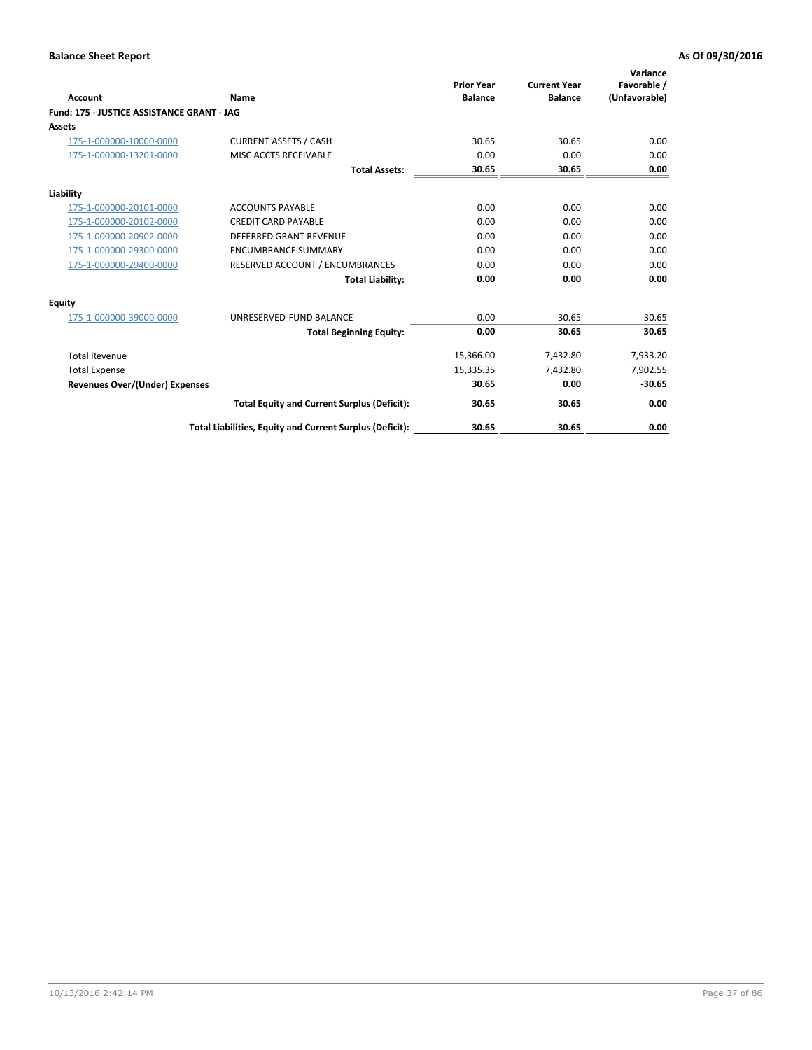**Balance Sheet Report** | **As Of 09/30/2016**

| Account | Name | Prior Year Balance | Current Year Balance | Variance Favorable / (Unfavorable) |
|---|---|---|---|---|
| **Fund: 175 - JUSTICE ASSISTANCE GRANT - JAG** | | | | |
| **Assets** | | | | |
| 175-1-000000-10000-0000 | CURRENT ASSETS / CASH | 30.65 | 30.65 | 0.00 |
| 175-1-000000-13201-0000 | MISC ACCTS RECEIVABLE | 0.00 | 0.00 | 0.00 |
| | **Total Assets:** | **30.65** | **30.65** | **0.00** |
| **Liability** | | | | |
| 175-1-000000-20101-0000 | ACCOUNTS PAYABLE | 0.00 | 0.00 | 0.00 |
| 175-1-000000-20102-0000 | CREDIT CARD PAYABLE | 0.00 | 0.00 | 0.00 |
| 175-1-000000-20902-0000 | DEFERRED GRANT REVENUE | 0.00 | 0.00 | 0.00 |
| 175-1-000000-29300-0000 | ENCUMBRANCE SUMMARY | 0.00 | 0.00 | 0.00 |
| 175-1-000000-29400-0000 | RESERVED ACCOUNT / ENCUMBRANCES | 0.00 | 0.00 | 0.00 |
| | **Total Liability:** | **0.00** | **0.00** | **0.00** |
| **Equity** | | | | |
| 175-1-000000-39000-0000 | UNRESERVED-FUND BALANCE | 0.00 | 30.65 | 30.65 |
| | **Total Beginning Equity:** | **0.00** | **30.65** | **30.65** |
| Total Revenue | | 15,366.00 | 7,432.80 | -7,933.20 |
| Total Expense | | 15,335.35 | 7,432.80 | 7,902.55 |
| **Revenues Over/(Under) Expenses** | | **30.65** | **0.00** | **-30.65** |
| | **Total Equity and Current Surplus (Deficit):** | **30.65** | **30.65** | **0.00** |
| | **Total Liabilities, Equity and Current Surplus (Deficit):** | **30.65** | **30.65** | **0.00** |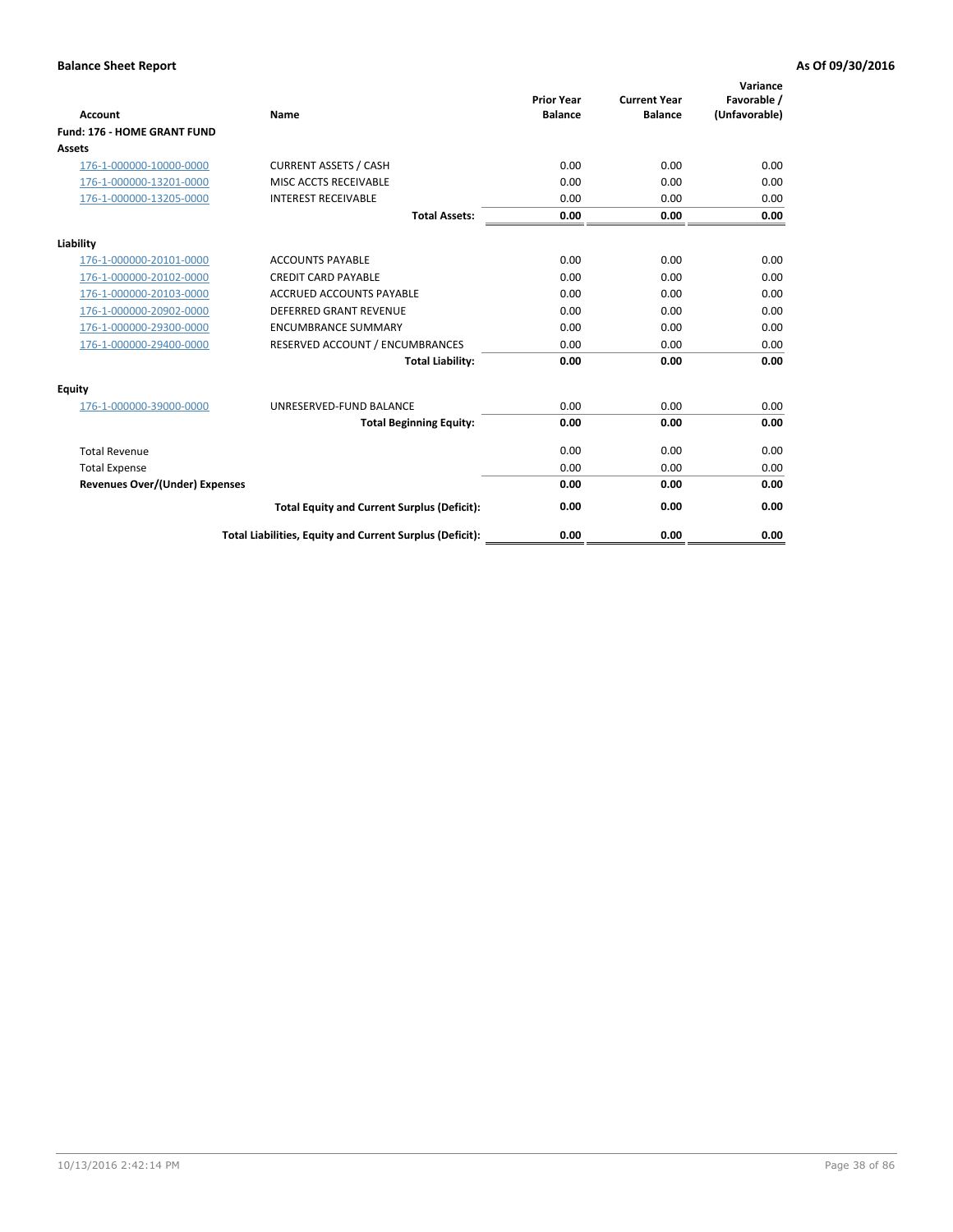**Balance Sheet Report** **As Of 09/30/2016**

| Account | Name | Prior Year Balance | Current Year Balance | Variance Favorable / (Unfavorable) |
|---|---|---|---|---|
| **Fund: 176 - HOME GRANT FUND** | | | | |
| **Assets** | | | | |
| 176-1-000000-10000-0000 | CURRENT ASSETS / CASH | 0.00 | 0.00 | 0.00 |
| 176-1-000000-13201-0000 | MISC ACCTS RECEIVABLE | 0.00 | 0.00 | 0.00 |
| 176-1-000000-13205-0000 | INTEREST RECEIVABLE | 0.00 | 0.00 | 0.00 |
| | **Total Assets:** | **0.00** | **0.00** | **0.00** |
| **Liability** | | | | |
| 176-1-000000-20101-0000 | ACCOUNTS PAYABLE | 0.00 | 0.00 | 0.00 |
| 176-1-000000-20102-0000 | CREDIT CARD PAYABLE | 0.00 | 0.00 | 0.00 |
| 176-1-000000-20103-0000 | ACCRUED ACCOUNTS PAYABLE | 0.00 | 0.00 | 0.00 |
| 176-1-000000-20902-0000 | DEFERRED GRANT REVENUE | 0.00 | 0.00 | 0.00 |
| 176-1-000000-29300-0000 | ENCUMBRANCE SUMMARY | 0.00 | 0.00 | 0.00 |
| 176-1-000000-29400-0000 | RESERVED ACCOUNT / ENCUMBRANCES | 0.00 | 0.00 | 0.00 |
| | **Total Liability:** | **0.00** | **0.00** | **0.00** |
| **Equity** | | | | |
| 176-1-000000-39000-0000 | UNRESERVED-FUND BALANCE | 0.00 | 0.00 | 0.00 |
| | **Total Beginning Equity:** | **0.00** | **0.00** | **0.00** |
| Total Revenue | | 0.00 | 0.00 | 0.00 |
| Total Expense | | 0.00 | 0.00 | 0.00 |
| **Revenues Over/(Under) Expenses** | | **0.00** | **0.00** | **0.00** |
| | **Total Equity and Current Surplus (Deficit):** | **0.00** | **0.00** | **0.00** |
| | **Total Liabilities, Equity and Current Surplus (Deficit):** | **0.00** | **0.00** | **0.00** |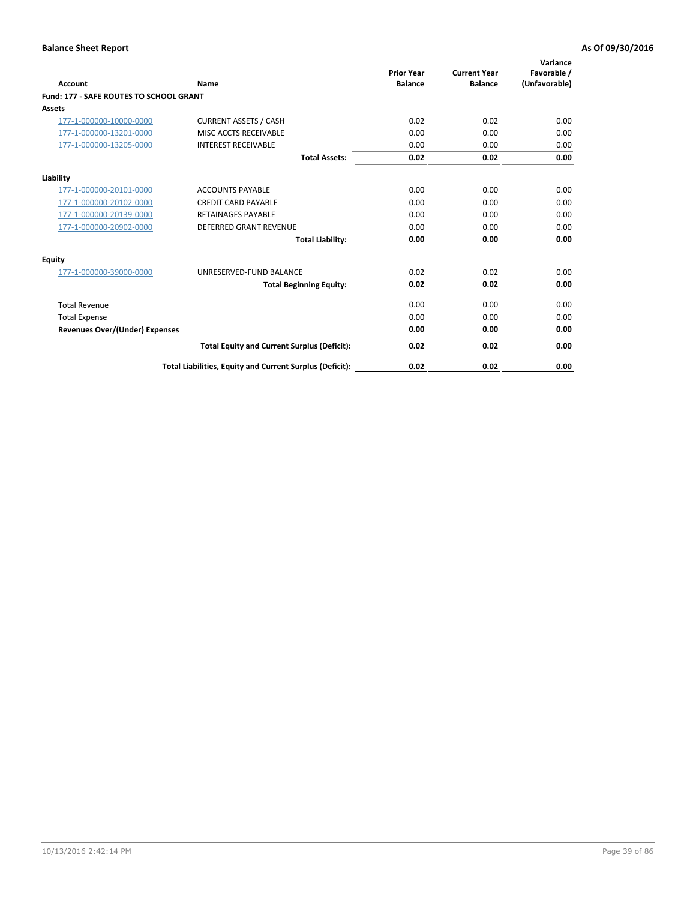**Balance Sheet Report** **As Of 09/30/2016**

| Account | Name | Prior Year Balance | Current Year Balance | Variance Favorable / (Unfavorable) |
|---|---|---|---|---|
| **Fund: 177 - SAFE ROUTES TO SCHOOL GRANT** | | | | |
| **Assets** | | | | |
| 177-1-000000-10000-0000 | CURRENT ASSETS / CASH | 0.02 | 0.02 | 0.00 |
| 177-1-000000-13201-0000 | MISC ACCTS RECEIVABLE | 0.00 | 0.00 | 0.00 |
| 177-1-000000-13205-0000 | INTEREST RECEIVABLE | 0.00 | 0.00 | 0.00 |
| | **Total Assets:** | **0.02** | **0.02** | **0.00** |
| **Liability** | | | | |
| 177-1-000000-20101-0000 | ACCOUNTS PAYABLE | 0.00 | 0.00 | 0.00 |
| 177-1-000000-20102-0000 | CREDIT CARD PAYABLE | 0.00 | 0.00 | 0.00 |
| 177-1-000000-20139-0000 | RETAINAGES PAYABLE | 0.00 | 0.00 | 0.00 |
| 177-1-000000-20902-0000 | DEFERRED GRANT REVENUE | 0.00 | 0.00 | 0.00 |
| | **Total Liability:** | **0.00** | **0.00** | **0.00** |
| **Equity** | | | | |
| 177-1-000000-39000-0000 | UNRESERVED-FUND BALANCE | 0.02 | 0.02 | 0.00 |
| | **Total Beginning Equity:** | **0.02** | **0.02** | **0.00** |
| Total Revenue | | 0.00 | 0.00 | 0.00 |
| Total Expense | | 0.00 | 0.00 | 0.00 |
| **Revenues Over/(Under) Expenses** | | **0.00** | **0.00** | **0.00** |
| | **Total Equity and Current Surplus (Deficit):** | **0.02** | **0.02** | **0.00** |
| | **Total Liabilities, Equity and Current Surplus (Deficit):** | **0.02** | **0.02** | **0.00** |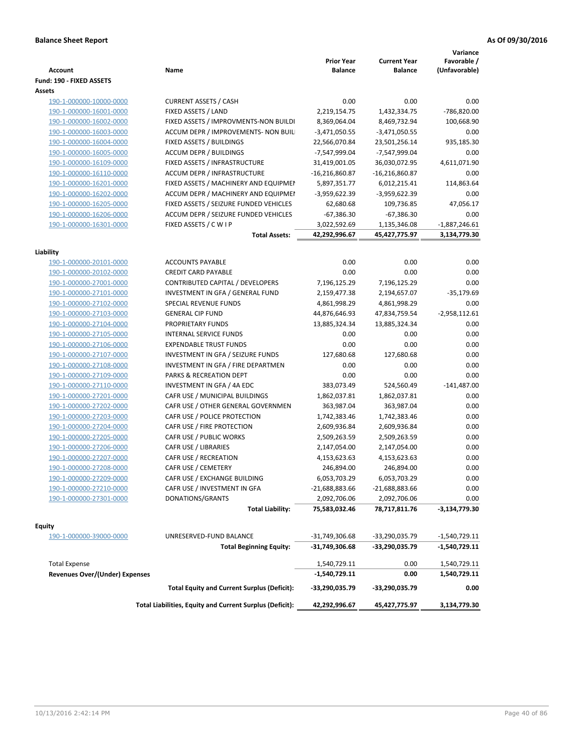**Balance Sheet Report** | **As Of 09/30/2016**

| Account | Name | Prior Year Balance | Current Year Balance | Variance Favorable / (Unfavorable) |
|---|---|---|---|---|
| **Fund: 190 - FIXED ASSETS** | | | | |
| **Assets** | | | | |
| 190-1-000000-10000-0000 | CURRENT ASSETS / CASH | 0.00 | 0.00 | 0.00 |
| 190-1-000000-16001-0000 | FIXED ASSETS / LAND | 2,219,154.75 | 1,432,334.75 | -786,820.00 |
| 190-1-000000-16002-0000 | FIXED ASSETS / IMPROVMENTS-NON BUILDI | 8,369,064.04 | 8,469,732.94 | 100,668.90 |
| 190-1-000000-16003-0000 | ACCUM DEPR / IMPROVEMENTS- NON BUIL | -3,471,050.55 | -3,471,050.55 | 0.00 |
| 190-1-000000-16004-0000 | FIXED ASSETS / BUILDINGS | 22,566,070.84 | 23,501,256.14 | 935,185.30 |
| 190-1-000000-16005-0000 | ACCUM DEPR / BUILDINGS | -7,547,999.04 | -7,547,999.04 | 0.00 |
| 190-1-000000-16109-0000 | FIXED ASSETS / INFRASTRUCTURE | 31,419,001.05 | 36,030,072.95 | 4,611,071.90 |
| 190-1-000000-16110-0000 | ACCUM DEPR / INFRASTRUCTURE | -16,216,860.87 | -16,216,860.87 | 0.00 |
| 190-1-000000-16201-0000 | FIXED ASSETS / MACHINERY AND EQUIPMEN | 5,897,351.77 | 6,012,215.41 | 114,863.64 |
| 190-1-000000-16202-0000 | ACCUM DEPR / MACHINERY AND EQUIPMEI | -3,959,622.39 | -3,959,622.39 | 0.00 |
| 190-1-000000-16205-0000 | FIXED ASSETS / SEIZURE FUNDED VEHICLES | 62,680.68 | 109,736.85 | 47,056.17 |
| 190-1-000000-16206-0000 | ACCUM DEPR / SEIZURE FUNDED VEHICLES | -67,386.30 | -67,386.30 | 0.00 |
| 190-1-000000-16301-0000 | FIXED ASSETS / C W I P | 3,022,592.69 | 1,135,346.08 | -1,887,246.61 |
| | **Total Assets:** | **42,292,996.67** | **45,427,775.97** | **3,134,779.30** |
| **Liability** | | | | |
| 190-1-000000-20101-0000 | ACCOUNTS PAYABLE | 0.00 | 0.00 | 0.00 |
| 190-1-000000-20102-0000 | CREDIT CARD PAYABLE | 0.00 | 0.00 | 0.00 |
| 190-1-000000-27001-0000 | CONTRIBUTED CAPITAL / DEVELOPERS | 7,196,125.29 | 7,196,125.29 | 0.00 |
| 190-1-000000-27101-0000 | INVESTMENT IN GFA / GENERAL FUND | 2,159,477.38 | 2,194,657.07 | -35,179.69 |
| 190-1-000000-27102-0000 | SPECIAL REVENUE FUNDS | 4,861,998.29 | 4,861,998.29 | 0.00 |
| 190-1-000000-27103-0000 | GENERAL CIP FUND | 44,876,646.93 | 47,834,759.54 | -2,958,112.61 |
| 190-1-000000-27104-0000 | PROPRIETARY FUNDS | 13,885,324.34 | 13,885,324.34 | 0.00 |
| 190-1-000000-27105-0000 | INTERNAL SERVICE FUNDS | 0.00 | 0.00 | 0.00 |
| 190-1-000000-27106-0000 | EXPENDABLE TRUST FUNDS | 0.00 | 0.00 | 0.00 |
| 190-1-000000-27107-0000 | INVESTMENT IN GFA / SEIZURE FUNDS | 127,680.68 | 127,680.68 | 0.00 |
| 190-1-000000-27108-0000 | INVESTMENT IN GFA / FIRE DEPARTMEN | 0.00 | 0.00 | 0.00 |
| 190-1-000000-27109-0000 | PARKS & RECREATION DEPT | 0.00 | 0.00 | 0.00 |
| 190-1-000000-27110-0000 | INVESTMENT IN GFA / 4A EDC | 383,073.49 | 524,560.49 | -141,487.00 |
| 190-1-000000-27201-0000 | CAFR USE / MUNICIPAL BUILDINGS | 1,862,037.81 | 1,862,037.81 | 0.00 |
| 190-1-000000-27202-0000 | CAFR USE / OTHER GENERAL GOVERNMEN | 363,987.04 | 363,987.04 | 0.00 |
| 190-1-000000-27203-0000 | CAFR USE / POLICE PROTECTION | 1,742,383.46 | 1,742,383.46 | 0.00 |
| 190-1-000000-27204-0000 | CAFR USE / FIRE PROTECTION | 2,609,936.84 | 2,609,936.84 | 0.00 |
| 190-1-000000-27205-0000 | CAFR USE / PUBLIC WORKS | 2,509,263.59 | 2,509,263.59 | 0.00 |
| 190-1-000000-27206-0000 | CAFR USE / LIBRARIES | 2,147,054.00 | 2,147,054.00 | 0.00 |
| 190-1-000000-27207-0000 | CAFR USE / RECREATION | 4,153,623.63 | 4,153,623.63 | 0.00 |
| 190-1-000000-27208-0000 | CAFR USE / CEMETERY | 246,894.00 | 246,894.00 | 0.00 |
| 190-1-000000-27209-0000 | CAFR USE / EXCHANGE BUILDING | 6,053,703.29 | 6,053,703.29 | 0.00 |
| 190-1-000000-27210-0000 | CAFR USE / INVESTMENT IN GFA | -21,688,883.66 | -21,688,883.66 | 0.00 |
| 190-1-000000-27301-0000 | DONATIONS/GRANTS | 2,092,706.06 | 2,092,706.06 | 0.00 |
| | **Total Liability:** | **75,583,032.46** | **78,717,811.76** | **-3,134,779.30** |
| **Equity** | | | | |
| 190-1-000000-39000-0000 | UNRESERVED-FUND BALANCE | -31,749,306.68 | -33,290,035.79 | -1,540,729.11 |
| | **Total Beginning Equity:** | **-31,749,306.68** | **-33,290,035.79** | **-1,540,729.11** |
| Total Expense | | 1,540,729.11 | 0.00 | 1,540,729.11 |
| **Revenues Over/(Under) Expenses** | | **-1,540,729.11** | **0.00** | **1,540,729.11** |
| | **Total Equity and Current Surplus (Deficit):** | **-33,290,035.79** | **-33,290,035.79** | **0.00** |
| | **Total Liabilities, Equity and Current Surplus (Deficit):** | **42,292,996.67** | **45,427,775.97** | **3,134,779.30** |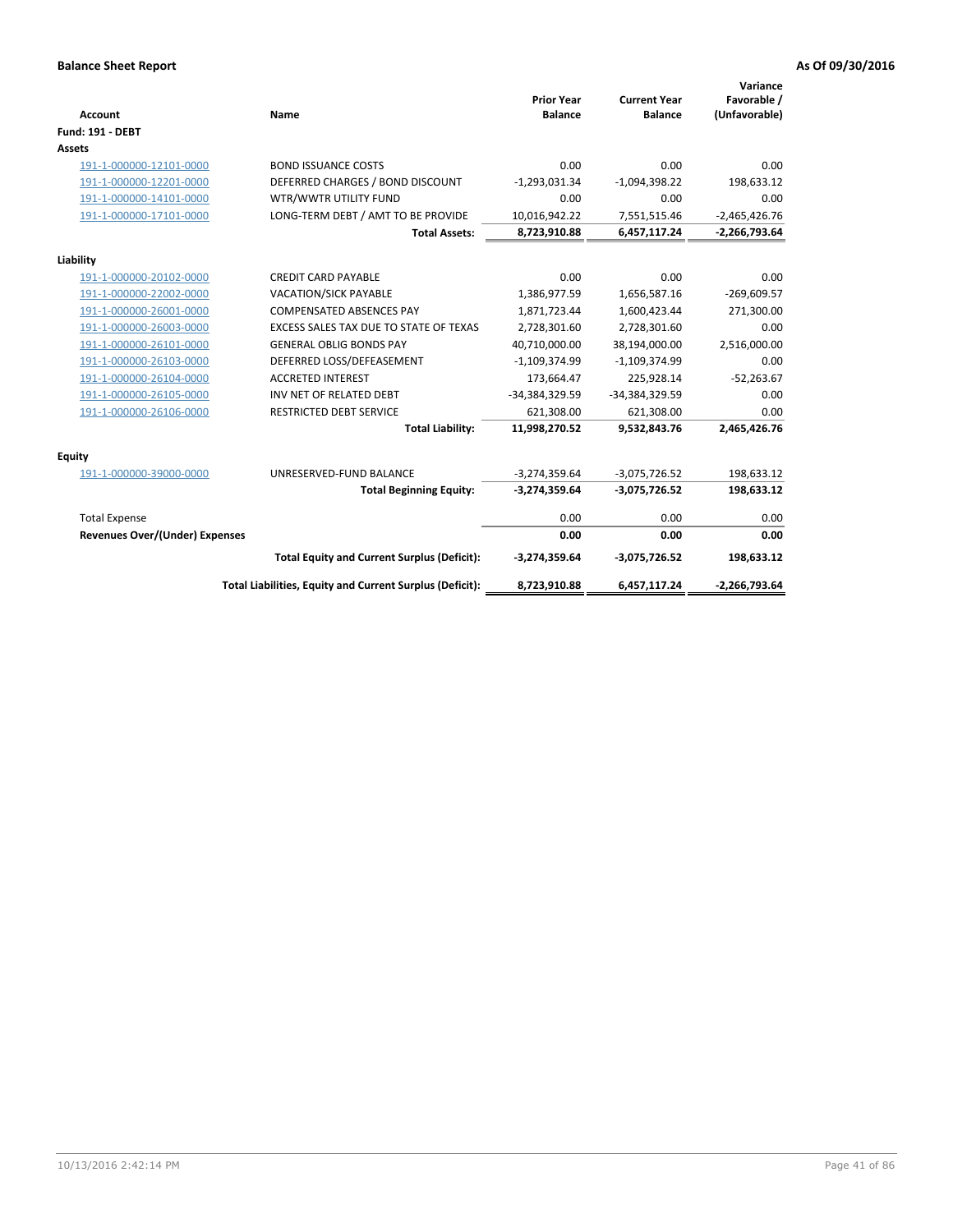**Balance Sheet Report** **As Of 09/30/2016**

| Account | Name | Prior Year Balance | Current Year Balance | Variance Favorable / (Unfavorable) |
|---|---|---|---|---|
| **Fund: 191 - DEBT** | | | | |
| **Assets** | | | | |
| 191-1-000000-12101-0000 | BOND ISSUANCE COSTS | 0.00 | 0.00 | 0.00 |
| 191-1-000000-12201-0000 | DEFERRED CHARGES / BOND DISCOUNT | -1,293,031.34 | -1,094,398.22 | 198,633.12 |
| 191-1-000000-14101-0000 | WTR/WWTR UTILITY FUND | 0.00 | 0.00 | 0.00 |
| 191-1-000000-17101-0000 | LONG-TERM DEBT / AMT TO BE PROVIDE | 10,016,942.22 | 7,551,515.46 | -2,465,426.76 |
| | **Total Assets:** | **8,723,910.88** | **6,457,117.24** | **-2,266,793.64** |
| **Liability** | | | | |
| 191-1-000000-20102-0000 | CREDIT CARD PAYABLE | 0.00 | 0.00 | 0.00 |
| 191-1-000000-22002-0000 | VACATION/SICK PAYABLE | 1,386,977.59 | 1,656,587.16 | -269,609.57 |
| 191-1-000000-26001-0000 | COMPENSATED ABSENCES PAY | 1,871,723.44 | 1,600,423.44 | 271,300.00 |
| 191-1-000000-26003-0000 | EXCESS SALES TAX DUE TO STATE OF TEXAS | 2,728,301.60 | 2,728,301.60 | 0.00 |
| 191-1-000000-26101-0000 | GENERAL OBLIG BONDS PAY | 40,710,000.00 | 38,194,000.00 | 2,516,000.00 |
| 191-1-000000-26103-0000 | DEFERRED LOSS/DEFEASEMENT | -1,109,374.99 | -1,109,374.99 | 0.00 |
| 191-1-000000-26104-0000 | ACCRETED INTEREST | 173,664.47 | 225,928.14 | -52,263.67 |
| 191-1-000000-26105-0000 | INV NET OF RELATED DEBT | -34,384,329.59 | -34,384,329.59 | 0.00 |
| 191-1-000000-26106-0000 | RESTRICTED DEBT SERVICE | 621,308.00 | 621,308.00 | 0.00 |
| | **Total Liability:** | **11,998,270.52** | **9,532,843.76** | **2,465,426.76** |
| **Equity** | | | | |
| 191-1-000000-39000-0000 | UNRESERVED-FUND BALANCE | -3,274,359.64 | -3,075,726.52 | 198,633.12 |
| | **Total Beginning Equity:** | **-3,274,359.64** | **-3,075,726.52** | **198,633.12** |
| Total Expense | | 0.00 | 0.00 | 0.00 |
| **Revenues Over/(Under) Expenses** | | **0.00** | **0.00** | **0.00** |
| | **Total Equity and Current Surplus (Deficit):** | **-3,274,359.64** | **-3,075,726.52** | **198,633.12** |
| | **Total Liabilities, Equity and Current Surplus (Deficit):** | **8,723,910.88** | **6,457,117.24** | **-2,266,793.64** |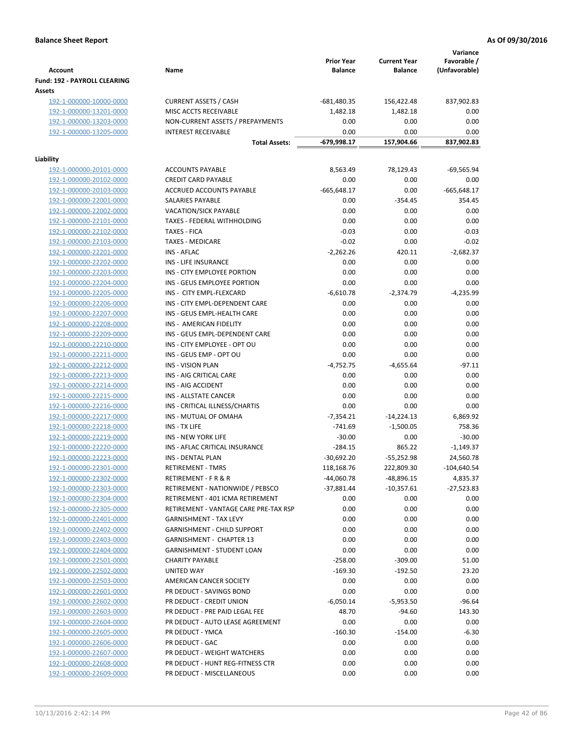**Balance Sheet Report** — As Of 09/30/2016

| Account | Name | Prior Year Balance | Current Year Balance | Variance Favorable / (Unfavorable) |
|---|---|---|---|---|
| **Fund: 192 - PAYROLL CLEARING** | | | | |
| **Assets** | | | | |
| 192-1-000000-10000-0000 | CURRENT ASSETS / CASH | -681,480.35 | 156,422.48 | 837,902.83 |
| 192-1-000000-13201-0000 | MISC ACCTS RECEIVABLE | 1,482.18 | 1,482.18 | 0.00 |
| 192-1-000000-13203-0000 | NON-CURRENT ASSETS / PREPAYMENTS | 0.00 | 0.00 | 0.00 |
| 192-1-000000-13205-0000 | INTEREST RECEIVABLE | 0.00 | 0.00 | 0.00 |
| | **Total Assets:** | **-679,998.17** | **157,904.66** | **837,902.83** |
| **Liability** | | | | |
| 192-1-000000-20101-0000 | ACCOUNTS PAYABLE | 8,563.49 | 78,129.43 | -69,565.94 |
| 192-1-000000-20102-0000 | CREDIT CARD PAYABLE | 0.00 | 0.00 | 0.00 |
| 192-1-000000-20103-0000 | ACCRUED ACCOUNTS PAYABLE | -665,648.17 | 0.00 | -665,648.17 |
| 192-1-000000-22001-0000 | SALARIES PAYABLE | 0.00 | -354.45 | 354.45 |
| 192-1-000000-22002-0000 | VACATION/SICK PAYABLE | 0.00 | 0.00 | 0.00 |
| 192-1-000000-22101-0000 | TAXES - FEDERAL WITHHOLDING | 0.00 | 0.00 | 0.00 |
| 192-1-000000-22102-0000 | TAXES - FICA | -0.03 | 0.00 | -0.03 |
| 192-1-000000-22103-0000 | TAXES - MEDICARE | -0.02 | 0.00 | -0.02 |
| 192-1-000000-22201-0000 | INS - AFLAC | -2,262.26 | 420.11 | -2,682.37 |
| 192-1-000000-22202-0000 | INS - LIFE INSURANCE | 0.00 | 0.00 | 0.00 |
| 192-1-000000-22203-0000 | INS - CITY EMPLOYEE PORTION | 0.00 | 0.00 | 0.00 |
| 192-1-000000-22204-0000 | INS - GEUS EMPLOYEE PORTION | 0.00 | 0.00 | 0.00 |
| 192-1-000000-22205-0000 | INS - CITY EMPL-FLEXCARD | -6,610.78 | -2,374.79 | -4,235.99 |
| 192-1-000000-22206-0000 | INS - CITY EMPL-DEPENDENT CARE | 0.00 | 0.00 | 0.00 |
| 192-1-000000-22207-0000 | INS - GEUS EMPL-HEALTH CARE | 0.00 | 0.00 | 0.00 |
| 192-1-000000-22208-0000 | INS - AMERICAN FIDELITY | 0.00 | 0.00 | 0.00 |
| 192-1-000000-22209-0000 | INS - GEUS EMPL-DEPENDENT CARE | 0.00 | 0.00 | 0.00 |
| 192-1-000000-22210-0000 | INS - CITY EMPLOYEE - OPT OU | 0.00 | 0.00 | 0.00 |
| 192-1-000000-22211-0000 | INS - GEUS EMP - OPT OU | 0.00 | 0.00 | 0.00 |
| 192-1-000000-22212-0000 | INS - VISION PLAN | -4,752.75 | -4,655.64 | -97.11 |
| 192-1-000000-22213-0000 | INS - AIG CRITICAL CARE | 0.00 | 0.00 | 0.00 |
| 192-1-000000-22214-0000 | INS - AIG ACCIDENT | 0.00 | 0.00 | 0.00 |
| 192-1-000000-22215-0000 | INS - ALLSTATE CANCER | 0.00 | 0.00 | 0.00 |
| 192-1-000000-22216-0000 | INS - CRITICAL ILLNESS/CHARTIS | 0.00 | 0.00 | 0.00 |
| 192-1-000000-22217-0000 | INS - MUTUAL OF OMAHA | -7,354.21 | -14,224.13 | 6,869.92 |
| 192-1-000000-22218-0000 | INS - TX LIFE | -741.69 | -1,500.05 | 758.36 |
| 192-1-000000-22219-0000 | INS - NEW YORK LIFE | -30.00 | 0.00 | -30.00 |
| 192-1-000000-22220-0000 | INS - AFLAC CRITICAL INSURANCE | -284.15 | 865.22 | -1,149.37 |
| 192-1-000000-22223-0000 | INS - DENTAL PLAN | -30,692.20 | -55,252.98 | 24,560.78 |
| 192-1-000000-22301-0000 | RETIREMENT - TMRS | 118,168.76 | 222,809.30 | -104,640.54 |
| 192-1-000000-22302-0000 | RETIREMENT - F R & R | -44,060.78 | -48,896.15 | 4,835.37 |
| 192-1-000000-22303-0000 | RETIREMENT - NATIONWIDE / PEBSCO | -37,881.44 | -10,357.61 | -27,523.83 |
| 192-1-000000-22304-0000 | RETIREMENT - 401 ICMA RETIREMENT | 0.00 | 0.00 | 0.00 |
| 192-1-000000-22305-0000 | RETIREMENT - VANTAGE CARE PRE-TAX RSP | 0.00 | 0.00 | 0.00 |
| 192-1-000000-22401-0000 | GARNISHMENT - TAX LEVY | 0.00 | 0.00 | 0.00 |
| 192-1-000000-22402-0000 | GARNISHMENT - CHILD SUPPORT | 0.00 | 0.00 | 0.00 |
| 192-1-000000-22403-0000 | GARNISHMENT - CHAPTER 13 | 0.00 | 0.00 | 0.00 |
| 192-1-000000-22404-0000 | GARNISHMENT - STUDENT LOAN | 0.00 | 0.00 | 0.00 |
| 192-1-000000-22501-0000 | CHARITY PAYABLE | -258.00 | -309.00 | 51.00 |
| 192-1-000000-22502-0000 | UNITED WAY | -169.30 | -192.50 | 23.20 |
| 192-1-000000-22503-0000 | AMERICAN CANCER SOCIETY | 0.00 | 0.00 | 0.00 |
| 192-1-000000-22601-0000 | PR DEDUCT - SAVINGS BOND | 0.00 | 0.00 | 0.00 |
| 192-1-000000-22602-0000 | PR DEDUCT - CREDIT UNION | -6,050.14 | -5,953.50 | -96.64 |
| 192-1-000000-22603-0000 | PR DEDUCT - PRE PAID LEGAL FEE | 48.70 | -94.60 | 143.30 |
| 192-1-000000-22604-0000 | PR DEDUCT - AUTO LEASE AGREEMENT | 0.00 | 0.00 | 0.00 |
| 192-1-000000-22605-0000 | PR DEDUCT - YMCA | -160.30 | -154.00 | -6.30 |
| 192-1-000000-22606-0000 | PR DEDUCT - GAC | 0.00 | 0.00 | 0.00 |
| 192-1-000000-22607-0000 | PR DEDUCT - WEIGHT WATCHERS | 0.00 | 0.00 | 0.00 |
| 192-1-000000-22608-0000 | PR DEDUCT - HUNT REG-FITNESS CTR | 0.00 | 0.00 | 0.00 |
| 192-1-000000-22609-0000 | PR DEDUCT - MISCELLANEOUS | 0.00 | 0.00 | 0.00 |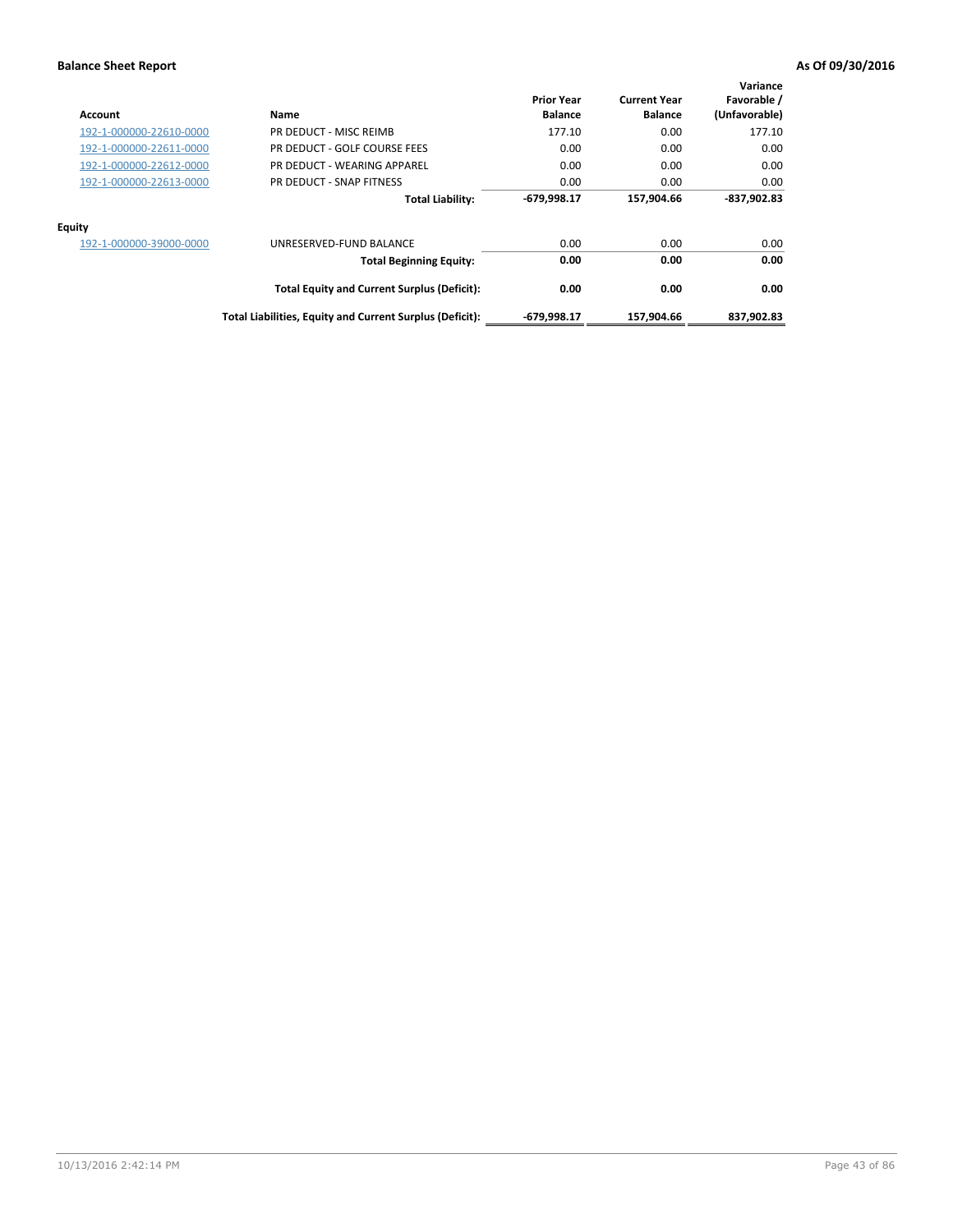## Balance Sheet Report

**As Of 09/30/2016**

| Account | Name | Prior Year Balance | Current Year Balance | Variance Favorable / (Unfavorable) |
|---|---|---|---|---|
| 192-1-000000-22610-0000 | PR DEDUCT - MISC REIMB | 177.10 | 0.00 | 177.10 |
| 192-1-000000-22611-0000 | PR DEDUCT - GOLF COURSE FEES | 0.00 | 0.00 | 0.00 |
| 192-1-000000-22612-0000 | PR DEDUCT - WEARING APPAREL | 0.00 | 0.00 | 0.00 |
| 192-1-000000-22613-0000 | PR DEDUCT - SNAP FITNESS | 0.00 | 0.00 | 0.00 |
| | **Total Liability:** | **-679,998.17** | **157,904.66** | **-837,902.83** |
| **Equity** | | | | |
| 192-1-000000-39000-0000 | UNRESERVED-FUND BALANCE | 0.00 | 0.00 | 0.00 |
| | **Total Beginning Equity:** | **0.00** | **0.00** | **0.00** |
| | **Total Equity and Current Surplus (Deficit):** | **0.00** | **0.00** | **0.00** |
| | **Total Liabilities, Equity and Current Surplus (Deficit):** | **-679,998.17** | **157,904.66** | **837,902.83** |

10/13/2016 2:42:14 PM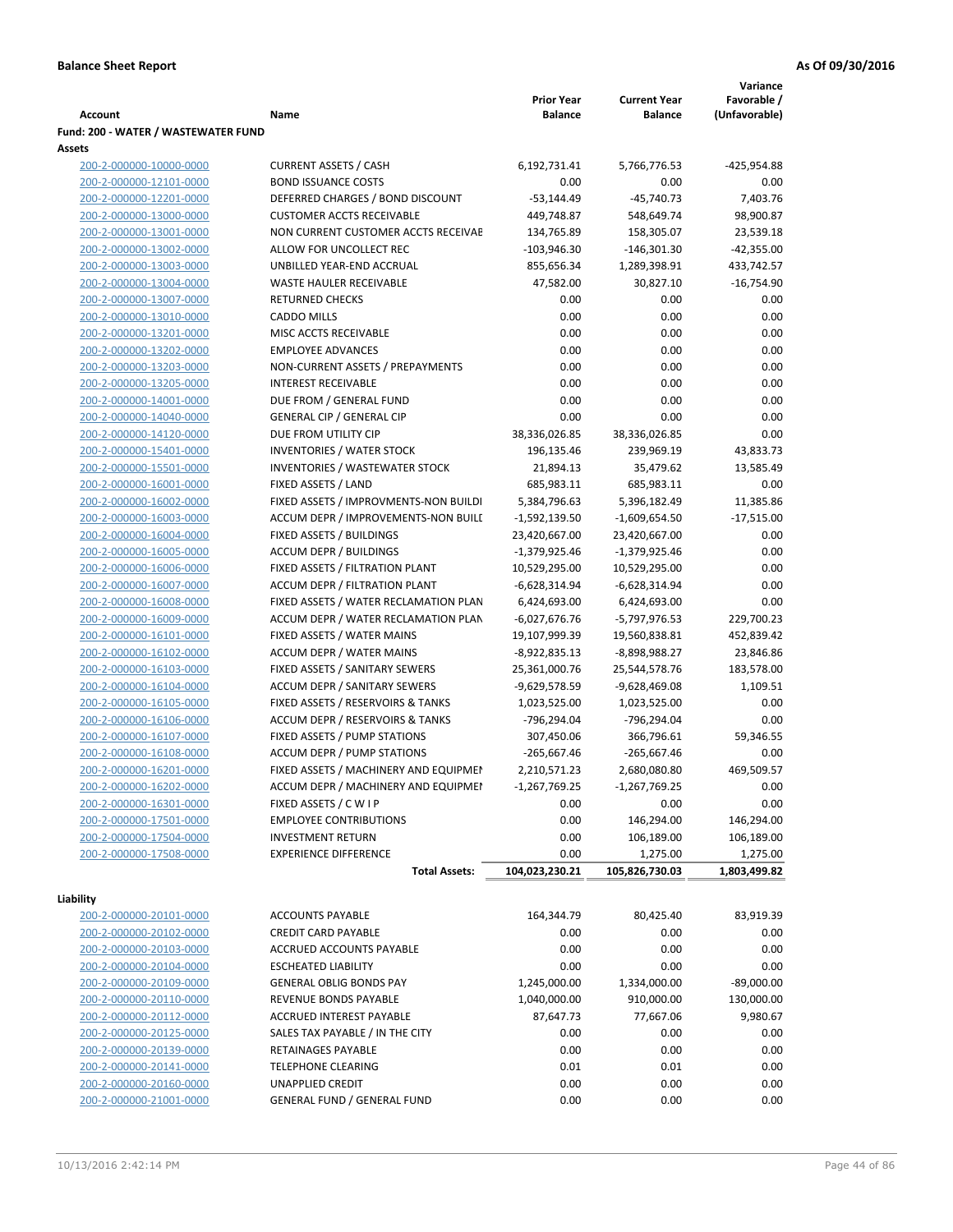**Balance Sheet Report** **As Of 09/30/2016**

| Account | Name | Prior Year Balance | Current Year Balance | Variance Favorable / (Unfavorable) |
|---|---|---|---|---|
| **Fund: 200 - WATER / WASTEWATER FUND** | | | | |
| **Assets** | | | | |
| 200-2-000000-10000-0000 | CURRENT ASSETS / CASH | 6,192,731.41 | 5,766,776.53 | -425,954.88 |
| 200-2-000000-12101-0000 | BOND ISSUANCE COSTS | 0.00 | 0.00 | 0.00 |
| 200-2-000000-12201-0000 | DEFERRED CHARGES / BOND DISCOUNT | -53,144.49 | -45,740.73 | 7,403.76 |
| 200-2-000000-13000-0000 | CUSTOMER ACCTS RECEIVABLE | 449,748.87 | 548,649.74 | 98,900.87 |
| 200-2-000000-13001-0000 | NON CURRENT CUSTOMER ACCTS RECEIVAE | 134,765.89 | 158,305.07 | 23,539.18 |
| 200-2-000000-13002-0000 | ALLOW FOR UNCOLLECT REC | -103,946.30 | -146,301.30 | -42,355.00 |
| 200-2-000000-13003-0000 | UNBILLED YEAR-END ACCRUAL | 855,656.34 | 1,289,398.91 | 433,742.57 |
| 200-2-000000-13004-0000 | WASTE HAULER RECEIVABLE | 47,582.00 | 30,827.10 | -16,754.90 |
| 200-2-000000-13007-0000 | RETURNED CHECKS | 0.00 | 0.00 | 0.00 |
| 200-2-000000-13010-0000 | CADDO MILLS | 0.00 | 0.00 | 0.00 |
| 200-2-000000-13201-0000 | MISC ACCTS RECEIVABLE | 0.00 | 0.00 | 0.00 |
| 200-2-000000-13202-0000 | EMPLOYEE ADVANCES | 0.00 | 0.00 | 0.00 |
| 200-2-000000-13203-0000 | NON-CURRENT ASSETS / PREPAYMENTS | 0.00 | 0.00 | 0.00 |
| 200-2-000000-13205-0000 | INTEREST RECEIVABLE | 0.00 | 0.00 | 0.00 |
| 200-2-000000-14001-0000 | DUE FROM / GENERAL FUND | 0.00 | 0.00 | 0.00 |
| 200-2-000000-14040-0000 | GENERAL CIP / GENERAL CIP | 0.00 | 0.00 | 0.00 |
| 200-2-000000-14120-0000 | DUE FROM UTILITY CIP | 38,336,026.85 | 38,336,026.85 | 0.00 |
| 200-2-000000-15401-0000 | INVENTORIES / WATER STOCK | 196,135.46 | 239,969.19 | 43,833.73 |
| 200-2-000000-15501-0000 | INVENTORIES / WASTEWATER STOCK | 21,894.13 | 35,479.62 | 13,585.49 |
| 200-2-000000-16001-0000 | FIXED ASSETS / LAND | 685,983.11 | 685,983.11 | 0.00 |
| 200-2-000000-16002-0000 | FIXED ASSETS / IMPROVMENTS-NON BUILDI | 5,384,796.63 | 5,396,182.49 | 11,385.86 |
| 200-2-000000-16003-0000 | ACCUM DEPR / IMPROVEMENTS-NON BUILL | -1,592,139.50 | -1,609,654.50 | -17,515.00 |
| 200-2-000000-16004-0000 | FIXED ASSETS / BUILDINGS | 23,420,667.00 | 23,420,667.00 | 0.00 |
| 200-2-000000-16005-0000 | ACCUM DEPR / BUILDINGS | -1,379,925.46 | -1,379,925.46 | 0.00 |
| 200-2-000000-16006-0000 | FIXED ASSETS / FILTRATION PLANT | 10,529,295.00 | 10,529,295.00 | 0.00 |
| 200-2-000000-16007-0000 | ACCUM DEPR / FILTRATION PLANT | -6,628,314.94 | -6,628,314.94 | 0.00 |
| 200-2-000000-16008-0000 | FIXED ASSETS / WATER RECLAMATION PLAN | 6,424,693.00 | 6,424,693.00 | 0.00 |
| 200-2-000000-16009-0000 | ACCUM DEPR / WATER RECLAMATION PLAN | -6,027,676.76 | -5,797,976.53 | 229,700.23 |
| 200-2-000000-16101-0000 | FIXED ASSETS / WATER MAINS | 19,107,999.39 | 19,560,838.81 | 452,839.42 |
| 200-2-000000-16102-0000 | ACCUM DEPR / WATER MAINS | -8,922,835.13 | -8,898,988.27 | 23,846.86 |
| 200-2-000000-16103-0000 | FIXED ASSETS / SANITARY SEWERS | 25,361,000.76 | 25,544,578.76 | 183,578.00 |
| 200-2-000000-16104-0000 | ACCUM DEPR / SANITARY SEWERS | -9,629,578.59 | -9,628,469.08 | 1,109.51 |
| 200-2-000000-16105-0000 | FIXED ASSETS / RESERVOIRS & TANKS | 1,023,525.00 | 1,023,525.00 | 0.00 |
| 200-2-000000-16106-0000 | ACCUM DEPR / RESERVOIRS & TANKS | -796,294.04 | -796,294.04 | 0.00 |
| 200-2-000000-16107-0000 | FIXED ASSETS / PUMP STATIONS | 307,450.06 | 366,796.61 | 59,346.55 |
| 200-2-000000-16108-0000 | ACCUM DEPR / PUMP STATIONS | -265,667.46 | -265,667.46 | 0.00 |
| 200-2-000000-16201-0000 | FIXED ASSETS / MACHINERY AND EQUIPMEI | 2,210,571.23 | 2,680,080.80 | 469,509.57 |
| 200-2-000000-16202-0000 | ACCUM DEPR / MACHINERY AND EQUIPMEI | -1,267,769.25 | -1,267,769.25 | 0.00 |
| 200-2-000000-16301-0000 | FIXED ASSETS / C W I P | 0.00 | 0.00 | 0.00 |
| 200-2-000000-17501-0000 | EMPLOYEE CONTRIBUTIONS | 0.00 | 146,294.00 | 146,294.00 |
| 200-2-000000-17504-0000 | INVESTMENT RETURN | 0.00 | 106,189.00 | 106,189.00 |
| 200-2-000000-17508-0000 | EXPERIENCE DIFFERENCE | 0.00 | 1,275.00 | 1,275.00 |
| | **Total Assets:** | **104,023,230.21** | **105,826,730.03** | **1,803,499.82** |
| **Liability** | | | | |
| 200-2-000000-20101-0000 | ACCOUNTS PAYABLE | 164,344.79 | 80,425.40 | 83,919.39 |
| 200-2-000000-20102-0000 | CREDIT CARD PAYABLE | 0.00 | 0.00 | 0.00 |
| 200-2-000000-20103-0000 | ACCRUED ACCOUNTS PAYABLE | 0.00 | 0.00 | 0.00 |
| 200-2-000000-20104-0000 | ESCHEATED LIABILITY | 0.00 | 0.00 | 0.00 |
| 200-2-000000-20109-0000 | GENERAL OBLIG BONDS PAY | 1,245,000.00 | 1,334,000.00 | -89,000.00 |
| 200-2-000000-20110-0000 | REVENUE BONDS PAYABLE | 1,040,000.00 | 910,000.00 | 130,000.00 |
| 200-2-000000-20112-0000 | ACCRUED INTEREST PAYABLE | 87,647.73 | 77,667.06 | 9,980.67 |
| 200-2-000000-20125-0000 | SALES TAX PAYABLE / IN THE CITY | 0.00 | 0.00 | 0.00 |
| 200-2-000000-20139-0000 | RETAINAGES PAYABLE | 0.00 | 0.00 | 0.00 |
| 200-2-000000-20141-0000 | TELEPHONE CLEARING | 0.01 | 0.01 | 0.00 |
| 200-2-000000-20160-0000 | UNAPPLIED CREDIT | 0.00 | 0.00 | 0.00 |
| 200-2-000000-21001-0000 | GENERAL FUND / GENERAL FUND | 0.00 | 0.00 | 0.00 |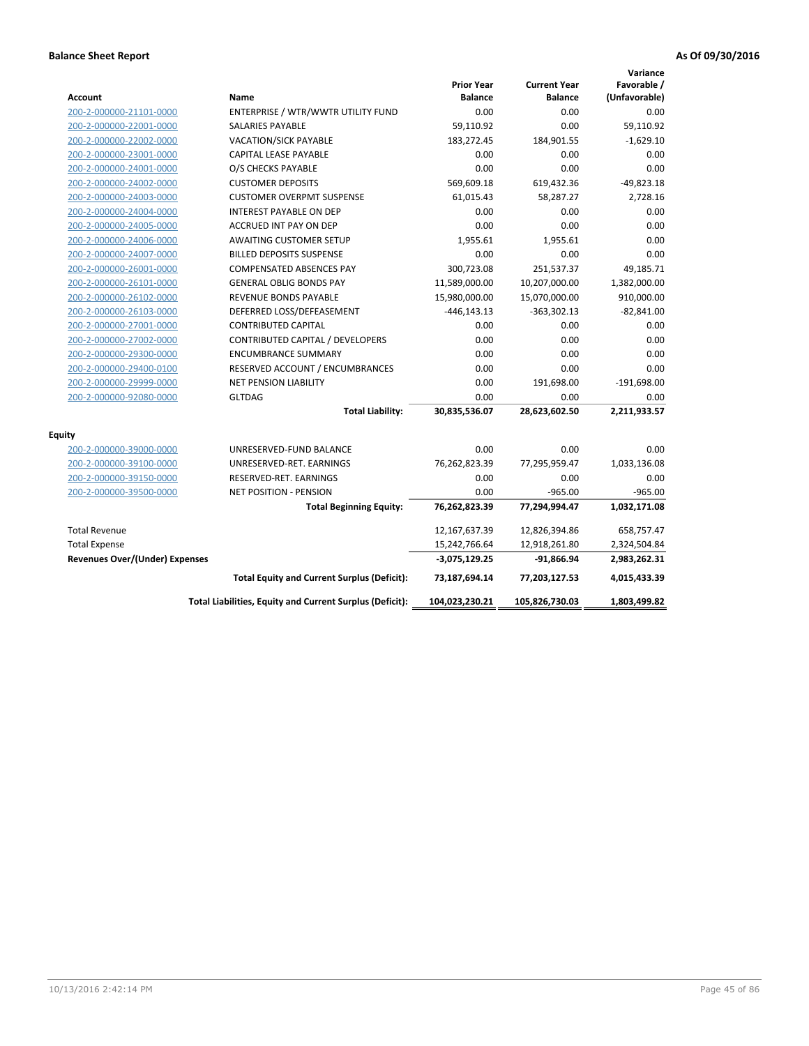**Balance Sheet Report** **As Of 09/30/2016**

| Account | Name | Prior Year Balance | Current Year Balance | Variance Favorable / (Unfavorable) |
|---|---|---|---|---|
| 200-2-000000-21101-0000 | ENTERPRISE / WTR/WWTR UTILITY FUND | 0.00 | 0.00 | 0.00 |
| 200-2-000000-22001-0000 | SALARIES PAYABLE | 59,110.92 | 0.00 | 59,110.92 |
| 200-2-000000-22002-0000 | VACATION/SICK PAYABLE | 183,272.45 | 184,901.55 | -1,629.10 |
| 200-2-000000-23001-0000 | CAPITAL LEASE PAYABLE | 0.00 | 0.00 | 0.00 |
| 200-2-000000-24001-0000 | O/S CHECKS PAYABLE | 0.00 | 0.00 | 0.00 |
| 200-2-000000-24002-0000 | CUSTOMER DEPOSITS | 569,609.18 | 619,432.36 | -49,823.18 |
| 200-2-000000-24003-0000 | CUSTOMER OVERPMT SUSPENSE | 61,015.43 | 58,287.27 | 2,728.16 |
| 200-2-000000-24004-0000 | INTEREST PAYABLE ON DEP | 0.00 | 0.00 | 0.00 |
| 200-2-000000-24005-0000 | ACCRUED INT PAY ON DEP | 0.00 | 0.00 | 0.00 |
| 200-2-000000-24006-0000 | AWAITING CUSTOMER SETUP | 1,955.61 | 1,955.61 | 0.00 |
| 200-2-000000-24007-0000 | BILLED DEPOSITS SUSPENSE | 0.00 | 0.00 | 0.00 |
| 200-2-000000-26001-0000 | COMPENSATED ABSENCES PAY | 300,723.08 | 251,537.37 | 49,185.71 |
| 200-2-000000-26101-0000 | GENERAL OBLIG BONDS PAY | 11,589,000.00 | 10,207,000.00 | 1,382,000.00 |
| 200-2-000000-26102-0000 | REVENUE BONDS PAYABLE | 15,980,000.00 | 15,070,000.00 | 910,000.00 |
| 200-2-000000-26103-0000 | DEFERRED LOSS/DEFEASEMENT | -446,143.13 | -363,302.13 | -82,841.00 |
| 200-2-000000-27001-0000 | CONTRIBUTED CAPITAL | 0.00 | 0.00 | 0.00 |
| 200-2-000000-27002-0000 | CONTRIBUTED CAPITAL / DEVELOPERS | 0.00 | 0.00 | 0.00 |
| 200-2-000000-29300-0000 | ENCUMBRANCE SUMMARY | 0.00 | 0.00 | 0.00 |
| 200-2-000000-29400-0100 | RESERVED ACCOUNT / ENCUMBRANCES | 0.00 | 0.00 | 0.00 |
| 200-2-000000-29999-0000 | NET PENSION LIABILITY | 0.00 | 191,698.00 | -191,698.00 |
| 200-2-000000-92080-0000 | GLTDAG | 0.00 | 0.00 | 0.00 |
| | **Total Liability:** | **30,835,536.07** | **28,623,602.50** | **2,211,933.57** |
| **Equity** | | | | |
| 200-2-000000-39000-0000 | UNRESERVED-FUND BALANCE | 0.00 | 0.00 | 0.00 |
| 200-2-000000-39100-0000 | UNRESERVED-RET. EARNINGS | 76,262,823.39 | 77,295,959.47 | 1,033,136.08 |
| 200-2-000000-39150-0000 | RESERVED-RET. EARNINGS | 0.00 | 0.00 | 0.00 |
| 200-2-000000-39500-0000 | NET POSITION - PENSION | 0.00 | -965.00 | -965.00 |
| | **Total Beginning Equity:** | **76,262,823.39** | **77,294,994.47** | **1,032,171.08** |
| Total Revenue | | 12,167,637.39 | 12,826,394.86 | 658,757.47 |
| Total Expense | | 15,242,766.64 | 12,918,261.80 | 2,324,504.84 |
| **Revenues Over/(Under) Expenses** | | **-3,075,129.25** | **-91,866.94** | **2,983,262.31** |
| | **Total Equity and Current Surplus (Deficit):** | **73,187,694.14** | **77,203,127.53** | **4,015,433.39** |
| | **Total Liabilities, Equity and Current Surplus (Deficit):** | **104,023,230.21** | **105,826,730.03** | **1,803,499.82** |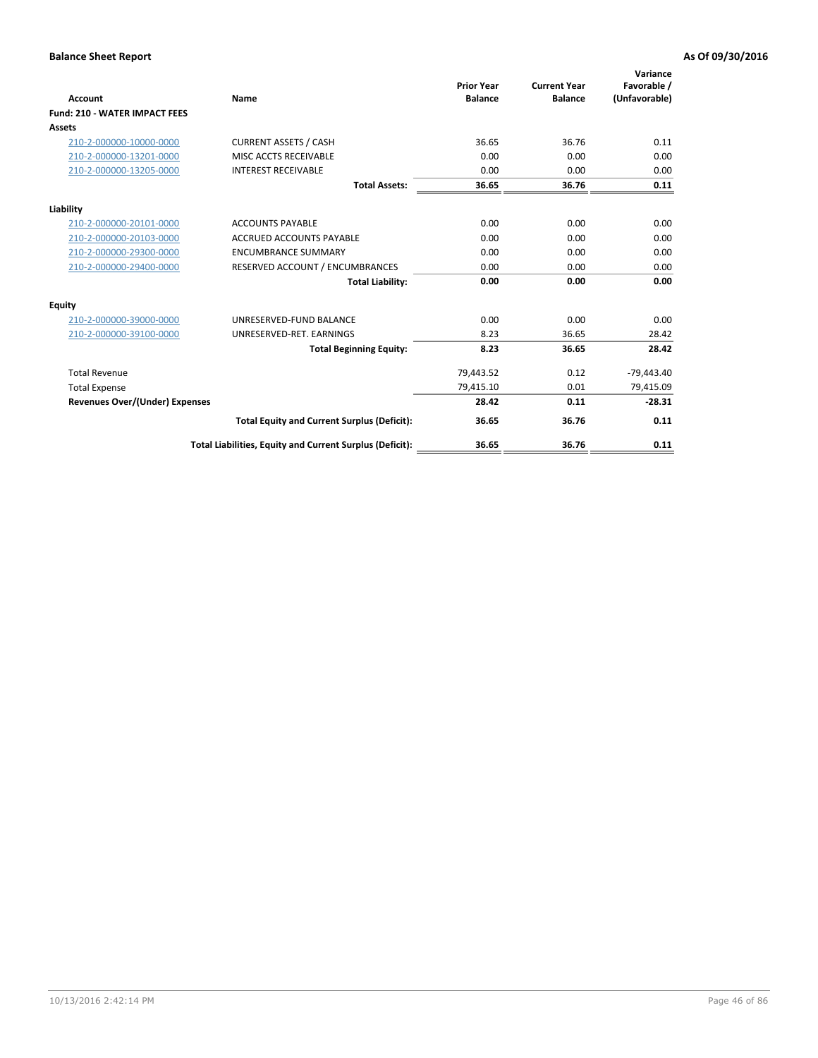**Balance Sheet Report** **As Of 09/30/2016**

| Account | Name | Prior Year Balance | Current Year Balance | Variance Favorable / (Unfavorable) |
|---|---|---|---|---|
| **Fund: 210 - WATER IMPACT FEES** | | | | |
| **Assets** | | | | |
| 210-2-000000-10000-0000 | CURRENT ASSETS / CASH | 36.65 | 36.76 | 0.11 |
| 210-2-000000-13201-0000 | MISC ACCTS RECEIVABLE | 0.00 | 0.00 | 0.00 |
| 210-2-000000-13205-0000 | INTEREST RECEIVABLE | 0.00 | 0.00 | 0.00 |
| | **Total Assets:** | **36.65** | **36.76** | **0.11** |
| **Liability** | | | | |
| 210-2-000000-20101-0000 | ACCOUNTS PAYABLE | 0.00 | 0.00 | 0.00 |
| 210-2-000000-20103-0000 | ACCRUED ACCOUNTS PAYABLE | 0.00 | 0.00 | 0.00 |
| 210-2-000000-29300-0000 | ENCUMBRANCE SUMMARY | 0.00 | 0.00 | 0.00 |
| 210-2-000000-29400-0000 | RESERVED ACCOUNT / ENCUMBRANCES | 0.00 | 0.00 | 0.00 |
| | **Total Liability:** | **0.00** | **0.00** | **0.00** |
| **Equity** | | | | |
| 210-2-000000-39000-0000 | UNRESERVED-FUND BALANCE | 0.00 | 0.00 | 0.00 |
| 210-2-000000-39100-0000 | UNRESERVED-RET. EARNINGS | 8.23 | 36.65 | 28.42 |
| | **Total Beginning Equity:** | **8.23** | **36.65** | **28.42** |
| Total Revenue | | 79,443.52 | 0.12 | -79,443.40 |
| Total Expense | | 79,415.10 | 0.01 | 79,415.09 |
| **Revenues Over/(Under) Expenses** | | **28.42** | **0.11** | **-28.31** |
| | **Total Equity and Current Surplus (Deficit):** | **36.65** | **36.76** | **0.11** |
| | **Total Liabilities, Equity and Current Surplus (Deficit):** | **36.65** | **36.76** | **0.11** |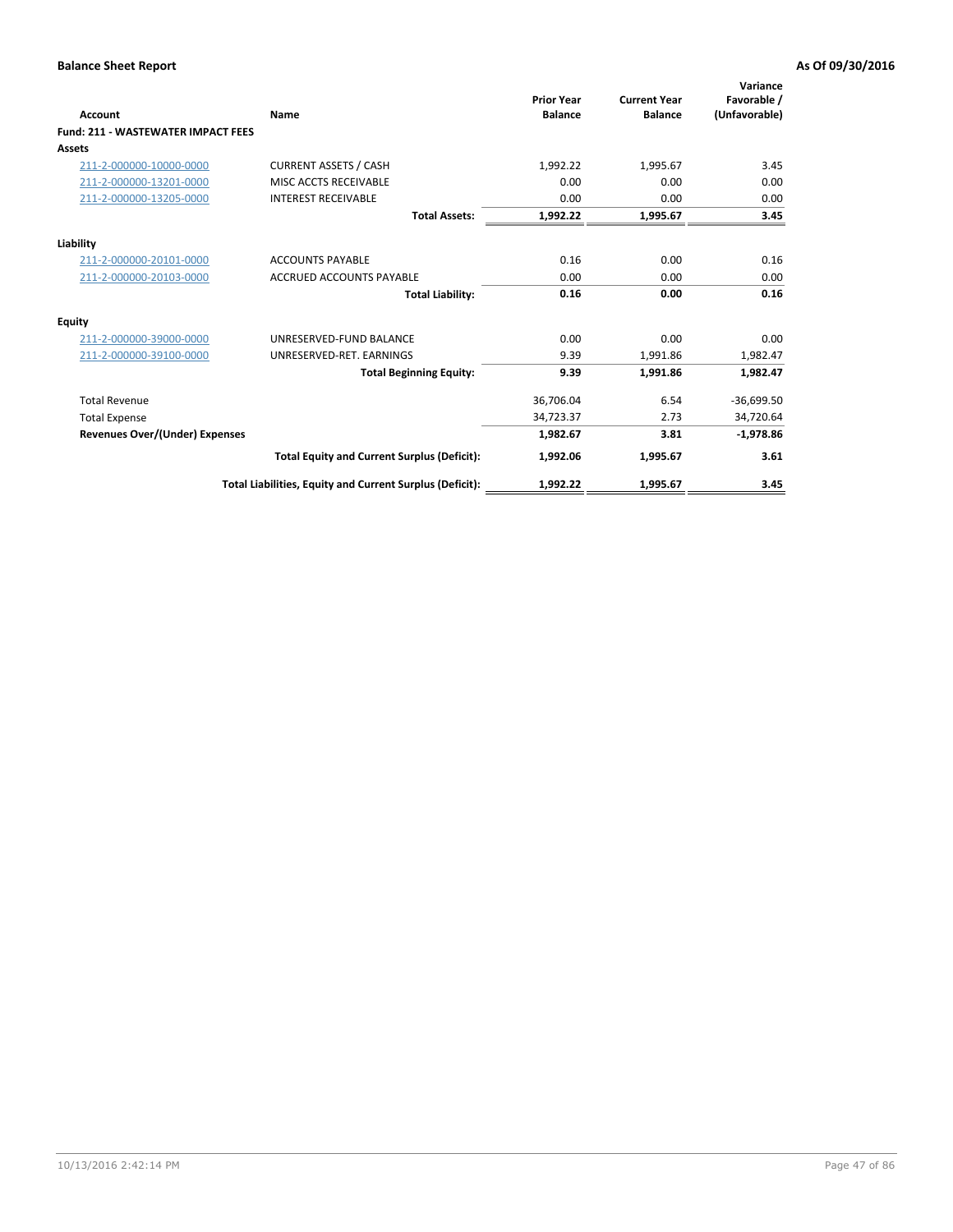**Balance Sheet Report** **As Of 09/30/2016**

| Account | Name | Prior Year Balance | Current Year Balance | Variance Favorable / (Unfavorable) |
|---|---|---|---|---|
| **Fund: 211 - WASTEWATER IMPACT FEES** | | | | |
| **Assets** | | | | |
| 211-2-000000-10000-0000 | CURRENT ASSETS / CASH | 1,992.22 | 1,995.67 | 3.45 |
| 211-2-000000-13201-0000 | MISC ACCTS RECEIVABLE | 0.00 | 0.00 | 0.00 |
| 211-2-000000-13205-0000 | INTEREST RECEIVABLE | 0.00 | 0.00 | 0.00 |
| | **Total Assets:** | **1,992.22** | **1,995.67** | **3.45** |
| **Liability** | | | | |
| 211-2-000000-20101-0000 | ACCOUNTS PAYABLE | 0.16 | 0.00 | 0.16 |
| 211-2-000000-20103-0000 | ACCRUED ACCOUNTS PAYABLE | 0.00 | 0.00 | 0.00 |
| | **Total Liability:** | **0.16** | **0.00** | **0.16** |
| **Equity** | | | | |
| 211-2-000000-39000-0000 | UNRESERVED-FUND BALANCE | 0.00 | 0.00 | 0.00 |
| 211-2-000000-39100-0000 | UNRESERVED-RET. EARNINGS | 9.39 | 1,991.86 | 1,982.47 |
| | **Total Beginning Equity:** | **9.39** | **1,991.86** | **1,982.47** |
| Total Revenue | | 36,706.04 | 6.54 | -36,699.50 |
| Total Expense | | 34,723.37 | 2.73 | 34,720.64 |
| **Revenues Over/(Under) Expenses** | | **1,982.67** | **3.81** | **-1,978.86** |
| | **Total Equity and Current Surplus (Deficit):** | **1,992.06** | **1,995.67** | **3.61** |
| | **Total Liabilities, Equity and Current Surplus (Deficit):** | **1,992.22** | **1,995.67** | **3.45** |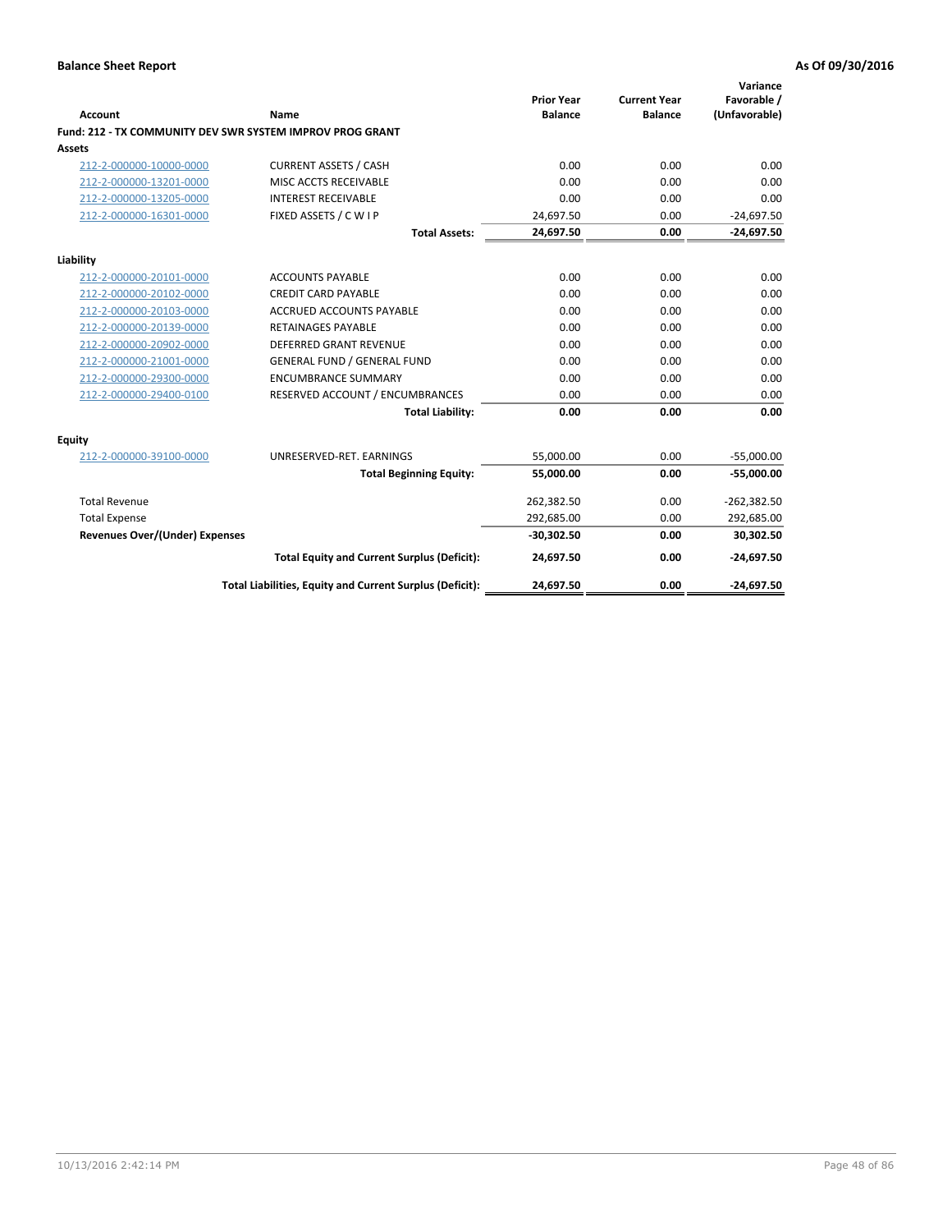**Balance Sheet Report** **As Of 09/30/2016**

| Account | Name | Prior Year Balance | Current Year Balance | Variance Favorable / (Unfavorable) |
|---|---|---|---|---|
| **Fund: 212 - TX COMMUNITY DEV SWR SYSTEM IMPROV PROG GRANT** | | | | |
| **Assets** | | | | |
| 212-2-000000-10000-0000 | CURRENT ASSETS / CASH | 0.00 | 0.00 | 0.00 |
| 212-2-000000-13201-0000 | MISC ACCTS RECEIVABLE | 0.00 | 0.00 | 0.00 |
| 212-2-000000-13205-0000 | INTEREST RECEIVABLE | 0.00 | 0.00 | 0.00 |
| 212-2-000000-16301-0000 | FIXED ASSETS / C W I P | 24,697.50 | 0.00 | -24,697.50 |
| | **Total Assets:** | **24,697.50** | **0.00** | **-24,697.50** |
| **Liability** | | | | |
| 212-2-000000-20101-0000 | ACCOUNTS PAYABLE | 0.00 | 0.00 | 0.00 |
| 212-2-000000-20102-0000 | CREDIT CARD PAYABLE | 0.00 | 0.00 | 0.00 |
| 212-2-000000-20103-0000 | ACCRUED ACCOUNTS PAYABLE | 0.00 | 0.00 | 0.00 |
| 212-2-000000-20139-0000 | RETAINAGES PAYABLE | 0.00 | 0.00 | 0.00 |
| 212-2-000000-20902-0000 | DEFERRED GRANT REVENUE | 0.00 | 0.00 | 0.00 |
| 212-2-000000-21001-0000 | GENERAL FUND / GENERAL FUND | 0.00 | 0.00 | 0.00 |
| 212-2-000000-29300-0000 | ENCUMBRANCE SUMMARY | 0.00 | 0.00 | 0.00 |
| 212-2-000000-29400-0100 | RESERVED ACCOUNT / ENCUMBRANCES | 0.00 | 0.00 | 0.00 |
| | **Total Liability:** | **0.00** | **0.00** | **0.00** |
| **Equity** | | | | |
| 212-2-000000-39100-0000 | UNRESERVED-RET. EARNINGS | 55,000.00 | 0.00 | -55,000.00 |
| | **Total Beginning Equity:** | **55,000.00** | **0.00** | **-55,000.00** |
| Total Revenue | | 262,382.50 | 0.00 | -262,382.50 |
| Total Expense | | 292,685.00 | 0.00 | 292,685.00 |
| **Revenues Over/(Under) Expenses** | | **-30,302.50** | **0.00** | **30,302.50** |
| | **Total Equity and Current Surplus (Deficit):** | **24,697.50** | **0.00** | **-24,697.50** |
| | **Total Liabilities, Equity and Current Surplus (Deficit):** | **24,697.50** | **0.00** | **-24,697.50** |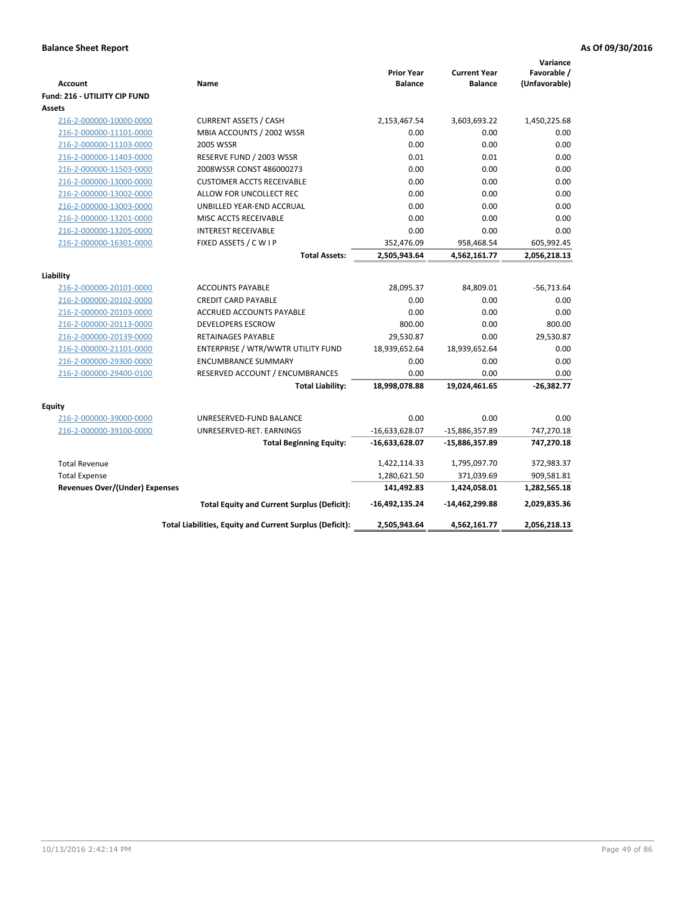**Balance Sheet Report** **As Of 09/30/2016**

| Account | Name | Prior Year Balance | Current Year Balance | Variance Favorable / (Unfavorable) |
|---|---|---|---|---|
| **Fund: 216 - UTILIITY CIP FUND** | | | | |
| **Assets** | | | | |
| 216-2-000000-10000-0000 | CURRENT ASSETS / CASH | 2,153,467.54 | 3,603,693.22 | 1,450,225.68 |
| 216-2-000000-11101-0000 | MBIA ACCOUNTS / 2002 WSSR | 0.00 | 0.00 | 0.00 |
| 216-2-000000-11103-0000 | 2005 WSSR | 0.00 | 0.00 | 0.00 |
| 216-2-000000-11403-0000 | RESERVE FUND / 2003 WSSR | 0.01 | 0.01 | 0.00 |
| 216-2-000000-11503-0000 | 2008WSSR CONST 486000273 | 0.00 | 0.00 | 0.00 |
| 216-2-000000-13000-0000 | CUSTOMER ACCTS RECEIVABLE | 0.00 | 0.00 | 0.00 |
| 216-2-000000-13002-0000 | ALLOW FOR UNCOLLECT REC | 0.00 | 0.00 | 0.00 |
| 216-2-000000-13003-0000 | UNBILLED YEAR-END ACCRUAL | 0.00 | 0.00 | 0.00 |
| 216-2-000000-13201-0000 | MISC ACCTS RECEIVABLE | 0.00 | 0.00 | 0.00 |
| 216-2-000000-13205-0000 | INTEREST RECEIVABLE | 0.00 | 0.00 | 0.00 |
| 216-2-000000-16301-0000 | FIXED ASSETS / C W I P | 352,476.09 | 958,468.54 | 605,992.45 |
| | **Total Assets:** | **2,505,943.64** | **4,562,161.77** | **2,056,218.13** |
| **Liability** | | | | |
| 216-2-000000-20101-0000 | ACCOUNTS PAYABLE | 28,095.37 | 84,809.01 | -56,713.64 |
| 216-2-000000-20102-0000 | CREDIT CARD PAYABLE | 0.00 | 0.00 | 0.00 |
| 216-2-000000-20103-0000 | ACCRUED ACCOUNTS PAYABLE | 0.00 | 0.00 | 0.00 |
| 216-2-000000-20113-0000 | DEVELOPERS ESCROW | 800.00 | 0.00 | 800.00 |
| 216-2-000000-20139-0000 | RETAINAGES PAYABLE | 29,530.87 | 0.00 | 29,530.87 |
| 216-2-000000-21101-0000 | ENTERPRISE / WTR/WWTR UTILITY FUND | 18,939,652.64 | 18,939,652.64 | 0.00 |
| 216-2-000000-29300-0000 | ENCUMBRANCE SUMMARY | 0.00 | 0.00 | 0.00 |
| 216-2-000000-29400-0100 | RESERVED ACCOUNT / ENCUMBRANCES | 0.00 | 0.00 | 0.00 |
| | **Total Liability:** | **18,998,078.88** | **19,024,461.65** | **-26,382.77** |
| **Equity** | | | | |
| 216-2-000000-39000-0000 | UNRESERVED-FUND BALANCE | 0.00 | 0.00 | 0.00 |
| 216-2-000000-39100-0000 | UNRESERVED-RET. EARNINGS | -16,633,628.07 | -15,886,357.89 | 747,270.18 |
| | **Total Beginning Equity:** | **-16,633,628.07** | **-15,886,357.89** | **747,270.18** |
| Total Revenue | | 1,422,114.33 | 1,795,097.70 | 372,983.37 |
| Total Expense | | 1,280,621.50 | 371,039.69 | 909,581.81 |
| **Revenues Over/(Under) Expenses** | | **141,492.83** | **1,424,058.01** | **1,282,565.18** |
| | **Total Equity and Current Surplus (Deficit):** | **-16,492,135.24** | **-14,462,299.88** | **2,029,835.36** |
| | **Total Liabilities, Equity and Current Surplus (Deficit):** | **2,505,943.64** | **4,562,161.77** | **2,056,218.13** |

10/13/2016 2:42:14 PM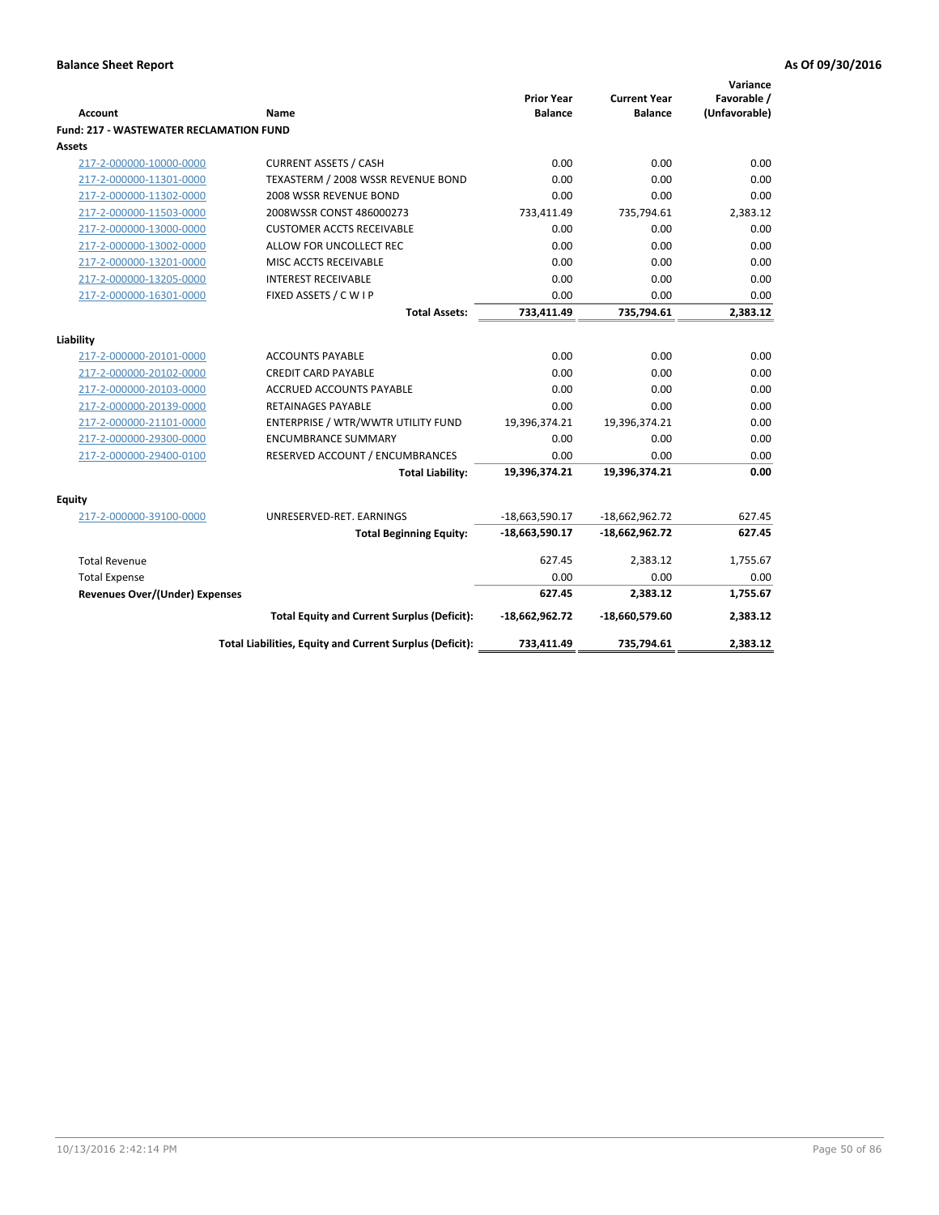**Balance Sheet Report** **As Of 09/30/2016**

| Account | Name | Prior Year Balance | Current Year Balance | Variance Favorable / (Unfavorable) |
|---|---|---|---|---|
| **Fund: 217 - WASTEWATER RECLAMATION FUND** | | | | |
| **Assets** | | | | |
| 217-2-000000-10000-0000 | CURRENT ASSETS / CASH | 0.00 | 0.00 | 0.00 |
| 217-2-000000-11301-0000 | TEXASTERM / 2008 WSSR REVENUE BOND | 0.00 | 0.00 | 0.00 |
| 217-2-000000-11302-0000 | 2008 WSSR REVENUE BOND | 0.00 | 0.00 | 0.00 |
| 217-2-000000-11503-0000 | 2008WSSR CONST 486000273 | 733,411.49 | 735,794.61 | 2,383.12 |
| 217-2-000000-13000-0000 | CUSTOMER ACCTS RECEIVABLE | 0.00 | 0.00 | 0.00 |
| 217-2-000000-13002-0000 | ALLOW FOR UNCOLLECT REC | 0.00 | 0.00 | 0.00 |
| 217-2-000000-13201-0000 | MISC ACCTS RECEIVABLE | 0.00 | 0.00 | 0.00 |
| 217-2-000000-13205-0000 | INTEREST RECEIVABLE | 0.00 | 0.00 | 0.00 |
| 217-2-000000-16301-0000 | FIXED ASSETS / C W I P | 0.00 | 0.00 | 0.00 |
| | **Total Assets:** | **733,411.49** | **735,794.61** | **2,383.12** |
| **Liability** | | | | |
| 217-2-000000-20101-0000 | ACCOUNTS PAYABLE | 0.00 | 0.00 | 0.00 |
| 217-2-000000-20102-0000 | CREDIT CARD PAYABLE | 0.00 | 0.00 | 0.00 |
| 217-2-000000-20103-0000 | ACCRUED ACCOUNTS PAYABLE | 0.00 | 0.00 | 0.00 |
| 217-2-000000-20139-0000 | RETAINAGES PAYABLE | 0.00 | 0.00 | 0.00 |
| 217-2-000000-21101-0000 | ENTERPRISE / WTR/WWTR UTILITY FUND | 19,396,374.21 | 19,396,374.21 | 0.00 |
| 217-2-000000-29300-0000 | ENCUMBRANCE SUMMARY | 0.00 | 0.00 | 0.00 |
| 217-2-000000-29400-0100 | RESERVED ACCOUNT / ENCUMBRANCES | 0.00 | 0.00 | 0.00 |
| | **Total Liability:** | **19,396,374.21** | **19,396,374.21** | **0.00** |
| **Equity** | | | | |
| 217-2-000000-39100-0000 | UNRESERVED-RET. EARNINGS | -18,663,590.17 | -18,662,962.72 | 627.45 |
| | **Total Beginning Equity:** | **-18,663,590.17** | **-18,662,962.72** | **627.45** |
| Total Revenue | | 627.45 | 2,383.12 | 1,755.67 |
| Total Expense | | 0.00 | 0.00 | 0.00 |
| **Revenues Over/(Under) Expenses** | | **627.45** | **2,383.12** | **1,755.67** |
| | **Total Equity and Current Surplus (Deficit):** | **-18,662,962.72** | **-18,660,579.60** | **2,383.12** |
| | **Total Liabilities, Equity and Current Surplus (Deficit):** | **733,411.49** | **735,794.61** | **2,383.12** |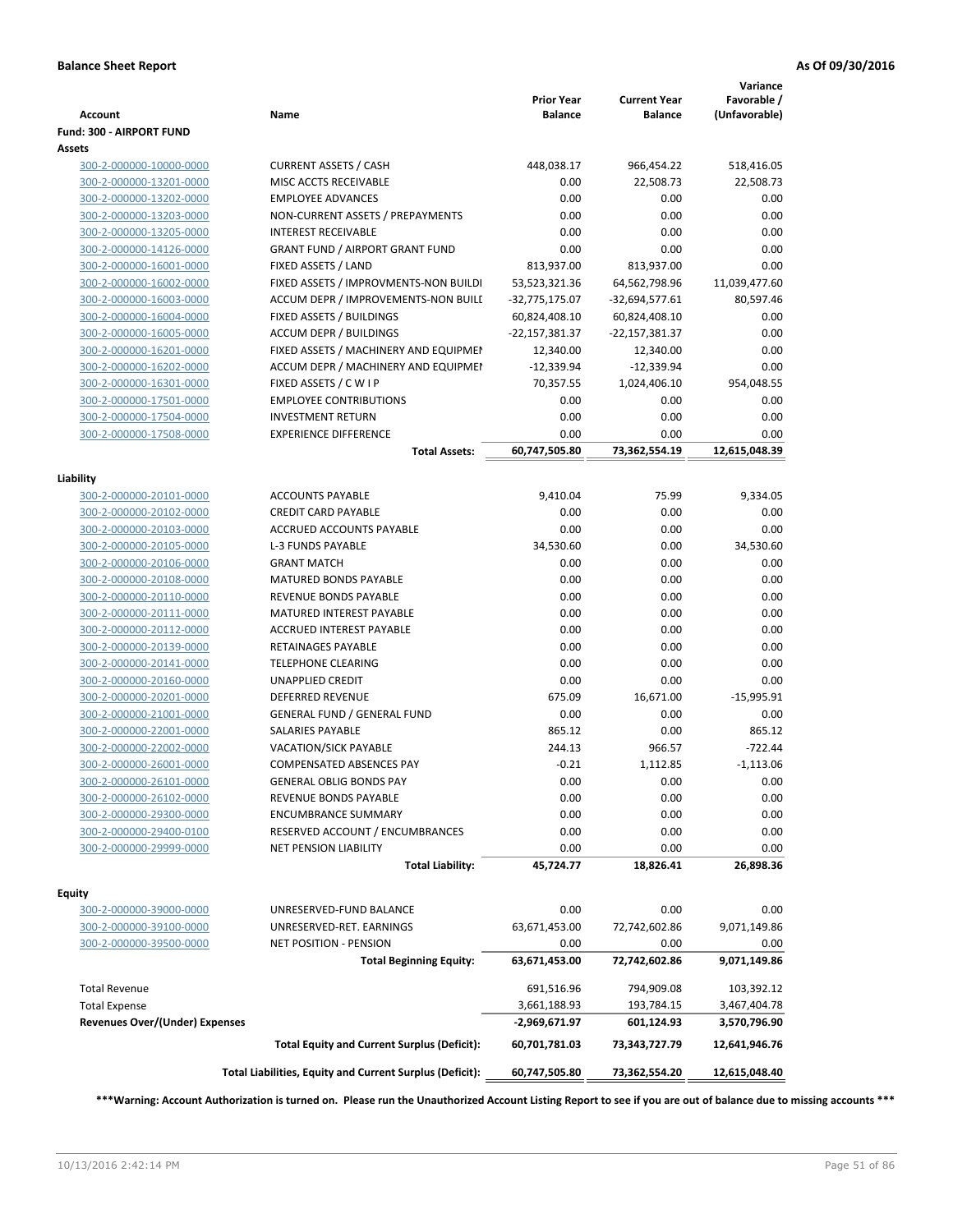**Balance Sheet Report** **As Of 09/30/2016**

| Account | Name | Prior Year Balance | Current Year Balance | Variance Favorable / (Unfavorable) |
|---|---|---|---|---|
| **Fund: 300 - AIRPORT FUND** | | | | |
| **Assets** | | | | |
| 300-2-000000-10000-0000 | CURRENT ASSETS / CASH | 448,038.17 | 966,454.22 | 518,416.05 |
| 300-2-000000-13201-0000 | MISC ACCTS RECEIVABLE | 0.00 | 22,508.73 | 22,508.73 |
| 300-2-000000-13202-0000 | EMPLOYEE ADVANCES | 0.00 | 0.00 | 0.00 |
| 300-2-000000-13203-0000 | NON-CURRENT ASSETS / PREPAYMENTS | 0.00 | 0.00 | 0.00 |
| 300-2-000000-13205-0000 | INTEREST RECEIVABLE | 0.00 | 0.00 | 0.00 |
| 300-2-000000-14126-0000 | GRANT FUND / AIRPORT GRANT FUND | 0.00 | 0.00 | 0.00 |
| 300-2-000000-16001-0000 | FIXED ASSETS / LAND | 813,937.00 | 813,937.00 | 0.00 |
| 300-2-000000-16002-0000 | FIXED ASSETS / IMPROVMENTS-NON BUILDI | 53,523,321.36 | 64,562,798.96 | 11,039,477.60 |
| 300-2-000000-16003-0000 | ACCUM DEPR / IMPROVEMENTS-NON BUILI | -32,775,175.07 | -32,694,577.61 | 80,597.46 |
| 300-2-000000-16004-0000 | FIXED ASSETS / BUILDINGS | 60,824,408.10 | 60,824,408.10 | 0.00 |
| 300-2-000000-16005-0000 | ACCUM DEPR / BUILDINGS | -22,157,381.37 | -22,157,381.37 | 0.00 |
| 300-2-000000-16201-0000 | FIXED ASSETS / MACHINERY AND EQUIPMEI | 12,340.00 | 12,340.00 | 0.00 |
| 300-2-000000-16202-0000 | ACCUM DEPR / MACHINERY AND EQUIPMEI | -12,339.94 | -12,339.94 | 0.00 |
| 300-2-000000-16301-0000 | FIXED ASSETS / C W I P | 70,357.55 | 1,024,406.10 | 954,048.55 |
| 300-2-000000-17501-0000 | EMPLOYEE CONTRIBUTIONS | 0.00 | 0.00 | 0.00 |
| 300-2-000000-17504-0000 | INVESTMENT RETURN | 0.00 | 0.00 | 0.00 |
| 300-2-000000-17508-0000 | EXPERIENCE DIFFERENCE | 0.00 | 0.00 | 0.00 |
| | **Total Assets:** | **60,747,505.80** | **73,362,554.19** | **12,615,048.39** |
| **Liability** | | | | |
| 300-2-000000-20101-0000 | ACCOUNTS PAYABLE | 9,410.04 | 75.99 | 9,334.05 |
| 300-2-000000-20102-0000 | CREDIT CARD PAYABLE | 0.00 | 0.00 | 0.00 |
| 300-2-000000-20103-0000 | ACCRUED ACCOUNTS PAYABLE | 0.00 | 0.00 | 0.00 |
| 300-2-000000-20105-0000 | L-3 FUNDS PAYABLE | 34,530.60 | 0.00 | 34,530.60 |
| 300-2-000000-20106-0000 | GRANT MATCH | 0.00 | 0.00 | 0.00 |
| 300-2-000000-20108-0000 | MATURED BONDS PAYABLE | 0.00 | 0.00 | 0.00 |
| 300-2-000000-20110-0000 | REVENUE BONDS PAYABLE | 0.00 | 0.00 | 0.00 |
| 300-2-000000-20111-0000 | MATURED INTEREST PAYABLE | 0.00 | 0.00 | 0.00 |
| 300-2-000000-20112-0000 | ACCRUED INTEREST PAYABLE | 0.00 | 0.00 | 0.00 |
| 300-2-000000-20139-0000 | RETAINAGES PAYABLE | 0.00 | 0.00 | 0.00 |
| 300-2-000000-20141-0000 | TELEPHONE CLEARING | 0.00 | 0.00 | 0.00 |
| 300-2-000000-20160-0000 | UNAPPLIED CREDIT | 0.00 | 0.00 | 0.00 |
| 300-2-000000-20201-0000 | DEFERRED REVENUE | 675.09 | 16,671.00 | -15,995.91 |
| 300-2-000000-21001-0000 | GENERAL FUND / GENERAL FUND | 0.00 | 0.00 | 0.00 |
| 300-2-000000-22001-0000 | SALARIES PAYABLE | 865.12 | 0.00 | 865.12 |
| 300-2-000000-22002-0000 | VACATION/SICK PAYABLE | 244.13 | 966.57 | -722.44 |
| 300-2-000000-26001-0000 | COMPENSATED ABSENCES PAY | -0.21 | 1,112.85 | -1,113.06 |
| 300-2-000000-26101-0000 | GENERAL OBLIG BONDS PAY | 0.00 | 0.00 | 0.00 |
| 300-2-000000-26102-0000 | REVENUE BONDS PAYABLE | 0.00 | 0.00 | 0.00 |
| 300-2-000000-29300-0000 | ENCUMBRANCE SUMMARY | 0.00 | 0.00 | 0.00 |
| 300-2-000000-29400-0100 | RESERVED ACCOUNT / ENCUMBRANCES | 0.00 | 0.00 | 0.00 |
| 300-2-000000-29999-0000 | NET PENSION LIABILITY | 0.00 | 0.00 | 0.00 |
| | **Total Liability:** | **45,724.77** | **18,826.41** | **26,898.36** |
| **Equity** | | | | |
| 300-2-000000-39000-0000 | UNRESERVED-FUND BALANCE | 0.00 | 0.00 | 0.00 |
| 300-2-000000-39100-0000 | UNRESERVED-RET. EARNINGS | 63,671,453.00 | 72,742,602.86 | 9,071,149.86 |
| 300-2-000000-39500-0000 | NET POSITION - PENSION | 0.00 | 0.00 | 0.00 |
| | **Total Beginning Equity:** | **63,671,453.00** | **72,742,602.86** | **9,071,149.86** |
| Total Revenue | | 691,516.96 | 794,909.08 | 103,392.12 |
| Total Expense | | 3,661,188.93 | 193,784.15 | 3,467,404.78 |
| **Revenues Over/(Under) Expenses** | | **-2,969,671.97** | **601,124.93** | **3,570,796.90** |
| | **Total Equity and Current Surplus (Deficit):** | **60,701,781.03** | **73,343,727.79** | **12,641,946.76** |
| | **Total Liabilities, Equity and Current Surplus (Deficit):** | **60,747,505.80** | **73,362,554.20** | **12,615,048.40** |

**\*\*\*Warning: Account Authorization is turned on. Please run the Unauthorized Account Listing Report to see if you are out of balance due to missing accounts \*\*\***

10/13/2016 2:42:14 PM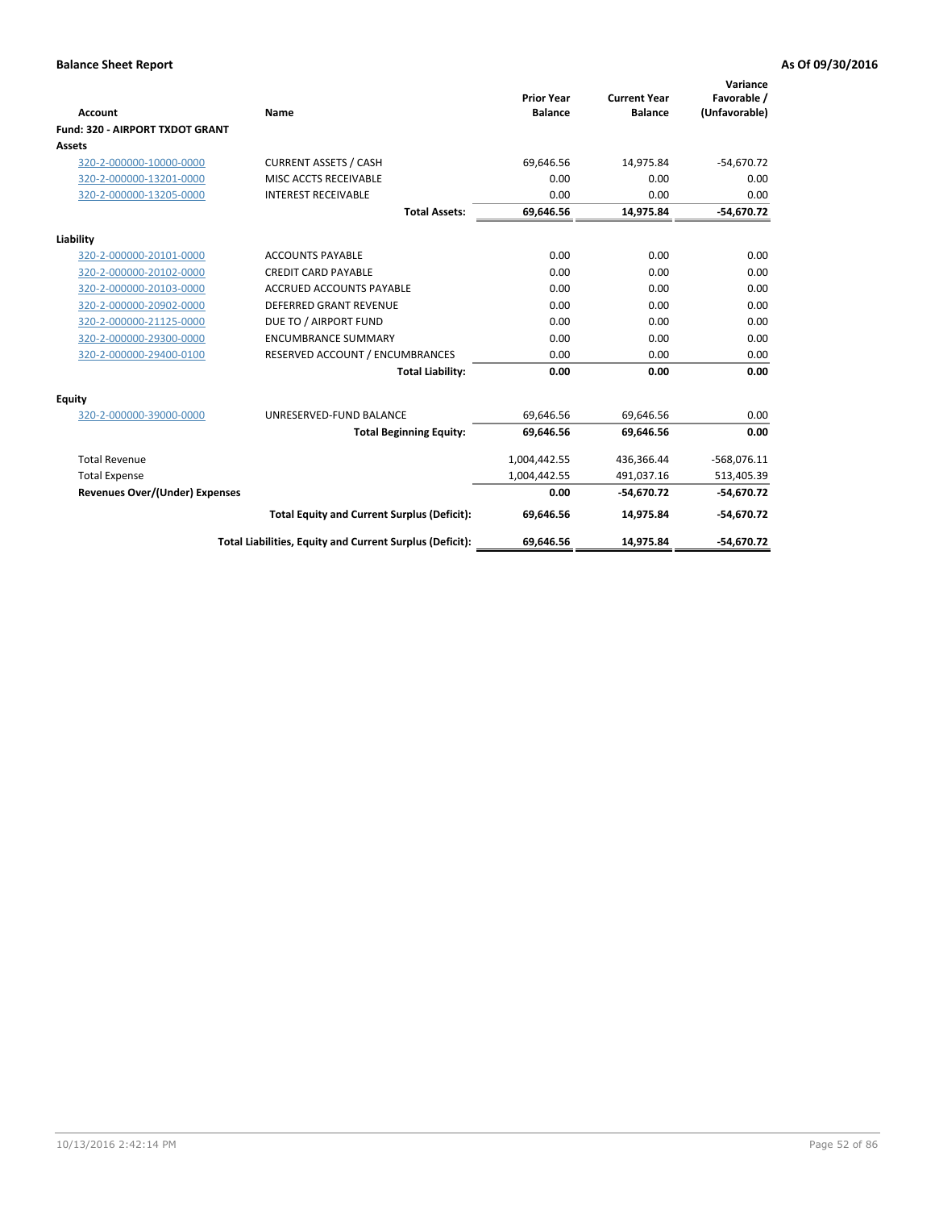**Balance Sheet Report** **As Of 09/30/2016**

| Account | Name | Prior Year Balance | Current Year Balance | Variance Favorable / (Unfavorable) |
|---|---|---|---|---|
| **Fund: 320 - AIRPORT TXDOT GRANT** | | | | |
| **Assets** | | | | |
| 320-2-000000-10000-0000 | CURRENT ASSETS / CASH | 69,646.56 | 14,975.84 | -54,670.72 |
| 320-2-000000-13201-0000 | MISC ACCTS RECEIVABLE | 0.00 | 0.00 | 0.00 |
| 320-2-000000-13205-0000 | INTEREST RECEIVABLE | 0.00 | 0.00 | 0.00 |
| | **Total Assets:** | **69,646.56** | **14,975.84** | **-54,670.72** |
| **Liability** | | | | |
| 320-2-000000-20101-0000 | ACCOUNTS PAYABLE | 0.00 | 0.00 | 0.00 |
| 320-2-000000-20102-0000 | CREDIT CARD PAYABLE | 0.00 | 0.00 | 0.00 |
| 320-2-000000-20103-0000 | ACCRUED ACCOUNTS PAYABLE | 0.00 | 0.00 | 0.00 |
| 320-2-000000-20902-0000 | DEFERRED GRANT REVENUE | 0.00 | 0.00 | 0.00 |
| 320-2-000000-21125-0000 | DUE TO / AIRPORT FUND | 0.00 | 0.00 | 0.00 |
| 320-2-000000-29300-0000 | ENCUMBRANCE SUMMARY | 0.00 | 0.00 | 0.00 |
| 320-2-000000-29400-0100 | RESERVED ACCOUNT / ENCUMBRANCES | 0.00 | 0.00 | 0.00 |
| | **Total Liability:** | **0.00** | **0.00** | **0.00** |
| **Equity** | | | | |
| 320-2-000000-39000-0000 | UNRESERVED-FUND BALANCE | 69,646.56 | 69,646.56 | 0.00 |
| | **Total Beginning Equity:** | **69,646.56** | **69,646.56** | **0.00** |
| Total Revenue | | 1,004,442.55 | 436,366.44 | -568,076.11 |
| Total Expense | | 1,004,442.55 | 491,037.16 | 513,405.39 |
| **Revenues Over/(Under) Expenses** | | **0.00** | **-54,670.72** | **-54,670.72** |
| | **Total Equity and Current Surplus (Deficit):** | **69,646.56** | **14,975.84** | **-54,670.72** |
| | **Total Liabilities, Equity and Current Surplus (Deficit):** | **69,646.56** | **14,975.84** | **-54,670.72** |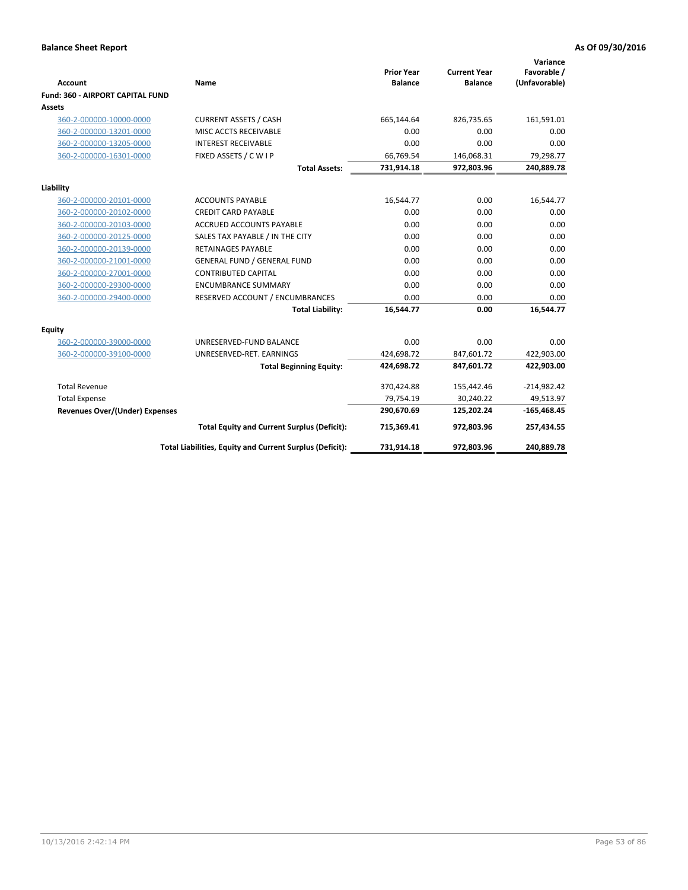**Balance Sheet Report** **As Of 09/30/2016**

| Account | Name | Prior Year Balance | Current Year Balance | Variance Favorable / (Unfavorable) |
|---|---|---|---|---|
| **Fund: 360 - AIRPORT CAPITAL FUND** | | | | |
| **Assets** | | | | |
| 360-2-000000-10000-0000 | CURRENT ASSETS / CASH | 665,144.64 | 826,735.65 | 161,591.01 |
| 360-2-000000-13201-0000 | MISC ACCTS RECEIVABLE | 0.00 | 0.00 | 0.00 |
| 360-2-000000-13205-0000 | INTEREST RECEIVABLE | 0.00 | 0.00 | 0.00 |
| 360-2-000000-16301-0000 | FIXED ASSETS / C W I P | 66,769.54 | 146,068.31 | 79,298.77 |
| | **Total Assets:** | **731,914.18** | **972,803.96** | **240,889.78** |
| **Liability** | | | | |
| 360-2-000000-20101-0000 | ACCOUNTS PAYABLE | 16,544.77 | 0.00 | 16,544.77 |
| 360-2-000000-20102-0000 | CREDIT CARD PAYABLE | 0.00 | 0.00 | 0.00 |
| 360-2-000000-20103-0000 | ACCRUED ACCOUNTS PAYABLE | 0.00 | 0.00 | 0.00 |
| 360-2-000000-20125-0000 | SALES TAX PAYABLE / IN THE CITY | 0.00 | 0.00 | 0.00 |
| 360-2-000000-20139-0000 | RETAINAGES PAYABLE | 0.00 | 0.00 | 0.00 |
| 360-2-000000-21001-0000 | GENERAL FUND / GENERAL FUND | 0.00 | 0.00 | 0.00 |
| 360-2-000000-27001-0000 | CONTRIBUTED CAPITAL | 0.00 | 0.00 | 0.00 |
| 360-2-000000-29300-0000 | ENCUMBRANCE SUMMARY | 0.00 | 0.00 | 0.00 |
| 360-2-000000-29400-0000 | RESERVED ACCOUNT / ENCUMBRANCES | 0.00 | 0.00 | 0.00 |
| | **Total Liability:** | **16,544.77** | **0.00** | **16,544.77** |
| **Equity** | | | | |
| 360-2-000000-39000-0000 | UNRESERVED-FUND BALANCE | 0.00 | 0.00 | 0.00 |
| 360-2-000000-39100-0000 | UNRESERVED-RET. EARNINGS | 424,698.72 | 847,601.72 | 422,903.00 |
| | **Total Beginning Equity:** | **424,698.72** | **847,601.72** | **422,903.00** |
| Total Revenue | | 370,424.88 | 155,442.46 | -214,982.42 |
| Total Expense | | 79,754.19 | 30,240.22 | 49,513.97 |
| **Revenues Over/(Under) Expenses** | | **290,670.69** | **125,202.24** | **-165,468.45** |
| | **Total Equity and Current Surplus (Deficit):** | **715,369.41** | **972,803.96** | **257,434.55** |
| | **Total Liabilities, Equity and Current Surplus (Deficit):** | **731,914.18** | **972,803.96** | **240,889.78** |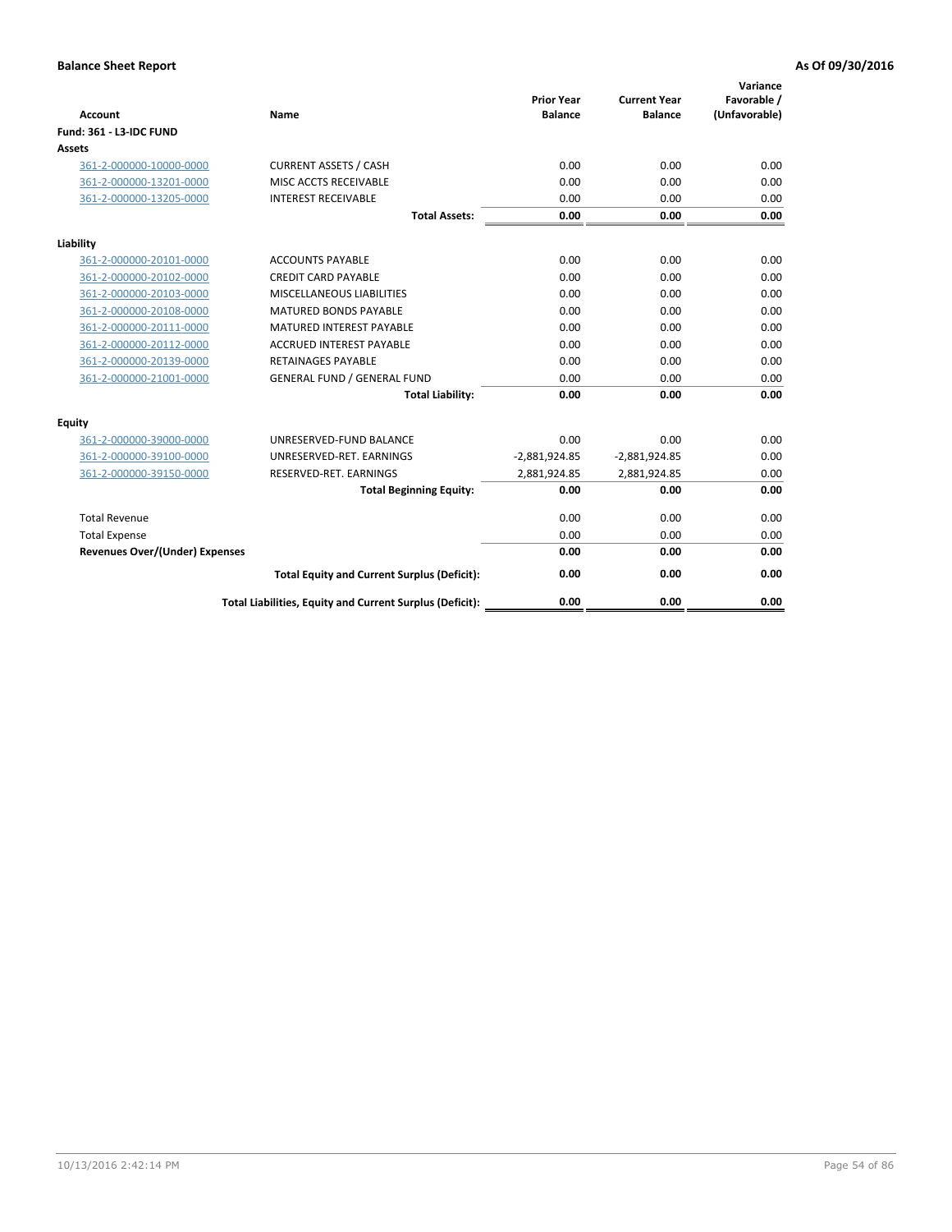**Balance Sheet Report** — **As Of 09/30/2016**

| Account | Name | Prior Year Balance | Current Year Balance | Variance Favorable / (Unfavorable) |
|---|---|---|---|---|
| **Fund: 361 - L3-IDC FUND** | | | | |
| **Assets** | | | | |
| 361-2-000000-10000-0000 | CURRENT ASSETS / CASH | 0.00 | 0.00 | 0.00 |
| 361-2-000000-13201-0000 | MISC ACCTS RECEIVABLE | 0.00 | 0.00 | 0.00 |
| 361-2-000000-13205-0000 | INTEREST RECEIVABLE | 0.00 | 0.00 | 0.00 |
| | **Total Assets:** | **0.00** | **0.00** | **0.00** |
| **Liability** | | | | |
| 361-2-000000-20101-0000 | ACCOUNTS PAYABLE | 0.00 | 0.00 | 0.00 |
| 361-2-000000-20102-0000 | CREDIT CARD PAYABLE | 0.00 | 0.00 | 0.00 |
| 361-2-000000-20103-0000 | MISCELLANEOUS LIABILITIES | 0.00 | 0.00 | 0.00 |
| 361-2-000000-20108-0000 | MATURED BONDS PAYABLE | 0.00 | 0.00 | 0.00 |
| 361-2-000000-20111-0000 | MATURED INTEREST PAYABLE | 0.00 | 0.00 | 0.00 |
| 361-2-000000-20112-0000 | ACCRUED INTEREST PAYABLE | 0.00 | 0.00 | 0.00 |
| 361-2-000000-20139-0000 | RETAINAGES PAYABLE | 0.00 | 0.00 | 0.00 |
| 361-2-000000-21001-0000 | GENERAL FUND / GENERAL FUND | 0.00 | 0.00 | 0.00 |
| | **Total Liability:** | **0.00** | **0.00** | **0.00** |
| **Equity** | | | | |
| 361-2-000000-39000-0000 | UNRESERVED-FUND BALANCE | 0.00 | 0.00 | 0.00 |
| 361-2-000000-39100-0000 | UNRESERVED-RET. EARNINGS | -2,881,924.85 | -2,881,924.85 | 0.00 |
| 361-2-000000-39150-0000 | RESERVED-RET. EARNINGS | 2,881,924.85 | 2,881,924.85 | 0.00 |
| | **Total Beginning Equity:** | **0.00** | **0.00** | **0.00** |
| Total Revenue | | 0.00 | 0.00 | 0.00 |
| Total Expense | | 0.00 | 0.00 | 0.00 |
| **Revenues Over/(Under) Expenses** | | **0.00** | **0.00** | **0.00** |
| | **Total Equity and Current Surplus (Deficit):** | **0.00** | **0.00** | **0.00** |
| | **Total Liabilities, Equity and Current Surplus (Deficit):** | **0.00** | **0.00** | **0.00** |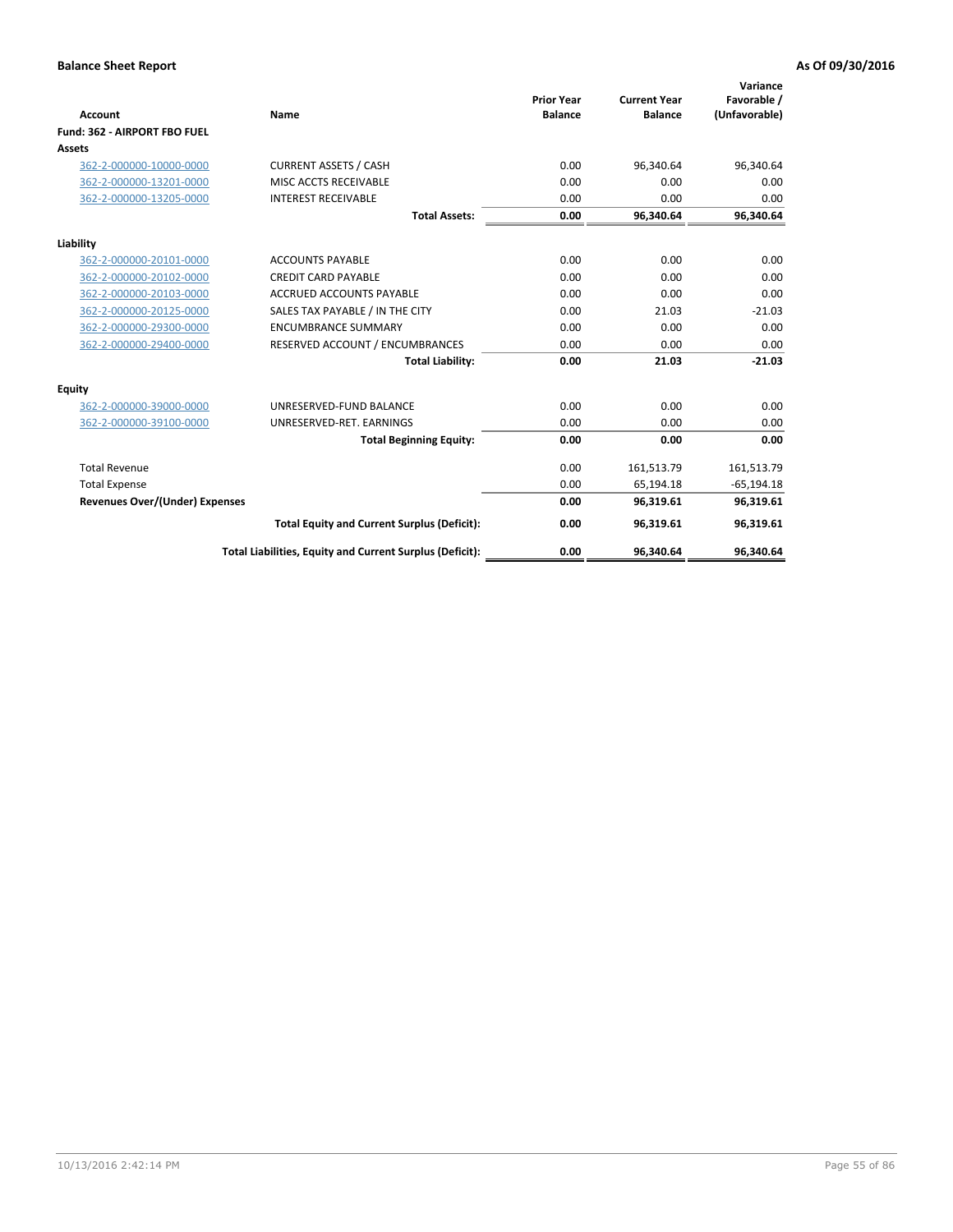**Balance Sheet Report** | **As Of 09/30/2016**

| Account | Name | Prior Year Balance | Current Year Balance | Variance Favorable / (Unfavorable) |
|---|---|---|---|---|
| **Fund: 362 - AIRPORT FBO FUEL** | | | | |
| **Assets** | | | | |
| 362-2-000000-10000-0000 | CURRENT ASSETS / CASH | 0.00 | 96,340.64 | 96,340.64 |
| 362-2-000000-13201-0000 | MISC ACCTS RECEIVABLE | 0.00 | 0.00 | 0.00 |
| 362-2-000000-13205-0000 | INTEREST RECEIVABLE | 0.00 | 0.00 | 0.00 |
| | **Total Assets:** | **0.00** | **96,340.64** | **96,340.64** |
| **Liability** | | | | |
| 362-2-000000-20101-0000 | ACCOUNTS PAYABLE | 0.00 | 0.00 | 0.00 |
| 362-2-000000-20102-0000 | CREDIT CARD PAYABLE | 0.00 | 0.00 | 0.00 |
| 362-2-000000-20103-0000 | ACCRUED ACCOUNTS PAYABLE | 0.00 | 0.00 | 0.00 |
| 362-2-000000-20125-0000 | SALES TAX PAYABLE / IN THE CITY | 0.00 | 21.03 | -21.03 |
| 362-2-000000-29300-0000 | ENCUMBRANCE SUMMARY | 0.00 | 0.00 | 0.00 |
| 362-2-000000-29400-0000 | RESERVED ACCOUNT / ENCUMBRANCES | 0.00 | 0.00 | 0.00 |
| | **Total Liability:** | **0.00** | **21.03** | **-21.03** |
| **Equity** | | | | |
| 362-2-000000-39000-0000 | UNRESERVED-FUND BALANCE | 0.00 | 0.00 | 0.00 |
| 362-2-000000-39100-0000 | UNRESERVED-RET. EARNINGS | 0.00 | 0.00 | 0.00 |
| | **Total Beginning Equity:** | **0.00** | **0.00** | **0.00** |
| Total Revenue | | 0.00 | 161,513.79 | 161,513.79 |
| Total Expense | | 0.00 | 65,194.18 | -65,194.18 |
| **Revenues Over/(Under) Expenses** | | **0.00** | **96,319.61** | **96,319.61** |
| | **Total Equity and Current Surplus (Deficit):** | **0.00** | **96,319.61** | **96,319.61** |
| | **Total Liabilities, Equity and Current Surplus (Deficit):** | **0.00** | **96,340.64** | **96,340.64** |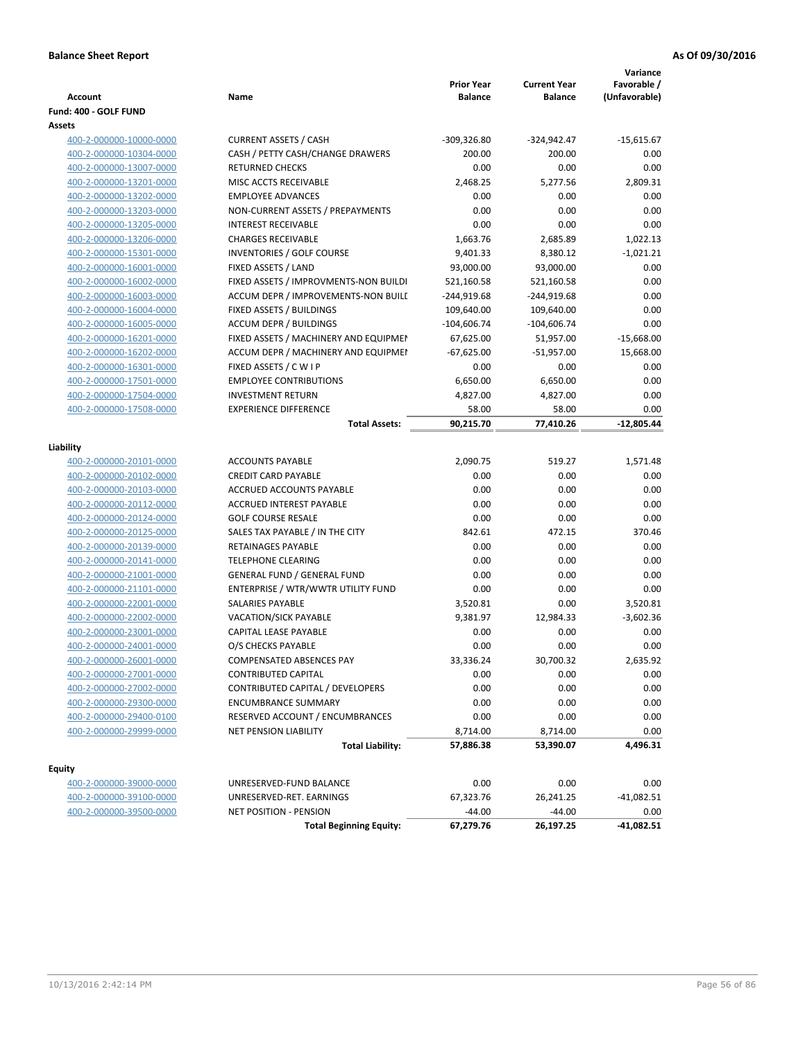**Balance Sheet Report** **As Of 09/30/2016**

| Account | Name | Prior Year Balance | Current Year Balance | Variance Favorable / (Unfavorable) |
|---|---|---|---|---|
| **Fund: 400 - GOLF FUND** | | | | |
| **Assets** | | | | |
| 400-2-000000-10000-0000 | CURRENT ASSETS / CASH | -309,326.80 | -324,942.47 | -15,615.67 |
| 400-2-000000-10304-0000 | CASH / PETTY CASH/CHANGE DRAWERS | 200.00 | 200.00 | 0.00 |
| 400-2-000000-13007-0000 | RETURNED CHECKS | 0.00 | 0.00 | 0.00 |
| 400-2-000000-13201-0000 | MISC ACCTS RECEIVABLE | 2,468.25 | 5,277.56 | 2,809.31 |
| 400-2-000000-13202-0000 | EMPLOYEE ADVANCES | 0.00 | 0.00 | 0.00 |
| 400-2-000000-13203-0000 | NON-CURRENT ASSETS / PREPAYMENTS | 0.00 | 0.00 | 0.00 |
| 400-2-000000-13205-0000 | INTEREST RECEIVABLE | 0.00 | 0.00 | 0.00 |
| 400-2-000000-13206-0000 | CHARGES RECEIVABLE | 1,663.76 | 2,685.89 | 1,022.13 |
| 400-2-000000-15301-0000 | INVENTORIES / GOLF COURSE | 9,401.33 | 8,380.12 | -1,021.21 |
| 400-2-000000-16001-0000 | FIXED ASSETS / LAND | 93,000.00 | 93,000.00 | 0.00 |
| 400-2-000000-16002-0000 | FIXED ASSETS / IMPROVMENTS-NON BUILDI | 521,160.58 | 521,160.58 | 0.00 |
| 400-2-000000-16003-0000 | ACCUM DEPR / IMPROVEMENTS-NON BUILI | -244,919.68 | -244,919.68 | 0.00 |
| 400-2-000000-16004-0000 | FIXED ASSETS / BUILDINGS | 109,640.00 | 109,640.00 | 0.00 |
| 400-2-000000-16005-0000 | ACCUM DEPR / BUILDINGS | -104,606.74 | -104,606.74 | 0.00 |
| 400-2-000000-16201-0000 | FIXED ASSETS / MACHINERY AND EQUIPMEI | 67,625.00 | 51,957.00 | -15,668.00 |
| 400-2-000000-16202-0000 | ACCUM DEPR / MACHINERY AND EQUIPMEI | -67,625.00 | -51,957.00 | 15,668.00 |
| 400-2-000000-16301-0000 | FIXED ASSETS / C W I P | 0.00 | 0.00 | 0.00 |
| 400-2-000000-17501-0000 | EMPLOYEE CONTRIBUTIONS | 6,650.00 | 6,650.00 | 0.00 |
| 400-2-000000-17504-0000 | INVESTMENT RETURN | 4,827.00 | 4,827.00 | 0.00 |
| 400-2-000000-17508-0000 | EXPERIENCE DIFFERENCE | 58.00 | 58.00 | 0.00 |
| | **Total Assets:** | **90,215.70** | **77,410.26** | **-12,805.44** |
| **Liability** | | | | |
| 400-2-000000-20101-0000 | ACCOUNTS PAYABLE | 2,090.75 | 519.27 | 1,571.48 |
| 400-2-000000-20102-0000 | CREDIT CARD PAYABLE | 0.00 | 0.00 | 0.00 |
| 400-2-000000-20103-0000 | ACCRUED ACCOUNTS PAYABLE | 0.00 | 0.00 | 0.00 |
| 400-2-000000-20112-0000 | ACCRUED INTEREST PAYABLE | 0.00 | 0.00 | 0.00 |
| 400-2-000000-20124-0000 | GOLF COURSE RESALE | 0.00 | 0.00 | 0.00 |
| 400-2-000000-20125-0000 | SALES TAX PAYABLE / IN THE CITY | 842.61 | 472.15 | 370.46 |
| 400-2-000000-20139-0000 | RETAINAGES PAYABLE | 0.00 | 0.00 | 0.00 |
| 400-2-000000-20141-0000 | TELEPHONE CLEARING | 0.00 | 0.00 | 0.00 |
| 400-2-000000-21001-0000 | GENERAL FUND / GENERAL FUND | 0.00 | 0.00 | 0.00 |
| 400-2-000000-21101-0000 | ENTERPRISE / WTR/WWTR UTILITY FUND | 0.00 | 0.00 | 0.00 |
| 400-2-000000-22001-0000 | SALARIES PAYABLE | 3,520.81 | 0.00 | 3,520.81 |
| 400-2-000000-22002-0000 | VACATION/SICK PAYABLE | 9,381.97 | 12,984.33 | -3,602.36 |
| 400-2-000000-23001-0000 | CAPITAL LEASE PAYABLE | 0.00 | 0.00 | 0.00 |
| 400-2-000000-24001-0000 | O/S CHECKS PAYABLE | 0.00 | 0.00 | 0.00 |
| 400-2-000000-26001-0000 | COMPENSATED ABSENCES PAY | 33,336.24 | 30,700.32 | 2,635.92 |
| 400-2-000000-27001-0000 | CONTRIBUTED CAPITAL | 0.00 | 0.00 | 0.00 |
| 400-2-000000-27002-0000 | CONTRIBUTED CAPITAL / DEVELOPERS | 0.00 | 0.00 | 0.00 |
| 400-2-000000-29300-0000 | ENCUMBRANCE SUMMARY | 0.00 | 0.00 | 0.00 |
| 400-2-000000-29400-0100 | RESERVED ACCOUNT / ENCUMBRANCES | 0.00 | 0.00 | 0.00 |
| 400-2-000000-29999-0000 | NET PENSION LIABILITY | 8,714.00 | 8,714.00 | 0.00 |
| | **Total Liability:** | **57,886.38** | **53,390.07** | **4,496.31** |
| **Equity** | | | | |
| 400-2-000000-39000-0000 | UNRESERVED-FUND BALANCE | 0.00 | 0.00 | 0.00 |
| 400-2-000000-39100-0000 | UNRESERVED-RET. EARNINGS | 67,323.76 | 26,241.25 | -41,082.51 |
| 400-2-000000-39500-0000 | NET POSITION - PENSION | -44.00 | -44.00 | 0.00 |
| | **Total Beginning Equity:** | **67,279.76** | **26,197.25** | **-41,082.51** |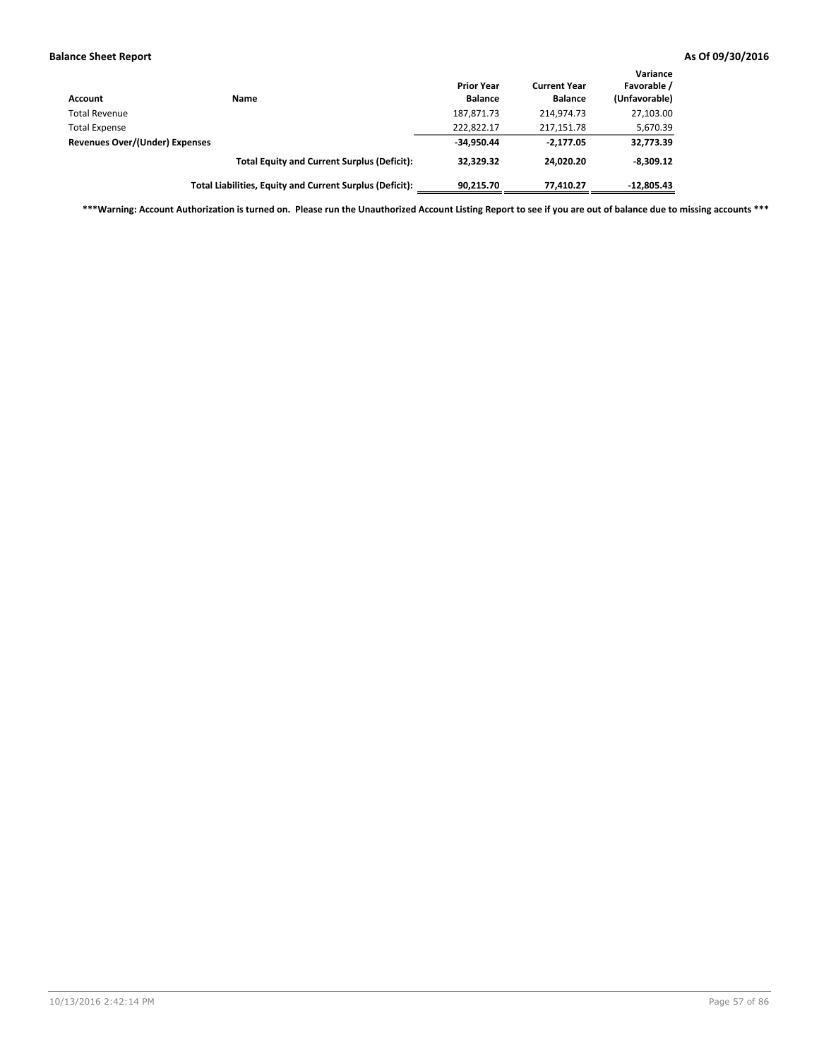**Balance Sheet Report** **As Of 09/30/2016**

| Account | Name | Prior Year Balance | Current Year Balance | Variance Favorable / (Unfavorable) |
|---|---|---|---|---|
| Total Revenue | | 187,871.73 | 214,974.73 | 27,103.00 |
| Total Expense | | 222,822.17 | 217,151.78 | 5,670.39 |
| **Revenues Over/(Under) Expenses** | | **-34,950.44** | **-2,177.05** | **32,773.39** |
| | **Total Equity and Current Surplus (Deficit):** | **32,329.32** | **24,020.20** | **-8,309.12** |
| | **Total Liabilities, Equity and Current Surplus (Deficit):** | **90,215.70** | **77,410.27** | **-12,805.43** |

**\*\*\*Warning: Account Authorization is turned on. Please run the Unauthorized Account Listing Report to see if you are out of balance due to missing accounts \*\*\***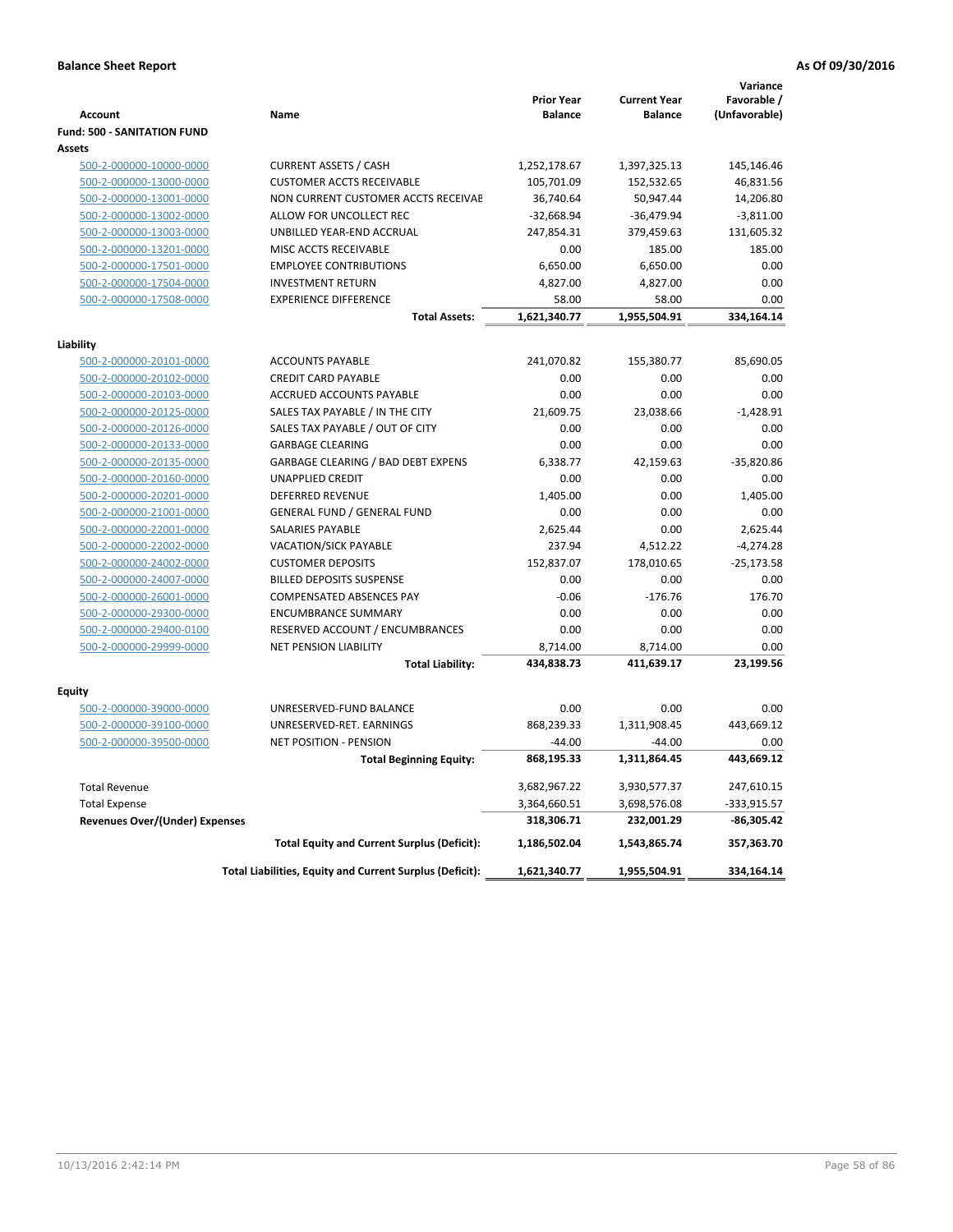**Balance Sheet Report** **As Of 09/30/2016**

| Account | Name | Prior Year Balance | Current Year Balance | Variance Favorable / (Unfavorable) |
|---|---|---|---|---|
| **Fund: 500 - SANITATION FUND** | | | | |
| **Assets** | | | | |
| 500-2-000000-10000-0000 | CURRENT ASSETS / CASH | 1,252,178.67 | 1,397,325.13 | 145,146.46 |
| 500-2-000000-13000-0000 | CUSTOMER ACCTS RECEIVABLE | 105,701.09 | 152,532.65 | 46,831.56 |
| 500-2-000000-13001-0000 | NON CURRENT CUSTOMER ACCTS RECEIVAE | 36,740.64 | 50,947.44 | 14,206.80 |
| 500-2-000000-13002-0000 | ALLOW FOR UNCOLLECT REC | -32,668.94 | -36,479.94 | -3,811.00 |
| 500-2-000000-13003-0000 | UNBILLED YEAR-END ACCRUAL | 247,854.31 | 379,459.63 | 131,605.32 |
| 500-2-000000-13201-0000 | MISC ACCTS RECEIVABLE | 0.00 | 185.00 | 185.00 |
| 500-2-000000-17501-0000 | EMPLOYEE CONTRIBUTIONS | 6,650.00 | 6,650.00 | 0.00 |
| 500-2-000000-17504-0000 | INVESTMENT RETURN | 4,827.00 | 4,827.00 | 0.00 |
| 500-2-000000-17508-0000 | EXPERIENCE DIFFERENCE | 58.00 | 58.00 | 0.00 |
| | **Total Assets:** | **1,621,340.77** | **1,955,504.91** | **334,164.14** |
| **Liability** | | | | |
| 500-2-000000-20101-0000 | ACCOUNTS PAYABLE | 241,070.82 | 155,380.77 | 85,690.05 |
| 500-2-000000-20102-0000 | CREDIT CARD PAYABLE | 0.00 | 0.00 | 0.00 |
| 500-2-000000-20103-0000 | ACCRUED ACCOUNTS PAYABLE | 0.00 | 0.00 | 0.00 |
| 500-2-000000-20125-0000 | SALES TAX PAYABLE / IN THE CITY | 21,609.75 | 23,038.66 | -1,428.91 |
| 500-2-000000-20126-0000 | SALES TAX PAYABLE / OUT OF CITY | 0.00 | 0.00 | 0.00 |
| 500-2-000000-20133-0000 | GARBAGE CLEARING | 0.00 | 0.00 | 0.00 |
| 500-2-000000-20135-0000 | GARBAGE CLEARING / BAD DEBT EXPENS | 6,338.77 | 42,159.63 | -35,820.86 |
| 500-2-000000-20160-0000 | UNAPPLIED CREDIT | 0.00 | 0.00 | 0.00 |
| 500-2-000000-20201-0000 | DEFERRED REVENUE | 1,405.00 | 0.00 | 1,405.00 |
| 500-2-000000-21001-0000 | GENERAL FUND / GENERAL FUND | 0.00 | 0.00 | 0.00 |
| 500-2-000000-22001-0000 | SALARIES PAYABLE | 2,625.44 | 0.00 | 2,625.44 |
| 500-2-000000-22002-0000 | VACATION/SICK PAYABLE | 237.94 | 4,512.22 | -4,274.28 |
| 500-2-000000-24002-0000 | CUSTOMER DEPOSITS | 152,837.07 | 178,010.65 | -25,173.58 |
| 500-2-000000-24007-0000 | BILLED DEPOSITS SUSPENSE | 0.00 | 0.00 | 0.00 |
| 500-2-000000-26001-0000 | COMPENSATED ABSENCES PAY | -0.06 | -176.76 | 176.70 |
| 500-2-000000-29300-0000 | ENCUMBRANCE SUMMARY | 0.00 | 0.00 | 0.00 |
| 500-2-000000-29400-0100 | RESERVED ACCOUNT / ENCUMBRANCES | 0.00 | 0.00 | 0.00 |
| 500-2-000000-29999-0000 | NET PENSION LIABILITY | 8,714.00 | 8,714.00 | 0.00 |
| | **Total Liability:** | **434,838.73** | **411,639.17** | **23,199.56** |
| **Equity** | | | | |
| 500-2-000000-39000-0000 | UNRESERVED-FUND BALANCE | 0.00 | 0.00 | 0.00 |
| 500-2-000000-39100-0000 | UNRESERVED-RET. EARNINGS | 868,239.33 | 1,311,908.45 | 443,669.12 |
| 500-2-000000-39500-0000 | NET POSITION - PENSION | -44.00 | -44.00 | 0.00 |
| | **Total Beginning Equity:** | **868,195.33** | **1,311,864.45** | **443,669.12** |
| Total Revenue | | 3,682,967.22 | 3,930,577.37 | 247,610.15 |
| Total Expense | | 3,364,660.51 | 3,698,576.08 | -333,915.57 |
| **Revenues Over/(Under) Expenses** | | **318,306.71** | **232,001.29** | **-86,305.42** |
| | **Total Equity and Current Surplus (Deficit):** | **1,186,502.04** | **1,543,865.74** | **357,363.70** |
| | **Total Liabilities, Equity and Current Surplus (Deficit):** | **1,621,340.77** | **1,955,504.91** | **334,164.14** |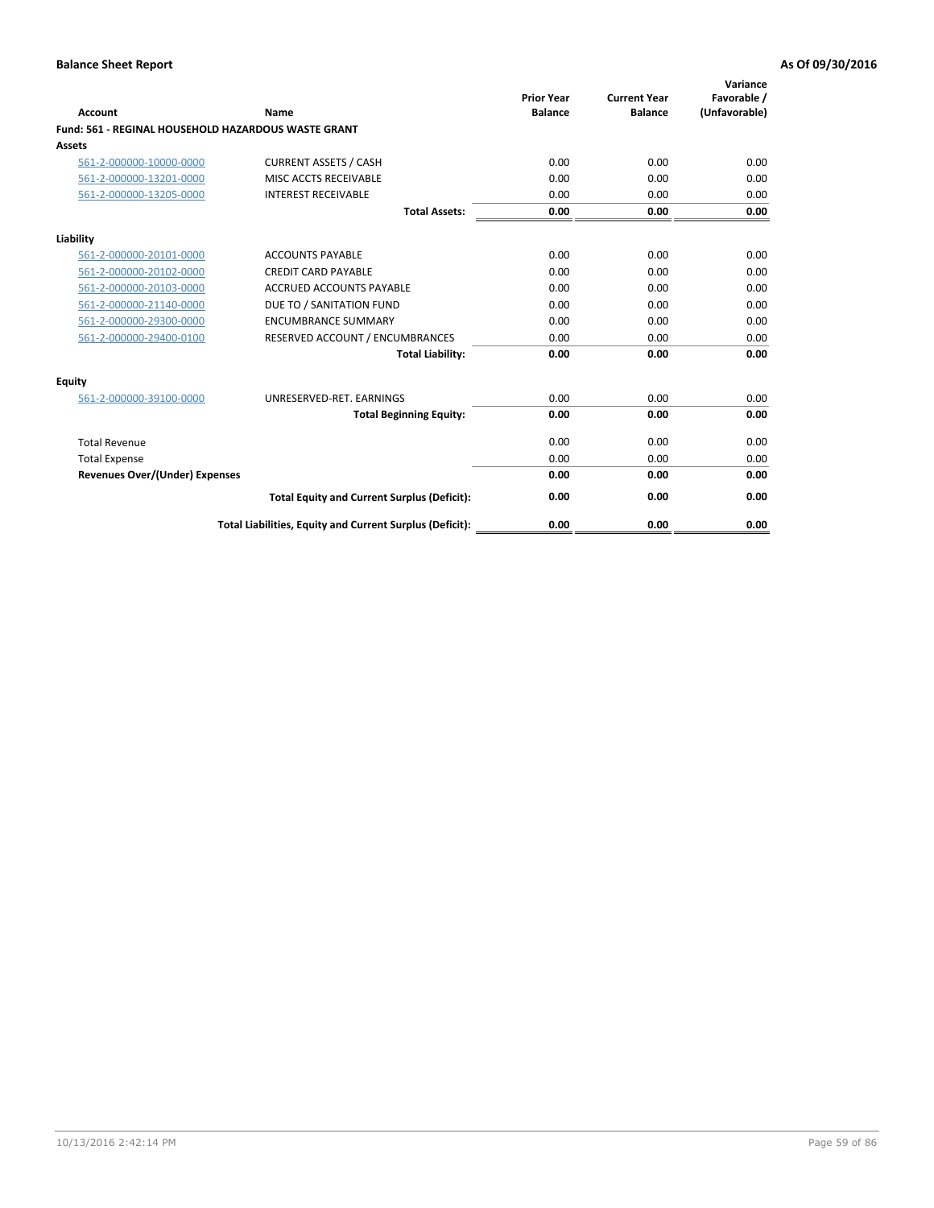**Balance Sheet Report** | **As Of 09/30/2016**

| Account | Name | Prior Year Balance | Current Year Balance | Variance Favorable / (Unfavorable) |
|---|---|---|---|---|
| **Fund: 561 - REGINAL HOUSEHOLD HAZARDOUS WASTE GRANT** | | | | |
| **Assets** | | | | |
| 561-2-000000-10000-0000 | CURRENT ASSETS / CASH | 0.00 | 0.00 | 0.00 |
| 561-2-000000-13201-0000 | MISC ACCTS RECEIVABLE | 0.00 | 0.00 | 0.00 |
| 561-2-000000-13205-0000 | INTEREST RECEIVABLE | 0.00 | 0.00 | 0.00 |
| | **Total Assets:** | **0.00** | **0.00** | **0.00** |
| **Liability** | | | | |
| 561-2-000000-20101-0000 | ACCOUNTS PAYABLE | 0.00 | 0.00 | 0.00 |
| 561-2-000000-20102-0000 | CREDIT CARD PAYABLE | 0.00 | 0.00 | 0.00 |
| 561-2-000000-20103-0000 | ACCRUED ACCOUNTS PAYABLE | 0.00 | 0.00 | 0.00 |
| 561-2-000000-21140-0000 | DUE TO / SANITATION FUND | 0.00 | 0.00 | 0.00 |
| 561-2-000000-29300-0000 | ENCUMBRANCE SUMMARY | 0.00 | 0.00 | 0.00 |
| 561-2-000000-29400-0100 | RESERVED ACCOUNT / ENCUMBRANCES | 0.00 | 0.00 | 0.00 |
| | **Total Liability:** | **0.00** | **0.00** | **0.00** |
| **Equity** | | | | |
| 561-2-000000-39100-0000 | UNRESERVED-RET. EARNINGS | 0.00 | 0.00 | 0.00 |
| | **Total Beginning Equity:** | **0.00** | **0.00** | **0.00** |
| Total Revenue | | 0.00 | 0.00 | 0.00 |
| Total Expense | | 0.00 | 0.00 | 0.00 |
| **Revenues Over/(Under) Expenses** | | **0.00** | **0.00** | **0.00** |
| | **Total Equity and Current Surplus (Deficit):** | **0.00** | **0.00** | **0.00** |
| | **Total Liabilities, Equity and Current Surplus (Deficit):** | **0.00** | **0.00** | **0.00** |

10/13/2016 2:42:14 PM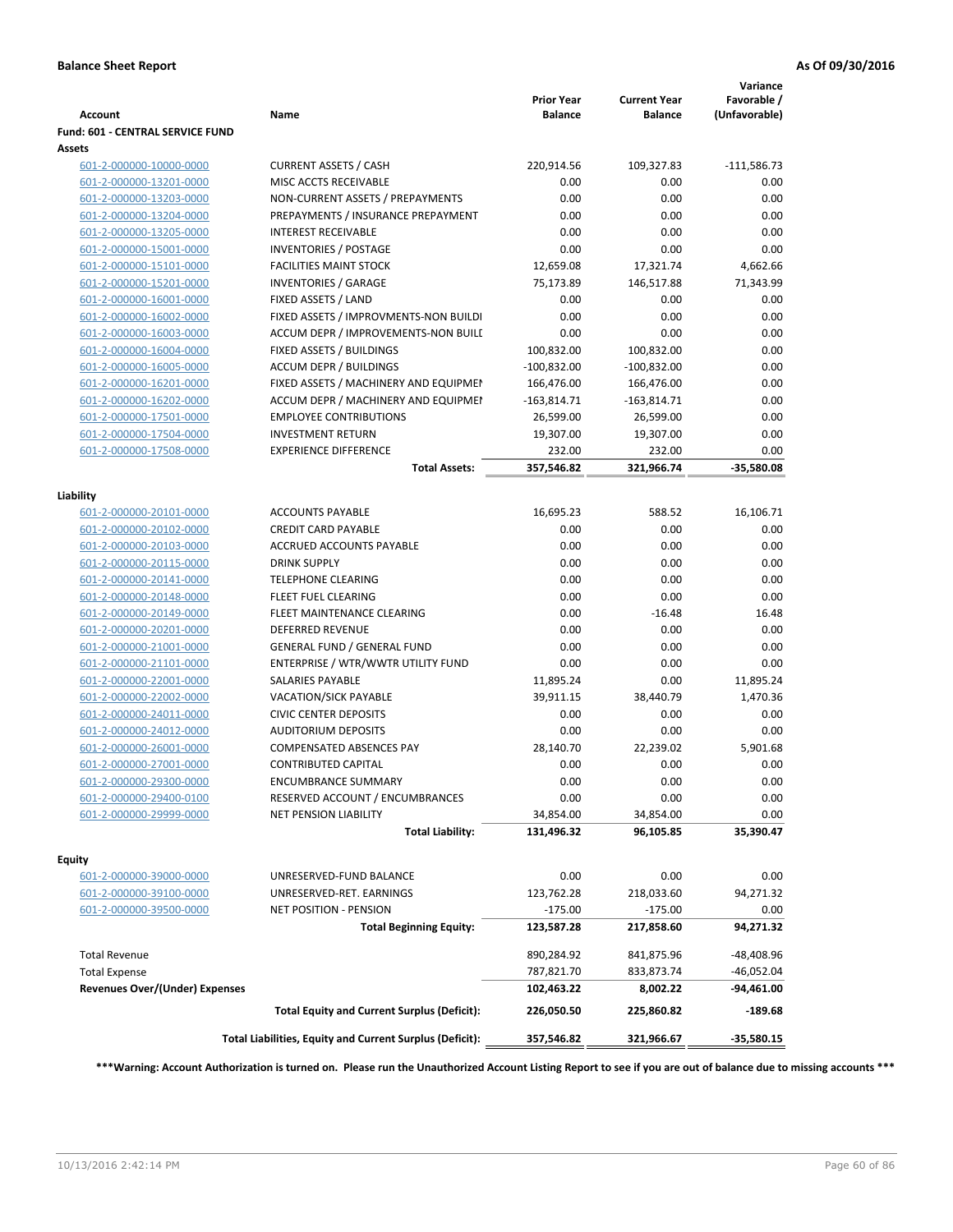**Balance Sheet Report** | **As Of 09/30/2016**

| Account | Name | Prior Year Balance | Current Year Balance | Variance Favorable / (Unfavorable) |
|---|---|---|---|---|
| **Fund: 601 - CENTRAL SERVICE FUND** | | | | |
| **Assets** | | | | |
| 601-2-000000-10000-0000 | CURRENT ASSETS / CASH | 220,914.56 | 109,327.83 | -111,586.73 |
| 601-2-000000-13201-0000 | MISC ACCTS RECEIVABLE | 0.00 | 0.00 | 0.00 |
| 601-2-000000-13203-0000 | NON-CURRENT ASSETS / PREPAYMENTS | 0.00 | 0.00 | 0.00 |
| 601-2-000000-13204-0000 | PREPAYMENTS / INSURANCE PREPAYMENT | 0.00 | 0.00 | 0.00 |
| 601-2-000000-13205-0000 | INTEREST RECEIVABLE | 0.00 | 0.00 | 0.00 |
| 601-2-000000-15001-0000 | INVENTORIES / POSTAGE | 0.00 | 0.00 | 0.00 |
| 601-2-000000-15101-0000 | FACILITIES MAINT STOCK | 12,659.08 | 17,321.74 | 4,662.66 |
| 601-2-000000-15201-0000 | INVENTORIES / GARAGE | 75,173.89 | 146,517.88 | 71,343.99 |
| 601-2-000000-16001-0000 | FIXED ASSETS / LAND | 0.00 | 0.00 | 0.00 |
| 601-2-000000-16002-0000 | FIXED ASSETS / IMPROVMENTS-NON BUILDI | 0.00 | 0.00 | 0.00 |
| 601-2-000000-16003-0000 | ACCUM DEPR / IMPROVEMENTS-NON BUILI | 0.00 | 0.00 | 0.00 |
| 601-2-000000-16004-0000 | FIXED ASSETS / BUILDINGS | 100,832.00 | 100,832.00 | 0.00 |
| 601-2-000000-16005-0000 | ACCUM DEPR / BUILDINGS | -100,832.00 | -100,832.00 | 0.00 |
| 601-2-000000-16201-0000 | FIXED ASSETS / MACHINERY AND EQUIPMEI | 166,476.00 | 166,476.00 | 0.00 |
| 601-2-000000-16202-0000 | ACCUM DEPR / MACHINERY AND EQUIPMEI | -163,814.71 | -163,814.71 | 0.00 |
| 601-2-000000-17501-0000 | EMPLOYEE CONTRIBUTIONS | 26,599.00 | 26,599.00 | 0.00 |
| 601-2-000000-17504-0000 | INVESTMENT RETURN | 19,307.00 | 19,307.00 | 0.00 |
| 601-2-000000-17508-0000 | EXPERIENCE DIFFERENCE | 232.00 | 232.00 | 0.00 |
| | **Total Assets:** | **357,546.82** | **321,966.74** | **-35,580.08** |
| **Liability** | | | | |
| 601-2-000000-20101-0000 | ACCOUNTS PAYABLE | 16,695.23 | 588.52 | 16,106.71 |
| 601-2-000000-20102-0000 | CREDIT CARD PAYABLE | 0.00 | 0.00 | 0.00 |
| 601-2-000000-20103-0000 | ACCRUED ACCOUNTS PAYABLE | 0.00 | 0.00 | 0.00 |
| 601-2-000000-20115-0000 | DRINK SUPPLY | 0.00 | 0.00 | 0.00 |
| 601-2-000000-20141-0000 | TELEPHONE CLEARING | 0.00 | 0.00 | 0.00 |
| 601-2-000000-20148-0000 | FLEET FUEL CLEARING | 0.00 | 0.00 | 0.00 |
| 601-2-000000-20149-0000 | FLEET MAINTENANCE CLEARING | 0.00 | -16.48 | 16.48 |
| 601-2-000000-20201-0000 | DEFERRED REVENUE | 0.00 | 0.00 | 0.00 |
| 601-2-000000-21001-0000 | GENERAL FUND / GENERAL FUND | 0.00 | 0.00 | 0.00 |
| 601-2-000000-21101-0000 | ENTERPRISE / WTR/WWTR UTILITY FUND | 0.00 | 0.00 | 0.00 |
| 601-2-000000-22001-0000 | SALARIES PAYABLE | 11,895.24 | 0.00 | 11,895.24 |
| 601-2-000000-22002-0000 | VACATION/SICK PAYABLE | 39,911.15 | 38,440.79 | 1,470.36 |
| 601-2-000000-24011-0000 | CIVIC CENTER DEPOSITS | 0.00 | 0.00 | 0.00 |
| 601-2-000000-24012-0000 | AUDITORIUM DEPOSITS | 0.00 | 0.00 | 0.00 |
| 601-2-000000-26001-0000 | COMPENSATED ABSENCES PAY | 28,140.70 | 22,239.02 | 5,901.68 |
| 601-2-000000-27001-0000 | CONTRIBUTED CAPITAL | 0.00 | 0.00 | 0.00 |
| 601-2-000000-29300-0000 | ENCUMBRANCE SUMMARY | 0.00 | 0.00 | 0.00 |
| 601-2-000000-29400-0100 | RESERVED ACCOUNT / ENCUMBRANCES | 0.00 | 0.00 | 0.00 |
| 601-2-000000-29999-0000 | NET PENSION LIABILITY | 34,854.00 | 34,854.00 | 0.00 |
| | **Total Liability:** | **131,496.32** | **96,105.85** | **35,390.47** |
| **Equity** | | | | |
| 601-2-000000-39000-0000 | UNRESERVED-FUND BALANCE | 0.00 | 0.00 | 0.00 |
| 601-2-000000-39100-0000 | UNRESERVED-RET. EARNINGS | 123,762.28 | 218,033.60 | 94,271.32 |
| 601-2-000000-39500-0000 | NET POSITION - PENSION | -175.00 | -175.00 | 0.00 |
| | **Total Beginning Equity:** | **123,587.28** | **217,858.60** | **94,271.32** |
| Total Revenue | | 890,284.92 | 841,875.96 | -48,408.96 |
| Total Expense | | 787,821.70 | 833,873.74 | -46,052.04 |
| **Revenues Over/(Under) Expenses** | | **102,463.22** | **8,002.22** | **-94,461.00** |
| | **Total Equity and Current Surplus (Deficit):** | **226,050.50** | **225,860.82** | **-189.68** |
| | **Total Liabilities, Equity and Current Surplus (Deficit):** | **357,546.82** | **321,966.67** | **-35,580.15** |

**\*\*\*Warning: Account Authorization is turned on. Please run the Unauthorized Account Listing Report to see if you are out of balance due to missing accounts \*\*\***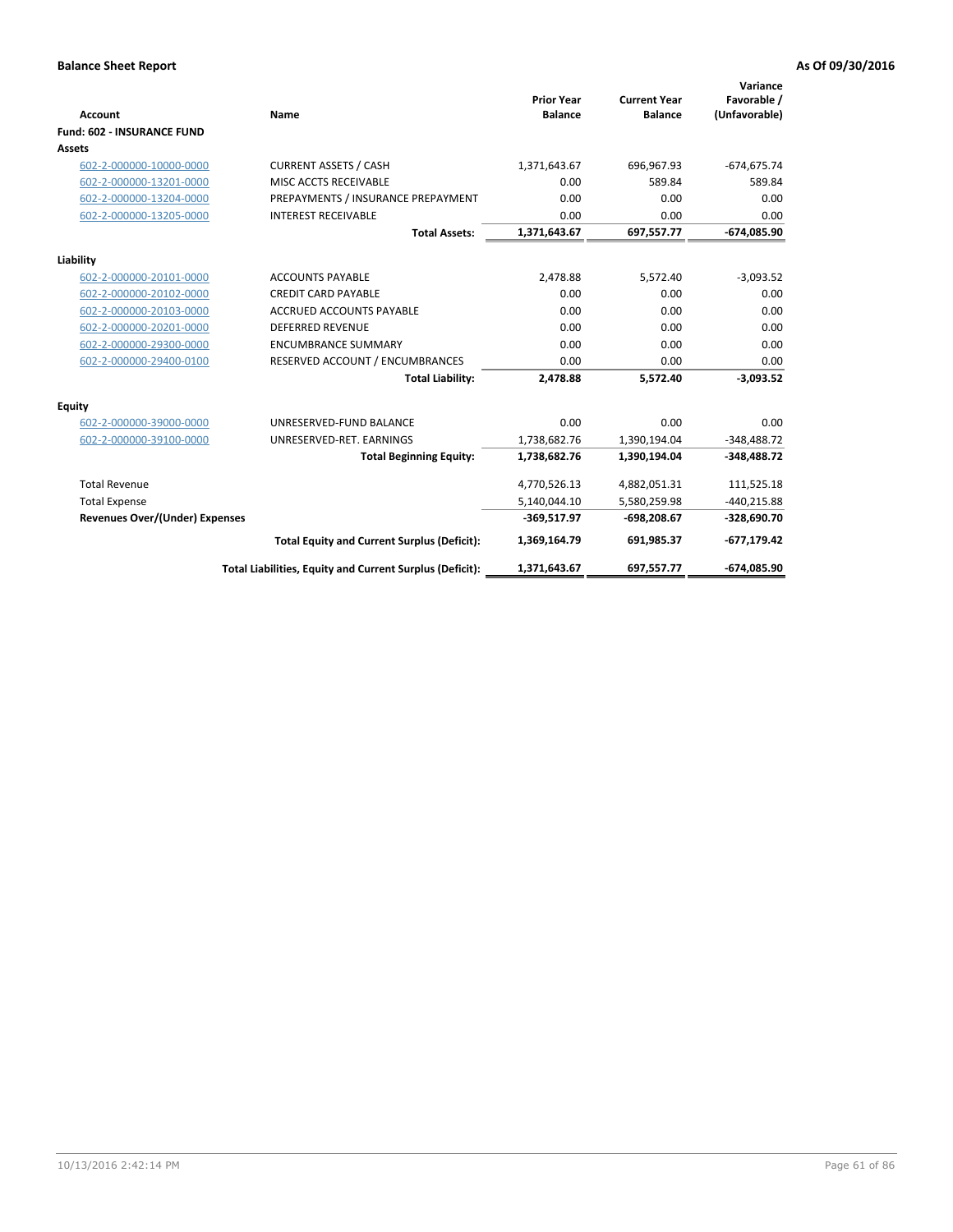**Balance Sheet Report** | **As Of 09/30/2016**

| Account | Name | Prior Year Balance | Current Year Balance | Variance Favorable / (Unfavorable) |
|---|---|---|---|---|
| **Fund: 602 - INSURANCE FUND** | | | | |
| **Assets** | | | | |
| 602-2-000000-10000-0000 | CURRENT ASSETS / CASH | 1,371,643.67 | 696,967.93 | -674,675.74 |
| 602-2-000000-13201-0000 | MISC ACCTS RECEIVABLE | 0.00 | 589.84 | 589.84 |
| 602-2-000000-13204-0000 | PREPAYMENTS / INSURANCE PREPAYMENT | 0.00 | 0.00 | 0.00 |
| 602-2-000000-13205-0000 | INTEREST RECEIVABLE | 0.00 | 0.00 | 0.00 |
| | **Total Assets:** | **1,371,643.67** | **697,557.77** | **-674,085.90** |
| **Liability** | | | | |
| 602-2-000000-20101-0000 | ACCOUNTS PAYABLE | 2,478.88 | 5,572.40 | -3,093.52 |
| 602-2-000000-20102-0000 | CREDIT CARD PAYABLE | 0.00 | 0.00 | 0.00 |
| 602-2-000000-20103-0000 | ACCRUED ACCOUNTS PAYABLE | 0.00 | 0.00 | 0.00 |
| 602-2-000000-20201-0000 | DEFERRED REVENUE | 0.00 | 0.00 | 0.00 |
| 602-2-000000-29300-0000 | ENCUMBRANCE SUMMARY | 0.00 | 0.00 | 0.00 |
| 602-2-000000-29400-0100 | RESERVED ACCOUNT / ENCUMBRANCES | 0.00 | 0.00 | 0.00 |
| | **Total Liability:** | **2,478.88** | **5,572.40** | **-3,093.52** |
| **Equity** | | | | |
| 602-2-000000-39000-0000 | UNRESERVED-FUND BALANCE | 0.00 | 0.00 | 0.00 |
| 602-2-000000-39100-0000 | UNRESERVED-RET. EARNINGS | 1,738,682.76 | 1,390,194.04 | -348,488.72 |
| | **Total Beginning Equity:** | **1,738,682.76** | **1,390,194.04** | **-348,488.72** |
| Total Revenue | | 4,770,526.13 | 4,882,051.31 | 111,525.18 |
| Total Expense | | 5,140,044.10 | 5,580,259.98 | -440,215.88 |
| **Revenues Over/(Under) Expenses** | | **-369,517.97** | **-698,208.67** | **-328,690.70** |
| | **Total Equity and Current Surplus (Deficit):** | **1,369,164.79** | **691,985.37** | **-677,179.42** |
| | **Total Liabilities, Equity and Current Surplus (Deficit):** | **1,371,643.67** | **697,557.77** | **-674,085.90** |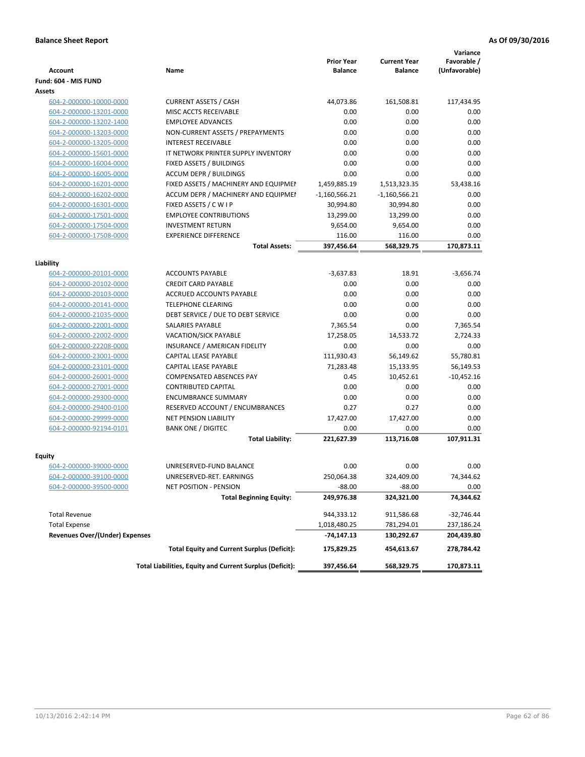**Balance Sheet Report** | **As Of 09/30/2016**

| Account | Name | Prior Year Balance | Current Year Balance | Variance Favorable / (Unfavorable) |
|---|---|---|---|---|
| **Fund: 604 - MIS FUND** | | | | |
| **Assets** | | | | |
| 604-2-000000-10000-0000 | CURRENT ASSETS / CASH | 44,073.86 | 161,508.81 | 117,434.95 |
| 604-2-000000-13201-0000 | MISC ACCTS RECEIVABLE | 0.00 | 0.00 | 0.00 |
| 604-2-000000-13202-1400 | EMPLOYEE ADVANCES | 0.00 | 0.00 | 0.00 |
| 604-2-000000-13203-0000 | NON-CURRENT ASSETS / PREPAYMENTS | 0.00 | 0.00 | 0.00 |
| 604-2-000000-13205-0000 | INTEREST RECEIVABLE | 0.00 | 0.00 | 0.00 |
| 604-2-000000-15601-0000 | IT NETWORK PRINTER SUPPLY INVENTORY | 0.00 | 0.00 | 0.00 |
| 604-2-000000-16004-0000 | FIXED ASSETS / BUILDINGS | 0.00 | 0.00 | 0.00 |
| 604-2-000000-16005-0000 | ACCUM DEPR / BUILDINGS | 0.00 | 0.00 | 0.00 |
| 604-2-000000-16201-0000 | FIXED ASSETS / MACHINERY AND EQUIPMEI | 1,459,885.19 | 1,513,323.35 | 53,438.16 |
| 604-2-000000-16202-0000 | ACCUM DEPR / MACHINERY AND EQUIPMEI | -1,160,566.21 | -1,160,566.21 | 0.00 |
| 604-2-000000-16301-0000 | FIXED ASSETS / C W I P | 30,994.80 | 30,994.80 | 0.00 |
| 604-2-000000-17501-0000 | EMPLOYEE CONTRIBUTIONS | 13,299.00 | 13,299.00 | 0.00 |
| 604-2-000000-17504-0000 | INVESTMENT RETURN | 9,654.00 | 9,654.00 | 0.00 |
| 604-2-000000-17508-0000 | EXPERIENCE DIFFERENCE | 116.00 | 116.00 | 0.00 |
| | **Total Assets:** | **397,456.64** | **568,329.75** | **170,873.11** |
| **Liability** | | | | |
| 604-2-000000-20101-0000 | ACCOUNTS PAYABLE | -3,637.83 | 18.91 | -3,656.74 |
| 604-2-000000-20102-0000 | CREDIT CARD PAYABLE | 0.00 | 0.00 | 0.00 |
| 604-2-000000-20103-0000 | ACCRUED ACCOUNTS PAYABLE | 0.00 | 0.00 | 0.00 |
| 604-2-000000-20141-0000 | TELEPHONE CLEARING | 0.00 | 0.00 | 0.00 |
| 604-2-000000-21035-0000 | DEBT SERVICE / DUE TO DEBT SERVICE | 0.00 | 0.00 | 0.00 |
| 604-2-000000-22001-0000 | SALARIES PAYABLE | 7,365.54 | 0.00 | 7,365.54 |
| 604-2-000000-22002-0000 | VACATION/SICK PAYABLE | 17,258.05 | 14,533.72 | 2,724.33 |
| 604-2-000000-22208-0000 | INSURANCE / AMERICAN FIDELITY | 0.00 | 0.00 | 0.00 |
| 604-2-000000-23001-0000 | CAPITAL LEASE PAYABLE | 111,930.43 | 56,149.62 | 55,780.81 |
| 604-2-000000-23101-0000 | CAPITAL LEASE PAYABLE | 71,283.48 | 15,133.95 | 56,149.53 |
| 604-2-000000-26001-0000 | COMPENSATED ABSENCES PAY | 0.45 | 10,452.61 | -10,452.16 |
| 604-2-000000-27001-0000 | CONTRIBUTED CAPITAL | 0.00 | 0.00 | 0.00 |
| 604-2-000000-29300-0000 | ENCUMBRANCE SUMMARY | 0.00 | 0.00 | 0.00 |
| 604-2-000000-29400-0100 | RESERVED ACCOUNT / ENCUMBRANCES | 0.27 | 0.27 | 0.00 |
| 604-2-000000-29999-0000 | NET PENSION LIABILITY | 17,427.00 | 17,427.00 | 0.00 |
| 604-2-000000-92194-0101 | BANK ONE / DIGITEC | 0.00 | 0.00 | 0.00 |
| | **Total Liability:** | **221,627.39** | **113,716.08** | **107,911.31** |
| **Equity** | | | | |
| 604-2-000000-39000-0000 | UNRESERVED-FUND BALANCE | 0.00 | 0.00 | 0.00 |
| 604-2-000000-39100-0000 | UNRESERVED-RET. EARNINGS | 250,064.38 | 324,409.00 | 74,344.62 |
| 604-2-000000-39500-0000 | NET POSITION - PENSION | -88.00 | -88.00 | 0.00 |
| | **Total Beginning Equity:** | **249,976.38** | **324,321.00** | **74,344.62** |
| Total Revenue | | 944,333.12 | 911,586.68 | -32,746.44 |
| Total Expense | | 1,018,480.25 | 781,294.01 | 237,186.24 |
| **Revenues Over/(Under) Expenses** | | **-74,147.13** | **130,292.67** | **204,439.80** |
| | **Total Equity and Current Surplus (Deficit):** | **175,829.25** | **454,613.67** | **278,784.42** |
| | **Total Liabilities, Equity and Current Surplus (Deficit):** | **397,456.64** | **568,329.75** | **170,873.11** |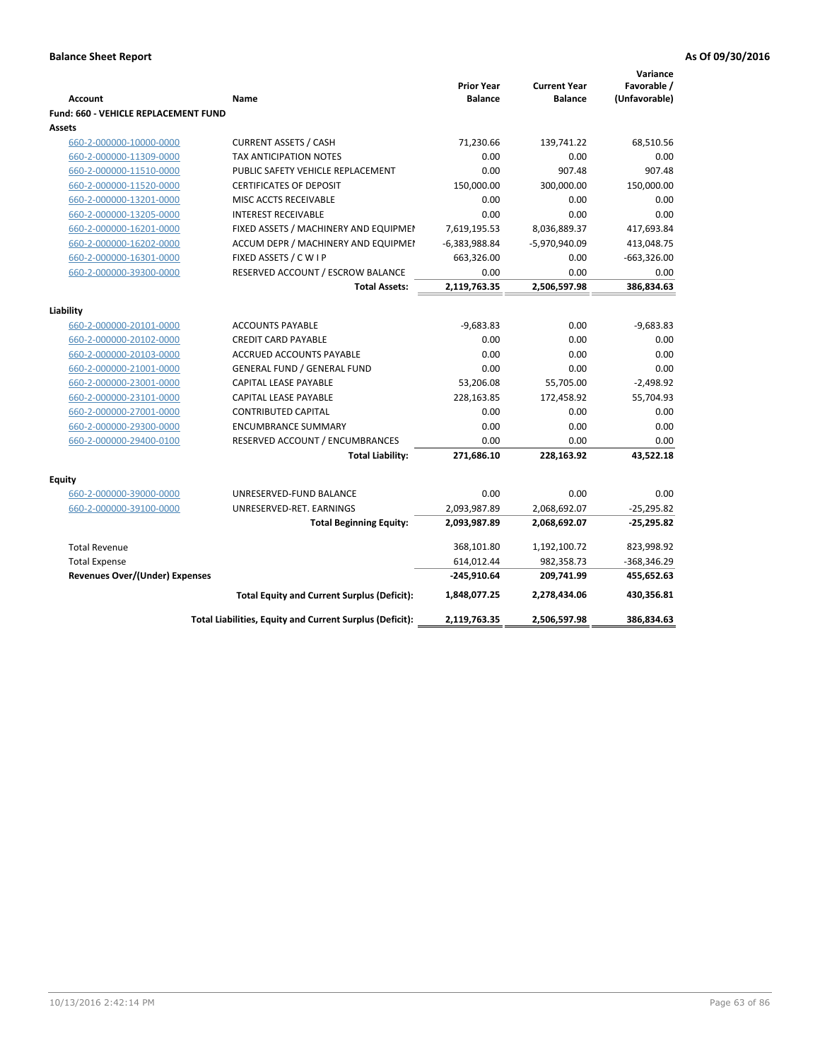**Balance Sheet Report** **As Of 09/30/2016**

| Account | Name | Prior Year Balance | Current Year Balance | Variance Favorable / (Unfavorable) |
|---|---|---|---|---|
| **Fund: 660 - VEHICLE REPLACEMENT FUND** | | | | |
| **Assets** | | | | |
| 660-2-000000-10000-0000 | CURRENT ASSETS / CASH | 71,230.66 | 139,741.22 | 68,510.56 |
| 660-2-000000-11309-0000 | TAX ANTICIPATION NOTES | 0.00 | 0.00 | 0.00 |
| 660-2-000000-11510-0000 | PUBLIC SAFETY VEHICLE REPLACEMENT | 0.00 | 907.48 | 907.48 |
| 660-2-000000-11520-0000 | CERTIFICATES OF DEPOSIT | 150,000.00 | 300,000.00 | 150,000.00 |
| 660-2-000000-13201-0000 | MISC ACCTS RECEIVABLE | 0.00 | 0.00 | 0.00 |
| 660-2-000000-13205-0000 | INTEREST RECEIVABLE | 0.00 | 0.00 | 0.00 |
| 660-2-000000-16201-0000 | FIXED ASSETS / MACHINERY AND EQUIPMEI | 7,619,195.53 | 8,036,889.37 | 417,693.84 |
| 660-2-000000-16202-0000 | ACCUM DEPR / MACHINERY AND EQUIPMEI | -6,383,988.84 | -5,970,940.09 | 413,048.75 |
| 660-2-000000-16301-0000 | FIXED ASSETS / C W I P | 663,326.00 | 0.00 | -663,326.00 |
| 660-2-000000-39300-0000 | RESERVED ACCOUNT / ESCROW BALANCE | 0.00 | 0.00 | 0.00 |
| | **Total Assets:** | **2,119,763.35** | **2,506,597.98** | **386,834.63** |
| **Liability** | | | | |
| 660-2-000000-20101-0000 | ACCOUNTS PAYABLE | -9,683.83 | 0.00 | -9,683.83 |
| 660-2-000000-20102-0000 | CREDIT CARD PAYABLE | 0.00 | 0.00 | 0.00 |
| 660-2-000000-20103-0000 | ACCRUED ACCOUNTS PAYABLE | 0.00 | 0.00 | 0.00 |
| 660-2-000000-21001-0000 | GENERAL FUND / GENERAL FUND | 0.00 | 0.00 | 0.00 |
| 660-2-000000-23001-0000 | CAPITAL LEASE PAYABLE | 53,206.08 | 55,705.00 | -2,498.92 |
| 660-2-000000-23101-0000 | CAPITAL LEASE PAYABLE | 228,163.85 | 172,458.92 | 55,704.93 |
| 660-2-000000-27001-0000 | CONTRIBUTED CAPITAL | 0.00 | 0.00 | 0.00 |
| 660-2-000000-29300-0000 | ENCUMBRANCE SUMMARY | 0.00 | 0.00 | 0.00 |
| 660-2-000000-29400-0100 | RESERVED ACCOUNT / ENCUMBRANCES | 0.00 | 0.00 | 0.00 |
| | **Total Liability:** | **271,686.10** | **228,163.92** | **43,522.18** |
| **Equity** | | | | |
| 660-2-000000-39000-0000 | UNRESERVED-FUND BALANCE | 0.00 | 0.00 | 0.00 |
| 660-2-000000-39100-0000 | UNRESERVED-RET. EARNINGS | 2,093,987.89 | 2,068,692.07 | -25,295.82 |
| | **Total Beginning Equity:** | **2,093,987.89** | **2,068,692.07** | **-25,295.82** |
| Total Revenue | | 368,101.80 | 1,192,100.72 | 823,998.92 |
| Total Expense | | 614,012.44 | 982,358.73 | -368,346.29 |
| **Revenues Over/(Under) Expenses** | | **-245,910.64** | **209,741.99** | **455,652.63** |
| | **Total Equity and Current Surplus (Deficit):** | **1,848,077.25** | **2,278,434.06** | **430,356.81** |
| | **Total Liabilities, Equity and Current Surplus (Deficit):** | **2,119,763.35** | **2,506,597.98** | **386,834.63** |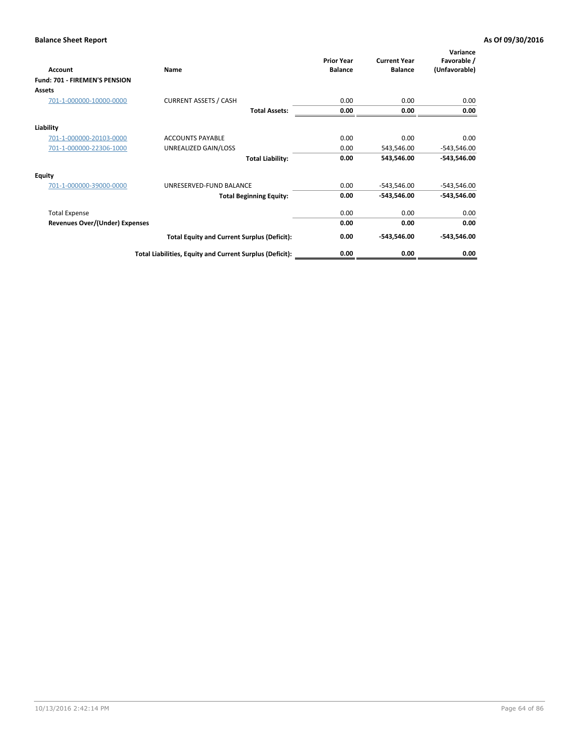**Balance Sheet Report** **As Of 09/30/2016**

| Account | Name | Prior Year Balance | Current Year Balance | Variance Favorable / (Unfavorable) |
|---|---|---|---|---|
| **Fund: 701 - FIREMEN'S PENSION** | | | | |
| **Assets** | | | | |
| 701-1-000000-10000-0000 | CURRENT ASSETS / CASH | 0.00 | 0.00 | 0.00 |
| | **Total Assets:** | **0.00** | **0.00** | **0.00** |
| **Liability** | | | | |
| 701-1-000000-20103-0000 | ACCOUNTS PAYABLE | 0.00 | 0.00 | 0.00 |
| 701-1-000000-22306-1000 | UNREALIZED GAIN/LOSS | 0.00 | 543,546.00 | -543,546.00 |
| | **Total Liability:** | **0.00** | **543,546.00** | **-543,546.00** |
| **Equity** | | | | |
| 701-1-000000-39000-0000 | UNRESERVED-FUND BALANCE | 0.00 | -543,546.00 | -543,546.00 |
| | **Total Beginning Equity:** | **0.00** | **-543,546.00** | **-543,546.00** |
| Total Expense | | 0.00 | 0.00 | 0.00 |
| **Revenues Over/(Under) Expenses** | | **0.00** | **0.00** | **0.00** |
| | **Total Equity and Current Surplus (Deficit):** | **0.00** | **-543,546.00** | **-543,546.00** |
| | **Total Liabilities, Equity and Current Surplus (Deficit):** | **0.00** | **0.00** | **0.00** |

10/13/2016 2:42:14 PM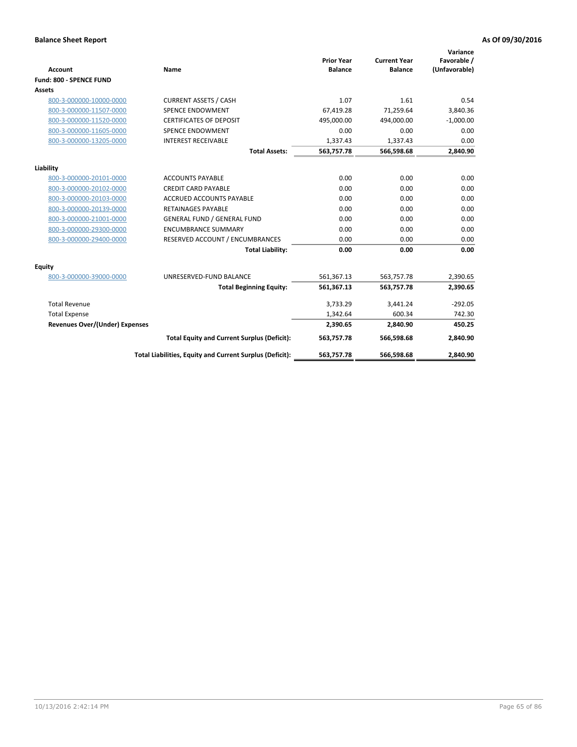**Balance Sheet Report** **As Of 09/30/2016**

| Account | Name | Prior Year Balance | Current Year Balance | Variance Favorable / (Unfavorable) |
|---|---|---|---|---|
| **Fund: 800 - SPENCE FUND** | | | | |
| **Assets** | | | | |
| 800-3-000000-10000-0000 | CURRENT ASSETS / CASH | 1.07 | 1.61 | 0.54 |
| 800-3-000000-11507-0000 | SPENCE ENDOWMENT | 67,419.28 | 71,259.64 | 3,840.36 |
| 800-3-000000-11520-0000 | CERTIFICATES OF DEPOSIT | 495,000.00 | 494,000.00 | -1,000.00 |
| 800-3-000000-11605-0000 | SPENCE ENDOWMENT | 0.00 | 0.00 | 0.00 |
| 800-3-000000-13205-0000 | INTEREST RECEIVABLE | 1,337.43 | 1,337.43 | 0.00 |
| | **Total Assets:** | **563,757.78** | **566,598.68** | **2,840.90** |
| **Liability** | | | | |
| 800-3-000000-20101-0000 | ACCOUNTS PAYABLE | 0.00 | 0.00 | 0.00 |
| 800-3-000000-20102-0000 | CREDIT CARD PAYABLE | 0.00 | 0.00 | 0.00 |
| 800-3-000000-20103-0000 | ACCRUED ACCOUNTS PAYABLE | 0.00 | 0.00 | 0.00 |
| 800-3-000000-20139-0000 | RETAINAGES PAYABLE | 0.00 | 0.00 | 0.00 |
| 800-3-000000-21001-0000 | GENERAL FUND / GENERAL FUND | 0.00 | 0.00 | 0.00 |
| 800-3-000000-29300-0000 | ENCUMBRANCE SUMMARY | 0.00 | 0.00 | 0.00 |
| 800-3-000000-29400-0000 | RESERVED ACCOUNT / ENCUMBRANCES | 0.00 | 0.00 | 0.00 |
| | **Total Liability:** | **0.00** | **0.00** | **0.00** |
| **Equity** | | | | |
| 800-3-000000-39000-0000 | UNRESERVED-FUND BALANCE | 561,367.13 | 563,757.78 | 2,390.65 |
| | **Total Beginning Equity:** | **561,367.13** | **563,757.78** | **2,390.65** |
| Total Revenue | | 3,733.29 | 3,441.24 | -292.05 |
| Total Expense | | 1,342.64 | 600.34 | 742.30 |
| **Revenues Over/(Under) Expenses** | | **2,390.65** | **2,840.90** | **450.25** |
| | **Total Equity and Current Surplus (Deficit):** | **563,757.78** | **566,598.68** | **2,840.90** |
| | **Total Liabilities, Equity and Current Surplus (Deficit):** | **563,757.78** | **566,598.68** | **2,840.90** |

10/13/2016 2:42:14 PM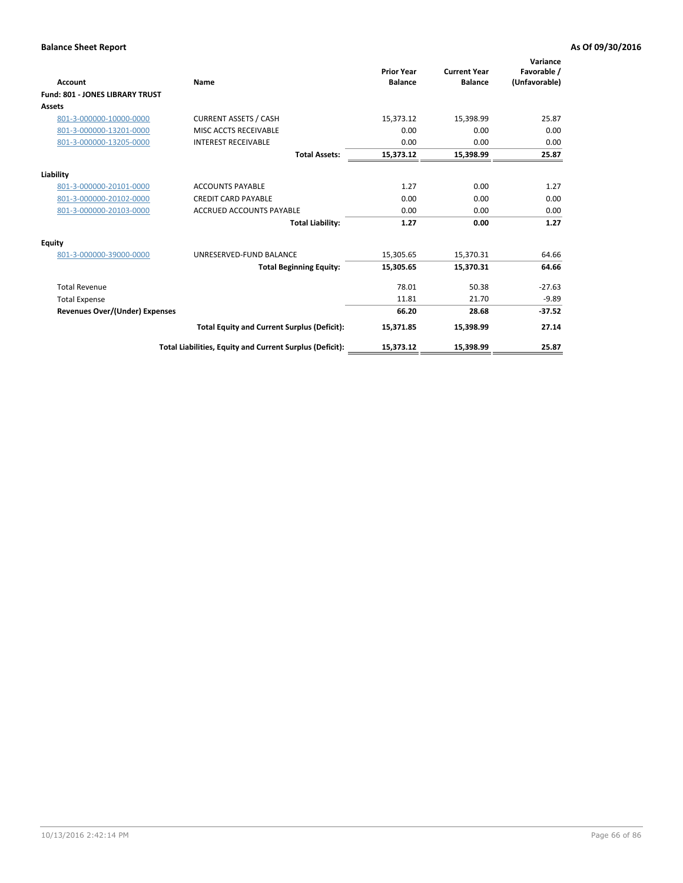**Balance Sheet Report** **As Of 09/30/2016**

| Account | Name | Prior Year Balance | Current Year Balance | Variance Favorable / (Unfavorable) |
|---|---|---|---|---|
| **Fund: 801 - JONES LIBRARY TRUST** | | | | |
| **Assets** | | | | |
| 801-3-000000-10000-0000 | CURRENT ASSETS / CASH | 15,373.12 | 15,398.99 | 25.87 |
| 801-3-000000-13201-0000 | MISC ACCTS RECEIVABLE | 0.00 | 0.00 | 0.00 |
| 801-3-000000-13205-0000 | INTEREST RECEIVABLE | 0.00 | 0.00 | 0.00 |
| | **Total Assets:** | **15,373.12** | **15,398.99** | **25.87** |
| **Liability** | | | | |
| 801-3-000000-20101-0000 | ACCOUNTS PAYABLE | 1.27 | 0.00 | 1.27 |
| 801-3-000000-20102-0000 | CREDIT CARD PAYABLE | 0.00 | 0.00 | 0.00 |
| 801-3-000000-20103-0000 | ACCRUED ACCOUNTS PAYABLE | 0.00 | 0.00 | 0.00 |
| | **Total Liability:** | **1.27** | **0.00** | **1.27** |
| **Equity** | | | | |
| 801-3-000000-39000-0000 | UNRESERVED-FUND BALANCE | 15,305.65 | 15,370.31 | 64.66 |
| | **Total Beginning Equity:** | **15,305.65** | **15,370.31** | **64.66** |
| Total Revenue | | 78.01 | 50.38 | -27.63 |
| Total Expense | | 11.81 | 21.70 | -9.89 |
| **Revenues Over/(Under) Expenses** | | **66.20** | **28.68** | **-37.52** |
| | **Total Equity and Current Surplus (Deficit):** | **15,371.85** | **15,398.99** | **27.14** |
| | **Total Liabilities, Equity and Current Surplus (Deficit):** | **15,373.12** | **15,398.99** | **25.87** |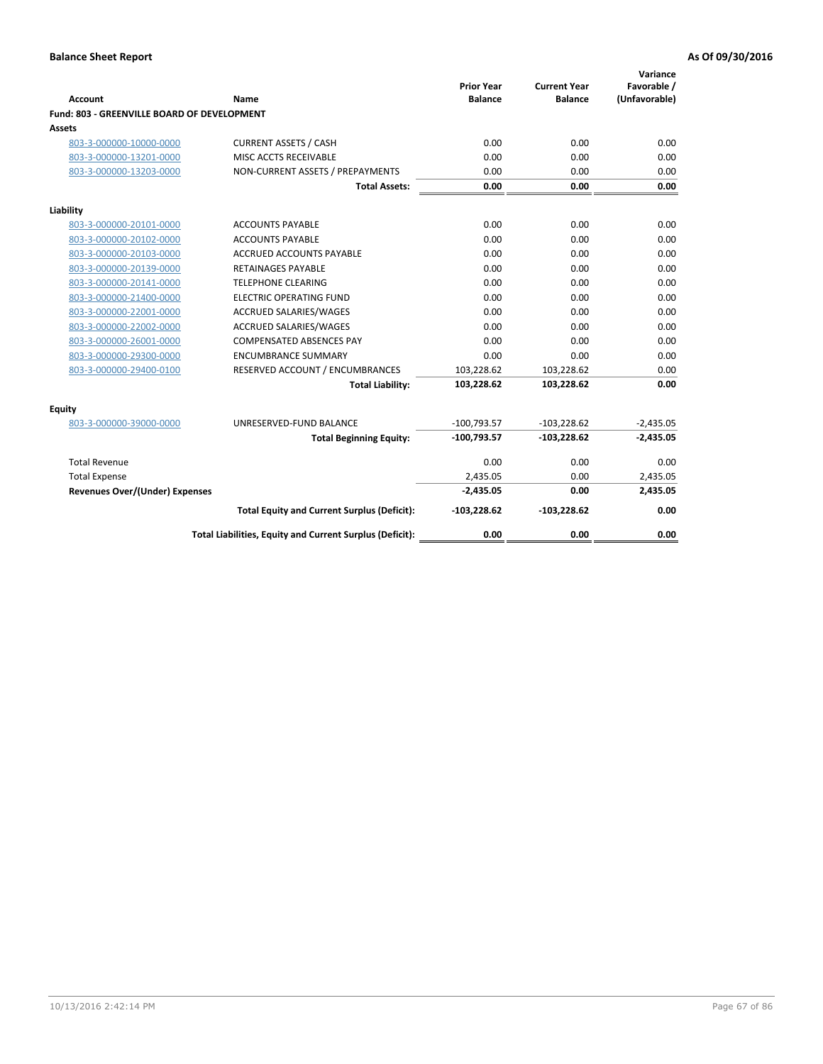**Balance Sheet Report** **As Of 09/30/2016**

| Account | Name | Prior Year Balance | Current Year Balance | Variance Favorable / (Unfavorable) |
|---|---|---|---|---|
| **Fund: 803 - GREENVILLE BOARD OF DEVELOPMENT** | | | | |
| **Assets** | | | | |
| 803-3-000000-10000-0000 | CURRENT ASSETS / CASH | 0.00 | 0.00 | 0.00 |
| 803-3-000000-13201-0000 | MISC ACCTS RECEIVABLE | 0.00 | 0.00 | 0.00 |
| 803-3-000000-13203-0000 | NON-CURRENT ASSETS / PREPAYMENTS | 0.00 | 0.00 | 0.00 |
| | **Total Assets:** | **0.00** | **0.00** | **0.00** |
| **Liability** | | | | |
| 803-3-000000-20101-0000 | ACCOUNTS PAYABLE | 0.00 | 0.00 | 0.00 |
| 803-3-000000-20102-0000 | ACCOUNTS PAYABLE | 0.00 | 0.00 | 0.00 |
| 803-3-000000-20103-0000 | ACCRUED ACCOUNTS PAYABLE | 0.00 | 0.00 | 0.00 |
| 803-3-000000-20139-0000 | RETAINAGES PAYABLE | 0.00 | 0.00 | 0.00 |
| 803-3-000000-20141-0000 | TELEPHONE CLEARING | 0.00 | 0.00 | 0.00 |
| 803-3-000000-21400-0000 | ELECTRIC OPERATING FUND | 0.00 | 0.00 | 0.00 |
| 803-3-000000-22001-0000 | ACCRUED SALARIES/WAGES | 0.00 | 0.00 | 0.00 |
| 803-3-000000-22002-0000 | ACCRUED SALARIES/WAGES | 0.00 | 0.00 | 0.00 |
| 803-3-000000-26001-0000 | COMPENSATED ABSENCES PAY | 0.00 | 0.00 | 0.00 |
| 803-3-000000-29300-0000 | ENCUMBRANCE SUMMARY | 0.00 | 0.00 | 0.00 |
| 803-3-000000-29400-0100 | RESERVED ACCOUNT / ENCUMBRANCES | 103,228.62 | 103,228.62 | 0.00 |
| | **Total Liability:** | **103,228.62** | **103,228.62** | **0.00** |
| **Equity** | | | | |
| 803-3-000000-39000-0000 | UNRESERVED-FUND BALANCE | -100,793.57 | -103,228.62 | -2,435.05 |
| | **Total Beginning Equity:** | **-100,793.57** | **-103,228.62** | **-2,435.05** |
| Total Revenue | | 0.00 | 0.00 | 0.00 |
| Total Expense | | 2,435.05 | 0.00 | 2,435.05 |
| **Revenues Over/(Under) Expenses** | | **-2,435.05** | **0.00** | **2,435.05** |
| | **Total Equity and Current Surplus (Deficit):** | **-103,228.62** | **-103,228.62** | **0.00** |
| | **Total Liabilities, Equity and Current Surplus (Deficit):** | **0.00** | **0.00** | **0.00** |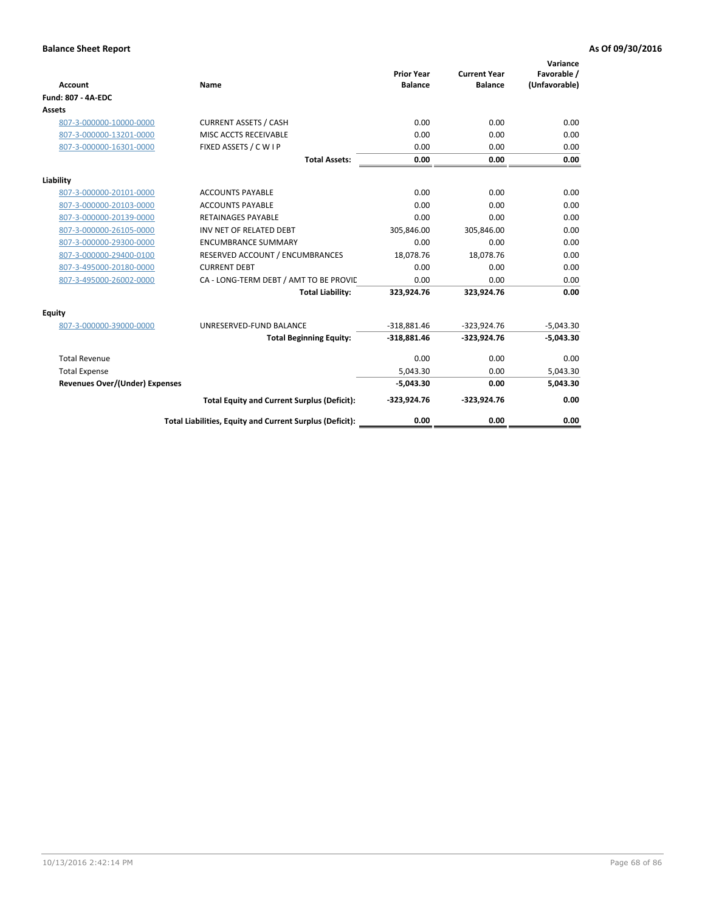**Balance Sheet Report** | **As Of 09/30/2016**

| Account | Name | Prior Year Balance | Current Year Balance | Variance Favorable / (Unfavorable) |
|---|---|---|---|---|
| **Fund: 807 - 4A-EDC** | | | | |
| **Assets** | | | | |
| 807-3-000000-10000-0000 | CURRENT ASSETS / CASH | 0.00 | 0.00 | 0.00 |
| 807-3-000000-13201-0000 | MISC ACCTS RECEIVABLE | 0.00 | 0.00 | 0.00 |
| 807-3-000000-16301-0000 | FIXED ASSETS / C W I P | 0.00 | 0.00 | 0.00 |
| | **Total Assets:** | **0.00** | **0.00** | **0.00** |
| **Liability** | | | | |
| 807-3-000000-20101-0000 | ACCOUNTS PAYABLE | 0.00 | 0.00 | 0.00 |
| 807-3-000000-20103-0000 | ACCOUNTS PAYABLE | 0.00 | 0.00 | 0.00 |
| 807-3-000000-20139-0000 | RETAINAGES PAYABLE | 0.00 | 0.00 | 0.00 |
| 807-3-000000-26105-0000 | INV NET OF RELATED DEBT | 305,846.00 | 305,846.00 | 0.00 |
| 807-3-000000-29300-0000 | ENCUMBRANCE SUMMARY | 0.00 | 0.00 | 0.00 |
| 807-3-000000-29400-0100 | RESERVED ACCOUNT / ENCUMBRANCES | 18,078.76 | 18,078.76 | 0.00 |
| 807-3-495000-20180-0000 | CURRENT DEBT | 0.00 | 0.00 | 0.00 |
| 807-3-495000-26002-0000 | CA - LONG-TERM DEBT / AMT TO BE PROVIC | 0.00 | 0.00 | 0.00 |
| | **Total Liability:** | **323,924.76** | **323,924.76** | **0.00** |
| **Equity** | | | | |
| 807-3-000000-39000-0000 | UNRESERVED-FUND BALANCE | -318,881.46 | -323,924.76 | -5,043.30 |
| | **Total Beginning Equity:** | **-318,881.46** | **-323,924.76** | **-5,043.30** |
| Total Revenue | | 0.00 | 0.00 | 0.00 |
| Total Expense | | 5,043.30 | 0.00 | 5,043.30 |
| **Revenues Over/(Under) Expenses** | | **-5,043.30** | **0.00** | **5,043.30** |
| | **Total Equity and Current Surplus (Deficit):** | **-323,924.76** | **-323,924.76** | **0.00** |
| | **Total Liabilities, Equity and Current Surplus (Deficit):** | **0.00** | **0.00** | **0.00** |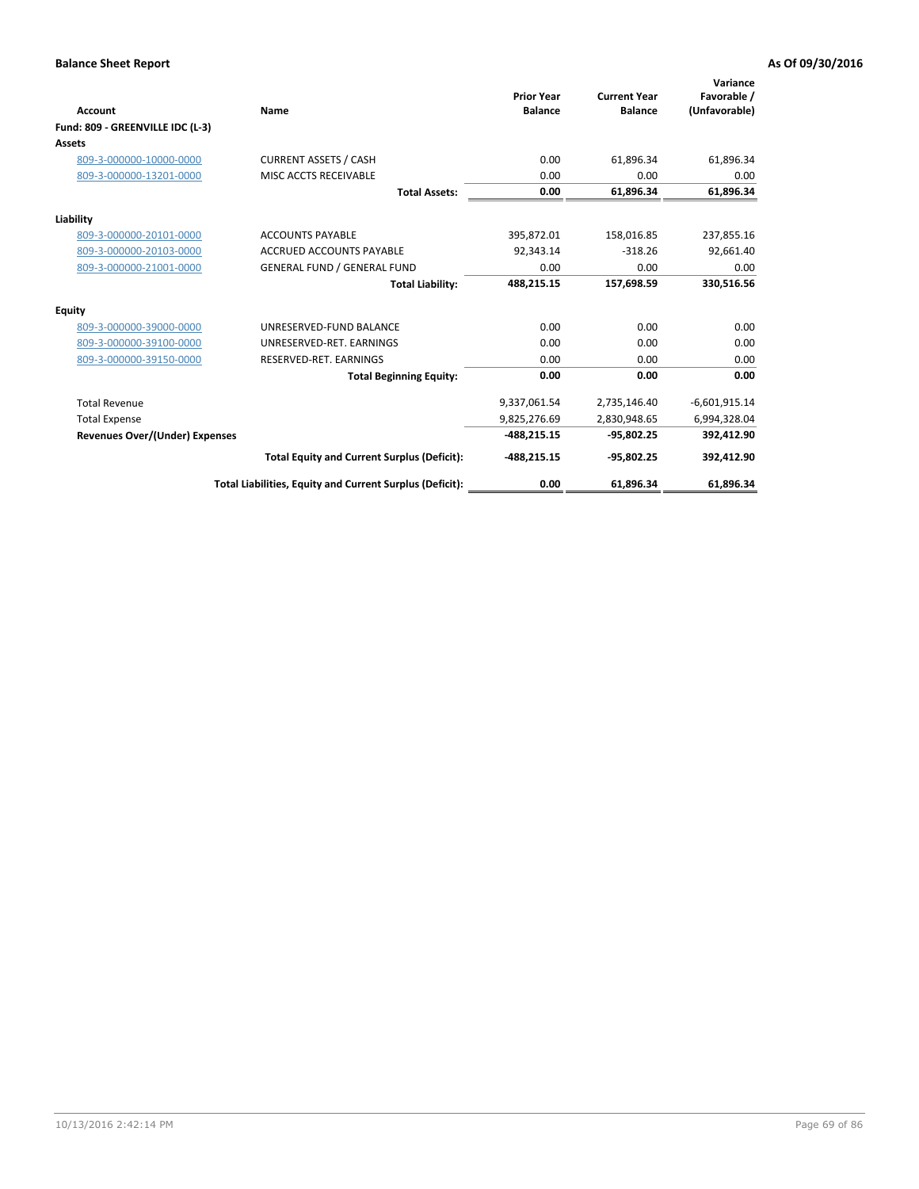**Balance Sheet Report** **As Of 09/30/2016**

| Account | Name | Prior Year Balance | Current Year Balance | Variance Favorable / (Unfavorable) |
|---|---|---|---|---|
| **Fund: 809 - GREENVILLE IDC (L-3)** | | | | |
| **Assets** | | | | |
| 809-3-000000-10000-0000 | CURRENT ASSETS / CASH | 0.00 | 61,896.34 | 61,896.34 |
| 809-3-000000-13201-0000 | MISC ACCTS RECEIVABLE | 0.00 | 0.00 | 0.00 |
| | **Total Assets:** | **0.00** | **61,896.34** | **61,896.34** |
| **Liability** | | | | |
| 809-3-000000-20101-0000 | ACCOUNTS PAYABLE | 395,872.01 | 158,016.85 | 237,855.16 |
| 809-3-000000-20103-0000 | ACCRUED ACCOUNTS PAYABLE | 92,343.14 | -318.26 | 92,661.40 |
| 809-3-000000-21001-0000 | GENERAL FUND / GENERAL FUND | 0.00 | 0.00 | 0.00 |
| | **Total Liability:** | **488,215.15** | **157,698.59** | **330,516.56** |
| **Equity** | | | | |
| 809-3-000000-39000-0000 | UNRESERVED-FUND BALANCE | 0.00 | 0.00 | 0.00 |
| 809-3-000000-39100-0000 | UNRESERVED-RET. EARNINGS | 0.00 | 0.00 | 0.00 |
| 809-3-000000-39150-0000 | RESERVED-RET. EARNINGS | 0.00 | 0.00 | 0.00 |
| | **Total Beginning Equity:** | **0.00** | **0.00** | **0.00** |
| Total Revenue | | 9,337,061.54 | 2,735,146.40 | -6,601,915.14 |
| Total Expense | | 9,825,276.69 | 2,830,948.65 | 6,994,328.04 |
| **Revenues Over/(Under) Expenses** | | **-488,215.15** | **-95,802.25** | **392,412.90** |
| | **Total Equity and Current Surplus (Deficit):** | **-488,215.15** | **-95,802.25** | **392,412.90** |
| | **Total Liabilities, Equity and Current Surplus (Deficit):** | **0.00** | **61,896.34** | **61,896.34** |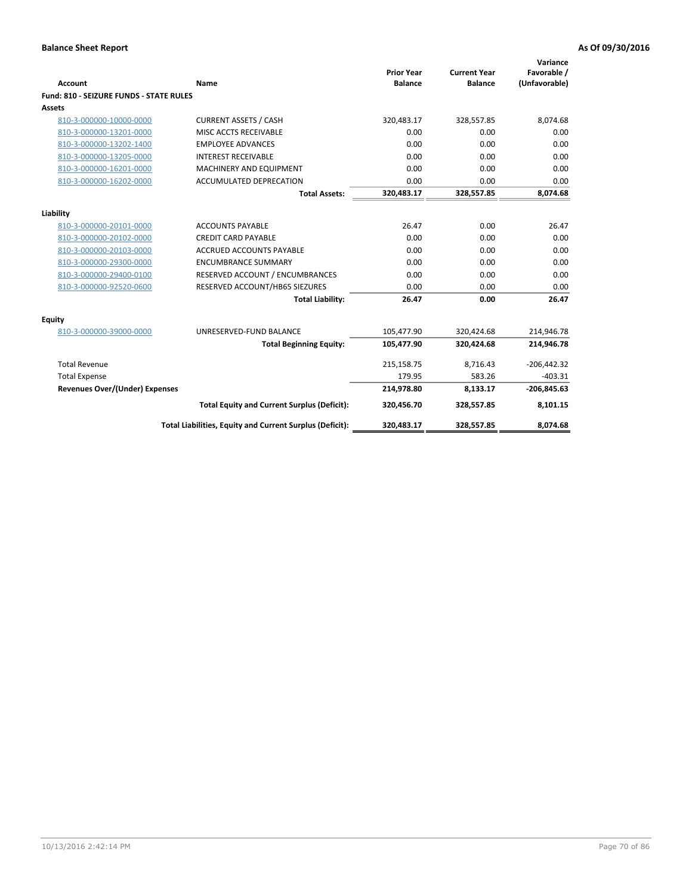**Balance Sheet Report** **As Of 09/30/2016**

| Account | Name | Prior Year Balance | Current Year Balance | Variance Favorable / (Unfavorable) |
|---|---|---|---|---|
| **Fund: 810 - SEIZURE FUNDS - STATE RULES** | | | | |
| **Assets** | | | | |
| 810-3-000000-10000-0000 | CURRENT ASSETS / CASH | 320,483.17 | 328,557.85 | 8,074.68 |
| 810-3-000000-13201-0000 | MISC ACCTS RECEIVABLE | 0.00 | 0.00 | 0.00 |
| 810-3-000000-13202-1400 | EMPLOYEE ADVANCES | 0.00 | 0.00 | 0.00 |
| 810-3-000000-13205-0000 | INTEREST RECEIVABLE | 0.00 | 0.00 | 0.00 |
| 810-3-000000-16201-0000 | MACHINERY AND EQUIPMENT | 0.00 | 0.00 | 0.00 |
| 810-3-000000-16202-0000 | ACCUMULATED DEPRECATION | 0.00 | 0.00 | 0.00 |
| | **Total Assets:** | **320,483.17** | **328,557.85** | **8,074.68** |
| **Liability** | | | | |
| 810-3-000000-20101-0000 | ACCOUNTS PAYABLE | 26.47 | 0.00 | 26.47 |
| 810-3-000000-20102-0000 | CREDIT CARD PAYABLE | 0.00 | 0.00 | 0.00 |
| 810-3-000000-20103-0000 | ACCRUED ACCOUNTS PAYABLE | 0.00 | 0.00 | 0.00 |
| 810-3-000000-29300-0000 | ENCUMBRANCE SUMMARY | 0.00 | 0.00 | 0.00 |
| 810-3-000000-29400-0100 | RESERVED ACCOUNT / ENCUMBRANCES | 0.00 | 0.00 | 0.00 |
| 810-3-000000-92520-0600 | RESERVED ACCOUNT/HB65 SIEZURES | 0.00 | 0.00 | 0.00 |
| | **Total Liability:** | **26.47** | **0.00** | **26.47** |
| **Equity** | | | | |
| 810-3-000000-39000-0000 | UNRESERVED-FUND BALANCE | 105,477.90 | 320,424.68 | 214,946.78 |
| | **Total Beginning Equity:** | **105,477.90** | **320,424.68** | **214,946.78** |
| Total Revenue | | 215,158.75 | 8,716.43 | -206,442.32 |
| Total Expense | | 179.95 | 583.26 | -403.31 |
| **Revenues Over/(Under) Expenses** | | **214,978.80** | **8,133.17** | **-206,845.63** |
| | **Total Equity and Current Surplus (Deficit):** | **320,456.70** | **328,557.85** | **8,101.15** |
| | **Total Liabilities, Equity and Current Surplus (Deficit):** | **320,483.17** | **328,557.85** | **8,074.68** |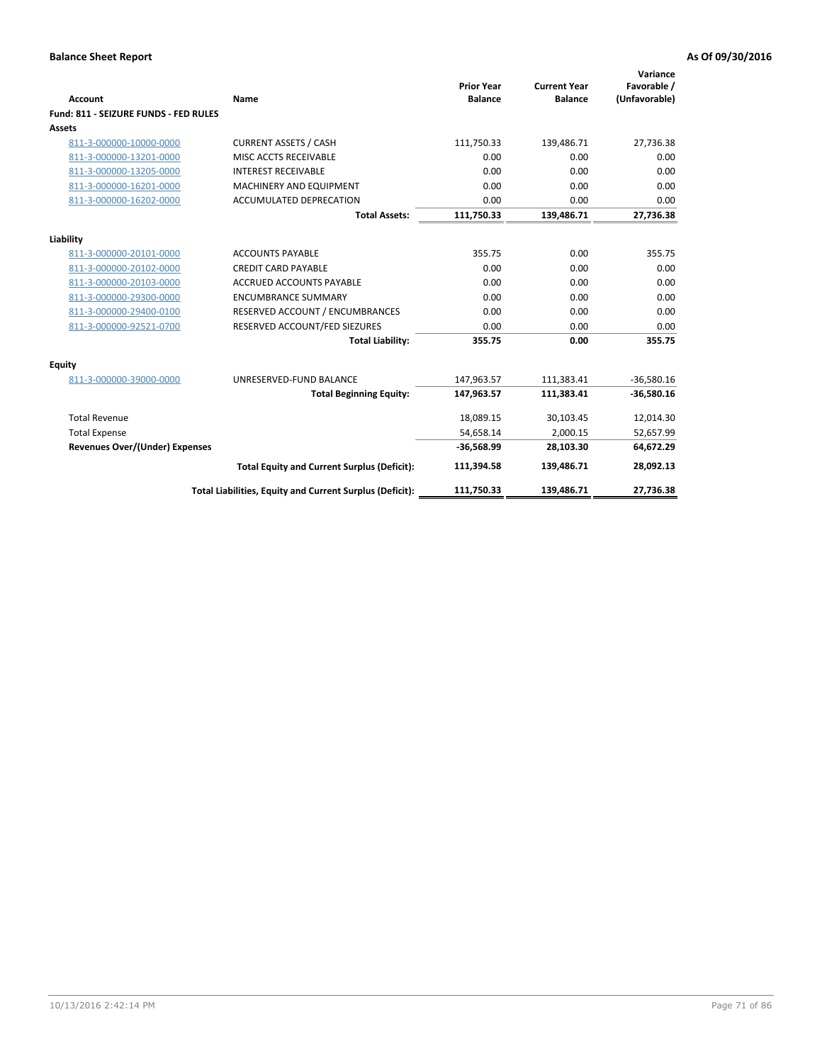**Balance Sheet Report** **As Of 09/30/2016**

| Account | Name | Prior Year Balance | Current Year Balance | Variance Favorable / (Unfavorable) |
|---|---|---|---|---|
| **Fund: 811 - SEIZURE FUNDS - FED RULES** | | | | |
| **Assets** | | | | |
| 811-3-000000-10000-0000 | CURRENT ASSETS / CASH | 111,750.33 | 139,486.71 | 27,736.38 |
| 811-3-000000-13201-0000 | MISC ACCTS RECEIVABLE | 0.00 | 0.00 | 0.00 |
| 811-3-000000-13205-0000 | INTEREST RECEIVABLE | 0.00 | 0.00 | 0.00 |
| 811-3-000000-16201-0000 | MACHINERY AND EQUIPMENT | 0.00 | 0.00 | 0.00 |
| 811-3-000000-16202-0000 | ACCUMULATED DEPRECATION | 0.00 | 0.00 | 0.00 |
| | **Total Assets:** | **111,750.33** | **139,486.71** | **27,736.38** |
| **Liability** | | | | |
| 811-3-000000-20101-0000 | ACCOUNTS PAYABLE | 355.75 | 0.00 | 355.75 |
| 811-3-000000-20102-0000 | CREDIT CARD PAYABLE | 0.00 | 0.00 | 0.00 |
| 811-3-000000-20103-0000 | ACCRUED ACCOUNTS PAYABLE | 0.00 | 0.00 | 0.00 |
| 811-3-000000-29300-0000 | ENCUMBRANCE SUMMARY | 0.00 | 0.00 | 0.00 |
| 811-3-000000-29400-0100 | RESERVED ACCOUNT / ENCUMBRANCES | 0.00 | 0.00 | 0.00 |
| 811-3-000000-92521-0700 | RESERVED ACCOUNT/FED SIEZURES | 0.00 | 0.00 | 0.00 |
| | **Total Liability:** | **355.75** | **0.00** | **355.75** |
| **Equity** | | | | |
| 811-3-000000-39000-0000 | UNRESERVED-FUND BALANCE | 147,963.57 | 111,383.41 | -36,580.16 |
| | **Total Beginning Equity:** | **147,963.57** | **111,383.41** | **-36,580.16** |
| Total Revenue | | 18,089.15 | 30,103.45 | 12,014.30 |
| Total Expense | | 54,658.14 | 2,000.15 | 52,657.99 |
| **Revenues Over/(Under) Expenses** | | **-36,568.99** | **28,103.30** | **64,672.29** |
| | **Total Equity and Current Surplus (Deficit):** | **111,394.58** | **139,486.71** | **28,092.13** |
| | **Total Liabilities, Equity and Current Surplus (Deficit):** | **111,750.33** | **139,486.71** | **27,736.38** |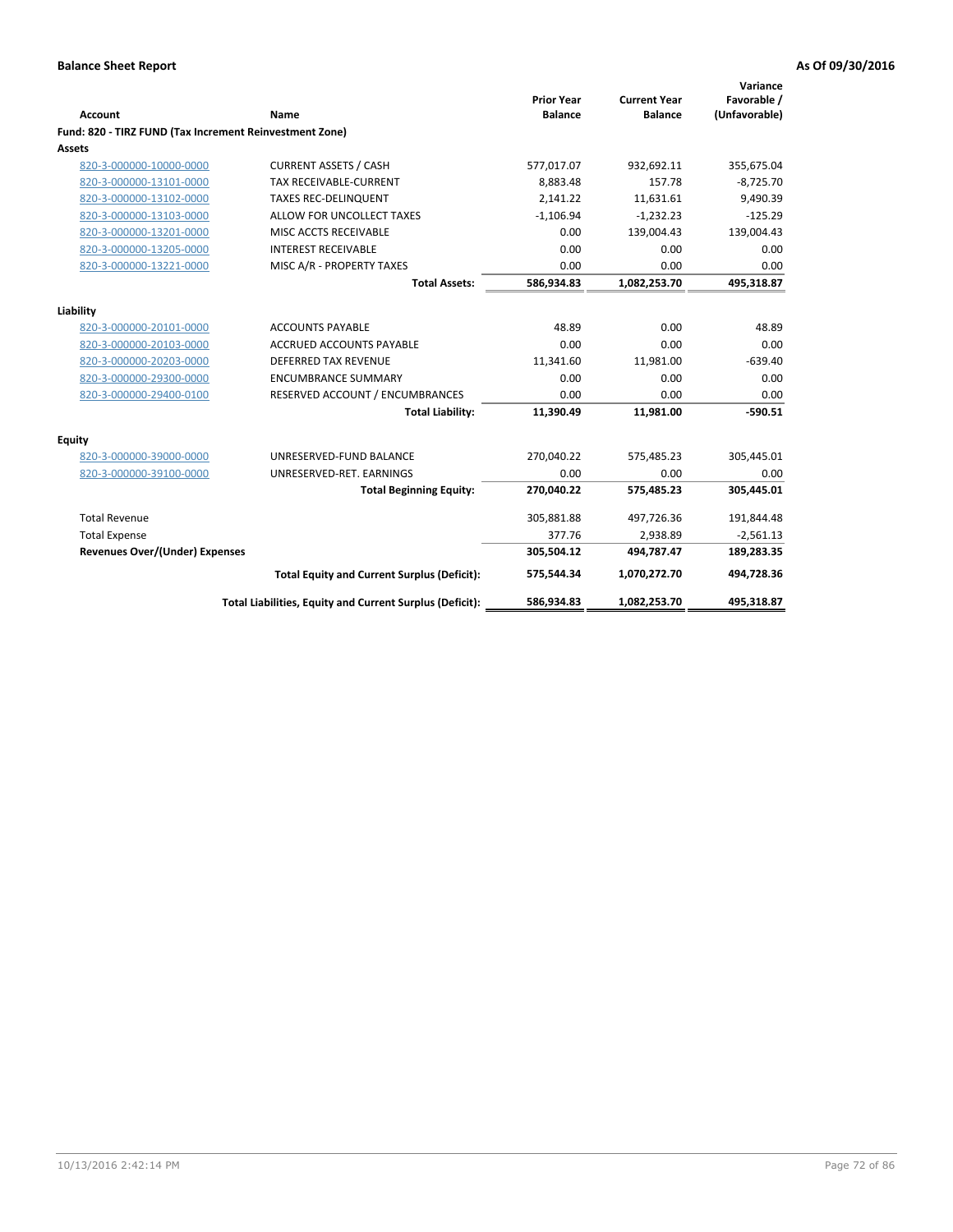**Balance Sheet Report** **As Of 09/30/2016**

| Account | Name | Prior Year Balance | Current Year Balance | Variance Favorable / (Unfavorable) |
|---|---|---|---|---|
| **Fund: 820 - TIRZ FUND (Tax Increment Reinvestment Zone)** | | | | |
| **Assets** | | | | |
| 820-3-000000-10000-0000 | CURRENT ASSETS / CASH | 577,017.07 | 932,692.11 | 355,675.04 |
| 820-3-000000-13101-0000 | TAX RECEIVABLE-CURRENT | 8,883.48 | 157.78 | -8,725.70 |
| 820-3-000000-13102-0000 | TAXES REC-DELINQUENT | 2,141.22 | 11,631.61 | 9,490.39 |
| 820-3-000000-13103-0000 | ALLOW FOR UNCOLLECT TAXES | -1,106.94 | -1,232.23 | -125.29 |
| 820-3-000000-13201-0000 | MISC ACCTS RECEIVABLE | 0.00 | 139,004.43 | 139,004.43 |
| 820-3-000000-13205-0000 | INTEREST RECEIVABLE | 0.00 | 0.00 | 0.00 |
| 820-3-000000-13221-0000 | MISC A/R - PROPERTY TAXES | 0.00 | 0.00 | 0.00 |
| | **Total Assets:** | **586,934.83** | **1,082,253.70** | **495,318.87** |
| **Liability** | | | | |
| 820-3-000000-20101-0000 | ACCOUNTS PAYABLE | 48.89 | 0.00 | 48.89 |
| 820-3-000000-20103-0000 | ACCRUED ACCOUNTS PAYABLE | 0.00 | 0.00 | 0.00 |
| 820-3-000000-20203-0000 | DEFERRED TAX REVENUE | 11,341.60 | 11,981.00 | -639.40 |
| 820-3-000000-29300-0000 | ENCUMBRANCE SUMMARY | 0.00 | 0.00 | 0.00 |
| 820-3-000000-29400-0100 | RESERVED ACCOUNT / ENCUMBRANCES | 0.00 | 0.00 | 0.00 |
| | **Total Liability:** | **11,390.49** | **11,981.00** | **-590.51** |
| **Equity** | | | | |
| 820-3-000000-39000-0000 | UNRESERVED-FUND BALANCE | 270,040.22 | 575,485.23 | 305,445.01 |
| 820-3-000000-39100-0000 | UNRESERVED-RET. EARNINGS | 0.00 | 0.00 | 0.00 |
| | **Total Beginning Equity:** | **270,040.22** | **575,485.23** | **305,445.01** |
| Total Revenue | | 305,881.88 | 497,726.36 | 191,844.48 |
| Total Expense | | 377.76 | 2,938.89 | -2,561.13 |
| **Revenues Over/(Under) Expenses** | | **305,504.12** | **494,787.47** | **189,283.35** |
| | **Total Equity and Current Surplus (Deficit):** | **575,544.34** | **1,070,272.70** | **494,728.36** |
| | **Total Liabilities, Equity and Current Surplus (Deficit):** | **586,934.83** | **1,082,253.70** | **495,318.87** |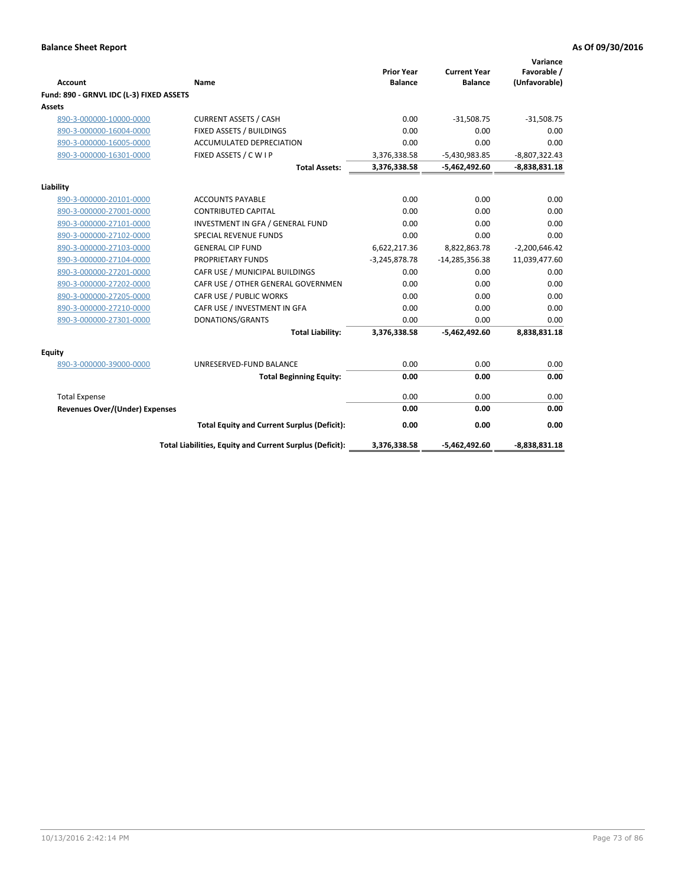**Balance Sheet Report** | **As Of 09/30/2016**

| Account | Name | Prior Year Balance | Current Year Balance | Variance Favorable / (Unfavorable) |
|---|---|---|---|---|
| **Fund: 890 - GRNVL IDC (L-3) FIXED ASSETS** | | | | |
| **Assets** | | | | |
| 890-3-000000-10000-0000 | CURRENT ASSETS / CASH | 0.00 | -31,508.75 | -31,508.75 |
| 890-3-000000-16004-0000 | FIXED ASSETS / BUILDINGS | 0.00 | 0.00 | 0.00 |
| 890-3-000000-16005-0000 | ACCUMULATED DEPRECIATION | 0.00 | 0.00 | 0.00 |
| 890-3-000000-16301-0000 | FIXED ASSETS / C W I P | 3,376,338.58 | -5,430,983.85 | -8,807,322.43 |
| | **Total Assets:** | **3,376,338.58** | **-5,462,492.60** | **-8,838,831.18** |
| **Liability** | | | | |
| 890-3-000000-20101-0000 | ACCOUNTS PAYABLE | 0.00 | 0.00 | 0.00 |
| 890-3-000000-27001-0000 | CONTRIBUTED CAPITAL | 0.00 | 0.00 | 0.00 |
| 890-3-000000-27101-0000 | INVESTMENT IN GFA / GENERAL FUND | 0.00 | 0.00 | 0.00 |
| 890-3-000000-27102-0000 | SPECIAL REVENUE FUNDS | 0.00 | 0.00 | 0.00 |
| 890-3-000000-27103-0000 | GENERAL CIP FUND | 6,622,217.36 | 8,822,863.78 | -2,200,646.42 |
| 890-3-000000-27104-0000 | PROPRIETARY FUNDS | -3,245,878.78 | -14,285,356.38 | 11,039,477.60 |
| 890-3-000000-27201-0000 | CAFR USE / MUNICIPAL BUILDINGS | 0.00 | 0.00 | 0.00 |
| 890-3-000000-27202-0000 | CAFR USE / OTHER GENERAL GOVERNMEN | 0.00 | 0.00 | 0.00 |
| 890-3-000000-27205-0000 | CAFR USE / PUBLIC WORKS | 0.00 | 0.00 | 0.00 |
| 890-3-000000-27210-0000 | CAFR USE / INVESTMENT IN GFA | 0.00 | 0.00 | 0.00 |
| 890-3-000000-27301-0000 | DONATIONS/GRANTS | 0.00 | 0.00 | 0.00 |
| | **Total Liability:** | **3,376,338.58** | **-5,462,492.60** | **8,838,831.18** |
| **Equity** | | | | |
| 890-3-000000-39000-0000 | UNRESERVED-FUND BALANCE | 0.00 | 0.00 | 0.00 |
| | **Total Beginning Equity:** | **0.00** | **0.00** | **0.00** |
| Total Expense | | 0.00 | 0.00 | 0.00 |
| **Revenues Over/(Under) Expenses** | | **0.00** | **0.00** | **0.00** |
| | **Total Equity and Current Surplus (Deficit):** | **0.00** | **0.00** | **0.00** |
| | **Total Liabilities, Equity and Current Surplus (Deficit):** | **3,376,338.58** | **-5,462,492.60** | **-8,838,831.18** |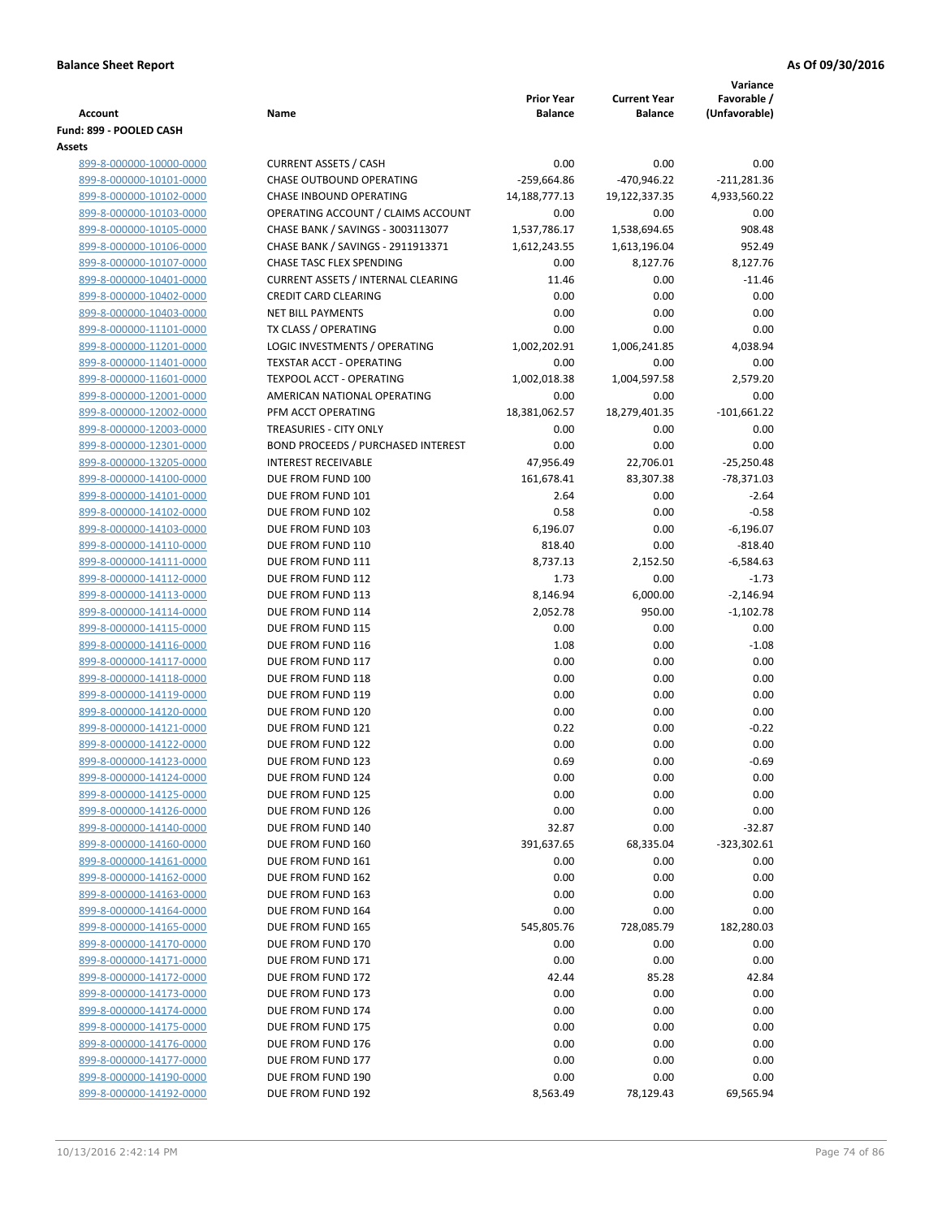**Balance Sheet Report** **As Of 09/30/2016**

| Account | Name | Prior Year Balance | Current Year Balance | Variance Favorable / (Unfavorable) |
|---|---|---|---|---|
| **Fund: 899 - POOLED CASH** | | | | |
| **Assets** | | | | |
| 899-8-000000-10000-0000 | CURRENT ASSETS / CASH | 0.00 | 0.00 | 0.00 |
| 899-8-000000-10101-0000 | CHASE OUTBOUND OPERATING | -259,664.86 | -470,946.22 | -211,281.36 |
| 899-8-000000-10102-0000 | CHASE INBOUND OPERATING | 14,188,777.13 | 19,122,337.35 | 4,933,560.22 |
| 899-8-000000-10103-0000 | OPERATING ACCOUNT / CLAIMS ACCOUNT | 0.00 | 0.00 | 0.00 |
| 899-8-000000-10105-0000 | CHASE BANK / SAVINGS - 3003113077 | 1,537,786.17 | 1,538,694.65 | 908.48 |
| 899-8-000000-10106-0000 | CHASE BANK / SAVINGS - 2911913371 | 1,612,243.55 | 1,613,196.04 | 952.49 |
| 899-8-000000-10107-0000 | CHASE TASC FLEX SPENDING | 0.00 | 8,127.76 | 8,127.76 |
| 899-8-000000-10401-0000 | CURRENT ASSETS / INTERNAL CLEARING | 11.46 | 0.00 | -11.46 |
| 899-8-000000-10402-0000 | CREDIT CARD CLEARING | 0.00 | 0.00 | 0.00 |
| 899-8-000000-10403-0000 | NET BILL PAYMENTS | 0.00 | 0.00 | 0.00 |
| 899-8-000000-11101-0000 | TX CLASS / OPERATING | 0.00 | 0.00 | 0.00 |
| 899-8-000000-11201-0000 | LOGIC INVESTMENTS / OPERATING | 1,002,202.91 | 1,006,241.85 | 4,038.94 |
| 899-8-000000-11401-0000 | TEXSTAR ACCT - OPERATING | 0.00 | 0.00 | 0.00 |
| 899-8-000000-11601-0000 | TEXPOOL ACCT - OPERATING | 1,002,018.38 | 1,004,597.58 | 2,579.20 |
| 899-8-000000-12001-0000 | AMERICAN NATIONAL OPERATING | 0.00 | 0.00 | 0.00 |
| 899-8-000000-12002-0000 | PFM ACCT OPERATING | 18,381,062.57 | 18,279,401.35 | -101,661.22 |
| 899-8-000000-12003-0000 | TREASURIES - CITY ONLY | 0.00 | 0.00 | 0.00 |
| 899-8-000000-12301-0000 | BOND PROCEEDS / PURCHASED INTEREST | 0.00 | 0.00 | 0.00 |
| 899-8-000000-13205-0000 | INTEREST RECEIVABLE | 47,956.49 | 22,706.01 | -25,250.48 |
| 899-8-000000-14100-0000 | DUE FROM FUND 100 | 161,678.41 | 83,307.38 | -78,371.03 |
| 899-8-000000-14101-0000 | DUE FROM FUND 101 | 2.64 | 0.00 | -2.64 |
| 899-8-000000-14102-0000 | DUE FROM FUND 102 | 0.58 | 0.00 | -0.58 |
| 899-8-000000-14103-0000 | DUE FROM FUND 103 | 6,196.07 | 0.00 | -6,196.07 |
| 899-8-000000-14110-0000 | DUE FROM FUND 110 | 818.40 | 0.00 | -818.40 |
| 899-8-000000-14111-0000 | DUE FROM FUND 111 | 8,737.13 | 2,152.50 | -6,584.63 |
| 899-8-000000-14112-0000 | DUE FROM FUND 112 | 1.73 | 0.00 | -1.73 |
| 899-8-000000-14113-0000 | DUE FROM FUND 113 | 8,146.94 | 6,000.00 | -2,146.94 |
| 899-8-000000-14114-0000 | DUE FROM FUND 114 | 2,052.78 | 950.00 | -1,102.78 |
| 899-8-000000-14115-0000 | DUE FROM FUND 115 | 0.00 | 0.00 | 0.00 |
| 899-8-000000-14116-0000 | DUE FROM FUND 116 | 1.08 | 0.00 | -1.08 |
| 899-8-000000-14117-0000 | DUE FROM FUND 117 | 0.00 | 0.00 | 0.00 |
| 899-8-000000-14118-0000 | DUE FROM FUND 118 | 0.00 | 0.00 | 0.00 |
| 899-8-000000-14119-0000 | DUE FROM FUND 119 | 0.00 | 0.00 | 0.00 |
| 899-8-000000-14120-0000 | DUE FROM FUND 120 | 0.00 | 0.00 | 0.00 |
| 899-8-000000-14121-0000 | DUE FROM FUND 121 | 0.22 | 0.00 | -0.22 |
| 899-8-000000-14122-0000 | DUE FROM FUND 122 | 0.00 | 0.00 | 0.00 |
| 899-8-000000-14123-0000 | DUE FROM FUND 123 | 0.69 | 0.00 | -0.69 |
| 899-8-000000-14124-0000 | DUE FROM FUND 124 | 0.00 | 0.00 | 0.00 |
| 899-8-000000-14125-0000 | DUE FROM FUND 125 | 0.00 | 0.00 | 0.00 |
| 899-8-000000-14126-0000 | DUE FROM FUND 126 | 0.00 | 0.00 | 0.00 |
| 899-8-000000-14140-0000 | DUE FROM FUND 140 | 32.87 | 0.00 | -32.87 |
| 899-8-000000-14160-0000 | DUE FROM FUND 160 | 391,637.65 | 68,335.04 | -323,302.61 |
| 899-8-000000-14161-0000 | DUE FROM FUND 161 | 0.00 | 0.00 | 0.00 |
| 899-8-000000-14162-0000 | DUE FROM FUND 162 | 0.00 | 0.00 | 0.00 |
| 899-8-000000-14163-0000 | DUE FROM FUND 163 | 0.00 | 0.00 | 0.00 |
| 899-8-000000-14164-0000 | DUE FROM FUND 164 | 0.00 | 0.00 | 0.00 |
| 899-8-000000-14165-0000 | DUE FROM FUND 165 | 545,805.76 | 728,085.79 | 182,280.03 |
| 899-8-000000-14170-0000 | DUE FROM FUND 170 | 0.00 | 0.00 | 0.00 |
| 899-8-000000-14171-0000 | DUE FROM FUND 171 | 0.00 | 0.00 | 0.00 |
| 899-8-000000-14172-0000 | DUE FROM FUND 172 | 42.44 | 85.28 | 42.84 |
| 899-8-000000-14173-0000 | DUE FROM FUND 173 | 0.00 | 0.00 | 0.00 |
| 899-8-000000-14174-0000 | DUE FROM FUND 174 | 0.00 | 0.00 | 0.00 |
| 899-8-000000-14175-0000 | DUE FROM FUND 175 | 0.00 | 0.00 | 0.00 |
| 899-8-000000-14176-0000 | DUE FROM FUND 176 | 0.00 | 0.00 | 0.00 |
| 899-8-000000-14177-0000 | DUE FROM FUND 177 | 0.00 | 0.00 | 0.00 |
| 899-8-000000-14190-0000 | DUE FROM FUND 190 | 0.00 | 0.00 | 0.00 |
| 899-8-000000-14192-0000 | DUE FROM FUND 192 | 8,563.49 | 78,129.43 | 69,565.94 |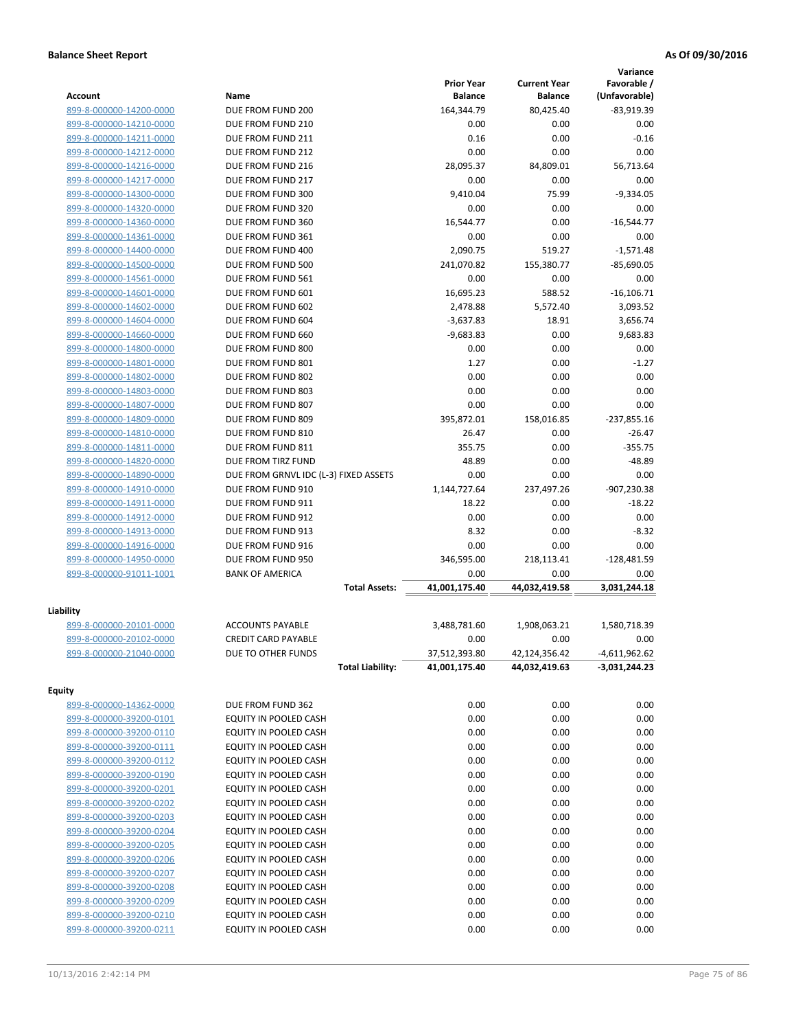**Balance Sheet Report** **As Of 09/30/2016**

| Account | Name | Prior Year Balance | Current Year Balance | Variance Favorable / (Unfavorable) |
|---|---|---|---|---|
| 899-8-000000-14200-0000 | DUE FROM FUND 200 | 164,344.79 | 80,425.40 | -83,919.39 |
| 899-8-000000-14210-0000 | DUE FROM FUND 210 | 0.00 | 0.00 | 0.00 |
| 899-8-000000-14211-0000 | DUE FROM FUND 211 | 0.16 | 0.00 | -0.16 |
| 899-8-000000-14212-0000 | DUE FROM FUND 212 | 0.00 | 0.00 | 0.00 |
| 899-8-000000-14216-0000 | DUE FROM FUND 216 | 28,095.37 | 84,809.01 | 56,713.64 |
| 899-8-000000-14217-0000 | DUE FROM FUND 217 | 0.00 | 0.00 | 0.00 |
| 899-8-000000-14300-0000 | DUE FROM FUND 300 | 9,410.04 | 75.99 | -9,334.05 |
| 899-8-000000-14320-0000 | DUE FROM FUND 320 | 0.00 | 0.00 | 0.00 |
| 899-8-000000-14360-0000 | DUE FROM FUND 360 | 16,544.77 | 0.00 | -16,544.77 |
| 899-8-000000-14361-0000 | DUE FROM FUND 361 | 0.00 | 0.00 | 0.00 |
| 899-8-000000-14400-0000 | DUE FROM FUND 400 | 2,090.75 | 519.27 | -1,571.48 |
| 899-8-000000-14500-0000 | DUE FROM FUND 500 | 241,070.82 | 155,380.77 | -85,690.05 |
| 899-8-000000-14561-0000 | DUE FROM FUND 561 | 0.00 | 0.00 | 0.00 |
| 899-8-000000-14601-0000 | DUE FROM FUND 601 | 16,695.23 | 588.52 | -16,106.71 |
| 899-8-000000-14602-0000 | DUE FROM FUND 602 | 2,478.88 | 5,572.40 | 3,093.52 |
| 899-8-000000-14604-0000 | DUE FROM FUND 604 | -3,637.83 | 18.91 | 3,656.74 |
| 899-8-000000-14660-0000 | DUE FROM FUND 660 | -9,683.83 | 0.00 | 9,683.83 |
| 899-8-000000-14800-0000 | DUE FROM FUND 800 | 0.00 | 0.00 | 0.00 |
| 899-8-000000-14801-0000 | DUE FROM FUND 801 | 1.27 | 0.00 | -1.27 |
| 899-8-000000-14802-0000 | DUE FROM FUND 802 | 0.00 | 0.00 | 0.00 |
| 899-8-000000-14803-0000 | DUE FROM FUND 803 | 0.00 | 0.00 | 0.00 |
| 899-8-000000-14807-0000 | DUE FROM FUND 807 | 0.00 | 0.00 | 0.00 |
| 899-8-000000-14809-0000 | DUE FROM FUND 809 | 395,872.01 | 158,016.85 | -237,855.16 |
| 899-8-000000-14810-0000 | DUE FROM FUND 810 | 26.47 | 0.00 | -26.47 |
| 899-8-000000-14811-0000 | DUE FROM FUND 811 | 355.75 | 0.00 | -355.75 |
| 899-8-000000-14820-0000 | DUE FROM TIRZ FUND | 48.89 | 0.00 | -48.89 |
| 899-8-000000-14890-0000 | DUE FROM GRNVL IDC (L-3) FIXED ASSETS | 0.00 | 0.00 | 0.00 |
| 899-8-000000-14910-0000 | DUE FROM FUND 910 | 1,144,727.64 | 237,497.26 | -907,230.38 |
| 899-8-000000-14911-0000 | DUE FROM FUND 911 | 18.22 | 0.00 | -18.22 |
| 899-8-000000-14912-0000 | DUE FROM FUND 912 | 0.00 | 0.00 | 0.00 |
| 899-8-000000-14913-0000 | DUE FROM FUND 913 | 8.32 | 0.00 | -8.32 |
| 899-8-000000-14916-0000 | DUE FROM FUND 916 | 0.00 | 0.00 | 0.00 |
| 899-8-000000-14950-0000 | DUE FROM FUND 950 | 346,595.00 | 218,113.41 | -128,481.59 |
| 899-8-000000-91011-1001 | BANK OF AMERICA | 0.00 | 0.00 | 0.00 |
| | **Total Assets:** | **41,001,175.40** | **44,032,419.58** | **3,031,244.18** |

**Liability**

| Account | Name | Prior Year Balance | Current Year Balance | Variance Favorable / (Unfavorable) |
|---|---|---|---|---|
| 899-8-000000-20101-0000 | ACCOUNTS PAYABLE | 3,488,781.60 | 1,908,063.21 | 1,580,718.39 |
| 899-8-000000-20102-0000 | CREDIT CARD PAYABLE | 0.00 | 0.00 | 0.00 |
| 899-8-000000-21040-0000 | DUE TO OTHER FUNDS | 37,512,393.80 | 42,124,356.42 | -4,611,962.62 |
| | **Total Liability:** | **41,001,175.40** | **44,032,419.63** | **-3,031,244.23** |

**Equity**

| Account | Name | Prior Year Balance | Current Year Balance | Variance Favorable / (Unfavorable) |
|---|---|---|---|---|
| 899-8-000000-14362-0000 | DUE FROM FUND 362 | 0.00 | 0.00 | 0.00 |
| 899-8-000000-39200-0101 | EQUITY IN POOLED CASH | 0.00 | 0.00 | 0.00 |
| 899-8-000000-39200-0110 | EQUITY IN POOLED CASH | 0.00 | 0.00 | 0.00 |
| 899-8-000000-39200-0111 | EQUITY IN POOLED CASH | 0.00 | 0.00 | 0.00 |
| 899-8-000000-39200-0112 | EQUITY IN POOLED CASH | 0.00 | 0.00 | 0.00 |
| 899-8-000000-39200-0190 | EQUITY IN POOLED CASH | 0.00 | 0.00 | 0.00 |
| 899-8-000000-39200-0201 | EQUITY IN POOLED CASH | 0.00 | 0.00 | 0.00 |
| 899-8-000000-39200-0202 | EQUITY IN POOLED CASH | 0.00 | 0.00 | 0.00 |
| 899-8-000000-39200-0203 | EQUITY IN POOLED CASH | 0.00 | 0.00 | 0.00 |
| 899-8-000000-39200-0204 | EQUITY IN POOLED CASH | 0.00 | 0.00 | 0.00 |
| 899-8-000000-39200-0205 | EQUITY IN POOLED CASH | 0.00 | 0.00 | 0.00 |
| 899-8-000000-39200-0206 | EQUITY IN POOLED CASH | 0.00 | 0.00 | 0.00 |
| 899-8-000000-39200-0207 | EQUITY IN POOLED CASH | 0.00 | 0.00 | 0.00 |
| 899-8-000000-39200-0208 | EQUITY IN POOLED CASH | 0.00 | 0.00 | 0.00 |
| 899-8-000000-39200-0209 | EQUITY IN POOLED CASH | 0.00 | 0.00 | 0.00 |
| 899-8-000000-39200-0210 | EQUITY IN POOLED CASH | 0.00 | 0.00 | 0.00 |
| 899-8-000000-39200-0211 | EQUITY IN POOLED CASH | 0.00 | 0.00 | 0.00 |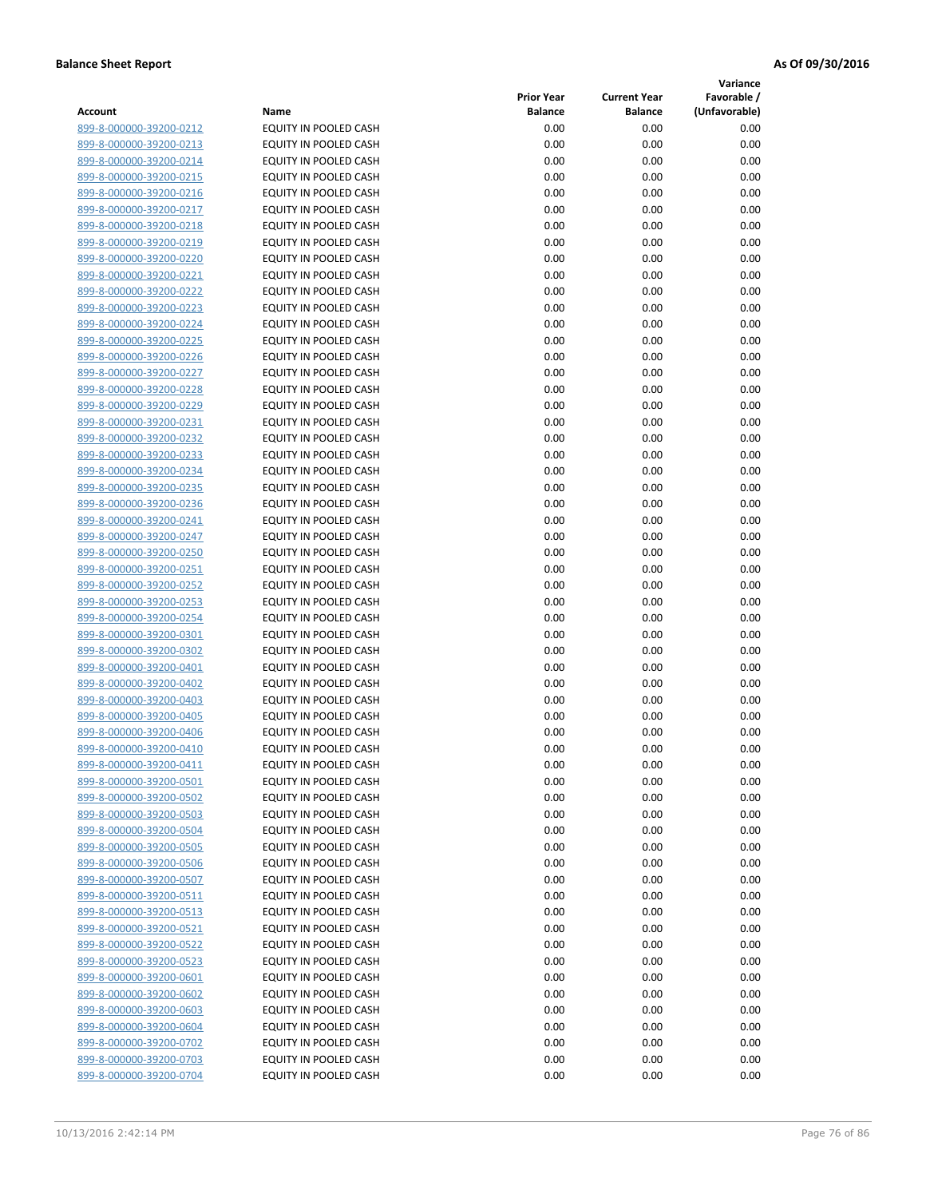**Balance Sheet Report** **As Of 09/30/2016**

| Account | Name | Prior Year Balance | Current Year Balance | Variance Favorable / (Unfavorable) |
|---|---|---|---|---|
| 899-8-000000-39200-0212 | EQUITY IN POOLED CASH | 0.00 | 0.00 | 0.00 |
| 899-8-000000-39200-0213 | EQUITY IN POOLED CASH | 0.00 | 0.00 | 0.00 |
| 899-8-000000-39200-0214 | EQUITY IN POOLED CASH | 0.00 | 0.00 | 0.00 |
| 899-8-000000-39200-0215 | EQUITY IN POOLED CASH | 0.00 | 0.00 | 0.00 |
| 899-8-000000-39200-0216 | EQUITY IN POOLED CASH | 0.00 | 0.00 | 0.00 |
| 899-8-000000-39200-0217 | EQUITY IN POOLED CASH | 0.00 | 0.00 | 0.00 |
| 899-8-000000-39200-0218 | EQUITY IN POOLED CASH | 0.00 | 0.00 | 0.00 |
| 899-8-000000-39200-0219 | EQUITY IN POOLED CASH | 0.00 | 0.00 | 0.00 |
| 899-8-000000-39200-0220 | EQUITY IN POOLED CASH | 0.00 | 0.00 | 0.00 |
| 899-8-000000-39200-0221 | EQUITY IN POOLED CASH | 0.00 | 0.00 | 0.00 |
| 899-8-000000-39200-0222 | EQUITY IN POOLED CASH | 0.00 | 0.00 | 0.00 |
| 899-8-000000-39200-0223 | EQUITY IN POOLED CASH | 0.00 | 0.00 | 0.00 |
| 899-8-000000-39200-0224 | EQUITY IN POOLED CASH | 0.00 | 0.00 | 0.00 |
| 899-8-000000-39200-0225 | EQUITY IN POOLED CASH | 0.00 | 0.00 | 0.00 |
| 899-8-000000-39200-0226 | EQUITY IN POOLED CASH | 0.00 | 0.00 | 0.00 |
| 899-8-000000-39200-0227 | EQUITY IN POOLED CASH | 0.00 | 0.00 | 0.00 |
| 899-8-000000-39200-0228 | EQUITY IN POOLED CASH | 0.00 | 0.00 | 0.00 |
| 899-8-000000-39200-0229 | EQUITY IN POOLED CASH | 0.00 | 0.00 | 0.00 |
| 899-8-000000-39200-0231 | EQUITY IN POOLED CASH | 0.00 | 0.00 | 0.00 |
| 899-8-000000-39200-0232 | EQUITY IN POOLED CASH | 0.00 | 0.00 | 0.00 |
| 899-8-000000-39200-0233 | EQUITY IN POOLED CASH | 0.00 | 0.00 | 0.00 |
| 899-8-000000-39200-0234 | EQUITY IN POOLED CASH | 0.00 | 0.00 | 0.00 |
| 899-8-000000-39200-0235 | EQUITY IN POOLED CASH | 0.00 | 0.00 | 0.00 |
| 899-8-000000-39200-0236 | EQUITY IN POOLED CASH | 0.00 | 0.00 | 0.00 |
| 899-8-000000-39200-0241 | EQUITY IN POOLED CASH | 0.00 | 0.00 | 0.00 |
| 899-8-000000-39200-0247 | EQUITY IN POOLED CASH | 0.00 | 0.00 | 0.00 |
| 899-8-000000-39200-0250 | EQUITY IN POOLED CASH | 0.00 | 0.00 | 0.00 |
| 899-8-000000-39200-0251 | EQUITY IN POOLED CASH | 0.00 | 0.00 | 0.00 |
| 899-8-000000-39200-0252 | EQUITY IN POOLED CASH | 0.00 | 0.00 | 0.00 |
| 899-8-000000-39200-0253 | EQUITY IN POOLED CASH | 0.00 | 0.00 | 0.00 |
| 899-8-000000-39200-0254 | EQUITY IN POOLED CASH | 0.00 | 0.00 | 0.00 |
| 899-8-000000-39200-0301 | EQUITY IN POOLED CASH | 0.00 | 0.00 | 0.00 |
| 899-8-000000-39200-0302 | EQUITY IN POOLED CASH | 0.00 | 0.00 | 0.00 |
| 899-8-000000-39200-0401 | EQUITY IN POOLED CASH | 0.00 | 0.00 | 0.00 |
| 899-8-000000-39200-0402 | EQUITY IN POOLED CASH | 0.00 | 0.00 | 0.00 |
| 899-8-000000-39200-0403 | EQUITY IN POOLED CASH | 0.00 | 0.00 | 0.00 |
| 899-8-000000-39200-0405 | EQUITY IN POOLED CASH | 0.00 | 0.00 | 0.00 |
| 899-8-000000-39200-0406 | EQUITY IN POOLED CASH | 0.00 | 0.00 | 0.00 |
| 899-8-000000-39200-0410 | EQUITY IN POOLED CASH | 0.00 | 0.00 | 0.00 |
| 899-8-000000-39200-0411 | EQUITY IN POOLED CASH | 0.00 | 0.00 | 0.00 |
| 899-8-000000-39200-0501 | EQUITY IN POOLED CASH | 0.00 | 0.00 | 0.00 |
| 899-8-000000-39200-0502 | EQUITY IN POOLED CASH | 0.00 | 0.00 | 0.00 |
| 899-8-000000-39200-0503 | EQUITY IN POOLED CASH | 0.00 | 0.00 | 0.00 |
| 899-8-000000-39200-0504 | EQUITY IN POOLED CASH | 0.00 | 0.00 | 0.00 |
| 899-8-000000-39200-0505 | EQUITY IN POOLED CASH | 0.00 | 0.00 | 0.00 |
| 899-8-000000-39200-0506 | EQUITY IN POOLED CASH | 0.00 | 0.00 | 0.00 |
| 899-8-000000-39200-0507 | EQUITY IN POOLED CASH | 0.00 | 0.00 | 0.00 |
| 899-8-000000-39200-0511 | EQUITY IN POOLED CASH | 0.00 | 0.00 | 0.00 |
| 899-8-000000-39200-0513 | EQUITY IN POOLED CASH | 0.00 | 0.00 | 0.00 |
| 899-8-000000-39200-0521 | EQUITY IN POOLED CASH | 0.00 | 0.00 | 0.00 |
| 899-8-000000-39200-0522 | EQUITY IN POOLED CASH | 0.00 | 0.00 | 0.00 |
| 899-8-000000-39200-0523 | EQUITY IN POOLED CASH | 0.00 | 0.00 | 0.00 |
| 899-8-000000-39200-0601 | EQUITY IN POOLED CASH | 0.00 | 0.00 | 0.00 |
| 899-8-000000-39200-0602 | EQUITY IN POOLED CASH | 0.00 | 0.00 | 0.00 |
| 899-8-000000-39200-0603 | EQUITY IN POOLED CASH | 0.00 | 0.00 | 0.00 |
| 899-8-000000-39200-0604 | EQUITY IN POOLED CASH | 0.00 | 0.00 | 0.00 |
| 899-8-000000-39200-0702 | EQUITY IN POOLED CASH | 0.00 | 0.00 | 0.00 |
| 899-8-000000-39200-0703 | EQUITY IN POOLED CASH | 0.00 | 0.00 | 0.00 |
| 899-8-000000-39200-0704 | EQUITY IN POOLED CASH | 0.00 | 0.00 | 0.00 |

10/13/2016 2:42:14 PM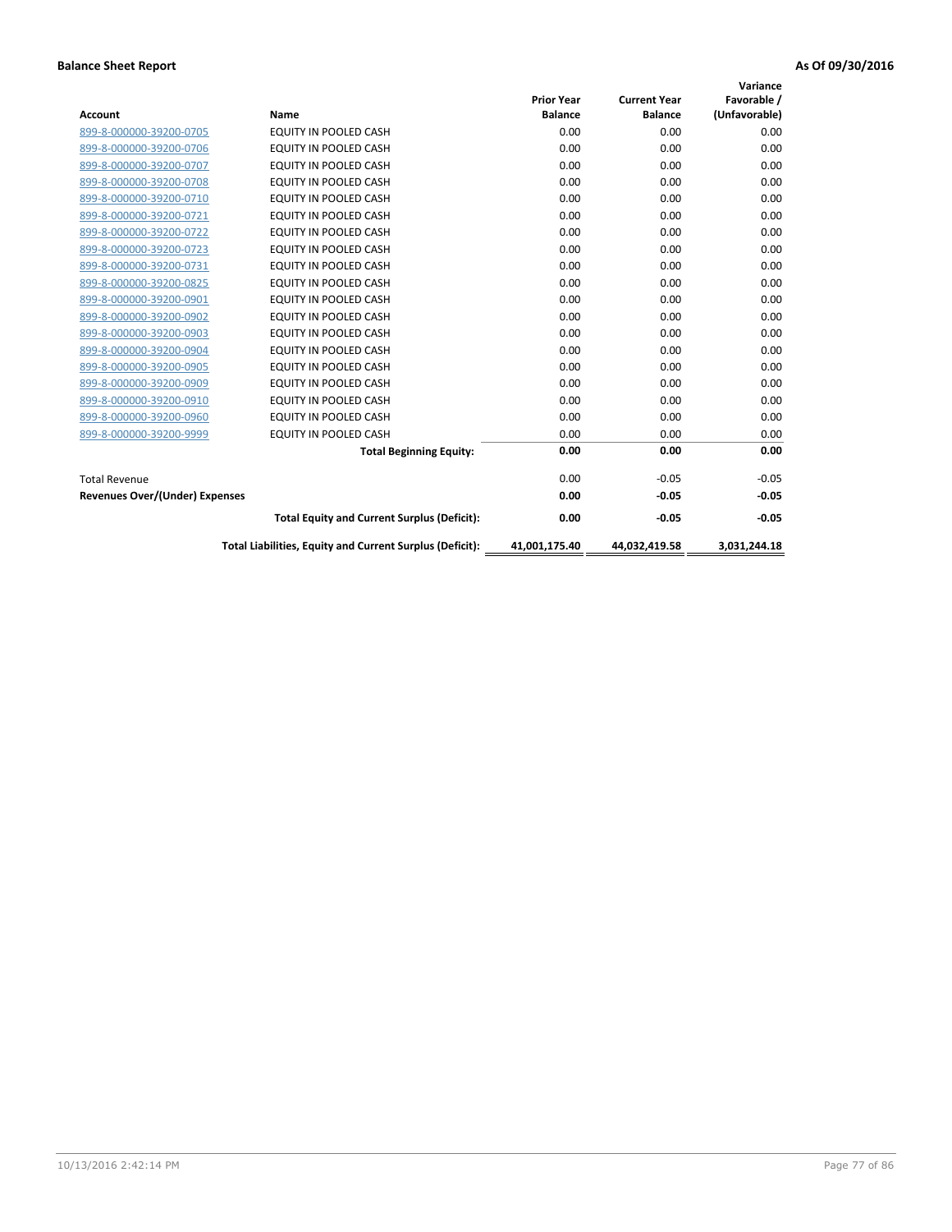**Balance Sheet Report** **As Of 09/30/2016**

| Account | Name | Prior Year Balance | Current Year Balance | Variance Favorable / (Unfavorable) |
|---|---|---|---|---|
| 899-8-000000-39200-0705 | EQUITY IN POOLED CASH | 0.00 | 0.00 | 0.00 |
| 899-8-000000-39200-0706 | EQUITY IN POOLED CASH | 0.00 | 0.00 | 0.00 |
| 899-8-000000-39200-0707 | EQUITY IN POOLED CASH | 0.00 | 0.00 | 0.00 |
| 899-8-000000-39200-0708 | EQUITY IN POOLED CASH | 0.00 | 0.00 | 0.00 |
| 899-8-000000-39200-0710 | EQUITY IN POOLED CASH | 0.00 | 0.00 | 0.00 |
| 899-8-000000-39200-0721 | EQUITY IN POOLED CASH | 0.00 | 0.00 | 0.00 |
| 899-8-000000-39200-0722 | EQUITY IN POOLED CASH | 0.00 | 0.00 | 0.00 |
| 899-8-000000-39200-0723 | EQUITY IN POOLED CASH | 0.00 | 0.00 | 0.00 |
| 899-8-000000-39200-0731 | EQUITY IN POOLED CASH | 0.00 | 0.00 | 0.00 |
| 899-8-000000-39200-0825 | EQUITY IN POOLED CASH | 0.00 | 0.00 | 0.00 |
| 899-8-000000-39200-0901 | EQUITY IN POOLED CASH | 0.00 | 0.00 | 0.00 |
| 899-8-000000-39200-0902 | EQUITY IN POOLED CASH | 0.00 | 0.00 | 0.00 |
| 899-8-000000-39200-0903 | EQUITY IN POOLED CASH | 0.00 | 0.00 | 0.00 |
| 899-8-000000-39200-0904 | EQUITY IN POOLED CASH | 0.00 | 0.00 | 0.00 |
| 899-8-000000-39200-0905 | EQUITY IN POOLED CASH | 0.00 | 0.00 | 0.00 |
| 899-8-000000-39200-0909 | EQUITY IN POOLED CASH | 0.00 | 0.00 | 0.00 |
| 899-8-000000-39200-0910 | EQUITY IN POOLED CASH | 0.00 | 0.00 | 0.00 |
| 899-8-000000-39200-0960 | EQUITY IN POOLED CASH | 0.00 | 0.00 | 0.00 |
| 899-8-000000-39200-9999 | EQUITY IN POOLED CASH | 0.00 | 0.00 | 0.00 |
| | **Total Beginning Equity:** | **0.00** | **0.00** | **0.00** |
| Total Revenue | | 0.00 | -0.05 | -0.05 |
| **Revenues Over/(Under) Expenses** | | **0.00** | **-0.05** | **-0.05** |
| | **Total Equity and Current Surplus (Deficit):** | **0.00** | **-0.05** | **-0.05** |
| | **Total Liabilities, Equity and Current Surplus (Deficit):** | **41,001,175.40** | **44,032,419.58** | **3,031,244.18** |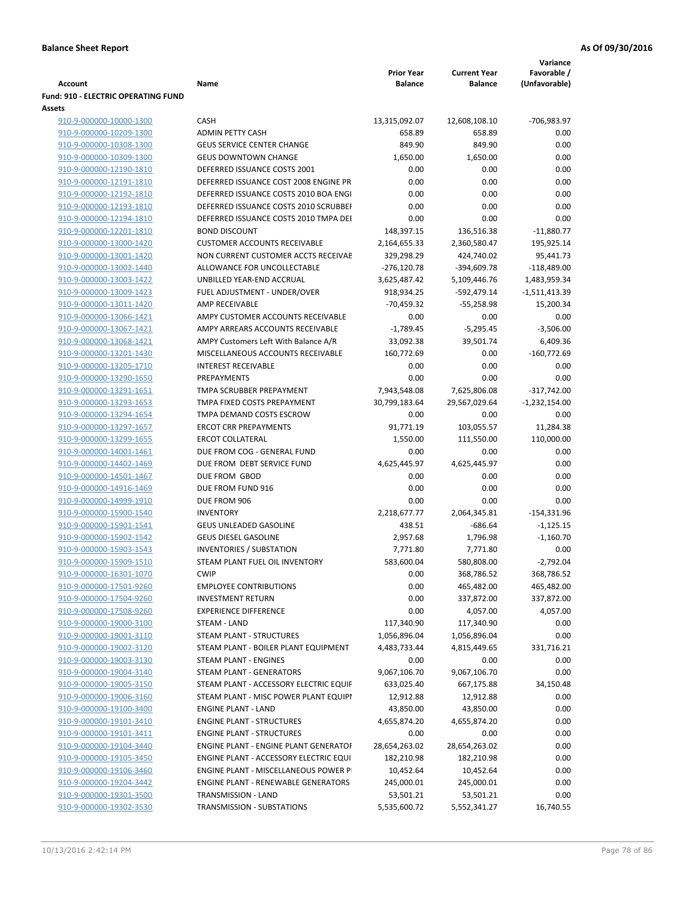**Balance Sheet Report** **As Of 09/30/2016**

| Account | Name | Prior Year Balance | Current Year Balance | Variance Favorable / (Unfavorable) |
|---|---|---|---|---|
| **Fund: 910 - ELECTRIC OPERATING FUND** | | | | |
| **Assets** | | | | |
| 910-9-000000-10000-1300 | CASH | 13,315,092.07 | 12,608,108.10 | -706,983.97 |
| 910-9-000000-10209-1300 | ADMIN PETTY CASH | 658.89 | 658.89 | 0.00 |
| 910-9-000000-10308-1300 | GEUS SERVICE CENTER CHANGE | 849.90 | 849.90 | 0.00 |
| 910-9-000000-10309-1300 | GEUS DOWNTOWN CHANGE | 1,650.00 | 1,650.00 | 0.00 |
| 910-9-000000-12190-1810 | DEFERRED ISSUANCE COSTS 2001 | 0.00 | 0.00 | 0.00 |
| 910-9-000000-12191-1810 | DEFERRED ISSUANCE COST 2008 ENGINE PR | 0.00 | 0.00 | 0.00 |
| 910-9-000000-12192-1810 | DEFERRED ISSUANCE COSTS 2010 BOA ENGI | 0.00 | 0.00 | 0.00 |
| 910-9-000000-12193-1810 | DEFERRED ISSUANCE COSTS 2010 SCRUBBEI | 0.00 | 0.00 | 0.00 |
| 910-9-000000-12194-1810 | DEFERRED ISSUANCE COSTS 2010 TMPA DEI | 0.00 | 0.00 | 0.00 |
| 910-9-000000-12201-1810 | BOND DISCOUNT | 148,397.15 | 136,516.38 | -11,880.77 |
| 910-9-000000-13000-1420 | CUSTOMER ACCOUNTS RECEIVABLE | 2,164,655.33 | 2,360,580.47 | 195,925.14 |
| 910-9-000000-13001-1420 | NON CURRENT CUSTOMER ACCTS RECEIVAE | 329,298.29 | 424,740.02 | 95,441.73 |
| 910-9-000000-13002-1440 | ALLOWANCE FOR UNCOLLECTABLE | -276,120.78 | -394,609.78 | -118,489.00 |
| 910-9-000000-13003-1422 | UNBILLED YEAR-END ACCRUAL | 3,625,487.42 | 5,109,446.76 | 1,483,959.34 |
| 910-9-000000-13009-1423 | FUEL ADJUSTMENT - UNDER/OVER | 918,934.25 | -592,479.14 | -1,511,413.39 |
| 910-9-000000-13011-1420 | AMP RECEIVABLE | -70,459.32 | -55,258.98 | 15,200.34 |
| 910-9-000000-13066-1421 | AMPY CUSTOMER ACCOUNTS RECEIVABLE | 0.00 | 0.00 | 0.00 |
| 910-9-000000-13067-1421 | AMPY ARREARS ACCOUNTS RECEIVABLE | -1,789.45 | -5,295.45 | -3,506.00 |
| 910-9-000000-13068-1421 | AMPY Customers Left With Balance A/R | 33,092.38 | 39,501.74 | 6,409.36 |
| 910-9-000000-13201-1430 | MISCELLANEOUS ACCOUNTS RECEIVABLE | 160,772.69 | 0.00 | -160,772.69 |
| 910-9-000000-13205-1710 | INTEREST RECEIVABLE | 0.00 | 0.00 | 0.00 |
| 910-9-000000-13290-1650 | PREPAYMENTS | 0.00 | 0.00 | 0.00 |
| 910-9-000000-13291-1651 | TMPA SCRUBBER PREPAYMENT | 7,943,548.08 | 7,625,806.08 | -317,742.00 |
| 910-9-000000-13293-1653 | TMPA FIXED COSTS PREPAYMENT | 30,799,183.64 | 29,567,029.64 | -1,232,154.00 |
| 910-9-000000-13294-1654 | TMPA DEMAND COSTS ESCROW | 0.00 | 0.00 | 0.00 |
| 910-9-000000-13297-1657 | ERCOT CRR PREPAYMENTS | 91,771.19 | 103,055.57 | 11,284.38 |
| 910-9-000000-13299-1655 | ERCOT COLLATERAL | 1,550.00 | 111,550.00 | 110,000.00 |
| 910-9-000000-14001-1461 | DUE FROM COG - GENERAL FUND | 0.00 | 0.00 | 0.00 |
| 910-9-000000-14402-1469 | DUE FROM DEBT SERVICE FUND | 4,625,445.97 | 4,625,445.97 | 0.00 |
| 910-9-000000-14501-1467 | DUE FROM GBOD | 0.00 | 0.00 | 0.00 |
| 910-9-000000-14916-1469 | DUE FROM FUND 916 | 0.00 | 0.00 | 0.00 |
| 910-9-000000-14999-1910 | DUE FROM 906 | 0.00 | 0.00 | 0.00 |
| 910-9-000000-15900-1540 | INVENTORY | 2,218,677.77 | 2,064,345.81 | -154,331.96 |
| 910-9-000000-15901-1541 | GEUS UNLEADED GASOLINE | 438.51 | -686.64 | -1,125.15 |
| 910-9-000000-15902-1542 | GEUS DIESEL GASOLINE | 2,957.68 | 1,796.98 | -1,160.70 |
| 910-9-000000-15903-1543 | INVENTORIES / SUBSTATION | 7,771.80 | 7,771.80 | 0.00 |
| 910-9-000000-15909-1510 | STEAM PLANT FUEL OIL INVENTORY | 583,600.04 | 580,808.00 | -2,792.04 |
| 910-9-000000-16301-1070 | CWIP | 0.00 | 368,786.52 | 368,786.52 |
| 910-9-000000-17501-9260 | EMPLOYEE CONTRIBUTIONS | 0.00 | 465,482.00 | 465,482.00 |
| 910-9-000000-17504-9260 | INVESTMENT RETURN | 0.00 | 337,872.00 | 337,872.00 |
| 910-9-000000-17508-9260 | EXPERIENCE DIFFERENCE | 0.00 | 4,057.00 | 4,057.00 |
| 910-9-000000-19000-3100 | STEAM - LAND | 117,340.90 | 117,340.90 | 0.00 |
| 910-9-000000-19001-3110 | STEAM PLANT - STRUCTURES | 1,056,896.04 | 1,056,896.04 | 0.00 |
| 910-9-000000-19002-3120 | STEAM PLANT - BOILER PLANT EQUIPMENT | 4,483,733.44 | 4,815,449.65 | 331,716.21 |
| 910-9-000000-19003-3130 | STEAM PLANT - ENGINES | 0.00 | 0.00 | 0.00 |
| 910-9-000000-19004-3140 | STEAM PLANT - GENERATORS | 9,067,106.70 | 9,067,106.70 | 0.00 |
| 910-9-000000-19005-3150 | STEAM PLANT - ACCESSORY ELECTRIC EQUIF | 633,025.40 | 667,175.88 | 34,150.48 |
| 910-9-000000-19006-3160 | STEAM PLANT - MISC POWER PLANT EQUIPI | 12,912.88 | 12,912.88 | 0.00 |
| 910-9-000000-19100-3400 | ENGINE PLANT - LAND | 43,850.00 | 43,850.00 | 0.00 |
| 910-9-000000-19101-3410 | ENGINE PLANT - STRUCTURES | 4,655,874.20 | 4,655,874.20 | 0.00 |
| 910-9-000000-19101-3411 | ENGINE PLANT - STRUCTURES | 0.00 | 0.00 | 0.00 |
| 910-9-000000-19104-3440 | ENGINE PLANT - ENGINE PLANT GENERATOF | 28,654,263.02 | 28,654,263.02 | 0.00 |
| 910-9-000000-19105-3450 | ENGINE PLANT - ACCESSORY ELECTRIC EQUI | 182,210.98 | 182,210.98 | 0.00 |
| 910-9-000000-19106-3460 | ENGINE PLANT - MISCELLANEOUS POWER P | 10,452.64 | 10,452.64 | 0.00 |
| 910-9-000000-19204-3442 | ENGINE PLANT - RENEWABLE GENERATORS | 245,000.01 | 245,000.01 | 0.00 |
| 910-9-000000-19301-3500 | TRANSMISSION - LAND | 53,501.21 | 53,501.21 | 0.00 |
| 910-9-000000-19302-3530 | TRANSMISSION - SUBSTATIONS | 5,535,600.72 | 5,552,341.27 | 16,740.55 |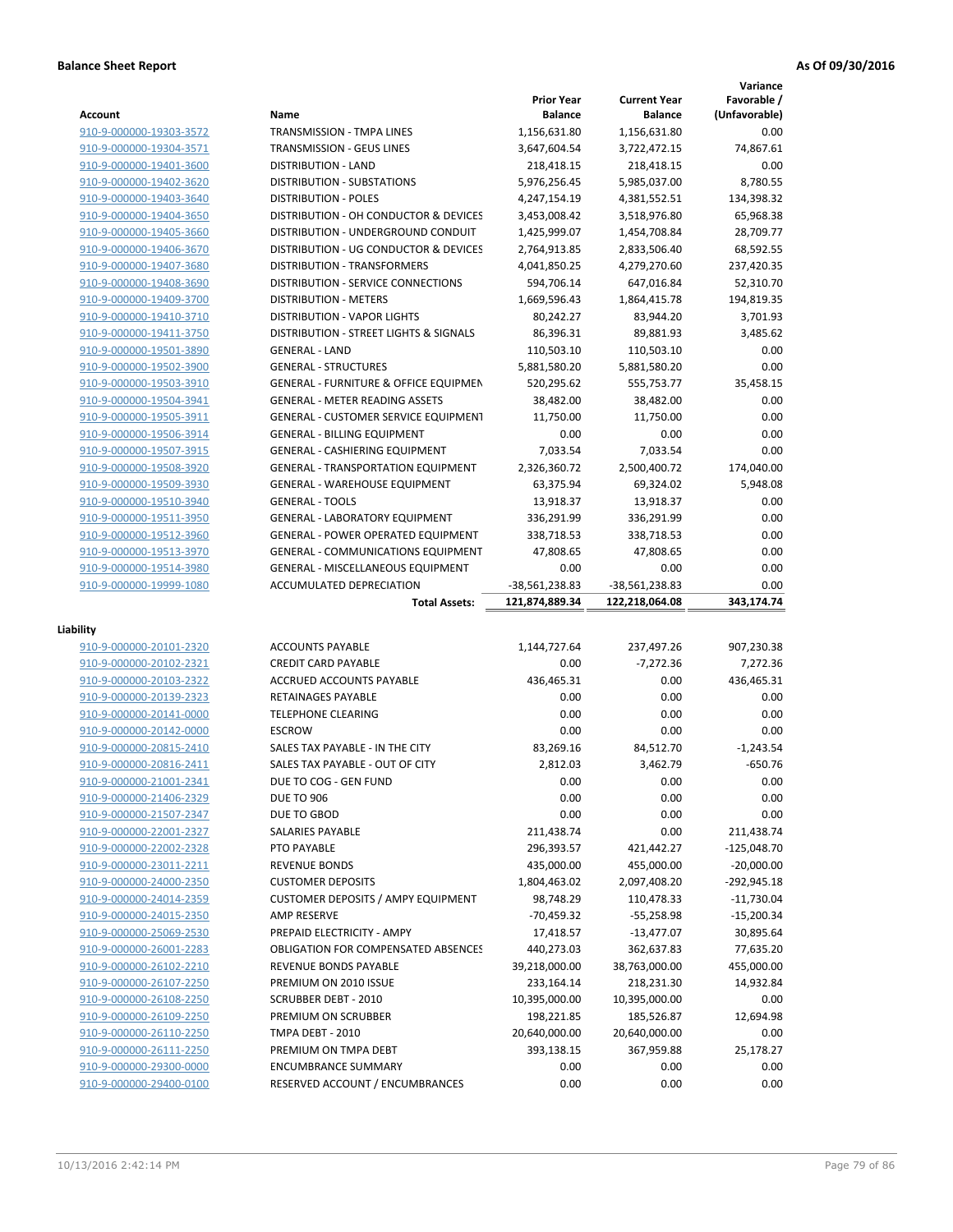**Balance Sheet Report** — As Of 09/30/2016

| Account | Name | Prior Year Balance | Current Year Balance | Variance Favorable / (Unfavorable) |
|---|---|---|---|---|
| 910-9-000000-19303-3572 | TRANSMISSION - TMPA LINES | 1,156,631.80 | 1,156,631.80 | 0.00 |
| 910-9-000000-19304-3571 | TRANSMISSION - GEUS LINES | 3,647,604.54 | 3,722,472.15 | 74,867.61 |
| 910-9-000000-19401-3600 | DISTRIBUTION - LAND | 218,418.15 | 218,418.15 | 0.00 |
| 910-9-000000-19402-3620 | DISTRIBUTION - SUBSTATIONS | 5,976,256.45 | 5,985,037.00 | 8,780.55 |
| 910-9-000000-19403-3640 | DISTRIBUTION - POLES | 4,247,154.19 | 4,381,552.51 | 134,398.32 |
| 910-9-000000-19404-3650 | DISTRIBUTION - OH CONDUCTOR & DEVICES | 3,453,008.42 | 3,518,976.80 | 65,968.38 |
| 910-9-000000-19405-3660 | DISTRIBUTION - UNDERGROUND CONDUIT | 1,425,999.07 | 1,454,708.84 | 28,709.77 |
| 910-9-000000-19406-3670 | DISTRIBUTION - UG CONDUCTOR & DEVICES | 2,764,913.85 | 2,833,506.40 | 68,592.55 |
| 910-9-000000-19407-3680 | DISTRIBUTION - TRANSFORMERS | 4,041,850.25 | 4,279,270.60 | 237,420.35 |
| 910-9-000000-19408-3690 | DISTRIBUTION - SERVICE CONNECTIONS | 594,706.14 | 647,016.84 | 52,310.70 |
| 910-9-000000-19409-3700 | DISTRIBUTION - METERS | 1,669,596.43 | 1,864,415.78 | 194,819.35 |
| 910-9-000000-19410-3710 | DISTRIBUTION - VAPOR LIGHTS | 80,242.27 | 83,944.20 | 3,701.93 |
| 910-9-000000-19411-3750 | DISTRIBUTION - STREET LIGHTS & SIGNALS | 86,396.31 | 89,881.93 | 3,485.62 |
| 910-9-000000-19501-3890 | GENERAL - LAND | 110,503.10 | 110,503.10 | 0.00 |
| 910-9-000000-19502-3900 | GENERAL - STRUCTURES | 5,881,580.20 | 5,881,580.20 | 0.00 |
| 910-9-000000-19503-3910 | GENERAL - FURNITURE & OFFICE EQUIPMEN | 520,295.62 | 555,753.77 | 35,458.15 |
| 910-9-000000-19504-3941 | GENERAL - METER READING ASSETS | 38,482.00 | 38,482.00 | 0.00 |
| 910-9-000000-19505-3911 | GENERAL - CUSTOMER SERVICE EQUIPMENT | 11,750.00 | 11,750.00 | 0.00 |
| 910-9-000000-19506-3914 | GENERAL - BILLING EQUIPMENT | 0.00 | 0.00 | 0.00 |
| 910-9-000000-19507-3915 | GENERAL - CASHIERING EQUIPMENT | 7,033.54 | 7,033.54 | 0.00 |
| 910-9-000000-19508-3920 | GENERAL - TRANSPORTATION EQUIPMENT | 2,326,360.72 | 2,500,400.72 | 174,040.00 |
| 910-9-000000-19509-3930 | GENERAL - WAREHOUSE EQUIPMENT | 63,375.94 | 69,324.02 | 5,948.08 |
| 910-9-000000-19510-3940 | GENERAL - TOOLS | 13,918.37 | 13,918.37 | 0.00 |
| 910-9-000000-19511-3950 | GENERAL - LABORATORY EQUIPMENT | 336,291.99 | 336,291.99 | 0.00 |
| 910-9-000000-19512-3960 | GENERAL - POWER OPERATED EQUIPMENT | 338,718.53 | 338,718.53 | 0.00 |
| 910-9-000000-19513-3970 | GENERAL - COMMUNICATIONS EQUIPMENT | 47,808.65 | 47,808.65 | 0.00 |
| 910-9-000000-19514-3980 | GENERAL - MISCELLANEOUS EQUIPMENT | 0.00 | 0.00 | 0.00 |
| 910-9-000000-19999-1080 | ACCUMULATED DEPRECIATION | -38,561,238.83 | -38,561,238.83 | 0.00 |
| | **Total Assets:** | **121,874,889.34** | **122,218,064.08** | **343,174.74** |

**Liability**

| Account | Name | Prior Year Balance | Current Year Balance | Variance Favorable / (Unfavorable) |
|---|---|---|---|---|
| 910-9-000000-20101-2320 | ACCOUNTS PAYABLE | 1,144,727.64 | 237,497.26 | 907,230.38 |
| 910-9-000000-20102-2321 | CREDIT CARD PAYABLE | 0.00 | -7,272.36 | 7,272.36 |
| 910-9-000000-20103-2322 | ACCRUED ACCOUNTS PAYABLE | 436,465.31 | 0.00 | 436,465.31 |
| 910-9-000000-20139-2323 | RETAINAGES PAYABLE | 0.00 | 0.00 | 0.00 |
| 910-9-000000-20141-0000 | TELEPHONE CLEARING | 0.00 | 0.00 | 0.00 |
| 910-9-000000-20142-0000 | ESCROW | 0.00 | 0.00 | 0.00 |
| 910-9-000000-20815-2410 | SALES TAX PAYABLE - IN THE CITY | 83,269.16 | 84,512.70 | -1,243.54 |
| 910-9-000000-20816-2411 | SALES TAX PAYABLE - OUT OF CITY | 2,812.03 | 3,462.79 | -650.76 |
| 910-9-000000-21001-2341 | DUE TO COG - GEN FUND | 0.00 | 0.00 | 0.00 |
| 910-9-000000-21406-2329 | DUE TO 906 | 0.00 | 0.00 | 0.00 |
| 910-9-000000-21507-2347 | DUE TO GBOD | 0.00 | 0.00 | 0.00 |
| 910-9-000000-22001-2327 | SALARIES PAYABLE | 211,438.74 | 0.00 | 211,438.74 |
| 910-9-000000-22002-2328 | PTO PAYABLE | 296,393.57 | 421,442.27 | -125,048.70 |
| 910-9-000000-23011-2211 | REVENUE BONDS | 435,000.00 | 455,000.00 | -20,000.00 |
| 910-9-000000-24000-2350 | CUSTOMER DEPOSITS | 1,804,463.02 | 2,097,408.20 | -292,945.18 |
| 910-9-000000-24014-2359 | CUSTOMER DEPOSITS / AMPY EQUIPMENT | 98,748.29 | 110,478.33 | -11,730.04 |
| 910-9-000000-24015-2350 | AMP RESERVE | -70,459.32 | -55,258.98 | -15,200.34 |
| 910-9-000000-25069-2530 | PREPAID ELECTRICITY - AMPY | 17,418.57 | -13,477.07 | 30,895.64 |
| 910-9-000000-26001-2283 | OBLIGATION FOR COMPENSATED ABSENCES | 440,273.03 | 362,637.83 | 77,635.20 |
| 910-9-000000-26102-2210 | REVENUE BONDS PAYABLE | 39,218,000.00 | 38,763,000.00 | 455,000.00 |
| 910-9-000000-26107-2250 | PREMIUM ON 2010 ISSUE | 233,164.14 | 218,231.30 | 14,932.84 |
| 910-9-000000-26108-2250 | SCRUBBER DEBT - 2010 | 10,395,000.00 | 10,395,000.00 | 0.00 |
| 910-9-000000-26109-2250 | PREMIUM ON SCRUBBER | 198,221.85 | 185,526.87 | 12,694.98 |
| 910-9-000000-26110-2250 | TMPA DEBT - 2010 | 20,640,000.00 | 20,640,000.00 | 0.00 |
| 910-9-000000-26111-2250 | PREMIUM ON TMPA DEBT | 393,138.15 | 367,959.88 | 25,178.27 |
| 910-9-000000-29300-0000 | ENCUMBRANCE SUMMARY | 0.00 | 0.00 | 0.00 |
| 910-9-000000-29400-0100 | RESERVED ACCOUNT / ENCUMBRANCES | 0.00 | 0.00 | 0.00 |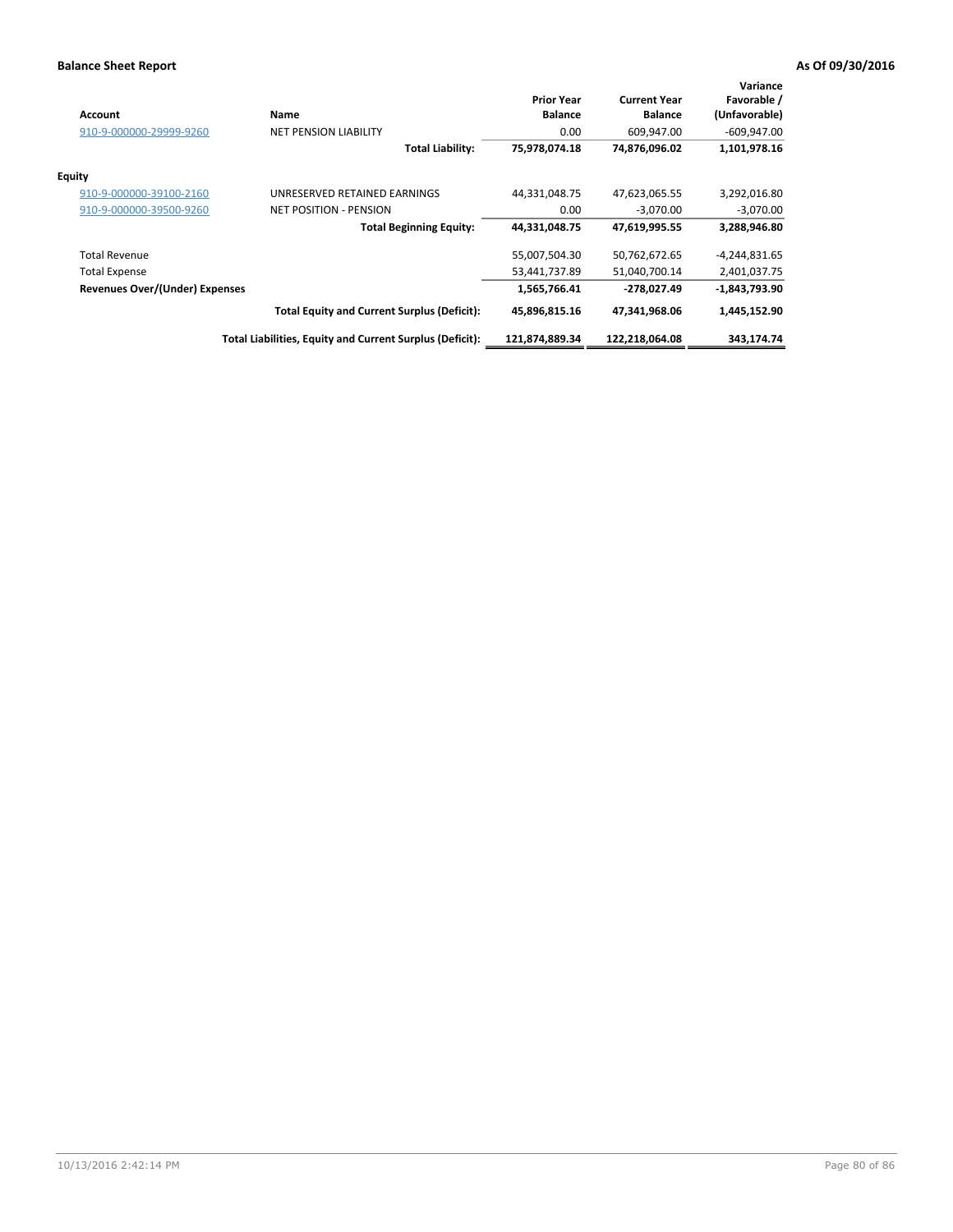**Balance Sheet Report** **As Of 09/30/2016**

| Account | Name | Prior Year Balance | Current Year Balance | Variance Favorable / (Unfavorable) |
|---|---|---|---|---|
| 910-9-000000-29999-9260 | NET PENSION LIABILITY | 0.00 | 609,947.00 | -609,947.00 |
| | **Total Liability:** | **75,978,074.18** | **74,876,096.02** | **1,101,978.16** |
| **Equity** | | | | |
| 910-9-000000-39100-2160 | UNRESERVED RETAINED EARNINGS | 44,331,048.75 | 47,623,065.55 | 3,292,016.80 |
| 910-9-000000-39500-9260 | NET POSITION - PENSION | 0.00 | -3,070.00 | -3,070.00 |
| | **Total Beginning Equity:** | **44,331,048.75** | **47,619,995.55** | **3,288,946.80** |
| Total Revenue | | 55,007,504.30 | 50,762,672.65 | -4,244,831.65 |
| Total Expense | | 53,441,737.89 | 51,040,700.14 | 2,401,037.75 |
| **Revenues Over/(Under) Expenses** | | **1,565,766.41** | **-278,027.49** | **-1,843,793.90** |
| | **Total Equity and Current Surplus (Deficit):** | **45,896,815.16** | **47,341,968.06** | **1,445,152.90** |
| | **Total Liabilities, Equity and Current Surplus (Deficit):** | **121,874,889.34** | **122,218,064.08** | **343,174.74** |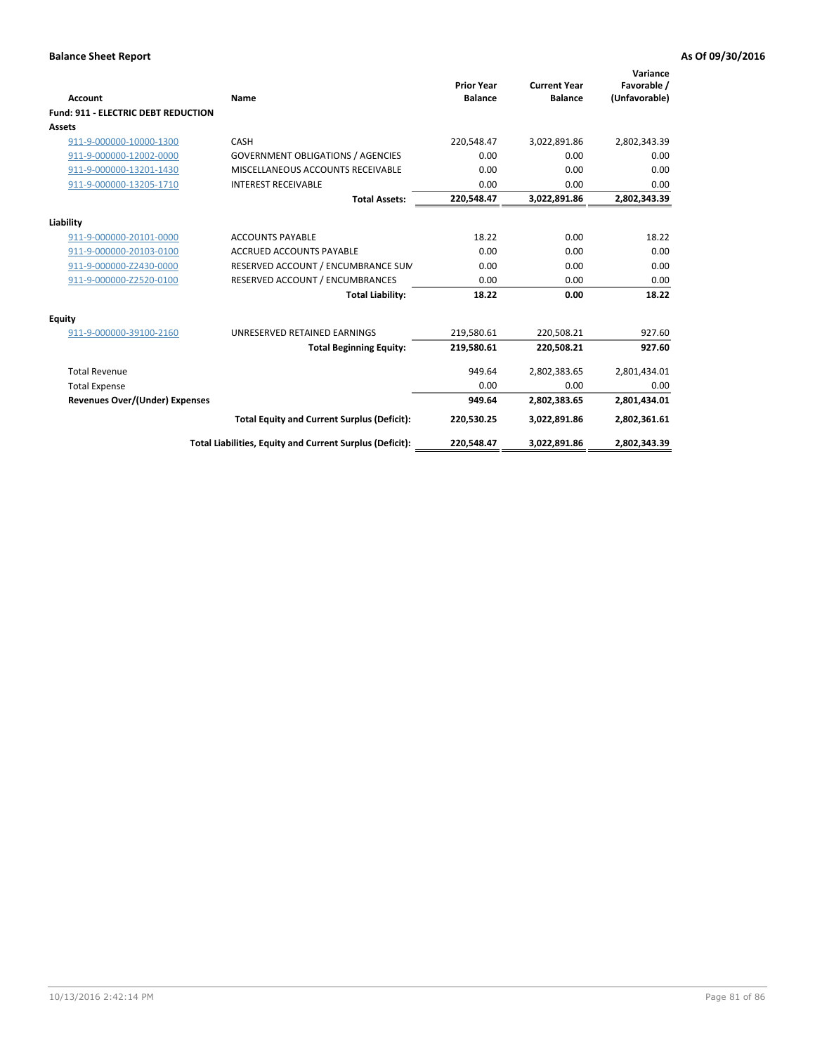**Balance Sheet Report** **As Of 09/30/2016**

| Account | Name | Prior Year Balance | Current Year Balance | Variance Favorable / (Unfavorable) |
|---|---|---|---|---|
| **Fund: 911 - ELECTRIC DEBT REDUCTION** | | | | |
| **Assets** | | | | |
| 911-9-000000-10000-1300 | CASH | 220,548.47 | 3,022,891.86 | 2,802,343.39 |
| 911-9-000000-12002-0000 | GOVERNMENT OBLIGATIONS / AGENCIES | 0.00 | 0.00 | 0.00 |
| 911-9-000000-13201-1430 | MISCELLANEOUS ACCOUNTS RECEIVABLE | 0.00 | 0.00 | 0.00 |
| 911-9-000000-13205-1710 | INTEREST RECEIVABLE | 0.00 | 0.00 | 0.00 |
| | **Total Assets:** | **220,548.47** | **3,022,891.86** | **2,802,343.39** |
| **Liability** | | | | |
| 911-9-000000-20101-0000 | ACCOUNTS PAYABLE | 18.22 | 0.00 | 18.22 |
| 911-9-000000-20103-0100 | ACCRUED ACCOUNTS PAYABLE | 0.00 | 0.00 | 0.00 |
| 911-9-000000-Z2430-0000 | RESERVED ACCOUNT / ENCUMBRANCE SUM | 0.00 | 0.00 | 0.00 |
| 911-9-000000-Z2520-0100 | RESERVED ACCOUNT / ENCUMBRANCES | 0.00 | 0.00 | 0.00 |
| | **Total Liability:** | **18.22** | **0.00** | **18.22** |
| **Equity** | | | | |
| 911-9-000000-39100-2160 | UNRESERVED RETAINED EARNINGS | 219,580.61 | 220,508.21 | 927.60 |
| | **Total Beginning Equity:** | **219,580.61** | **220,508.21** | **927.60** |
| Total Revenue | | 949.64 | 2,802,383.65 | 2,801,434.01 |
| Total Expense | | 0.00 | 0.00 | 0.00 |
| **Revenues Over/(Under) Expenses** | | **949.64** | **2,802,383.65** | **2,801,434.01** |
| | **Total Equity and Current Surplus (Deficit):** | **220,530.25** | **3,022,891.86** | **2,802,361.61** |
| | **Total Liabilities, Equity and Current Surplus (Deficit):** | **220,548.47** | **3,022,891.86** | **2,802,343.39** |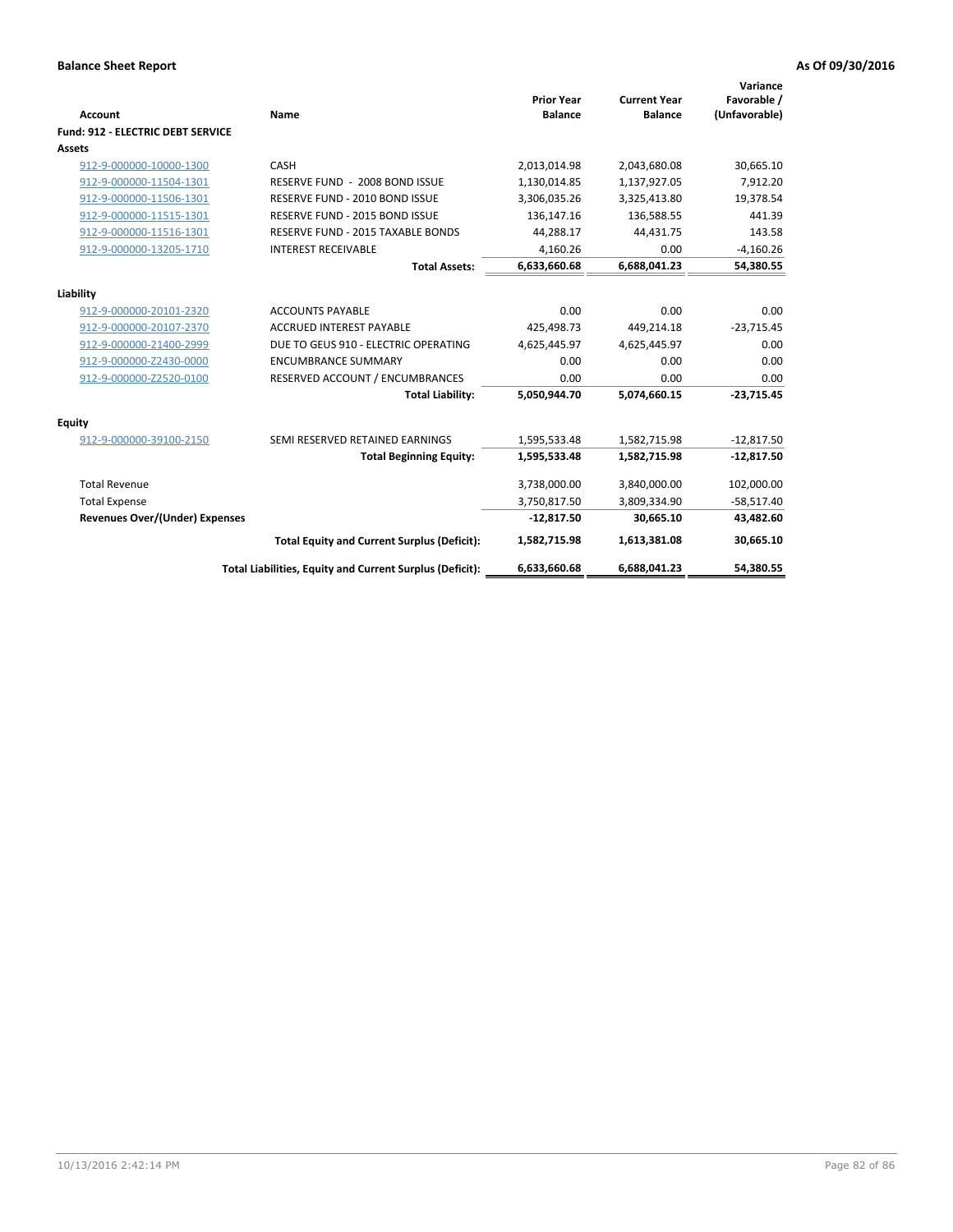**Balance Sheet Report** **As Of 09/30/2016**

| Account | Name | Prior Year Balance | Current Year Balance | Variance Favorable / (Unfavorable) |
|---|---|---|---|---|
| **Fund: 912 - ELECTRIC DEBT SERVICE** | | | | |
| **Assets** | | | | |
| 912-9-000000-10000-1300 | CASH | 2,013,014.98 | 2,043,680.08 | 30,665.10 |
| 912-9-000000-11504-1301 | RESERVE FUND - 2008 BOND ISSUE | 1,130,014.85 | 1,137,927.05 | 7,912.20 |
| 912-9-000000-11506-1301 | RESERVE FUND - 2010 BOND ISSUE | 3,306,035.26 | 3,325,413.80 | 19,378.54 |
| 912-9-000000-11515-1301 | RESERVE FUND - 2015 BOND ISSUE | 136,147.16 | 136,588.55 | 441.39 |
| 912-9-000000-11516-1301 | RESERVE FUND - 2015 TAXABLE BONDS | 44,288.17 | 44,431.75 | 143.58 |
| 912-9-000000-13205-1710 | INTEREST RECEIVABLE | 4,160.26 | 0.00 | -4,160.26 |
| | **Total Assets:** | **6,633,660.68** | **6,688,041.23** | **54,380.55** |
| **Liability** | | | | |
| 912-9-000000-20101-2320 | ACCOUNTS PAYABLE | 0.00 | 0.00 | 0.00 |
| 912-9-000000-20107-2370 | ACCRUED INTEREST PAYABLE | 425,498.73 | 449,214.18 | -23,715.45 |
| 912-9-000000-21400-2999 | DUE TO GEUS 910 - ELECTRIC OPERATING | 4,625,445.97 | 4,625,445.97 | 0.00 |
| 912-9-000000-Z2430-0000 | ENCUMBRANCE SUMMARY | 0.00 | 0.00 | 0.00 |
| 912-9-000000-Z2520-0100 | RESERVED ACCOUNT / ENCUMBRANCES | 0.00 | 0.00 | 0.00 |
| | **Total Liability:** | **5,050,944.70** | **5,074,660.15** | **-23,715.45** |
| **Equity** | | | | |
| 912-9-000000-39100-2150 | SEMI RESERVED RETAINED EARNINGS | 1,595,533.48 | 1,582,715.98 | -12,817.50 |
| | **Total Beginning Equity:** | **1,595,533.48** | **1,582,715.98** | **-12,817.50** |
| Total Revenue | | 3,738,000.00 | 3,840,000.00 | 102,000.00 |
| Total Expense | | 3,750,817.50 | 3,809,334.90 | -58,517.40 |
| **Revenues Over/(Under) Expenses** | | **-12,817.50** | **30,665.10** | **43,482.60** |
| | **Total Equity and Current Surplus (Deficit):** | **1,582,715.98** | **1,613,381.08** | **30,665.10** |
| | **Total Liabilities, Equity and Current Surplus (Deficit):** | **6,633,660.68** | **6,688,041.23** | **54,380.55** |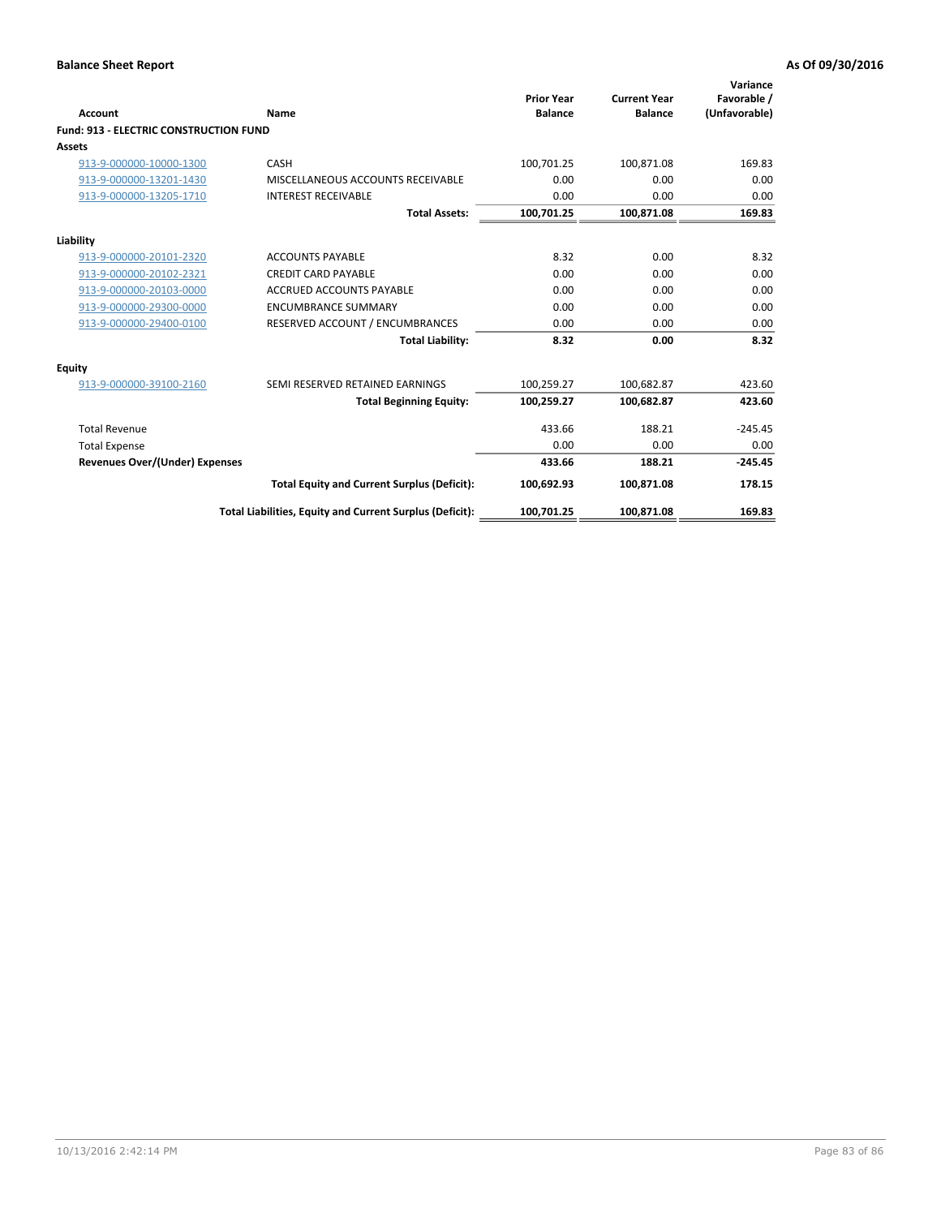**Balance Sheet Report** — As Of 09/30/2016

| Account | Name | Prior Year Balance | Current Year Balance | Variance Favorable / (Unfavorable) |
|---|---|---|---|---|
| **Fund: 913 - ELECTRIC CONSTRUCTION FUND** | | | | |
| **Assets** | | | | |
| 913-9-000000-10000-1300 | CASH | 100,701.25 | 100,871.08 | 169.83 |
| 913-9-000000-13201-1430 | MISCELLANEOUS ACCOUNTS RECEIVABLE | 0.00 | 0.00 | 0.00 |
| 913-9-000000-13205-1710 | INTEREST RECEIVABLE | 0.00 | 0.00 | 0.00 |
| | **Total Assets:** | **100,701.25** | **100,871.08** | **169.83** |
| **Liability** | | | | |
| 913-9-000000-20101-2320 | ACCOUNTS PAYABLE | 8.32 | 0.00 | 8.32 |
| 913-9-000000-20102-2321 | CREDIT CARD PAYABLE | 0.00 | 0.00 | 0.00 |
| 913-9-000000-20103-0000 | ACCRUED ACCOUNTS PAYABLE | 0.00 | 0.00 | 0.00 |
| 913-9-000000-29300-0000 | ENCUMBRANCE SUMMARY | 0.00 | 0.00 | 0.00 |
| 913-9-000000-29400-0100 | RESERVED ACCOUNT / ENCUMBRANCES | 0.00 | 0.00 | 0.00 |
| | **Total Liability:** | **8.32** | **0.00** | **8.32** |
| **Equity** | | | | |
| 913-9-000000-39100-2160 | SEMI RESERVED RETAINED EARNINGS | 100,259.27 | 100,682.87 | 423.60 |
| | **Total Beginning Equity:** | **100,259.27** | **100,682.87** | **423.60** |
| Total Revenue | | 433.66 | 188.21 | -245.45 |
| Total Expense | | 0.00 | 0.00 | 0.00 |
| **Revenues Over/(Under) Expenses** | | **433.66** | **188.21** | **-245.45** |
| | **Total Equity and Current Surplus (Deficit):** | **100,692.93** | **100,871.08** | **178.15** |
| | **Total Liabilities, Equity and Current Surplus (Deficit):** | **100,701.25** | **100,871.08** | **169.83** |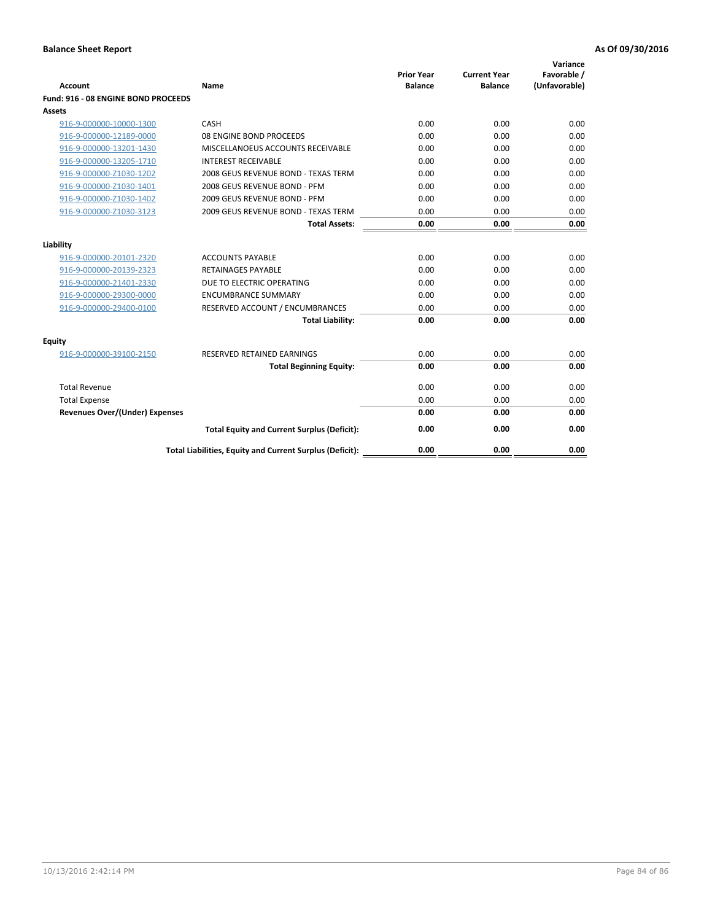**Balance Sheet Report** | **As Of 09/30/2016**

| Account | Name | Prior Year Balance | Current Year Balance | Variance Favorable / (Unfavorable) |
|---|---|---|---|---|
| **Fund: 916 - 08 ENGINE BOND PROCEEDS** | | | | |
| **Assets** | | | | |
| 916-9-000000-10000-1300 | CASH | 0.00 | 0.00 | 0.00 |
| 916-9-000000-12189-0000 | 08 ENGINE BOND PROCEEDS | 0.00 | 0.00 | 0.00 |
| 916-9-000000-13201-1430 | MISCELLANOEUS ACCOUNTS RECEIVABLE | 0.00 | 0.00 | 0.00 |
| 916-9-000000-13205-1710 | INTEREST RECEIVABLE | 0.00 | 0.00 | 0.00 |
| 916-9-000000-Z1030-1202 | 2008 GEUS REVENUE BOND - TEXAS TERM | 0.00 | 0.00 | 0.00 |
| 916-9-000000-Z1030-1401 | 2008 GEUS REVENUE BOND - PFM | 0.00 | 0.00 | 0.00 |
| 916-9-000000-Z1030-1402 | 2009 GEUS REVENUE BOND - PFM | 0.00 | 0.00 | 0.00 |
| 916-9-000000-Z1030-3123 | 2009 GEUS REVENUE BOND - TEXAS TERM | 0.00 | 0.00 | 0.00 |
| | **Total Assets:** | **0.00** | **0.00** | **0.00** |
| **Liability** | | | | |
| 916-9-000000-20101-2320 | ACCOUNTS PAYABLE | 0.00 | 0.00 | 0.00 |
| 916-9-000000-20139-2323 | RETAINAGES PAYABLE | 0.00 | 0.00 | 0.00 |
| 916-9-000000-21401-2330 | DUE TO ELECTRIC OPERATING | 0.00 | 0.00 | 0.00 |
| 916-9-000000-29300-0000 | ENCUMBRANCE SUMMARY | 0.00 | 0.00 | 0.00 |
| 916-9-000000-29400-0100 | RESERVED ACCOUNT / ENCUMBRANCES | 0.00 | 0.00 | 0.00 |
| | **Total Liability:** | **0.00** | **0.00** | **0.00** |
| **Equity** | | | | |
| 916-9-000000-39100-2150 | RESERVED RETAINED EARNINGS | 0.00 | 0.00 | 0.00 |
| | **Total Beginning Equity:** | **0.00** | **0.00** | **0.00** |
| Total Revenue | | 0.00 | 0.00 | 0.00 |
| Total Expense | | 0.00 | 0.00 | 0.00 |
| **Revenues Over/(Under) Expenses** | | **0.00** | **0.00** | **0.00** |
| | **Total Equity and Current Surplus (Deficit):** | **0.00** | **0.00** | **0.00** |
| | **Total Liabilities, Equity and Current Surplus (Deficit):** | **0.00** | **0.00** | **0.00** |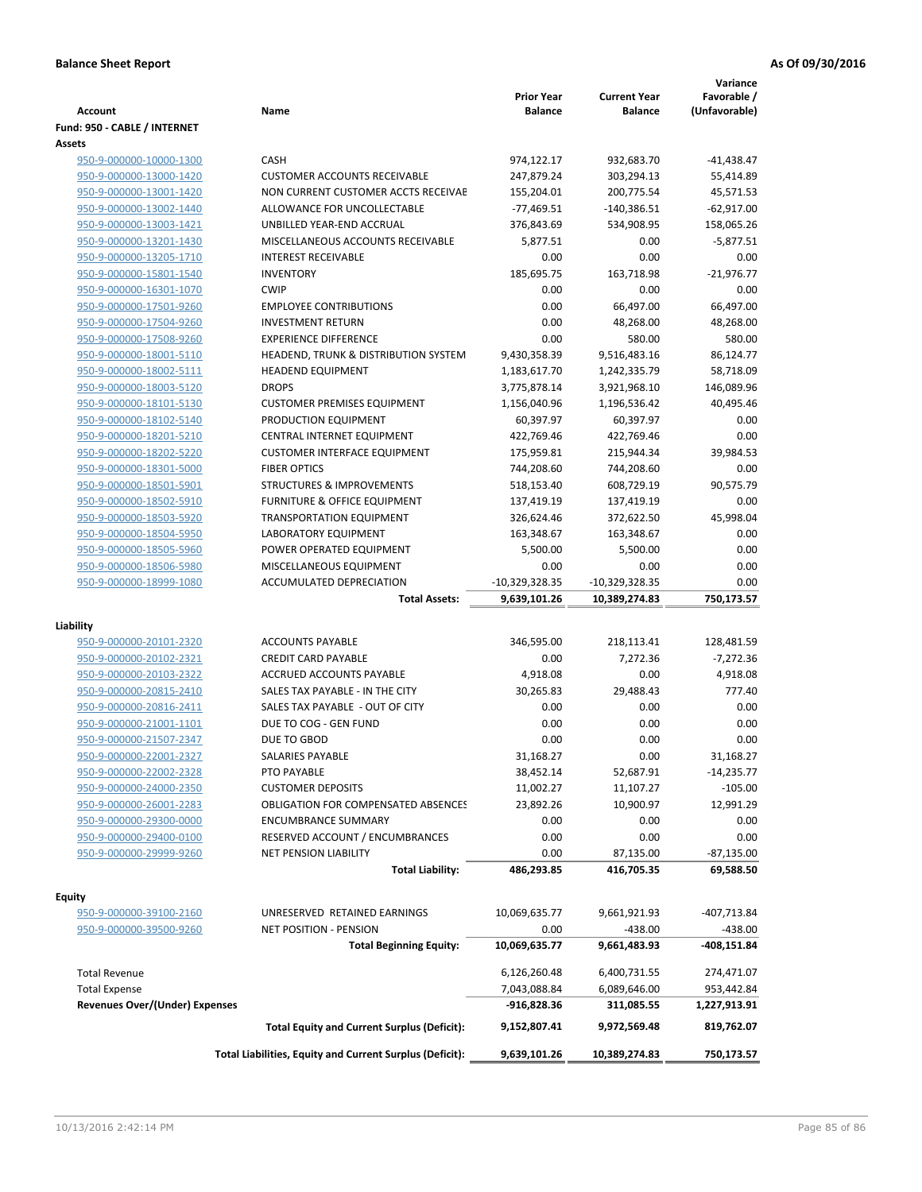**Balance Sheet Report** — **As Of 09/30/2016**

| Account | Name | Prior Year Balance | Current Year Balance | Variance Favorable / (Unfavorable) |
|---|---|---|---|---|
| **Fund: 950 - CABLE / INTERNET** | | | | |
| **Assets** | | | | |
| 950-9-000000-10000-1300 | CASH | 974,122.17 | 932,683.70 | -41,438.47 |
| 950-9-000000-13000-1420 | CUSTOMER ACCOUNTS RECEIVABLE | 247,879.24 | 303,294.13 | 55,414.89 |
| 950-9-000000-13001-1420 | NON CURRENT CUSTOMER ACCTS RECEIVAE | 155,204.01 | 200,775.54 | 45,571.53 |
| 950-9-000000-13002-1440 | ALLOWANCE FOR UNCOLLECTABLE | -77,469.51 | -140,386.51 | -62,917.00 |
| 950-9-000000-13003-1421 | UNBILLED YEAR-END ACCRUAL | 376,843.69 | 534,908.95 | 158,065.26 |
| 950-9-000000-13201-1430 | MISCELLANEOUS ACCOUNTS RECEIVABLE | 5,877.51 | 0.00 | -5,877.51 |
| 950-9-000000-13205-1710 | INTEREST RECEIVABLE | 0.00 | 0.00 | 0.00 |
| 950-9-000000-15801-1540 | INVENTORY | 185,695.75 | 163,718.98 | -21,976.77 |
| 950-9-000000-16301-1070 | CWIP | 0.00 | 0.00 | 0.00 |
| 950-9-000000-17501-9260 | EMPLOYEE CONTRIBUTIONS | 0.00 | 66,497.00 | 66,497.00 |
| 950-9-000000-17504-9260 | INVESTMENT RETURN | 0.00 | 48,268.00 | 48,268.00 |
| 950-9-000000-17508-9260 | EXPERIENCE DIFFERENCE | 0.00 | 580.00 | 580.00 |
| 950-9-000000-18001-5110 | HEADEND, TRUNK & DISTRIBUTION SYSTEM | 9,430,358.39 | 9,516,483.16 | 86,124.77 |
| 950-9-000000-18002-5111 | HEADEND EQUIPMENT | 1,183,617.70 | 1,242,335.79 | 58,718.09 |
| 950-9-000000-18003-5120 | DROPS | 3,775,878.14 | 3,921,968.10 | 146,089.96 |
| 950-9-000000-18101-5130 | CUSTOMER PREMISES EQUIPMENT | 1,156,040.96 | 1,196,536.42 | 40,495.46 |
| 950-9-000000-18102-5140 | PRODUCTION EQUIPMENT | 60,397.97 | 60,397.97 | 0.00 |
| 950-9-000000-18201-5210 | CENTRAL INTERNET EQUIPMENT | 422,769.46 | 422,769.46 | 0.00 |
| 950-9-000000-18202-5220 | CUSTOMER INTERFACE EQUIPMENT | 175,959.81 | 215,944.34 | 39,984.53 |
| 950-9-000000-18301-5000 | FIBER OPTICS | 744,208.60 | 744,208.60 | 0.00 |
| 950-9-000000-18501-5901 | STRUCTURES & IMPROVEMENTS | 518,153.40 | 608,729.19 | 90,575.79 |
| 950-9-000000-18502-5910 | FURNITURE & OFFICE EQUIPMENT | 137,419.19 | 137,419.19 | 0.00 |
| 950-9-000000-18503-5920 | TRANSPORTATION EQUIPMENT | 326,624.46 | 372,622.50 | 45,998.04 |
| 950-9-000000-18504-5950 | LABORATORY EQUIPMENT | 163,348.67 | 163,348.67 | 0.00 |
| 950-9-000000-18505-5960 | POWER OPERATED EQUIPMENT | 5,500.00 | 5,500.00 | 0.00 |
| 950-9-000000-18506-5980 | MISCELLANEOUS EQUIPMENT | 0.00 | 0.00 | 0.00 |
| 950-9-000000-18999-1080 | ACCUMULATED DEPRECIATION | -10,329,328.35 | -10,329,328.35 | 0.00 |
| | **Total Assets:** | **9,639,101.26** | **10,389,274.83** | **750,173.57** |
| **Liability** | | | | |
| 950-9-000000-20101-2320 | ACCOUNTS PAYABLE | 346,595.00 | 218,113.41 | 128,481.59 |
| 950-9-000000-20102-2321 | CREDIT CARD PAYABLE | 0.00 | 7,272.36 | -7,272.36 |
| 950-9-000000-20103-2322 | ACCRUED ACCOUNTS PAYABLE | 4,918.08 | 0.00 | 4,918.08 |
| 950-9-000000-20815-2410 | SALES TAX PAYABLE - IN THE CITY | 30,265.83 | 29,488.43 | 777.40 |
| 950-9-000000-20816-2411 | SALES TAX PAYABLE - OUT OF CITY | 0.00 | 0.00 | 0.00 |
| 950-9-000000-21001-1101 | DUE TO COG - GEN FUND | 0.00 | 0.00 | 0.00 |
| 950-9-000000-21507-2347 | DUE TO GBOD | 0.00 | 0.00 | 0.00 |
| 950-9-000000-22001-2327 | SALARIES PAYABLE | 31,168.27 | 0.00 | 31,168.27 |
| 950-9-000000-22002-2328 | PTO PAYABLE | 38,452.14 | 52,687.91 | -14,235.77 |
| 950-9-000000-24000-2350 | CUSTOMER DEPOSITS | 11,002.27 | 11,107.27 | -105.00 |
| 950-9-000000-26001-2283 | OBLIGATION FOR COMPENSATED ABSENCES | 23,892.26 | 10,900.97 | 12,991.29 |
| 950-9-000000-29300-0000 | ENCUMBRANCE SUMMARY | 0.00 | 0.00 | 0.00 |
| 950-9-000000-29400-0100 | RESERVED ACCOUNT / ENCUMBRANCES | 0.00 | 0.00 | 0.00 |
| 950-9-000000-29999-9260 | NET PENSION LIABILITY | 0.00 | 87,135.00 | -87,135.00 |
| | **Total Liability:** | **486,293.85** | **416,705.35** | **69,588.50** |
| **Equity** | | | | |
| 950-9-000000-39100-2160 | UNRESERVED RETAINED EARNINGS | 10,069,635.77 | 9,661,921.93 | -407,713.84 |
| 950-9-000000-39500-9260 | NET POSITION - PENSION | 0.00 | -438.00 | -438.00 |
| | **Total Beginning Equity:** | **10,069,635.77** | **9,661,483.93** | **-408,151.84** |
| Total Revenue | | 6,126,260.48 | 6,400,731.55 | 274,471.07 |
| Total Expense | | 7,043,088.84 | 6,089,646.00 | 953,442.84 |
| **Revenues Over/(Under) Expenses** | | **-916,828.36** | **311,085.55** | **1,227,913.91** |
| | **Total Equity and Current Surplus (Deficit):** | **9,152,807.41** | **9,972,569.48** | **819,762.07** |
| | **Total Liabilities, Equity and Current Surplus (Deficit):** | **9,639,101.26** | **10,389,274.83** | **750,173.57** |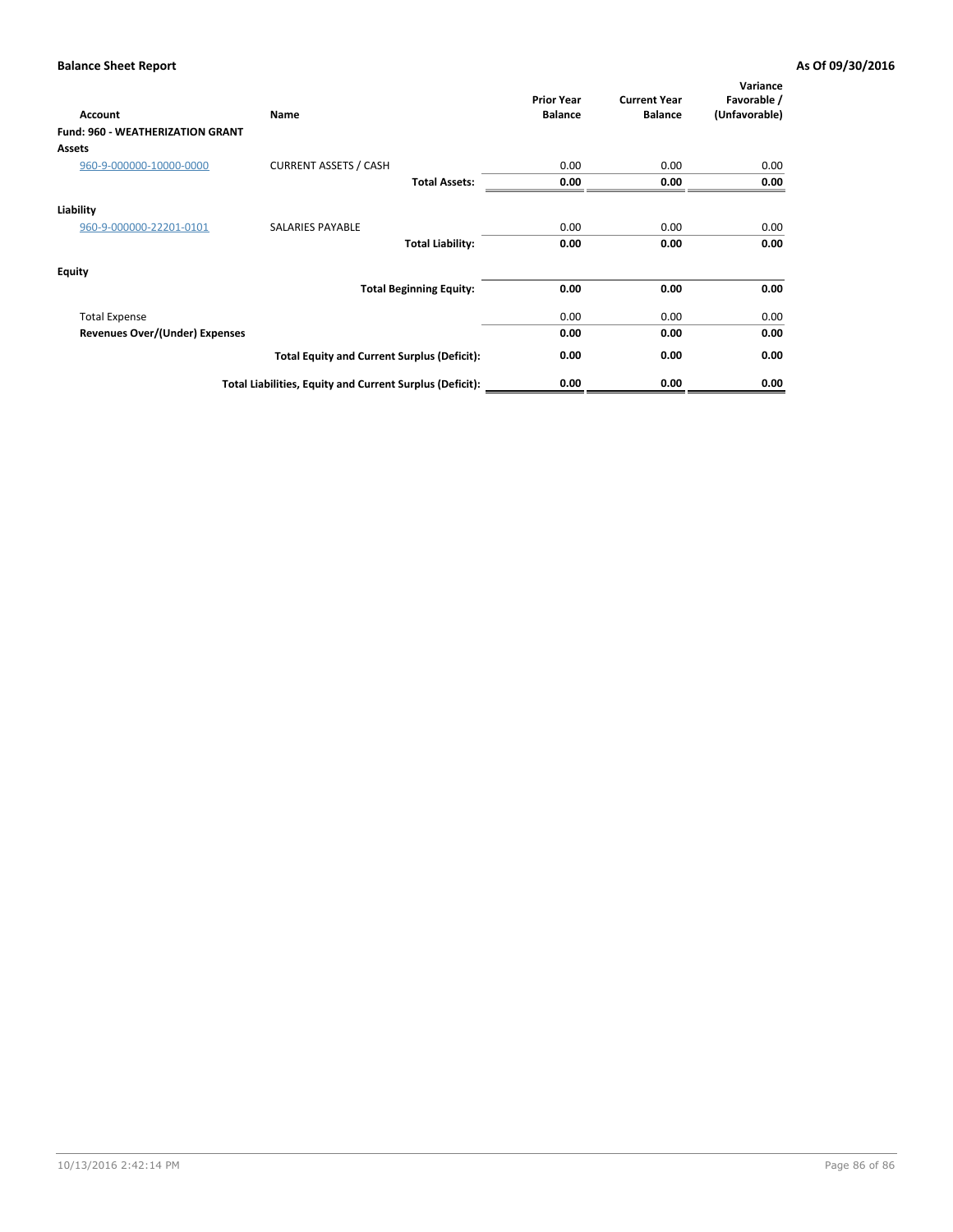**Balance Sheet Report** **As Of 09/30/2016**

| Account | Name | Prior Year Balance | Current Year Balance | Variance Favorable / (Unfavorable) |
|---|---|---|---|---|
| **Fund: 960 - WEATHERIZATION GRANT** | | | | |
| **Assets** | | | | |
| 960-9-000000-10000-0000 | CURRENT ASSETS / CASH | 0.00 | 0.00 | 0.00 |
| | **Total Assets:** | **0.00** | **0.00** | **0.00** |
| **Liability** | | | | |
| 960-9-000000-22201-0101 | SALARIES PAYABLE | 0.00 | 0.00 | 0.00 |
| | **Total Liability:** | **0.00** | **0.00** | **0.00** |
| **Equity** | | | | |
| | **Total Beginning Equity:** | **0.00** | **0.00** | **0.00** |
| Total Expense | | 0.00 | 0.00 | 0.00 |
| **Revenues Over/(Under) Expenses** | | **0.00** | **0.00** | **0.00** |
| | **Total Equity and Current Surplus (Deficit):** | **0.00** | **0.00** | **0.00** |
| | **Total Liabilities, Equity and Current Surplus (Deficit):** | **0.00** | **0.00** | **0.00** |

10/13/2016 2:42:14 PM